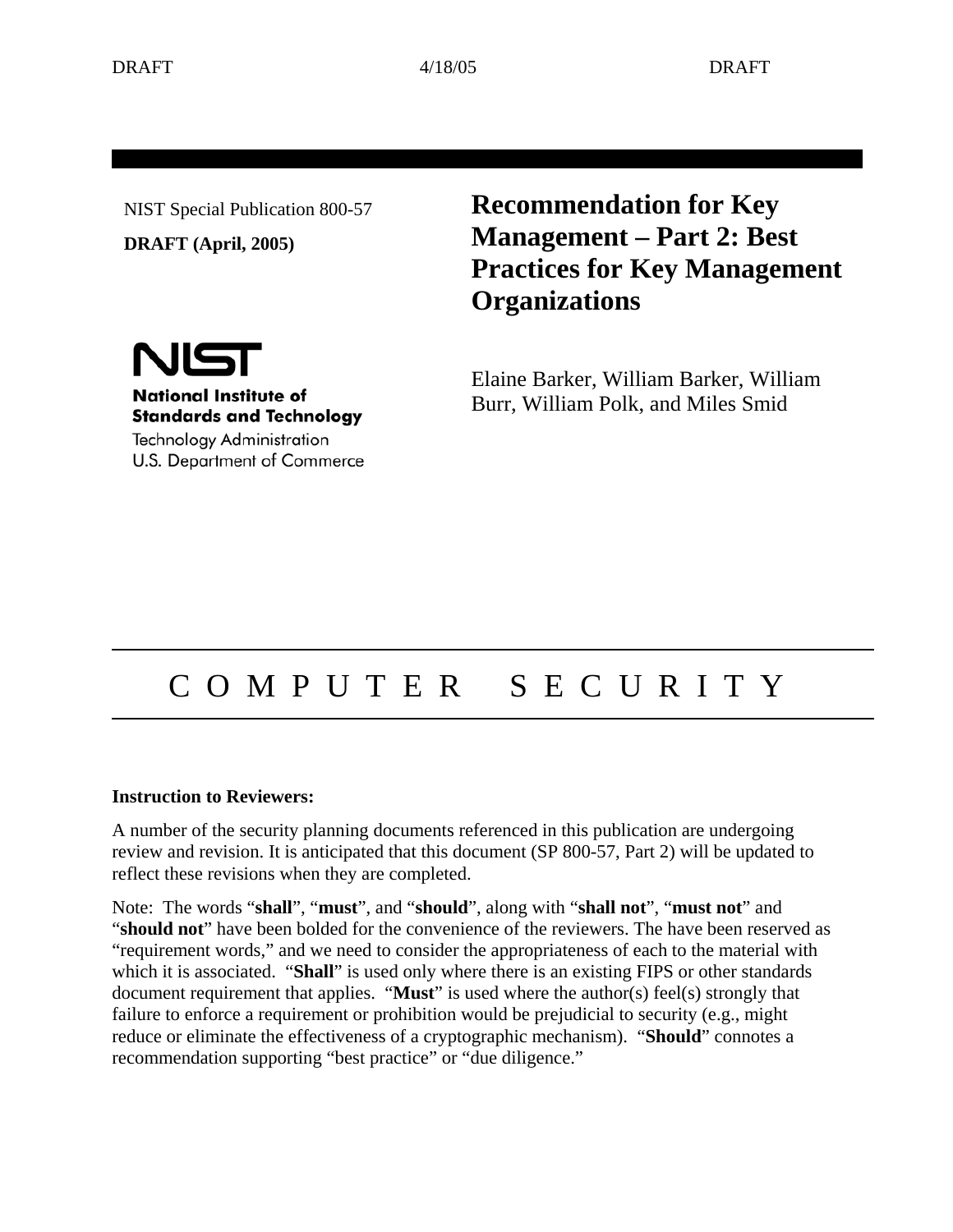NIST Special Publication 800-57

**DRAFT (April, 2005)**

# Recommendation for Key Management – Part 2: Best Practices for Key Management Organizations

**NIST**

**National Institute of Standards and Technology**

Technology Administration

U.S. Department of Commerce

Elaine Barker, William Barker, William Burr, William Polk, and Miles Smid

C O M P U T E R   S E C U R I T Y

**Instruction to Reviewers:**

A number of the security planning documents referenced in this publication are undergoing review and revision. It is anticipated that this document (SP 800-57, Part 2) will be updated to reflect these revisions when they are completed.

Note: The words "**shall**", "**must**", and "**should**", along with "**shall not**", "**must not**" and "**should not**" have been bolded for the convenience of the reviewers. The have been reserved as "requirement words," and we need to consider the appropriateness of each to the material with which it is associated. "**Shall**" is used only where there is an existing FIPS or other standards document requirement that applies. "**Must**" is used where the author(s) feel(s) strongly that failure to enforce a requirement or prohibition would be prejudicial to security (e.g., might reduce or eliminate the effectiveness of a cryptographic mechanism). "**Should**" connotes a recommendation supporting "best practice" or "due diligence."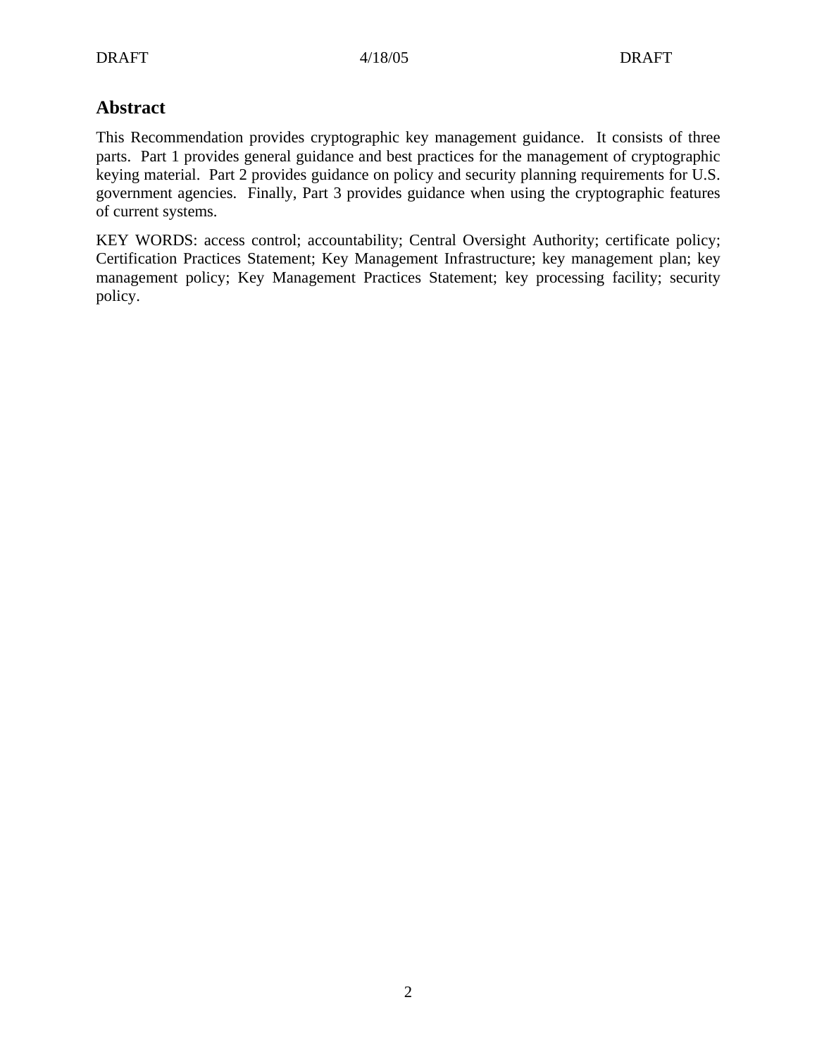## Abstract

This Recommendation provides cryptographic key management guidance. It consists of three parts. Part 1 provides general guidance and best practices for the management of cryptographic keying material. Part 2 provides guidance on policy and security planning requirements for U.S. government agencies. Finally, Part 3 provides guidance when using the cryptographic features of current systems.

KEY WORDS: access control; accountability; Central Oversight Authority; certificate policy; Certification Practices Statement; Key Management Infrastructure; key management plan; key management policy; Key Management Practices Statement; key processing facility; security policy.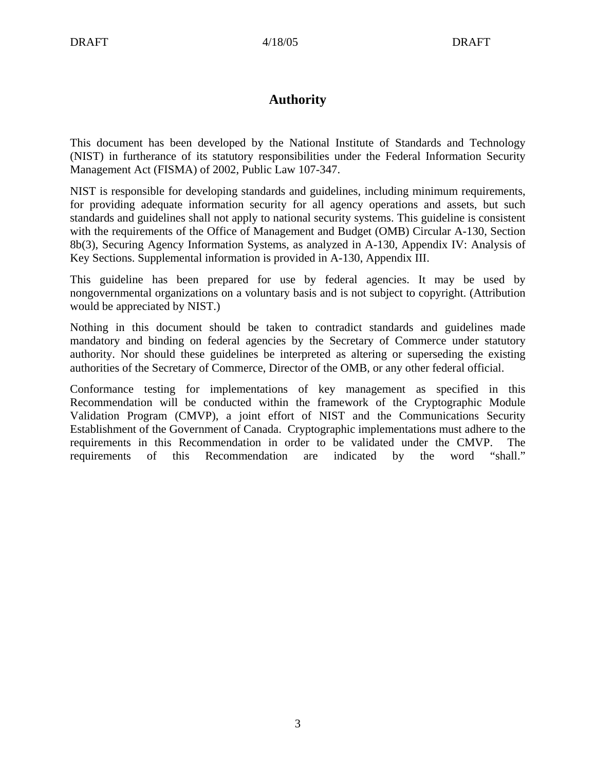# Authority

This document has been developed by the National Institute of Standards and Technology (NIST) in furtherance of its statutory responsibilities under the Federal Information Security Management Act (FISMA) of 2002, Public Law 107-347.

NIST is responsible for developing standards and guidelines, including minimum requirements, for providing adequate information security for all agency operations and assets, but such standards and guidelines shall not apply to national security systems. This guideline is consistent with the requirements of the Office of Management and Budget (OMB) Circular A-130, Section 8b(3), Securing Agency Information Systems, as analyzed in A-130, Appendix IV: Analysis of Key Sections. Supplemental information is provided in A-130, Appendix III.

This guideline has been prepared for use by federal agencies. It may be used by nongovernmental organizations on a voluntary basis and is not subject to copyright. (Attribution would be appreciated by NIST.)

Nothing in this document should be taken to contradict standards and guidelines made mandatory and binding on federal agencies by the Secretary of Commerce under statutory authority. Nor should these guidelines be interpreted as altering or superseding the existing authorities of the Secretary of Commerce, Director of the OMB, or any other federal official.

Conformance testing for implementations of key management as specified in this Recommendation will be conducted within the framework of the Cryptographic Module Validation Program (CMVP), a joint effort of NIST and the Communications Security Establishment of the Government of Canada. Cryptographic implementations must adhere to the requirements in this Recommendation in order to be validated under the CMVP. The requirements of this Recommendation are indicated by the word "shall."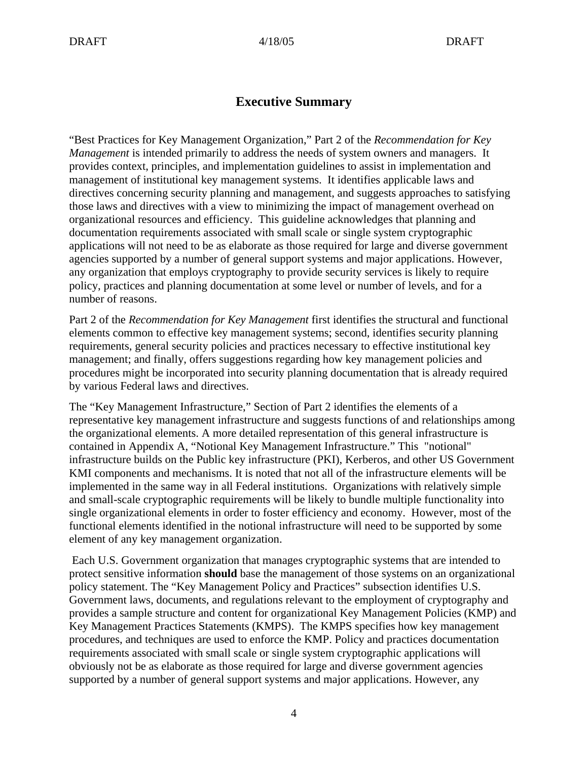# Executive Summary

"Best Practices for Key Management Organization," Part 2 of the *Recommendation for Key Management* is intended primarily to address the needs of system owners and managers. It provides context, principles, and implementation guidelines to assist in implementation and management of institutional key management systems. It identifies applicable laws and directives concerning security planning and management, and suggests approaches to satisfying those laws and directives with a view to minimizing the impact of management overhead on organizational resources and efficiency. This guideline acknowledges that planning and documentation requirements associated with small scale or single system cryptographic applications will not need to be as elaborate as those required for large and diverse government agencies supported by a number of general support systems and major applications. However, any organization that employs cryptography to provide security services is likely to require policy, practices and planning documentation at some level or number of levels, and for a number of reasons.

Part 2 of the *Recommendation for Key Management* first identifies the structural and functional elements common to effective key management systems; second, identifies security planning requirements, general security policies and practices necessary to effective institutional key management; and finally, offers suggestions regarding how key management policies and procedures might be incorporated into security planning documentation that is already required by various Federal laws and directives.

The "Key Management Infrastructure," Section of Part 2 identifies the elements of a representative key management infrastructure and suggests functions of and relationships among the organizational elements. A more detailed representation of this general infrastructure is contained in Appendix A, "Notional Key Management Infrastructure." This "notional" infrastructure builds on the Public key infrastructure (PKI), Kerberos, and other US Government KMI components and mechanisms. It is noted that not all of the infrastructure elements will be implemented in the same way in all Federal institutions. Organizations with relatively simple and small-scale cryptographic requirements will be likely to bundle multiple functionality into single organizational elements in order to foster efficiency and economy. However, most of the functional elements identified in the notional infrastructure will need to be supported by some element of any key management organization.

Each U.S. Government organization that manages cryptographic systems that are intended to protect sensitive information **should** base the management of those systems on an organizational policy statement. The "Key Management Policy and Practices" subsection identifies U.S. Government laws, documents, and regulations relevant to the employment of cryptography and provides a sample structure and content for organizational Key Management Policies (KMP) and Key Management Practices Statements (KMPS). The KMPS specifies how key management procedures, and techniques are used to enforce the KMP. Policy and practices documentation requirements associated with small scale or single system cryptographic applications will obviously not be as elaborate as those required for large and diverse government agencies supported by a number of general support systems and major applications. However, any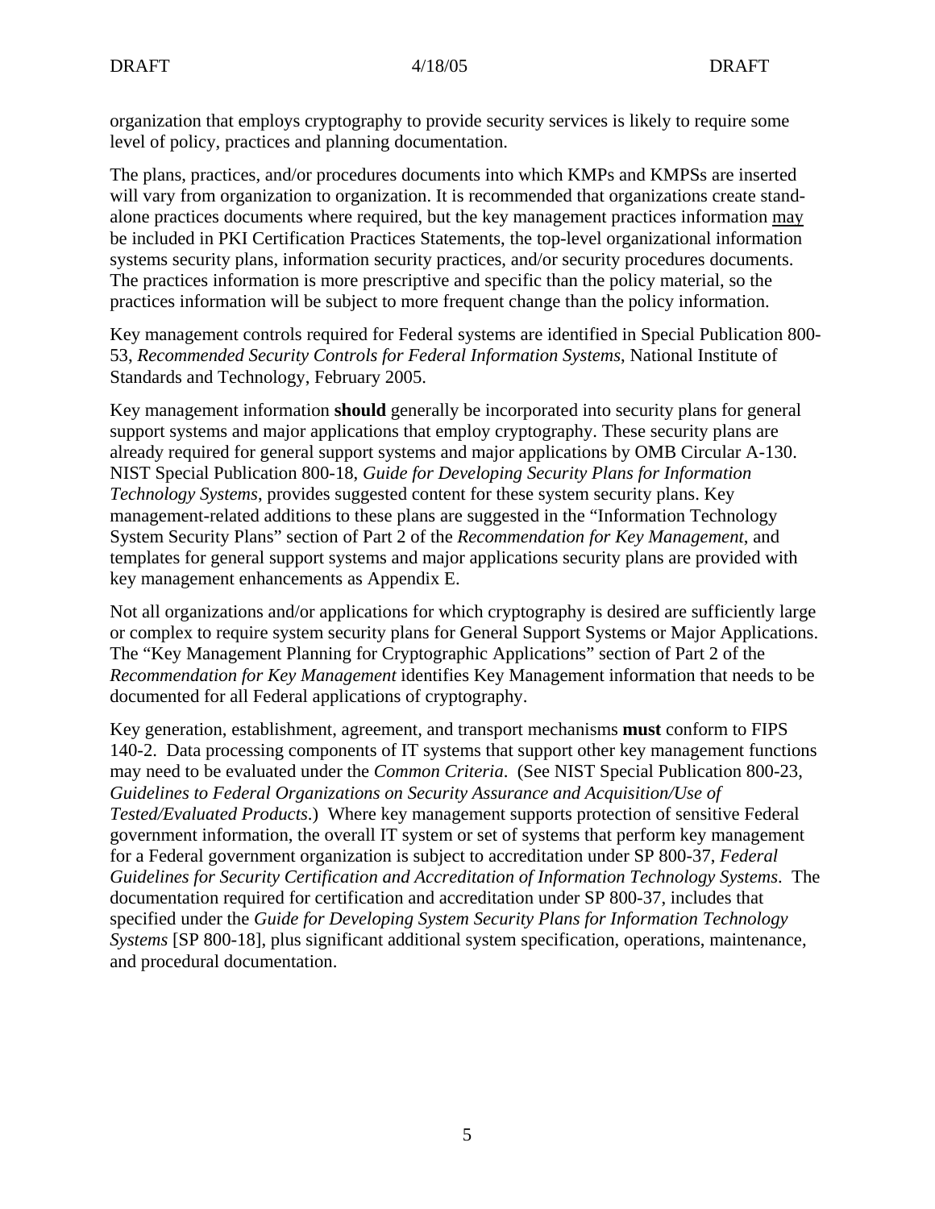organization that employs cryptography to provide security services is likely to require some level of policy, practices and planning documentation.

The plans, practices, and/or procedures documents into which KMPs and KMPSs are inserted will vary from organization to organization. It is recommended that organizations create stand-alone practices documents where required, but the key management practices information <u>may</u> be included in PKI Certification Practices Statements, the top-level organizational information systems security plans, information security practices, and/or security procedures documents. The practices information is more prescriptive and specific than the policy material, so the practices information will be subject to more frequent change than the policy information.

Key management controls required for Federal systems are identified in Special Publication 800-53, *Recommended Security Controls for Federal Information Systems*, National Institute of Standards and Technology, February 2005.

Key management information **should** generally be incorporated into security plans for general support systems and major applications that employ cryptography. These security plans are already required for general support systems and major applications by OMB Circular A-130. NIST Special Publication 800-18, *Guide for Developing Security Plans for Information Technology Systems*, provides suggested content for these system security plans. Key management-related additions to these plans are suggested in the "Information Technology System Security Plans" section of Part 2 of the *Recommendation for Key Management*, and templates for general support systems and major applications security plans are provided with key management enhancements as Appendix E.

Not all organizations and/or applications for which cryptography is desired are sufficiently large or complex to require system security plans for General Support Systems or Major Applications. The "Key Management Planning for Cryptographic Applications" section of Part 2 of the *Recommendation for Key Management* identifies Key Management information that needs to be documented for all Federal applications of cryptography.

Key generation, establishment, agreement, and transport mechanisms **must** conform to FIPS 140-2. Data processing components of IT systems that support other key management functions may need to be evaluated under the *Common Criteria*. (See NIST Special Publication 800-23, *Guidelines to Federal Organizations on Security Assurance and Acquisition/Use of Tested/Evaluated Products*.) Where key management supports protection of sensitive Federal government information, the overall IT system or set of systems that perform key management for a Federal government organization is subject to accreditation under SP 800-37, *Federal Guidelines for Security Certification and Accreditation of Information Technology Systems*. The documentation required for certification and accreditation under SP 800-37, includes that specified under the *Guide for Developing System Security Plans for Information Technology Systems* [SP 800-18], plus significant additional system specification, operations, maintenance, and procedural documentation.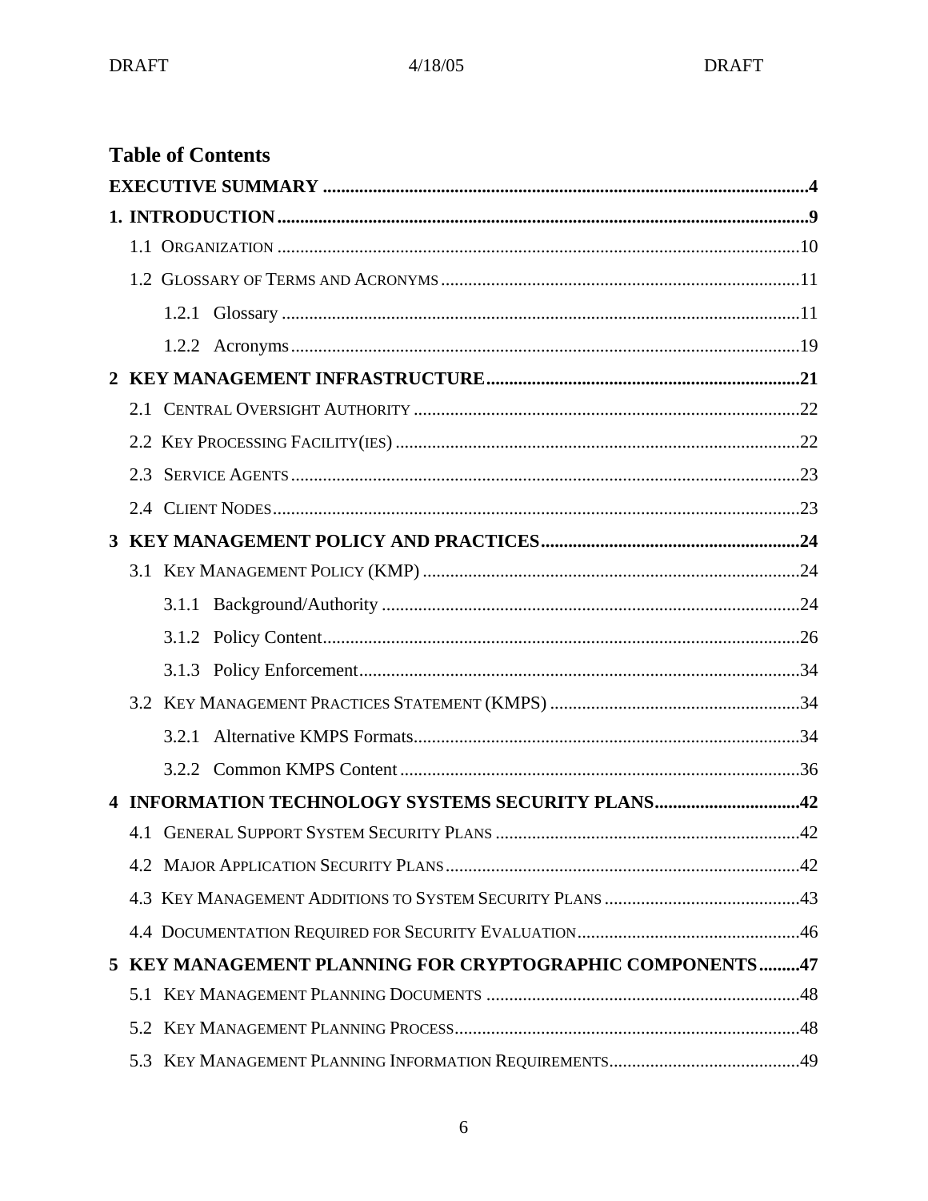# Table of Contents

**EXECUTIVE SUMMARY** .......... **4**

**1. INTRODUCTION** .......... **9**

- 1.1 ORGANIZATION .......... 10
- 1.2 GLOSSARY OF TERMS AND ACRONYMS .......... 11
  - 1.2.1 Glossary .......... 11
  - 1.2.2 Acronyms .......... 19

**2 KEY MANAGEMENT INFRASTRUCTURE** .......... **21**

- 2.1 CENTRAL OVERSIGHT AUTHORITY .......... 22
- 2.2 KEY PROCESSING FACILITY(IES) .......... 22
- 2.3 SERVICE AGENTS .......... 23
- 2.4 CLIENT NODES .......... 23

**3 KEY MANAGEMENT POLICY AND PRACTICES** .......... **24**

- 3.1 KEY MANAGEMENT POLICY (KMP) .......... 24
  - 3.1.1 Background/Authority .......... 24
  - 3.1.2 Policy Content .......... 26
  - 3.1.3 Policy Enforcement .......... 34
- 3.2 KEY MANAGEMENT PRACTICES STATEMENT (KMPS) .......... 34
  - 3.2.1 Alternative KMPS Formats .......... 34
  - 3.2.2 Common KMPS Content .......... 36

**4 INFORMATION TECHNOLOGY SYSTEMS SECURITY PLANS** .......... **42**

- 4.1 GENERAL SUPPORT SYSTEM SECURITY PLANS .......... 42
- 4.2 MAJOR APPLICATION SECURITY PLANS .......... 42
- 4.3 KEY MANAGEMENT ADDITIONS TO SYSTEM SECURITY PLANS .......... 43
- 4.4 DOCUMENTATION REQUIRED FOR SECURITY EVALUATION .......... 46

**5 KEY MANAGEMENT PLANNING FOR CRYPTOGRAPHIC COMPONENTS** .......... **47**

- 5.1 KEY MANAGEMENT PLANNING DOCUMENTS .......... 48
- 5.2 KEY MANAGEMENT PLANNING PROCESS .......... 48
- 5.3 KEY MANAGEMENT PLANNING INFORMATION REQUIREMENTS .......... 49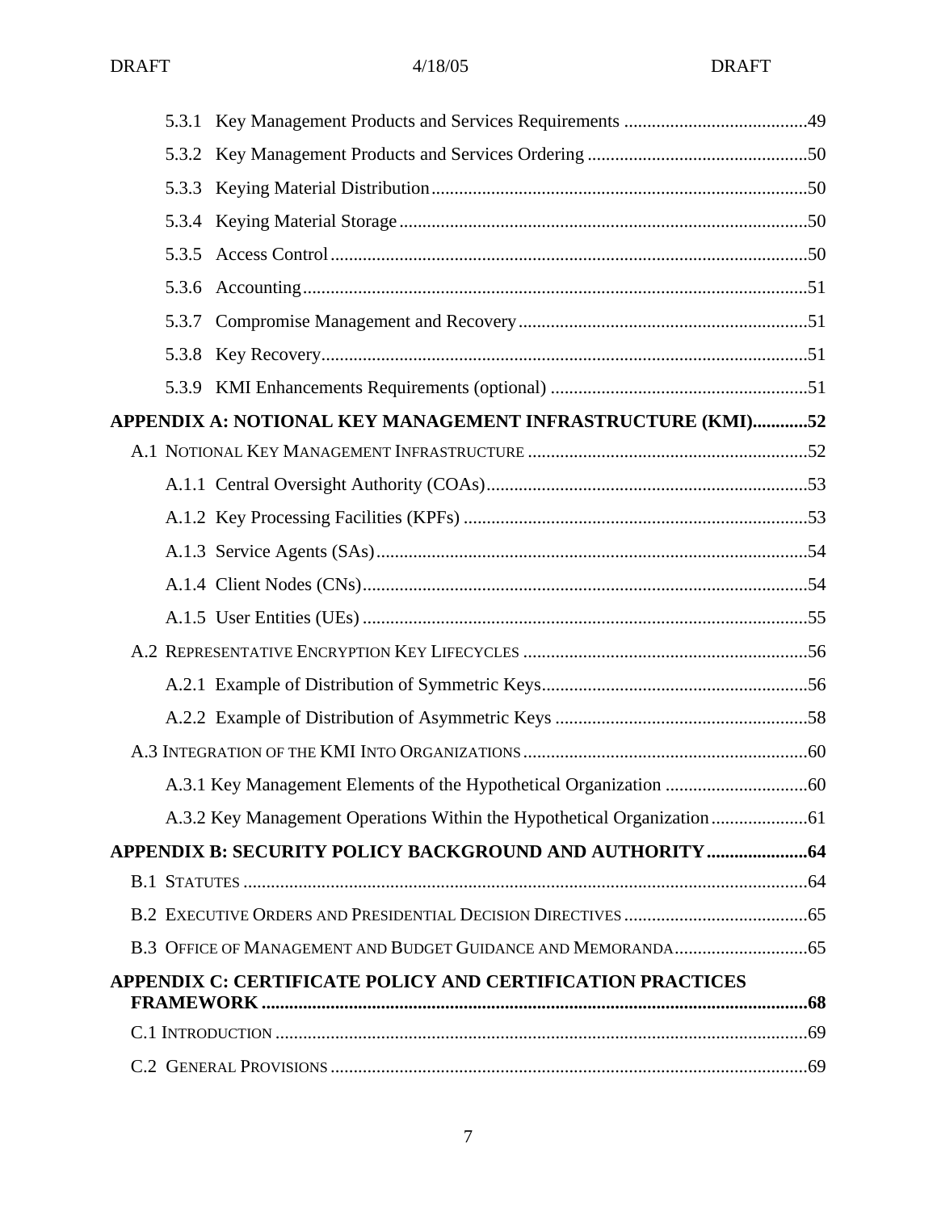5.3.1 Key Management Products and Services Requirements ........................................49

5.3.2 Key Management Products and Services Ordering ................................................50

5.3.3 Keying Material Distribution..................................................................................50

5.3.4 Keying Material Storage.........................................................................................50

5.3.5 Access Control........................................................................................................50

5.3.6 Accounting..............................................................................................................51

5.3.7 Compromise Management and Recovery...............................................................51

5.3.8 Key Recovery..........................................................................................................51

5.3.9 KMI Enhancements Requirements (optional) ........................................................51

**APPENDIX A: NOTIONAL KEY MANAGEMENT INFRASTRUCTURE (KMI)............52**

A.1 NOTIONAL KEY MANAGEMENT INFRASTRUCTURE .............................................................52

A.1.1 Central Oversight Authority (COAs)......................................................................53

A.1.2 Key Processing Facilities (KPFs) ...........................................................................53

A.1.3 Service Agents (SAs)..............................................................................................54

A.1.4 Client Nodes (CNs).................................................................................................54

A.1.5 User Entities (UEs) .................................................................................................55

A.2 REPRESENTATIVE ENCRYPTION KEY LIFECYCLES ..............................................................56

A.2.1 Example of Distribution of Symmetric Keys..........................................................56

A.2.2 Example of Distribution of Asymmetric Keys .......................................................58

A.3 INTEGRATION OF THE KMI INTO ORGANIZATIONS..............................................................60

A.3.1 Key Management Elements of the Hypothetical Organization ...............................60

A.3.2 Key Management Operations Within the Hypothetical Organization.....................61

**APPENDIX B: SECURITY POLICY BACKGROUND AND AUTHORITY......................64**

B.1 STATUTES ..........................................................................................................................64

B.2 EXECUTIVE ORDERS AND PRESIDENTIAL DECISION DIRECTIVES ........................................65

B.3 OFFICE OF MANAGEMENT AND BUDGET GUIDANCE AND MEMORANDA.............................65

**APPENDIX C: CERTIFICATE POLICY AND CERTIFICATION PRACTICES FRAMEWORK.......................................................................................................................68**

C.1 INTRODUCTION ...................................................................................................................69

C.2 GENERAL PROVISIONS .......................................................................................................69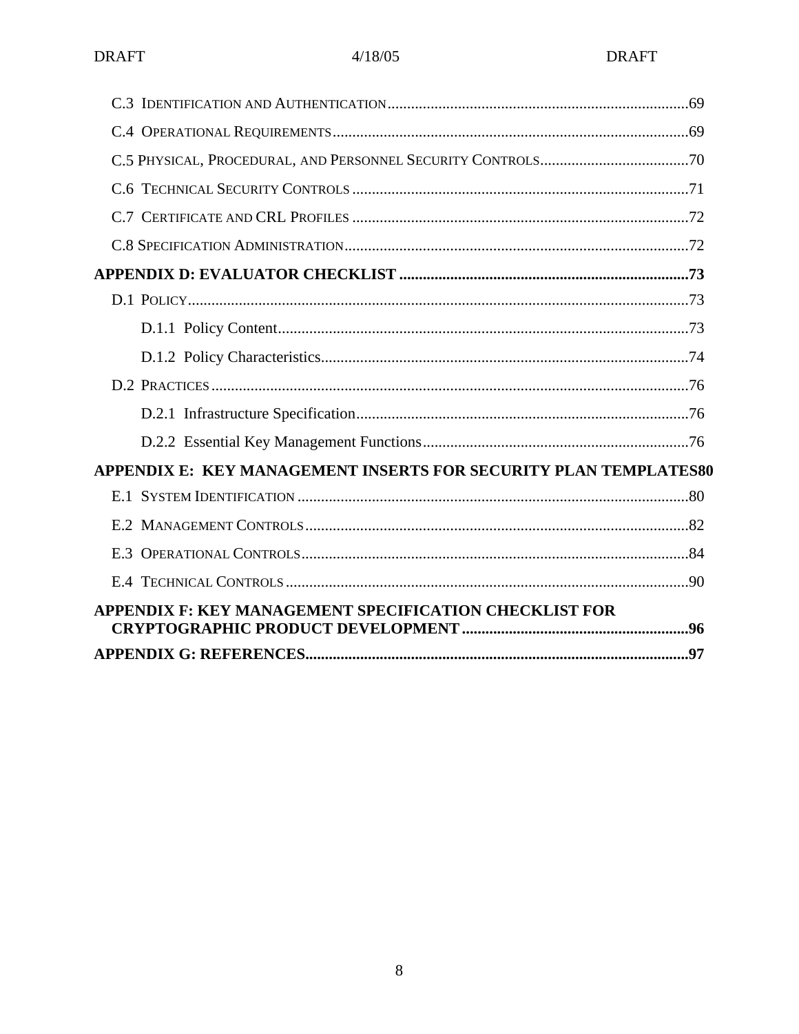C.3 Identification and Authentication............................................................................69

C.4 Operational Requirements..........................................................................................69

C.5 Physical, Procedural, and Personnel Security Controls......................................70

C.6 Technical Security Controls .....................................................................................71

C.7 Certificate and CRL Profiles .....................................................................................72

C.8 Specification Administration.......................................................................................72

**APPENDIX D: EVALUATOR CHECKLIST ..........................................................................73**

D.1 Policy...............................................................................................................................73

D.1.1 Policy Content........................................................................................................73

D.1.2 Policy Characteristics.............................................................................................74

D.2 Practices.........................................................................................................................76

D.2.1 Infrastructure Specification....................................................................................76

D.2.2 Essential Key Management Functions...................................................................76

**APPENDIX E: KEY MANAGEMENT INSERTS FOR SECURITY PLAN TEMPLATES80**

E.1 System Identification ...................................................................................................80

E.2 Management Controls.................................................................................................82

E.3 Operational Controls...................................................................................................84

E.4 Technical Controls ......................................................................................................90

**APPENDIX F: KEY MANAGEMENT SPECIFICATION CHECKLIST FOR CRYPTOGRAPHIC PRODUCT DEVELOPMENT .........................................................96**

**APPENDIX G: REFERENCES.................................................................................................97**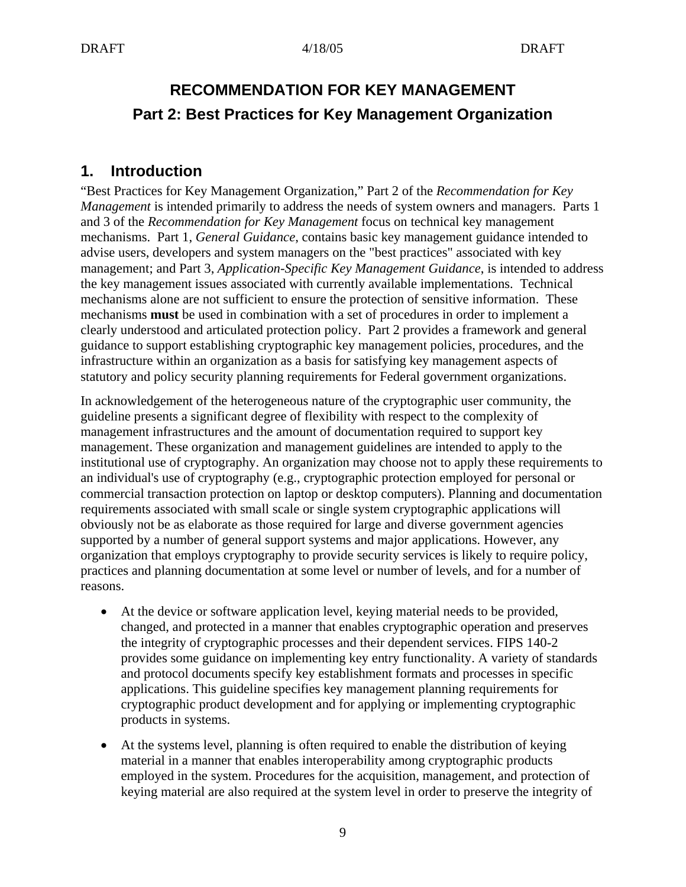# RECOMMENDATION FOR KEY MANAGEMENT

## Part 2: Best Practices for Key Management Organization

## 1. Introduction

"Best Practices for Key Management Organization," Part 2 of the *Recommendation for Key Management* is intended primarily to address the needs of system owners and managers. Parts 1 and 3 of the *Recommendation for Key Management* focus on technical key management mechanisms. Part 1, *General Guidance*, contains basic key management guidance intended to advise users, developers and system managers on the "best practices" associated with key management; and Part 3, *Application-Specific Key Management Guidance*, is intended to address the key management issues associated with currently available implementations. Technical mechanisms alone are not sufficient to ensure the protection of sensitive information. These mechanisms **must** be used in combination with a set of procedures in order to implement a clearly understood and articulated protection policy. Part 2 provides a framework and general guidance to support establishing cryptographic key management policies, procedures, and the infrastructure within an organization as a basis for satisfying key management aspects of statutory and policy security planning requirements for Federal government organizations.

In acknowledgement of the heterogeneous nature of the cryptographic user community, the guideline presents a significant degree of flexibility with respect to the complexity of management infrastructures and the amount of documentation required to support key management. These organization and management guidelines are intended to apply to the institutional use of cryptography. An organization may choose not to apply these requirements to an individual's use of cryptography (e.g., cryptographic protection employed for personal or commercial transaction protection on laptop or desktop computers). Planning and documentation requirements associated with small scale or single system cryptographic applications will obviously not be as elaborate as those required for large and diverse government agencies supported by a number of general support systems and major applications. However, any organization that employs cryptography to provide security services is likely to require policy, practices and planning documentation at some level or number of levels, and for a number of reasons.

- At the device or software application level, keying material needs to be provided, changed, and protected in a manner that enables cryptographic operation and preserves the integrity of cryptographic processes and their dependent services. FIPS 140-2 provides some guidance on implementing key entry functionality. A variety of standards and protocol documents specify key establishment formats and processes in specific applications. This guideline specifies key management planning requirements for cryptographic product development and for applying or implementing cryptographic products in systems.
- At the systems level, planning is often required to enable the distribution of keying material in a manner that enables interoperability among cryptographic products employed in the system. Procedures for the acquisition, management, and protection of keying material are also required at the system level in order to preserve the integrity of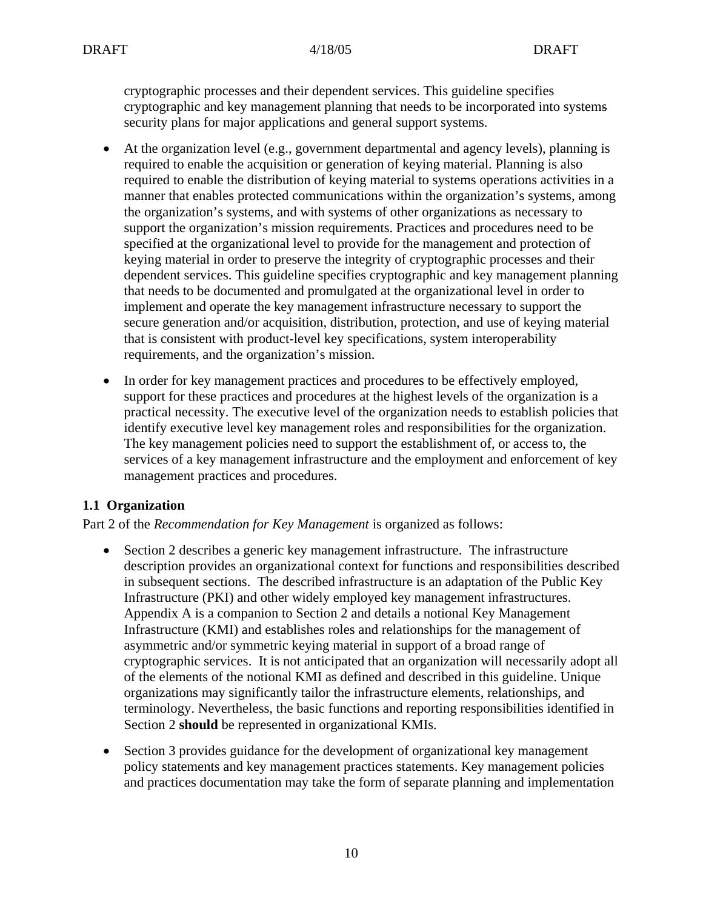cryptographic processes and their dependent services. This guideline specifies cryptographic and key management planning that needs to be incorporated into systems security plans for major applications and general support systems.

- At the organization level (e.g., government departmental and agency levels), planning is required to enable the acquisition or generation of keying material. Planning is also required to enable the distribution of keying material to systems operations activities in a manner that enables protected communications within the organization's systems, among the organization's systems, and with systems of other organizations as necessary to support the organization's mission requirements. Practices and procedures need to be specified at the organizational level to provide for the management and protection of keying material in order to preserve the integrity of cryptographic processes and their dependent services. This guideline specifies cryptographic and key management planning that needs to be documented and promulgated at the organizational level in order to implement and operate the key management infrastructure necessary to support the secure generation and/or acquisition, distribution, protection, and use of keying material that is consistent with product-level key specifications, system interoperability requirements, and the organization's mission.

- In order for key management practices and procedures to be effectively employed, support for these practices and procedures at the highest levels of the organization is a practical necessity. The executive level of the organization needs to establish policies that identify executive level key management roles and responsibilities for the organization. The key management policies need to support the establishment of, or access to, the services of a key management infrastructure and the employment and enforcement of key management practices and procedures.

### 1.1 Organization

Part 2 of the *Recommendation for Key Management* is organized as follows:

- Section 2 describes a generic key management infrastructure. The infrastructure description provides an organizational context for functions and responsibilities described in subsequent sections. The described infrastructure is an adaptation of the Public Key Infrastructure (PKI) and other widely employed key management infrastructures. Appendix A is a companion to Section 2 and details a notional Key Management Infrastructure (KMI) and establishes roles and relationships for the management of asymmetric and/or symmetric keying material in support of a broad range of cryptographic services. It is not anticipated that an organization will necessarily adopt all of the elements of the notional KMI as defined and described in this guideline. Unique organizations may significantly tailor the infrastructure elements, relationships, and terminology. Nevertheless, the basic functions and reporting responsibilities identified in Section 2 **should** be represented in organizational KMIs.

- Section 3 provides guidance for the development of organizational key management policy statements and key management practices statements. Key management policies and practices documentation may take the form of separate planning and implementation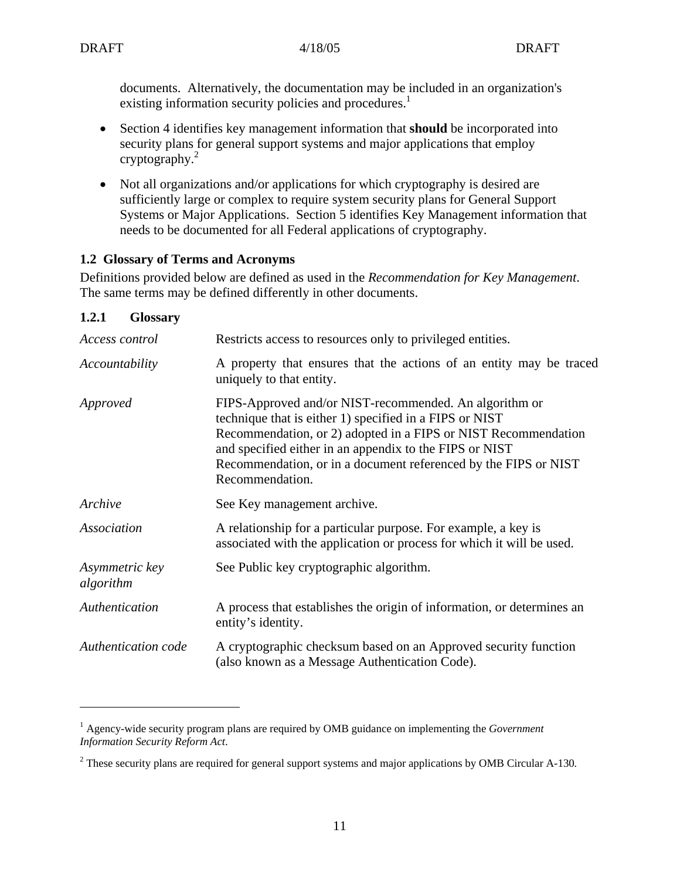documents. Alternatively, the documentation may be included in an organization's existing information security policies and procedures.[1]

- Section 4 identifies key management information that **should** be incorporated into security plans for general support systems and major applications that employ cryptography.[2]
- Not all organizations and/or applications for which cryptography is desired are sufficiently large or complex to require system security plans for General Support Systems or Major Applications. Section 5 identifies Key Management information that needs to be documented for all Federal applications of cryptography.

## 1.2 Glossary of Terms and Acronyms

Definitions provided below are defined as used in the *Recommendation for Key Management*. The same terms may be defined differently in other documents.

### 1.2.1 Glossary

| | |
|---|---|
| *Access control* | Restricts access to resources only to privileged entities. |
| *Accountability* | A property that ensures that the actions of an entity may be traced uniquely to that entity. |
| *Approved* | FIPS-Approved and/or NIST-recommended. An algorithm or technique that is either 1) specified in a FIPS or NIST Recommendation, or 2) adopted in a FIPS or NIST Recommendation and specified either in an appendix to the FIPS or NIST Recommendation, or in a document referenced by the FIPS or NIST Recommendation. |
| *Archive* | See Key management archive. |
| *Association* | A relationship for a particular purpose. For example, a key is associated with the application or process for which it will be used. |
| *Asymmetric key algorithm* | See Public key cryptographic algorithm. |
| *Authentication* | A process that establishes the origin of information, or determines an entity's identity. |
| *Authentication code* | A cryptographic checksum based on an Approved security function (also known as a Message Authentication Code). |

[1] Agency-wide security program plans are required by OMB guidance on implementing the *Government Information Security Reform Act*.

[2] These security plans are required for general support systems and major applications by OMB Circular A-130.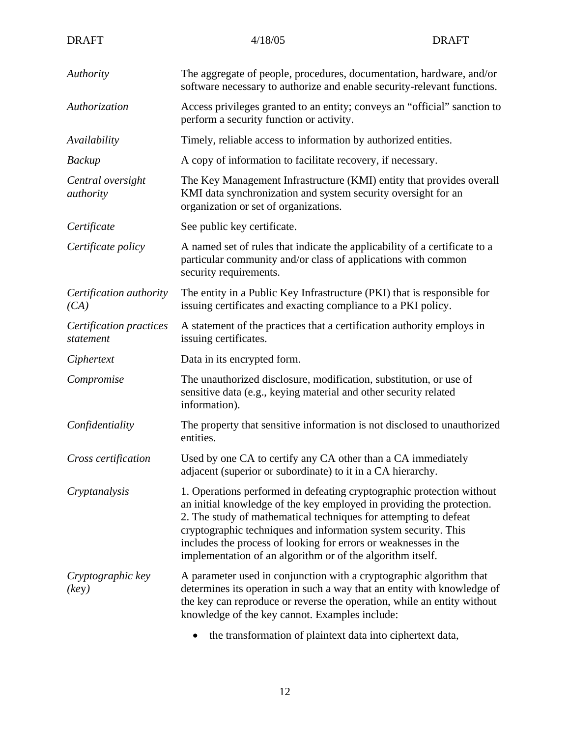| | |
|---|---|
| *Authority* | The aggregate of people, procedures, documentation, hardware, and/or software necessary to authorize and enable security-relevant functions. |
| *Authorization* | Access privileges granted to an entity; conveys an "official" sanction to perform a security function or activity. |
| *Availability* | Timely, reliable access to information by authorized entities. |
| *Backup* | A copy of information to facilitate recovery, if necessary. |
| *Central oversight authority* | The Key Management Infrastructure (KMI) entity that provides overall KMI data synchronization and system security oversight for an organization or set of organizations. |
| *Certificate* | See public key certificate. |
| *Certificate policy* | A named set of rules that indicate the applicability of a certificate to a particular community and/or class of applications with common security requirements. |
| *Certification authority (CA)* | The entity in a Public Key Infrastructure (PKI) that is responsible for issuing certificates and exacting compliance to a PKI policy. |
| *Certification practices statement* | A statement of the practices that a certification authority employs in issuing certificates. |
| *Ciphertext* | Data in its encrypted form. |
| *Compromise* | The unauthorized disclosure, modification, substitution, or use of sensitive data (e.g., keying material and other security related information). |
| *Confidentiality* | The property that sensitive information is not disclosed to unauthorized entities. |
| *Cross certification* | Used by one CA to certify any CA other than a CA immediately adjacent (superior or subordinate) to it in a CA hierarchy. |
| *Cryptanalysis* | 1. Operations performed in defeating cryptographic protection without an initial knowledge of the key employed in providing the protection. 2. The study of mathematical techniques for attempting to defeat cryptographic techniques and information system security. This includes the process of looking for errors or weaknesses in the implementation of an algorithm or of the algorithm itself. |
| *Cryptographic key (key)* | A parameter used in conjunction with a cryptographic algorithm that determines its operation in such a way that an entity with knowledge of the key can reproduce or reverse the operation, while an entity without knowledge of the key cannot. Examples include:<br>• the transformation of plaintext data into ciphertext data, |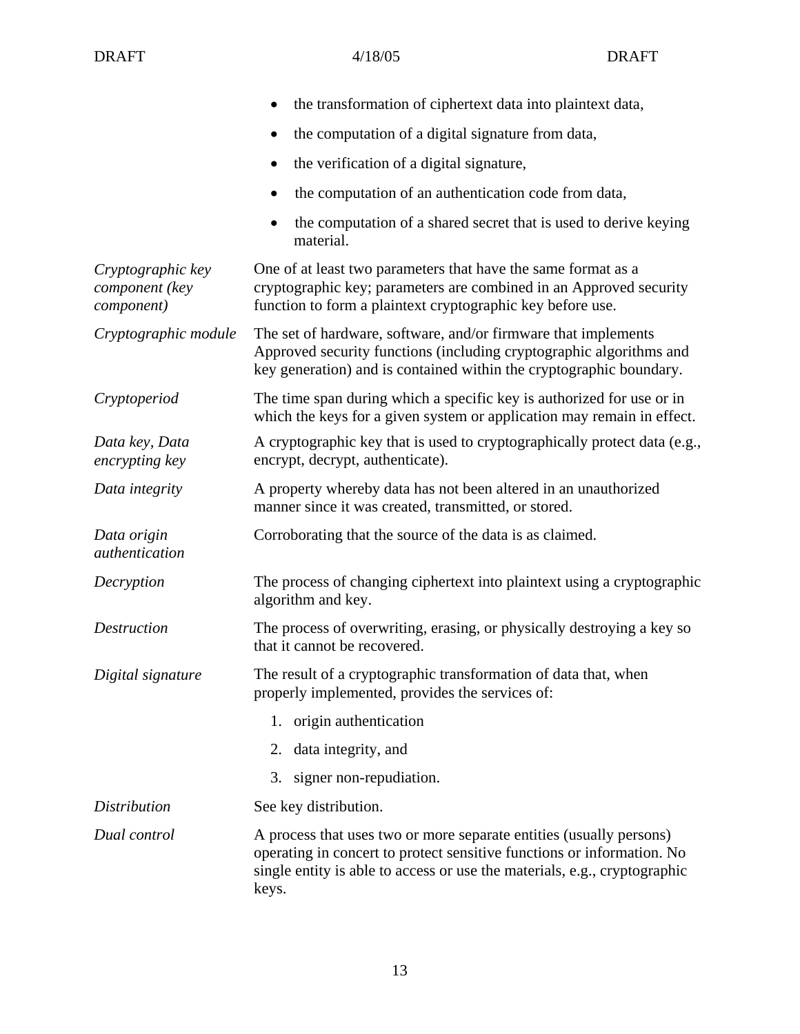- the transformation of ciphertext data into plaintext data,
- the computation of a digital signature from data,
- the verification of a digital signature,
- the computation of an authentication code from data,
- the computation of a shared secret that is used to derive keying material.

| | |
|---|---|
| *Cryptographic key component (key component)* | One of at least two parameters that have the same format as a cryptographic key; parameters are combined in an Approved security function to form a plaintext cryptographic key before use. |
| *Cryptographic module* | The set of hardware, software, and/or firmware that implements Approved security functions (including cryptographic algorithms and key generation) and is contained within the cryptographic boundary. |
| *Cryptoperiod* | The time span during which a specific key is authorized for use or in which the keys for a given system or application may remain in effect. |
| *Data key, Data encrypting key* | A cryptographic key that is used to cryptographically protect data (e.g., encrypt, decrypt, authenticate). |
| *Data integrity* | A property whereby data has not been altered in an unauthorized manner since it was created, transmitted, or stored. |
| *Data origin authentication* | Corroborating that the source of the data is as claimed. |
| *Decryption* | The process of changing ciphertext into plaintext using a cryptographic algorithm and key. |
| *Destruction* | The process of overwriting, erasing, or physically destroying a key so that it cannot be recovered. |
| *Digital signature* | The result of a cryptographic transformation of data that, when properly implemented, provides the services of: 1. origin authentication 2. data integrity, and 3. signer non-repudiation. |
| *Distribution* | See key distribution. |
| *Dual control* | A process that uses two or more separate entities (usually persons) operating in concert to protect sensitive functions or information. No single entity is able to access or use the materials, e.g., cryptographic keys. |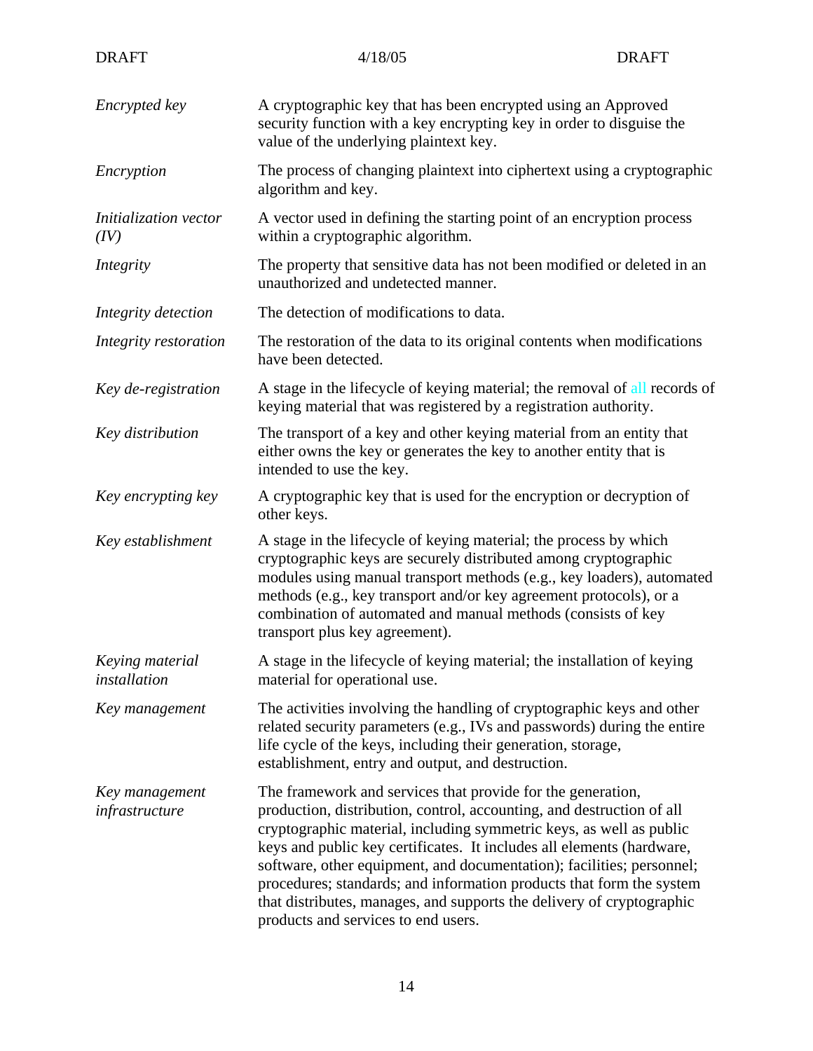| | |
|---|---|
| *Encrypted key* | A cryptographic key that has been encrypted using an Approved security function with a key encrypting key in order to disguise the value of the underlying plaintext key. |
| *Encryption* | The process of changing plaintext into ciphertext using a cryptographic algorithm and key. |
| *Initialization vector (IV)* | A vector used in defining the starting point of an encryption process within a cryptographic algorithm. |
| *Integrity* | The property that sensitive data has not been modified or deleted in an unauthorized and undetected manner. |
| *Integrity detection* | The detection of modifications to data. |
| *Integrity restoration* | The restoration of the data to its original contents when modifications have been detected. |
| *Key de-registration* | A stage in the lifecycle of keying material; the removal of all records of keying material that was registered by a registration authority. |
| *Key distribution* | The transport of a key and other keying material from an entity that either owns the key or generates the key to another entity that is intended to use the key. |
| *Key encrypting key* | A cryptographic key that is used for the encryption or decryption of other keys. |
| *Key establishment* | A stage in the lifecycle of keying material; the process by which cryptographic keys are securely distributed among cryptographic modules using manual transport methods (e.g., key loaders), automated methods (e.g., key transport and/or key agreement protocols), or a combination of automated and manual methods (consists of key transport plus key agreement). |
| *Keying material installation* | A stage in the lifecycle of keying material; the installation of keying material for operational use. |
| *Key management* | The activities involving the handling of cryptographic keys and other related security parameters (e.g., IVs and passwords) during the entire life cycle of the keys, including their generation, storage, establishment, entry and output, and destruction. |
| *Key management infrastructure* | The framework and services that provide for the generation, production, distribution, control, accounting, and destruction of all cryptographic material, including symmetric keys, as well as public keys and public key certificates. It includes all elements (hardware, software, other equipment, and documentation); facilities; personnel; procedures; standards; and information products that form the system that distributes, manages, and supports the delivery of cryptographic products and services to end users. |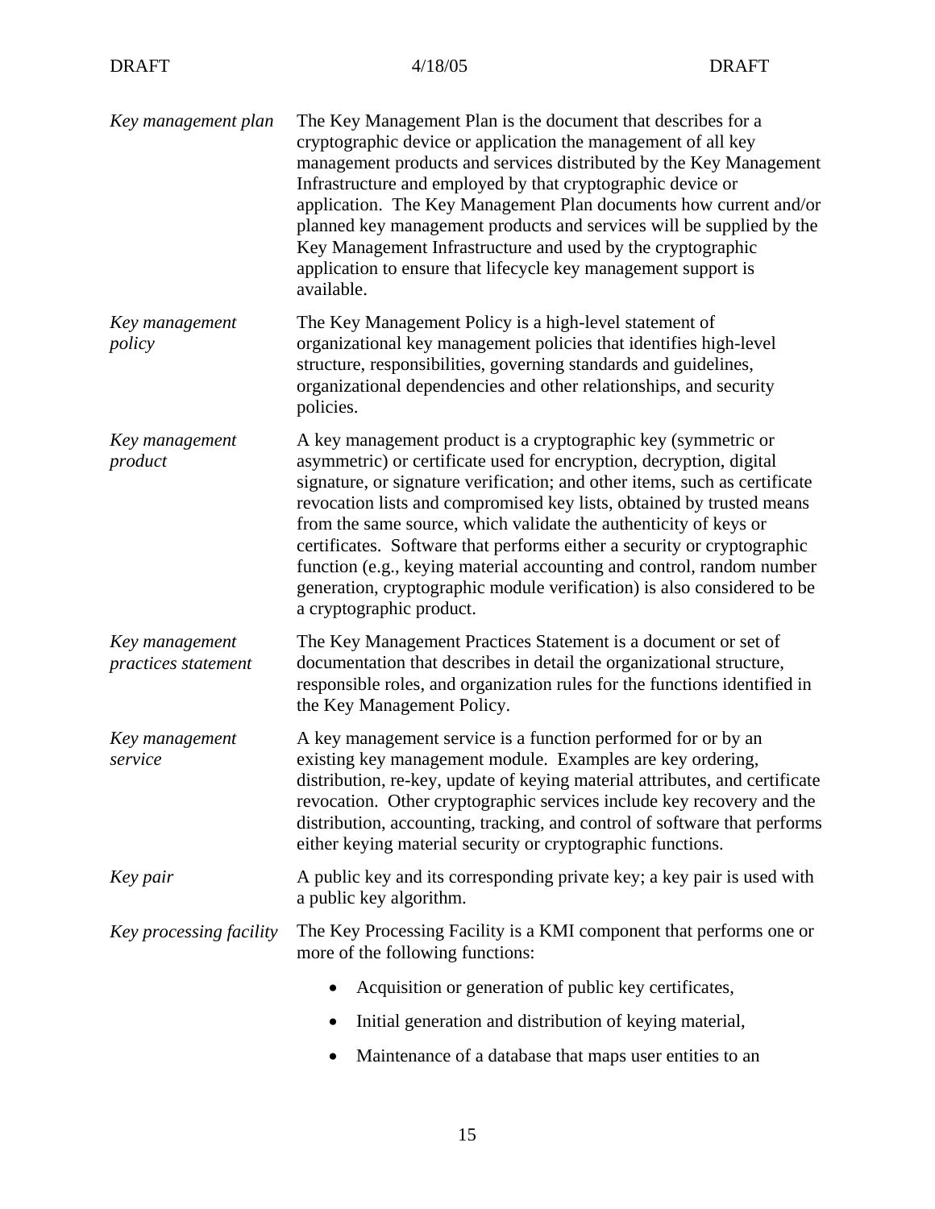*Key management plan* The Key Management Plan is the document that describes for a cryptographic device or application the management of all key management products and services distributed by the Key Management Infrastructure and employed by that cryptographic device or application. The Key Management Plan documents how current and/or planned key management products and services will be supplied by the Key Management Infrastructure and used by the cryptographic application to ensure that lifecycle key management support is available.

*Key management policy* The Key Management Policy is a high-level statement of organizational key management policies that identifies high-level structure, responsibilities, governing standards and guidelines, organizational dependencies and other relationships, and security policies.

*Key management product* A key management product is a cryptographic key (symmetric or asymmetric) or certificate used for encryption, decryption, digital signature, or signature verification; and other items, such as certificate revocation lists and compromised key lists, obtained by trusted means from the same source, which validate the authenticity of keys or certificates. Software that performs either a security or cryptographic function (e.g., keying material accounting and control, random number generation, cryptographic module verification) is also considered to be a cryptographic product.

*Key management practices statement* The Key Management Practices Statement is a document or set of documentation that describes in detail the organizational structure, responsible roles, and organization rules for the functions identified in the Key Management Policy.

*Key management service* A key management service is a function performed for or by an existing key management module. Examples are key ordering, distribution, re-key, update of keying material attributes, and certificate revocation. Other cryptographic services include key recovery and the distribution, accounting, tracking, and control of software that performs either keying material security or cryptographic functions.

*Key pair* A public key and its corresponding private key; a key pair is used with a public key algorithm.

*Key processing facility* The Key Processing Facility is a KMI component that performs one or more of the following functions:

- Acquisition or generation of public key certificates,
- Initial generation and distribution of keying material,
- Maintenance of a database that maps user entities to an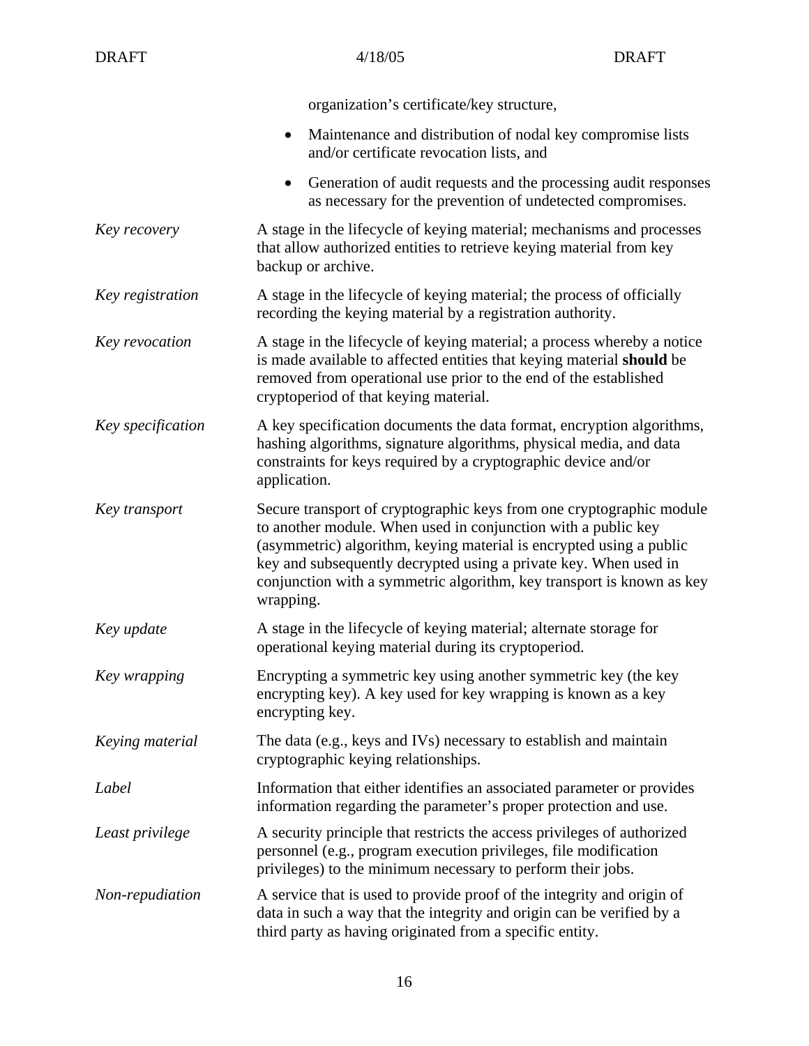organization's certificate/key structure,

- Maintenance and distribution of nodal key compromise lists and/or certificate revocation lists, and
- Generation of audit requests and the processing audit responses as necessary for the prevention of undetected compromises.

| | |
|---|---|
| *Key recovery* | A stage in the lifecycle of keying material; mechanisms and processes that allow authorized entities to retrieve keying material from key backup or archive. |
| *Key registration* | A stage in the lifecycle of keying material; the process of officially recording the keying material by a registration authority. |
| *Key revocation* | A stage in the lifecycle of keying material; a process whereby a notice is made available to affected entities that keying material **should** be removed from operational use prior to the end of the established cryptoperiod of that keying material. |
| *Key specification* | A key specification documents the data format, encryption algorithms, hashing algorithms, signature algorithms, physical media, and data constraints for keys required by a cryptographic device and/or application. |
| *Key transport* | Secure transport of cryptographic keys from one cryptographic module to another module. When used in conjunction with a public key (asymmetric) algorithm, keying material is encrypted using a public key and subsequently decrypted using a private key. When used in conjunction with a symmetric algorithm, key transport is known as key wrapping. |
| *Key update* | A stage in the lifecycle of keying material; alternate storage for operational keying material during its cryptoperiod. |
| *Key wrapping* | Encrypting a symmetric key using another symmetric key (the key encrypting key). A key used for key wrapping is known as a key encrypting key. |
| *Keying material* | The data (e.g., keys and IVs) necessary to establish and maintain cryptographic keying relationships. |
| *Label* | Information that either identifies an associated parameter or provides information regarding the parameter's proper protection and use. |
| *Least privilege* | A security principle that restricts the access privileges of authorized personnel (e.g., program execution privileges, file modification privileges) to the minimum necessary to perform their jobs. |
| *Non-repudiation* | A service that is used to provide proof of the integrity and origin of data in such a way that the integrity and origin can be verified by a third party as having originated from a specific entity. |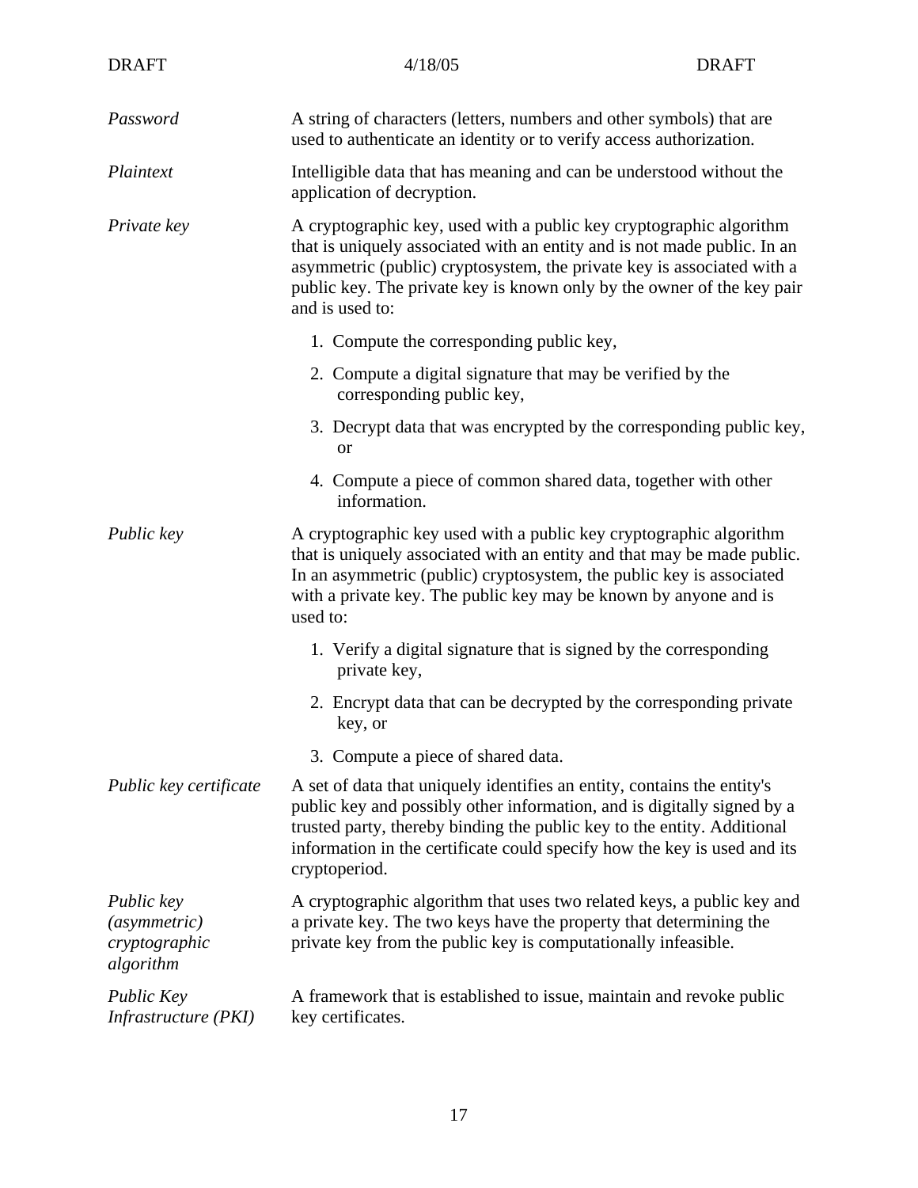| | |
|---|---|
| *Password* | A string of characters (letters, numbers and other symbols) that are used to authenticate an identity or to verify access authorization. |
| *Plaintext* | Intelligible data that has meaning and can be understood without the application of decryption. |
| *Private key* | A cryptographic key, used with a public key cryptographic algorithm that is uniquely associated with an entity and is not made public. In an asymmetric (public) cryptosystem, the private key is associated with a public key. The private key is known only by the owner of the key pair and is used to:<br>1. Compute the corresponding public key,<br>2. Compute a digital signature that may be verified by the corresponding public key,<br>3. Decrypt data that was encrypted by the corresponding public key, or<br>4. Compute a piece of common shared data, together with other information. |
| *Public key* | A cryptographic key used with a public key cryptographic algorithm that is uniquely associated with an entity and that may be made public. In an asymmetric (public) cryptosystem, the public key is associated with a private key. The public key may be known by anyone and is used to:<br>1. Verify a digital signature that is signed by the corresponding private key,<br>2. Encrypt data that can be decrypted by the corresponding private key, or<br>3. Compute a piece of shared data. |
| *Public key certificate* | A set of data that uniquely identifies an entity, contains the entity's public key and possibly other information, and is digitally signed by a trusted party, thereby binding the public key to the entity. Additional information in the certificate could specify how the key is used and its cryptoperiod. |
| *Public key (asymmetric) cryptographic algorithm* | A cryptographic algorithm that uses two related keys, a public key and a private key. The two keys have the property that determining the private key from the public key is computationally infeasible. |
| *Public Key Infrastructure (PKI)* | A framework that is established to issue, maintain and revoke public key certificates. |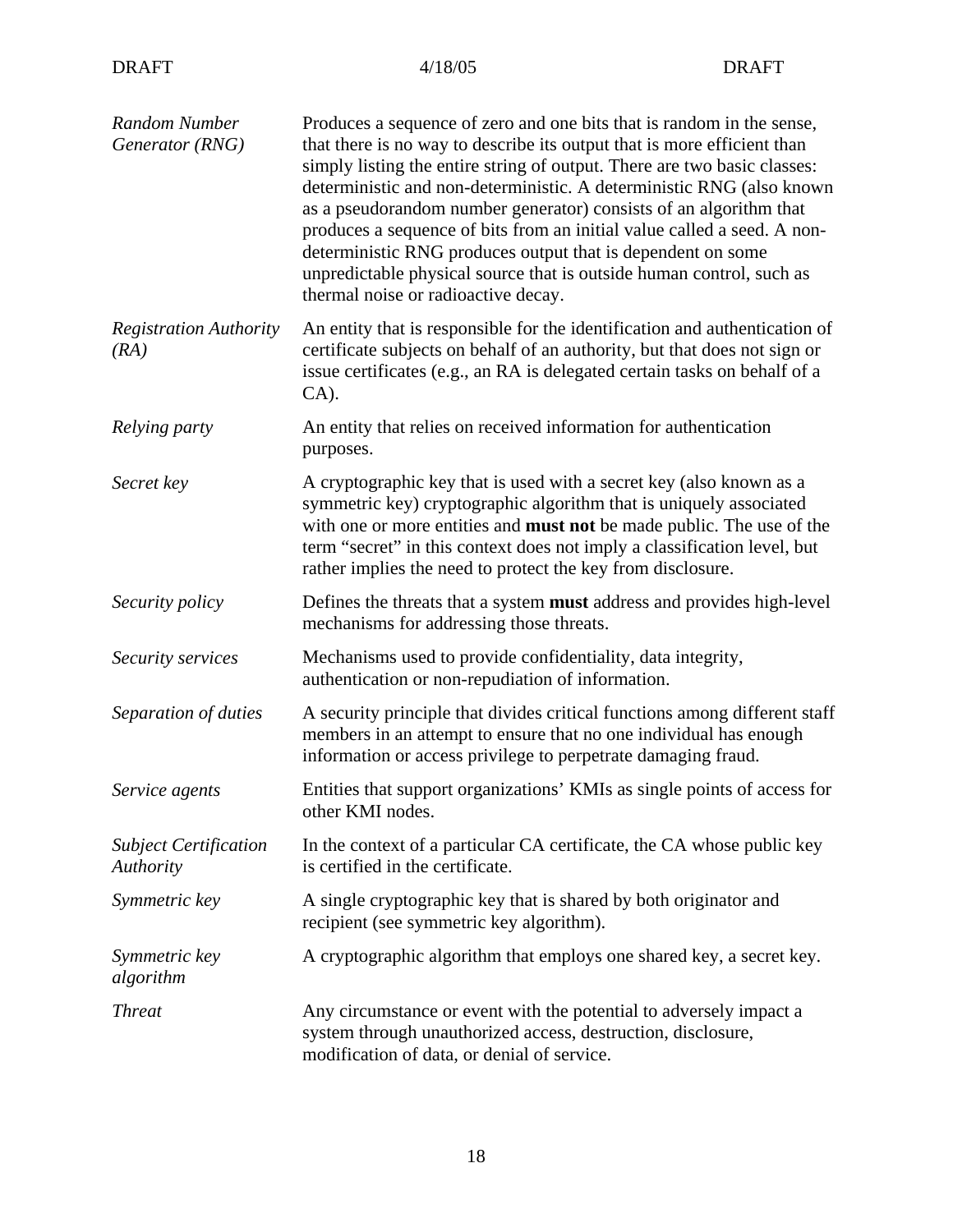| | |
|---|---|
| *Random Number Generator (RNG)* | Produces a sequence of zero and one bits that is random in the sense, that there is no way to describe its output that is more efficient than simply listing the entire string of output. There are two basic classes: deterministic and non-deterministic. A deterministic RNG (also known as a pseudorandom number generator) consists of an algorithm that produces a sequence of bits from an initial value called a seed. A non-deterministic RNG produces output that is dependent on some unpredictable physical source that is outside human control, such as thermal noise or radioactive decay. |
| *Registration Authority (RA)* | An entity that is responsible for the identification and authentication of certificate subjects on behalf of an authority, but that does not sign or issue certificates (e.g., an RA is delegated certain tasks on behalf of a CA). |
| *Relying party* | An entity that relies on received information for authentication purposes. |
| *Secret key* | A cryptographic key that is used with a secret key (also known as a symmetric key) cryptographic algorithm that is uniquely associated with one or more entities and **must not** be made public. The use of the term "secret" in this context does not imply a classification level, but rather implies the need to protect the key from disclosure. |
| *Security policy* | Defines the threats that a system **must** address and provides high-level mechanisms for addressing those threats. |
| *Security services* | Mechanisms used to provide confidentiality, data integrity, authentication or non-repudiation of information. |
| *Separation of duties* | A security principle that divides critical functions among different staff members in an attempt to ensure that no one individual has enough information or access privilege to perpetrate damaging fraud. |
| *Service agents* | Entities that support organizations' KMIs as single points of access for other KMI nodes. |
| *Subject Certification Authority* | In the context of a particular CA certificate, the CA whose public key is certified in the certificate. |
| *Symmetric key* | A single cryptographic key that is shared by both originator and recipient (see symmetric key algorithm). |
| *Symmetric key algorithm* | A cryptographic algorithm that employs one shared key, a secret key. |
| *Threat* | Any circumstance or event with the potential to adversely impact a system through unauthorized access, destruction, disclosure, modification of data, or denial of service. |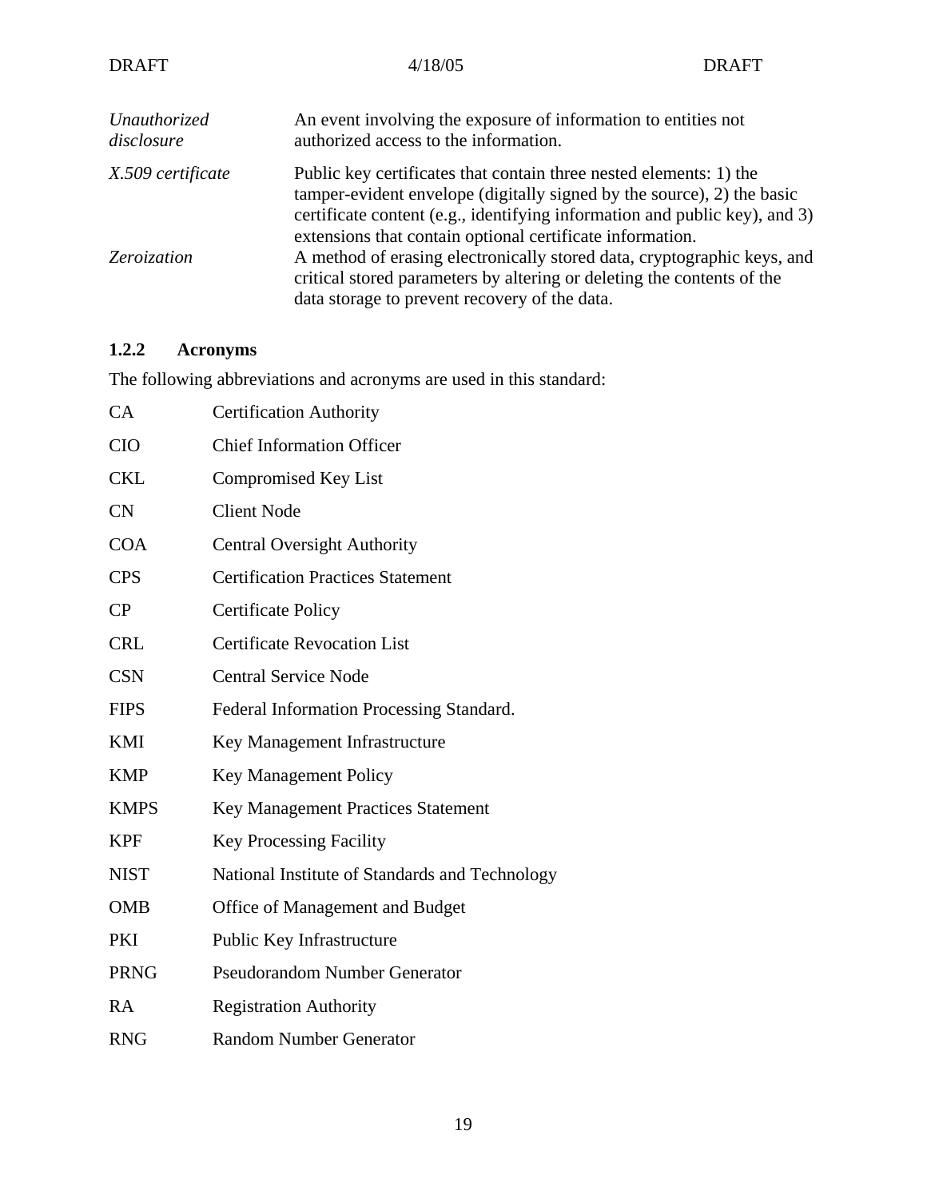| | |
|---|---|
| *Unauthorized disclosure* | An event involving the exposure of information to entities not authorized access to the information. |
| *X.509 certificate* | Public key certificates that contain three nested elements: 1) the tamper-evident envelope (digitally signed by the source), 2) the basic certificate content (e.g., identifying information and public key), and 3) extensions that contain optional certificate information. |
| *Zeroization* | A method of erasing electronically stored data, cryptographic keys, and critical stored parameters by altering or deleting the contents of the data storage to prevent recovery of the data. |

### 1.2.2 Acronyms

The following abbreviations and acronyms are used in this standard:

| | |
|---|---|
| CA | Certification Authority |
| CIO | Chief Information Officer |
| CKL | Compromised Key List |
| CN | Client Node |
| COA | Central Oversight Authority |
| CPS | Certification Practices Statement |
| CP | Certificate Policy |
| CRL | Certificate Revocation List |
| CSN | Central Service Node |
| FIPS | Federal Information Processing Standard. |
| KMI | Key Management Infrastructure |
| KMP | Key Management Policy |
| KMPS | Key Management Practices Statement |
| KPF | Key Processing Facility |
| NIST | National Institute of Standards and Technology |
| OMB | Office of Management and Budget |
| PKI | Public Key Infrastructure |
| PRNG | Pseudorandom Number Generator |
| RA | Registration Authority |
| RNG | Random Number Generator |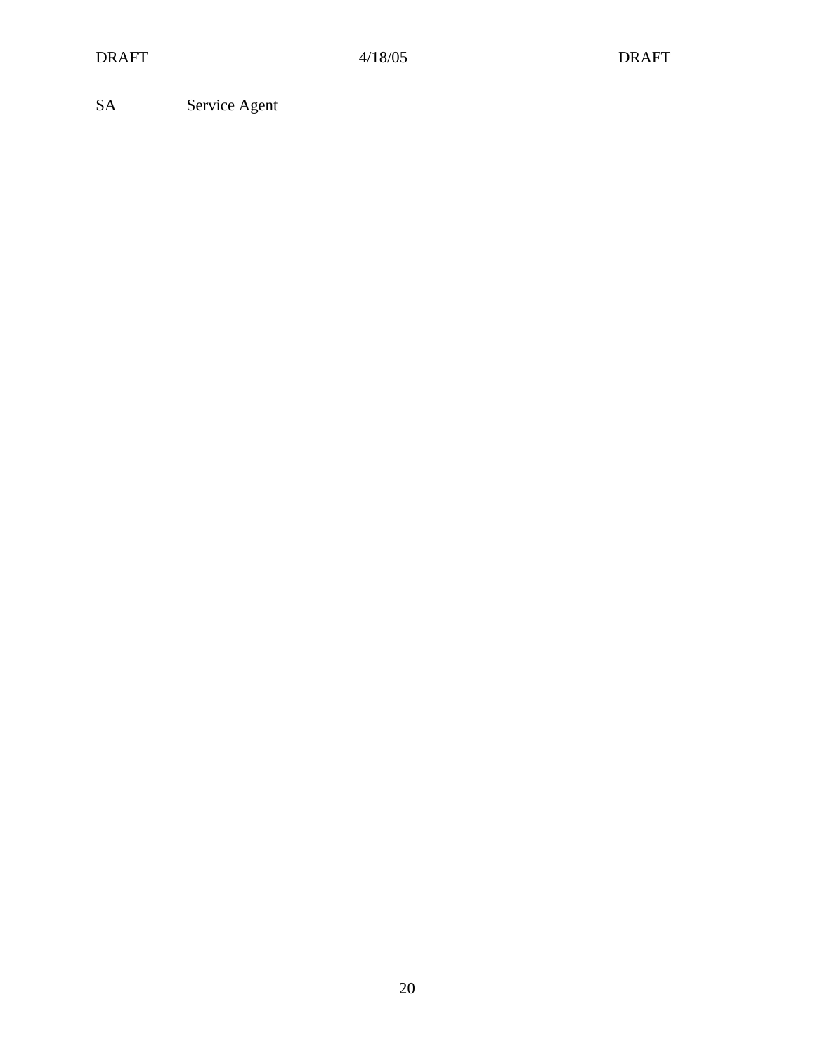| | |
|---|---|
| SA | Service Agent |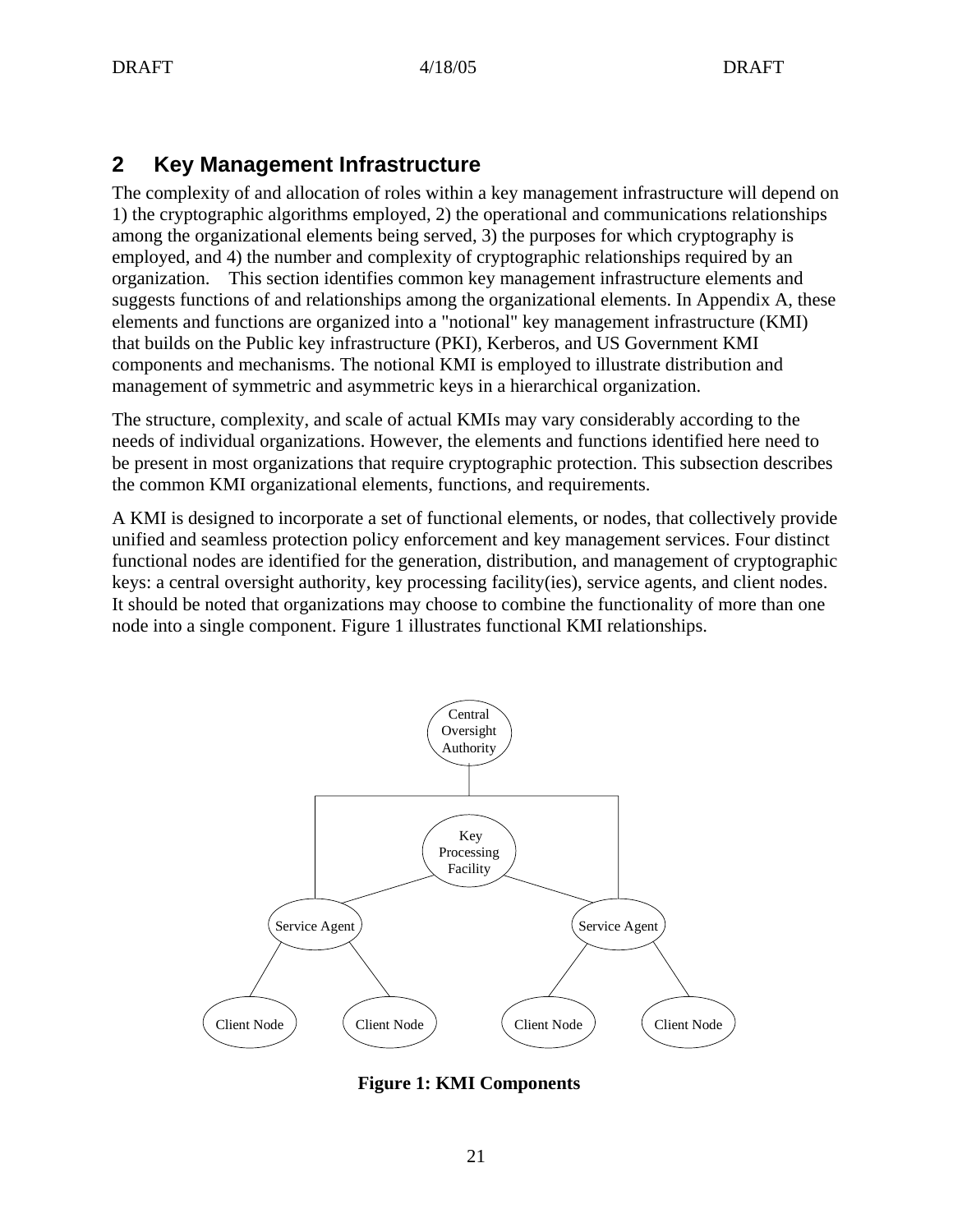## 2 Key Management Infrastructure

The complexity of and allocation of roles within a key management infrastructure will depend on 1) the cryptographic algorithms employed, 2) the operational and communications relationships among the organizational elements being served, 3) the purposes for which cryptography is employed, and 4) the number and complexity of cryptographic relationships required by an organization. This section identifies common key management infrastructure elements and suggests functions of and relationships among the organizational elements. In Appendix A, these elements and functions are organized into a "notional" key management infrastructure (KMI) that builds on the Public key infrastructure (PKI), Kerberos, and US Government KMI components and mechanisms. The notional KMI is employed to illustrate distribution and management of symmetric and asymmetric keys in a hierarchical organization.

The structure, complexity, and scale of actual KMIs may vary considerably according to the needs of individual organizations. However, the elements and functions identified here need to be present in most organizations that require cryptographic protection. This subsection describes the common KMI organizational elements, functions, and requirements.

A KMI is designed to incorporate a set of functional elements, or nodes, that collectively provide unified and seamless protection policy enforcement and key management services. Four distinct functional nodes are identified for the generation, distribution, and management of cryptographic keys: a central oversight authority, key processing facility(ies), service agents, and client nodes. It should be noted that organizations may choose to combine the functionality of more than one node into a single component. Figure 1 illustrates functional KMI relationships.

Central Oversight Authority

Key Processing Facility

Service Agent | Service Agent

Client Node | Client Node | Client Node | Client Node

**Figure 1: KMI Components**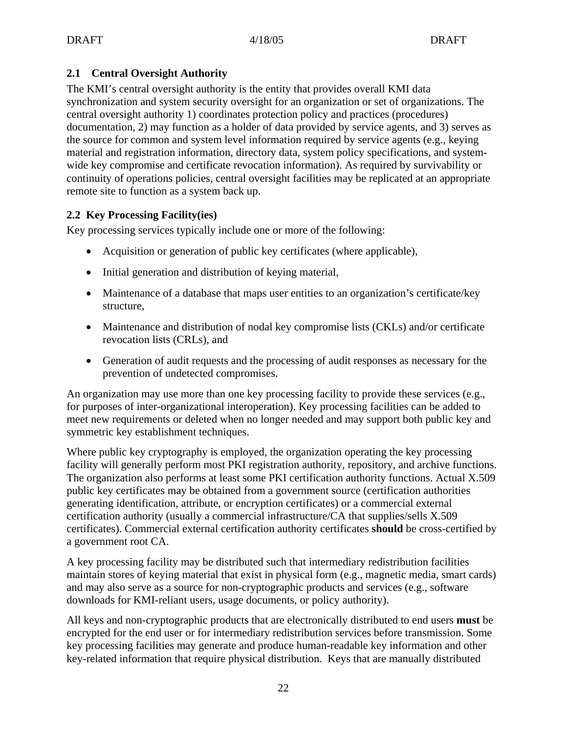## 2.1 Central Oversight Authority

The KMI's central oversight authority is the entity that provides overall KMI data synchronization and system security oversight for an organization or set of organizations. The central oversight authority 1) coordinates protection policy and practices (procedures) documentation, 2) may function as a holder of data provided by service agents, and 3) serves as the source for common and system level information required by service agents (e.g., keying material and registration information, directory data, system policy specifications, and system-wide key compromise and certificate revocation information). As required by survivability or continuity of operations policies, central oversight facilities may be replicated at an appropriate remote site to function as a system back up.

## 2.2 Key Processing Facility(ies)

Key processing services typically include one or more of the following:

- Acquisition or generation of public key certificates (where applicable),
- Initial generation and distribution of keying material,
- Maintenance of a database that maps user entities to an organization's certificate/key structure,
- Maintenance and distribution of nodal key compromise lists (CKLs) and/or certificate revocation lists (CRLs), and
- Generation of audit requests and the processing of audit responses as necessary for the prevention of undetected compromises.

An organization may use more than one key processing facility to provide these services (e.g., for purposes of inter-organizational interoperation). Key processing facilities can be added to meet new requirements or deleted when no longer needed and may support both public key and symmetric key establishment techniques.

Where public key cryptography is employed, the organization operating the key processing facility will generally perform most PKI registration authority, repository, and archive functions. The organization also performs at least some PKI certification authority functions. Actual X.509 public key certificates may be obtained from a government source (certification authorities generating identification, attribute, or encryption certificates) or a commercial external certification authority (usually a commercial infrastructure/CA that supplies/sells X.509 certificates). Commercial external certification authority certificates **should** be cross-certified by a government root CA.

A key processing facility may be distributed such that intermediary redistribution facilities maintain stores of keying material that exist in physical form (e.g., magnetic media, smart cards) and may also serve as a source for non-cryptographic products and services (e.g., software downloads for KMI-reliant users, usage documents, or policy authority).

All keys and non-cryptographic products that are electronically distributed to end users **must** be encrypted for the end user or for intermediary redistribution services before transmission. Some key processing facilities may generate and produce human-readable key information and other key-related information that require physical distribution. Keys that are manually distributed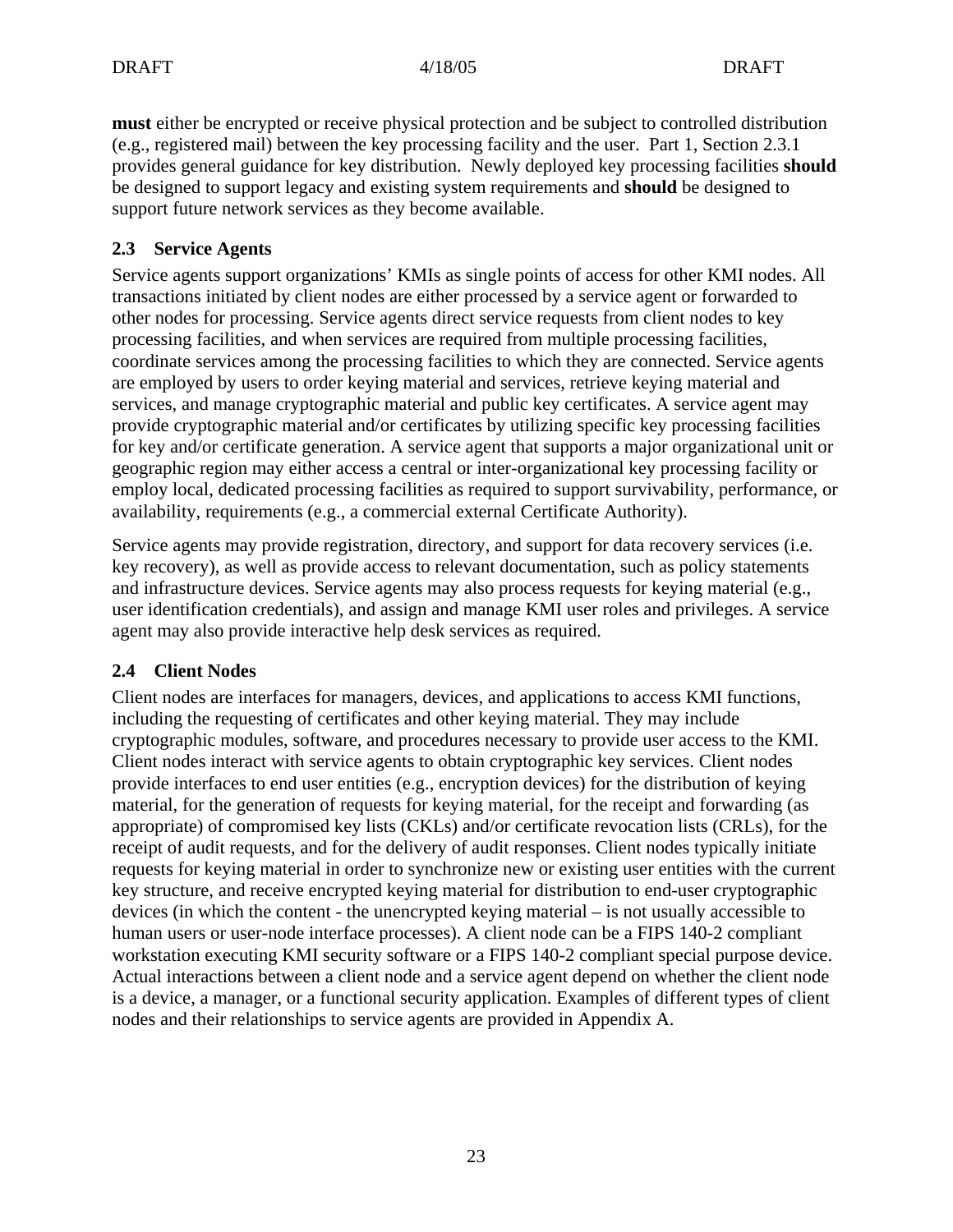**must** either be encrypted or receive physical protection and be subject to controlled distribution (e.g., registered mail) between the key processing facility and the user. Part 1, Section 2.3.1 provides general guidance for key distribution. Newly deployed key processing facilities **should** be designed to support legacy and existing system requirements and **should** be designed to support future network services as they become available.

## 2.3 Service Agents

Service agents support organizations' KMIs as single points of access for other KMI nodes. All transactions initiated by client nodes are either processed by a service agent or forwarded to other nodes for processing. Service agents direct service requests from client nodes to key processing facilities, and when services are required from multiple processing facilities, coordinate services among the processing facilities to which they are connected. Service agents are employed by users to order keying material and services, retrieve keying material and services, and manage cryptographic material and public key certificates. A service agent may provide cryptographic material and/or certificates by utilizing specific key processing facilities for key and/or certificate generation. A service agent that supports a major organizational unit or geographic region may either access a central or inter-organizational key processing facility or employ local, dedicated processing facilities as required to support survivability, performance, or availability, requirements (e.g., a commercial external Certificate Authority).

Service agents may provide registration, directory, and support for data recovery services (i.e. key recovery), as well as provide access to relevant documentation, such as policy statements and infrastructure devices. Service agents may also process requests for keying material (e.g., user identification credentials), and assign and manage KMI user roles and privileges. A service agent may also provide interactive help desk services as required.

## 2.4 Client Nodes

Client nodes are interfaces for managers, devices, and applications to access KMI functions, including the requesting of certificates and other keying material. They may include cryptographic modules, software, and procedures necessary to provide user access to the KMI. Client nodes interact with service agents to obtain cryptographic key services. Client nodes provide interfaces to end user entities (e.g., encryption devices) for the distribution of keying material, for the generation of requests for keying material, for the receipt and forwarding (as appropriate) of compromised key lists (CKLs) and/or certificate revocation lists (CRLs), for the receipt of audit requests, and for the delivery of audit responses. Client nodes typically initiate requests for keying material in order to synchronize new or existing user entities with the current key structure, and receive encrypted keying material for distribution to end-user cryptographic devices (in which the content - the unencrypted keying material – is not usually accessible to human users or user-node interface processes). A client node can be a FIPS 140-2 compliant workstation executing KMI security software or a FIPS 140-2 compliant special purpose device. Actual interactions between a client node and a service agent depend on whether the client node is a device, a manager, or a functional security application. Examples of different types of client nodes and their relationships to service agents are provided in Appendix A.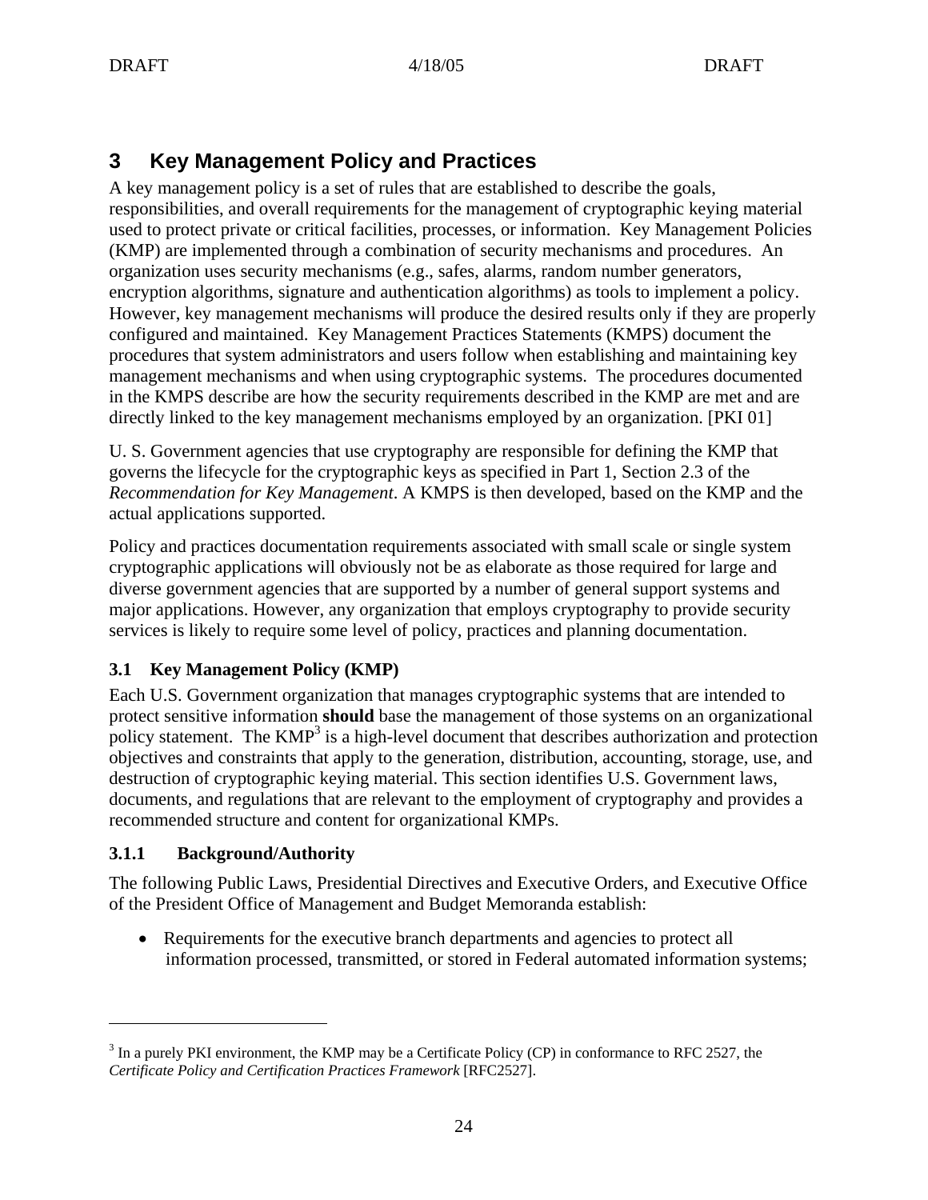# 3 Key Management Policy and Practices

A key management policy is a set of rules that are established to describe the goals, responsibilities, and overall requirements for the management of cryptographic keying material used to protect private or critical facilities, processes, or information. Key Management Policies (KMP) are implemented through a combination of security mechanisms and procedures. An organization uses security mechanisms (e.g., safes, alarms, random number generators, encryption algorithms, signature and authentication algorithms) as tools to implement a policy. However, key management mechanisms will produce the desired results only if they are properly configured and maintained. Key Management Practices Statements (KMPS) document the procedures that system administrators and users follow when establishing and maintaining key management mechanisms and when using cryptographic systems. The procedures documented in the KMPS describe are how the security requirements described in the KMP are met and are directly linked to the key management mechanisms employed by an organization. [PKI 01]

U. S. Government agencies that use cryptography are responsible for defining the KMP that governs the lifecycle for the cryptographic keys as specified in Part 1, Section 2.3 of the *Recommendation for Key Management*. A KMPS is then developed, based on the KMP and the actual applications supported.

Policy and practices documentation requirements associated with small scale or single system cryptographic applications will obviously not be as elaborate as those required for large and diverse government agencies that are supported by a number of general support systems and major applications. However, any organization that employs cryptography to provide security services is likely to require some level of policy, practices and planning documentation.

## 3.1 Key Management Policy (KMP)

Each U.S. Government organization that manages cryptographic systems that are intended to protect sensitive information **should** base the management of those systems on an organizational policy statement. The KMP[3] is a high-level document that describes authorization and protection objectives and constraints that apply to the generation, distribution, accounting, storage, use, and destruction of cryptographic keying material. This section identifies U.S. Government laws, documents, and regulations that are relevant to the employment of cryptography and provides a recommended structure and content for organizational KMPs.

### 3.1.1 Background/Authority

The following Public Laws, Presidential Directives and Executive Orders, and Executive Office of the President Office of Management and Budget Memoranda establish:

- Requirements for the executive branch departments and agencies to protect all information processed, transmitted, or stored in Federal automated information systems;

---

[3] In a purely PKI environment, the KMP may be a Certificate Policy (CP) in conformance to RFC 2527, the *Certificate Policy and Certification Practices Framework* [RFC2527].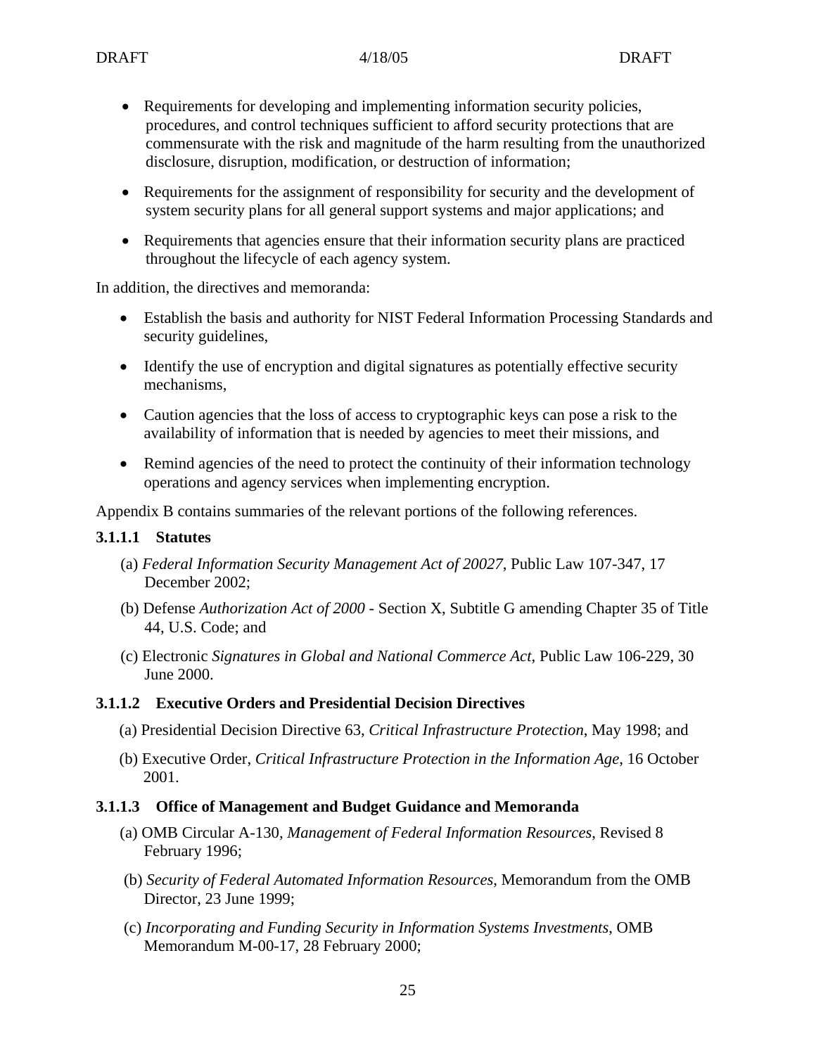- Requirements for developing and implementing information security policies, procedures, and control techniques sufficient to afford security protections that are commensurate with the risk and magnitude of the harm resulting from the unauthorized disclosure, disruption, modification, or destruction of information;
- Requirements for the assignment of responsibility for security and the development of system security plans for all general support systems and major applications; and
- Requirements that agencies ensure that their information security plans are practiced throughout the lifecycle of each agency system.

In addition, the directives and memoranda:

- Establish the basis and authority for NIST Federal Information Processing Standards and security guidelines,
- Identify the use of encryption and digital signatures as potentially effective security mechanisms,
- Caution agencies that the loss of access to cryptographic keys can pose a risk to the availability of information that is needed by agencies to meet their missions, and
- Remind agencies of the need to protect the continuity of their information technology operations and agency services when implementing encryption.

Appendix B contains summaries of the relevant portions of the following references.

#### 3.1.1.1 Statutes

(a) *Federal Information Security Management Act of 20027*, Public Law 107-347, 17 December 2002;

(b) Defense *Authorization Act of 2000* - Section X, Subtitle G amending Chapter 35 of Title 44, U.S. Code; and

(c) Electronic *Signatures in Global and National Commerce Act*, Public Law 106-229, 30 June 2000.

#### 3.1.1.2 Executive Orders and Presidential Decision Directives

(a) Presidential Decision Directive 63, *Critical Infrastructure Protection*, May 1998; and

(b) Executive Order, *Critical Infrastructure Protection in the Information Age*, 16 October 2001.

#### 3.1.1.3 Office of Management and Budget Guidance and Memoranda

(a) OMB Circular A-130, *Management of Federal Information Resources*, Revised 8 February 1996;

(b) *Security of Federal Automated Information Resources*, Memorandum from the OMB Director, 23 June 1999;

(c) *Incorporating and Funding Security in Information Systems Investments*, OMB Memorandum M-00-17, 28 February 2000;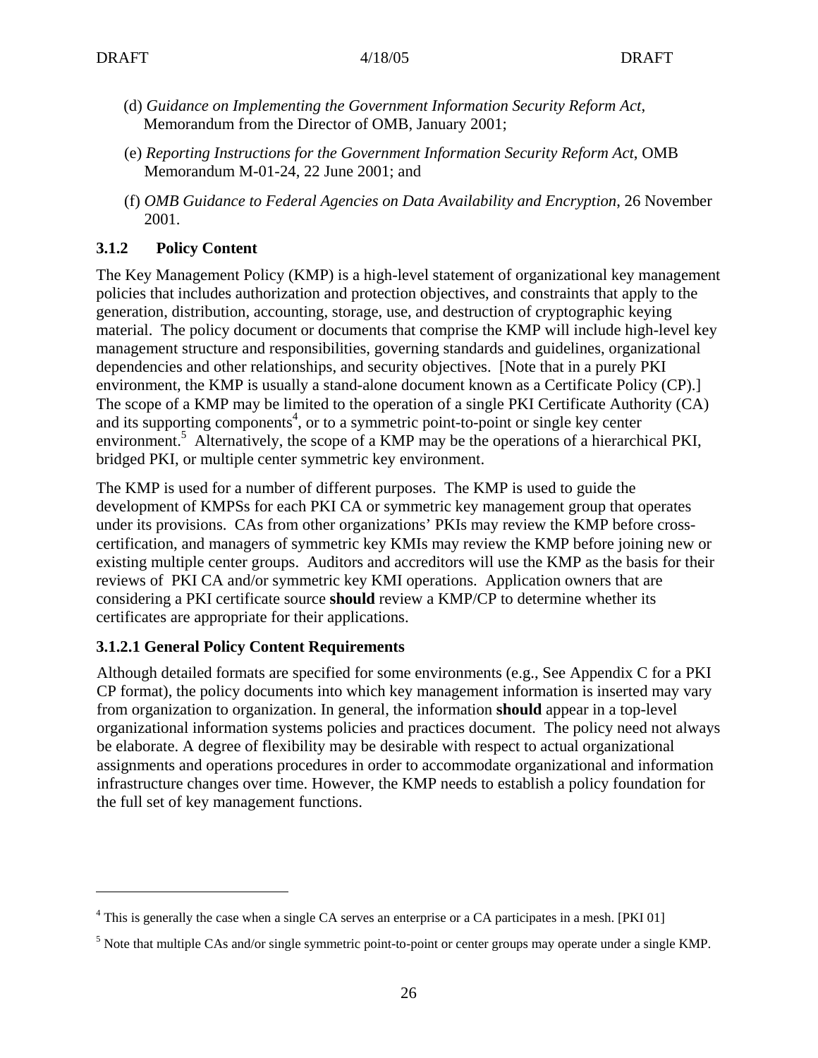(d) *Guidance on Implementing the Government Information Security Reform Act*, Memorandum from the Director of OMB, January 2001;

(e) *Reporting Instructions for the Government Information Security Reform Act*, OMB Memorandum M-01-24, 22 June 2001; and

(f) *OMB Guidance to Federal Agencies on Data Availability and Encryption*, 26 November 2001.

### 3.1.2 Policy Content

The Key Management Policy (KMP) is a high-level statement of organizational key management policies that includes authorization and protection objectives, and constraints that apply to the generation, distribution, accounting, storage, use, and destruction of cryptographic keying material. The policy document or documents that comprise the KMP will include high-level key management structure and responsibilities, governing standards and guidelines, organizational dependencies and other relationships, and security objectives. [Note that in a purely PKI environment, the KMP is usually a stand-alone document known as a Certificate Policy (CP).] The scope of a KMP may be limited to the operation of a single PKI Certificate Authority (CA) and its supporting components[4], or to a symmetric point-to-point or single key center environment.[5] Alternatively, the scope of a KMP may be the operations of a hierarchical PKI, bridged PKI, or multiple center symmetric key environment.

The KMP is used for a number of different purposes. The KMP is used to guide the development of KMPSs for each PKI CA or symmetric key management group that operates under its provisions. CAs from other organizations' PKIs may review the KMP before cross-certification, and managers of symmetric key KMIs may review the KMP before joining new or existing multiple center groups. Auditors and accreditors will use the KMP as the basis for their reviews of PKI CA and/or symmetric key KMI operations. Application owners that are considering a PKI certificate source **should** review a KMP/CP to determine whether its certificates are appropriate for their applications.

#### 3.1.2.1 General Policy Content Requirements

Although detailed formats are specified for some environments (e.g., See Appendix C for a PKI CP format), the policy documents into which key management information is inserted may vary from organization to organization. In general, the information **should** appear in a top-level organizational information systems policies and practices document. The policy need not always be elaborate. A degree of flexibility may be desirable with respect to actual organizational assignments and operations procedures in order to accommodate organizational and information infrastructure changes over time. However, the KMP needs to establish a policy foundation for the full set of key management functions.

---

[4] This is generally the case when a single CA serves an enterprise or a CA participates in a mesh. [PKI 01]

[5] Note that multiple CAs and/or single symmetric point-to-point or center groups may operate under a single KMP.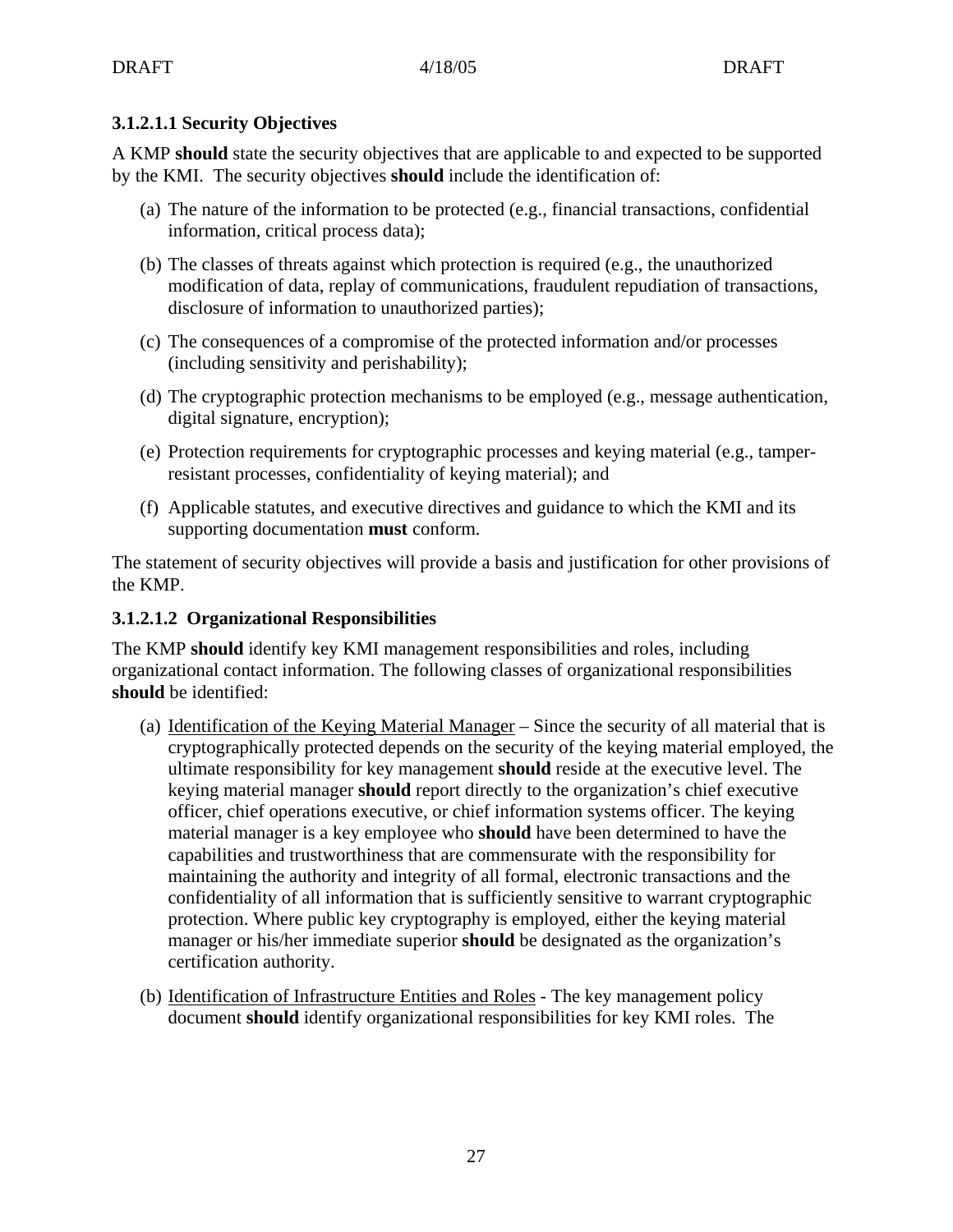#### 3.1.2.1.1 Security Objectives

A KMP **should** state the security objectives that are applicable to and expected to be supported by the KMI. The security objectives **should** include the identification of:

(a) The nature of the information to be protected (e.g., financial transactions, confidential information, critical process data);

(b) The classes of threats against which protection is required (e.g., the unauthorized modification of data, replay of communications, fraudulent repudiation of transactions, disclosure of information to unauthorized parties);

(c) The consequences of a compromise of the protected information and/or processes (including sensitivity and perishability);

(d) The cryptographic protection mechanisms to be employed (e.g., message authentication, digital signature, encryption);

(e) Protection requirements for cryptographic processes and keying material (e.g., tamper-resistant processes, confidentiality of keying material); and

(f) Applicable statutes, and executive directives and guidance to which the KMI and its supporting documentation **must** conform.

The statement of security objectives will provide a basis and justification for other provisions of the KMP.

#### 3.1.2.1.2 Organizational Responsibilities

The KMP **should** identify key KMI management responsibilities and roles, including organizational contact information. The following classes of organizational responsibilities **should** be identified:

(a) <u>Identification of the Keying Material Manager</u> – Since the security of all material that is cryptographically protected depends on the security of the keying material employed, the ultimate responsibility for key management **should** reside at the executive level. The keying material manager **should** report directly to the organization's chief executive officer, chief operations executive, or chief information systems officer. The keying material manager is a key employee who **should** have been determined to have the capabilities and trustworthiness that are commensurate with the responsibility for maintaining the authority and integrity of all formal, electronic transactions and the confidentiality of all information that is sufficiently sensitive to warrant cryptographic protection. Where public key cryptography is employed, either the keying material manager or his/her immediate superior **should** be designated as the organization's certification authority.

(b) <u>Identification of Infrastructure Entities and Roles</u> - The key management policy document **should** identify organizational responsibilities for key KMI roles. The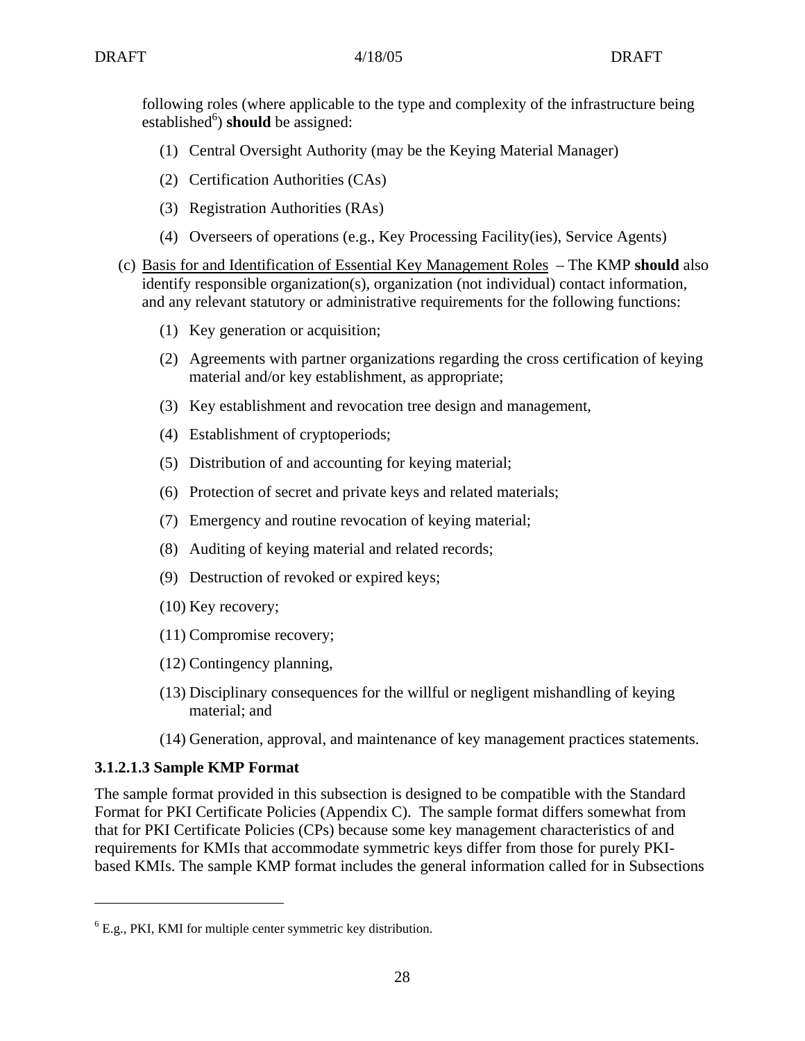following roles (where applicable to the type and complexity of the infrastructure being established[6]) **should** be assigned:

(1) Central Oversight Authority (may be the Keying Material Manager)

(2) Certification Authorities (CAs)

(3) Registration Authorities (RAs)

(4) Overseers of operations (e.g., Key Processing Facility(ies), Service Agents)

(c) Basis for and Identification of Essential Key Management Roles – The KMP **should** also identify responsible organization(s), organization (not individual) contact information, and any relevant statutory or administrative requirements for the following functions:

(1) Key generation or acquisition;

(2) Agreements with partner organizations regarding the cross certification of keying material and/or key establishment, as appropriate;

(3) Key establishment and revocation tree design and management,

(4) Establishment of cryptoperiods;

(5) Distribution of and accounting for keying material;

(6) Protection of secret and private keys and related materials;

(7) Emergency and routine revocation of keying material;

(8) Auditing of keying material and related records;

(9) Destruction of revoked or expired keys;

(10) Key recovery;

(11) Compromise recovery;

(12) Contingency planning,

(13) Disciplinary consequences for the willful or negligent mishandling of keying material; and

(14) Generation, approval, and maintenance of key management practices statements.

**3.1.2.1.3 Sample KMP Format**

The sample format provided in this subsection is designed to be compatible with the Standard Format for PKI Certificate Policies (Appendix C). The sample format differs somewhat from that for PKI Certificate Policies (CPs) because some key management characteristics of and requirements for KMIs that accommodate symmetric keys differ from those for purely PKI-based KMIs. The sample KMP format includes the general information called for in Subsections

[6] E.g., PKI, KMI for multiple center symmetric key distribution.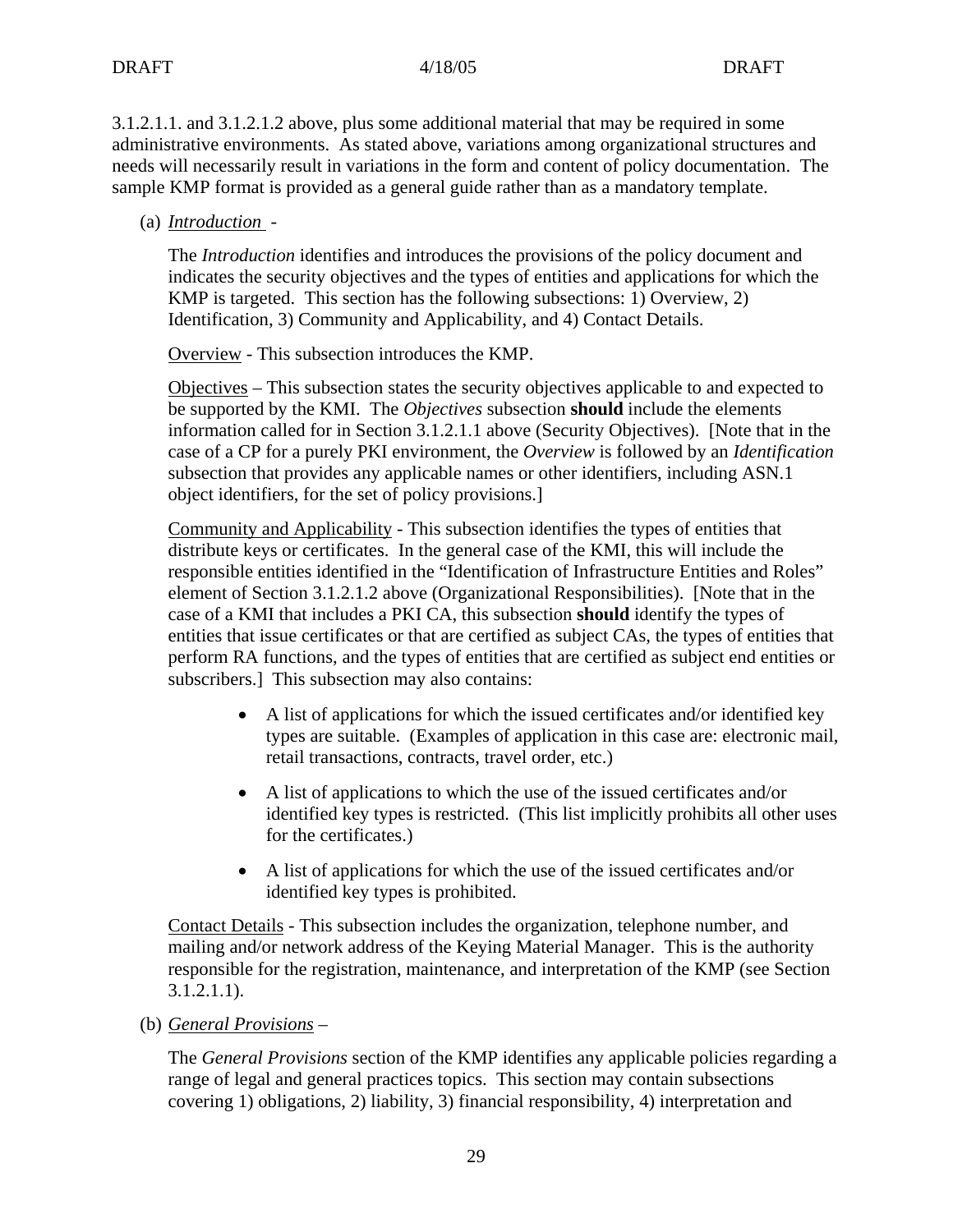3.1.2.1.1. and 3.1.2.1.2 above, plus some additional material that may be required in some administrative environments. As stated above, variations among organizational structures and needs will necessarily result in variations in the form and content of policy documentation. The sample KMP format is provided as a general guide rather than as a mandatory template.

(a) *Introduction* -

The *Introduction* identifies and introduces the provisions of the policy document and indicates the security objectives and the types of entities and applications for which the KMP is targeted. This section has the following subsections: 1) Overview, 2) Identification, 3) Community and Applicability, and 4) Contact Details.

Overview - This subsection introduces the KMP.

Objectives – This subsection states the security objectives applicable to and expected to be supported by the KMI. The *Objectives* subsection **should** include the elements information called for in Section 3.1.2.1.1 above (Security Objectives). [Note that in the case of a CP for a purely PKI environment, the *Overview* is followed by an *Identification* subsection that provides any applicable names or other identifiers, including ASN.1 object identifiers, for the set of policy provisions.]

Community and Applicability - This subsection identifies the types of entities that distribute keys or certificates. In the general case of the KMI, this will include the responsible entities identified in the "Identification of Infrastructure Entities and Roles" element of Section 3.1.2.1.2 above (Organizational Responsibilities). [Note that in the case of a KMI that includes a PKI CA, this subsection **should** identify the types of entities that issue certificates or that are certified as subject CAs, the types of entities that perform RA functions, and the types of entities that are certified as subject end entities or subscribers.] This subsection may also contains:

- A list of applications for which the issued certificates and/or identified key types are suitable. (Examples of application in this case are: electronic mail, retail transactions, contracts, travel order, etc.)
- A list of applications to which the use of the issued certificates and/or identified key types is restricted. (This list implicitly prohibits all other uses for the certificates.)
- A list of applications for which the use of the issued certificates and/or identified key types is prohibited.

Contact Details - This subsection includes the organization, telephone number, and mailing and/or network address of the Keying Material Manager. This is the authority responsible for the registration, maintenance, and interpretation of the KMP (see Section 3.1.2.1.1).

(b) *General Provisions* –

The *General Provisions* section of the KMP identifies any applicable policies regarding a range of legal and general practices topics. This section may contain subsections covering 1) obligations, 2) liability, 3) financial responsibility, 4) interpretation and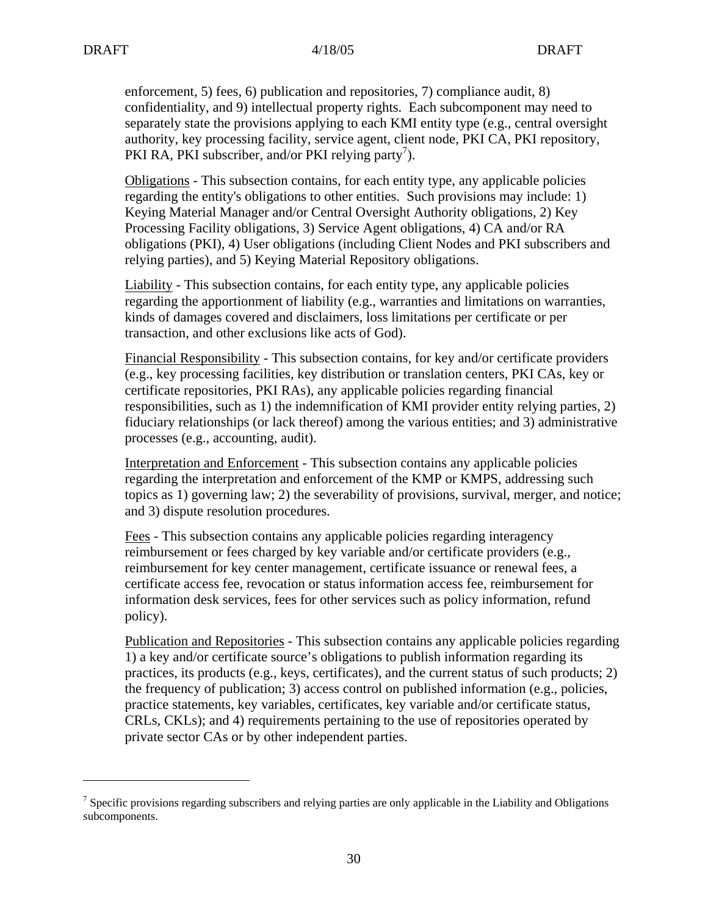enforcement, 5) fees, 6) publication and repositories, 7) compliance audit, 8) confidentiality, and 9) intellectual property rights. Each subcomponent may need to separately state the provisions applying to each KMI entity type (e.g., central oversight authority, key processing facility, service agent, client node, PKI CA, PKI repository, PKI RA, PKI subscriber, and/or PKI relying party[7]).

Obligations - This subsection contains, for each entity type, any applicable policies regarding the entity's obligations to other entities. Such provisions may include: 1) Keying Material Manager and/or Central Oversight Authority obligations, 2) Key Processing Facility obligations, 3) Service Agent obligations, 4) CA and/or RA obligations (PKI), 4) User obligations (including Client Nodes and PKI subscribers and relying parties), and 5) Keying Material Repository obligations.

Liability - This subsection contains, for each entity type, any applicable policies regarding the apportionment of liability (e.g., warranties and limitations on warranties, kinds of damages covered and disclaimers, loss limitations per certificate or per transaction, and other exclusions like acts of God).

Financial Responsibility - This subsection contains, for key and/or certificate providers (e.g., key processing facilities, key distribution or translation centers, PKI CAs, key or certificate repositories, PKI RAs), any applicable policies regarding financial responsibilities, such as 1) the indemnification of KMI provider entity relying parties, 2) fiduciary relationships (or lack thereof) among the various entities; and 3) administrative processes (e.g., accounting, audit).

Interpretation and Enforcement - This subsection contains any applicable policies regarding the interpretation and enforcement of the KMP or KMPS, addressing such topics as 1) governing law; 2) the severability of provisions, survival, merger, and notice; and 3) dispute resolution procedures.

Fees - This subsection contains any applicable policies regarding interagency reimbursement or fees charged by key variable and/or certificate providers (e.g., reimbursement for key center management, certificate issuance or renewal fees, a certificate access fee, revocation or status information access fee, reimbursement for information desk services, fees for other services such as policy information, refund policy).

Publication and Repositories - This subsection contains any applicable policies regarding 1) a key and/or certificate source's obligations to publish information regarding its practices, its products (e.g., keys, certificates), and the current status of such products; 2) the frequency of publication; 3) access control on published information (e.g., policies, practice statements, key variables, certificates, key variable and/or certificate status, CRLs, CKLs); and 4) requirements pertaining to the use of repositories operated by private sector CAs or by other independent parties.

---

[7] Specific provisions regarding subscribers and relying parties are only applicable in the Liability and Obligations subcomponents.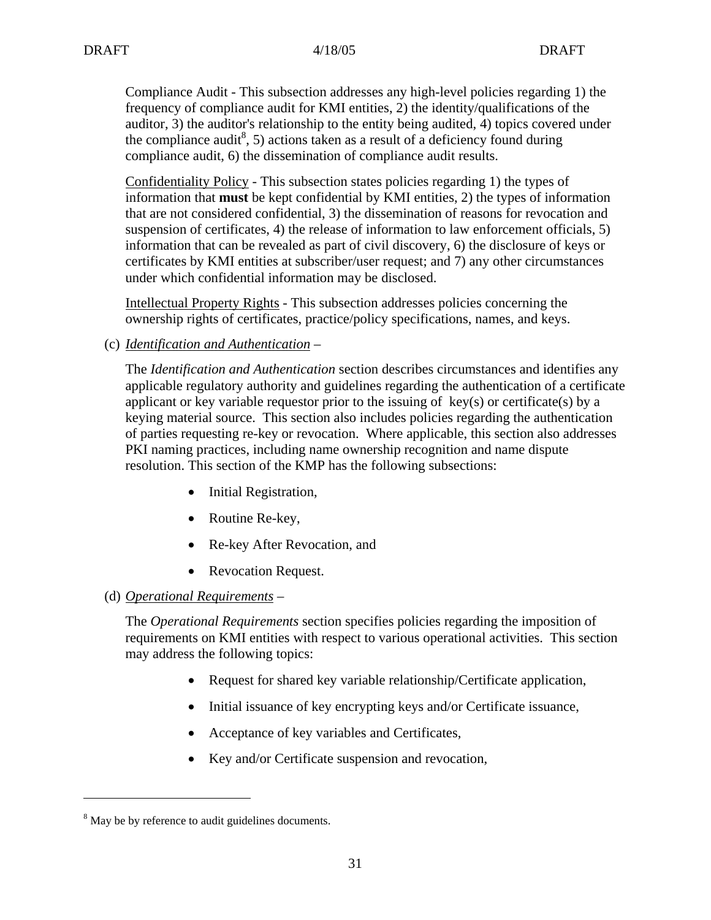Compliance Audit - This subsection addresses any high-level policies regarding 1) the frequency of compliance audit for KMI entities, 2) the identity/qualifications of the auditor, 3) the auditor's relationship to the entity being audited, 4) topics covered under the compliance audit[8], 5) actions taken as a result of a deficiency found during compliance audit, 6) the dissemination of compliance audit results.

<u>Confidentiality Policy</u> - This subsection states policies regarding 1) the types of information that **must** be kept confidential by KMI entities, 2) the types of information that are not considered confidential, 3) the dissemination of reasons for revocation and suspension of certificates, 4) the release of information to law enforcement officials, 5) information that can be revealed as part of civil discovery, 6) the disclosure of keys or certificates by KMI entities at subscriber/user request; and 7) any other circumstances under which confidential information may be disclosed.

<u>Intellectual Property Rights</u> - This subsection addresses policies concerning the ownership rights of certificates, practice/policy specifications, names, and keys.

(c) *<u>Identification and Authentication</u>* –

The *Identification and Authentication* section describes circumstances and identifies any applicable regulatory authority and guidelines regarding the authentication of a certificate applicant or key variable requestor prior to the issuing of key(s) or certificate(s) by a keying material source. This section also includes policies regarding the authentication of parties requesting re-key or revocation. Where applicable, this section also addresses PKI naming practices, including name ownership recognition and name dispute resolution. This section of the KMP has the following subsections:

- Initial Registration,
- Routine Re-key,
- Re-key After Revocation, and
- Revocation Request.

(d) *<u>Operational Requirements</u>* –

The *Operational Requirements* section specifies policies regarding the imposition of requirements on KMI entities with respect to various operational activities. This section may address the following topics:

- Request for shared key variable relationship/Certificate application,
- Initial issuance of key encrypting keys and/or Certificate issuance,
- Acceptance of key variables and Certificates,
- Key and/or Certificate suspension and revocation,

---

[8] May be by reference to audit guidelines documents.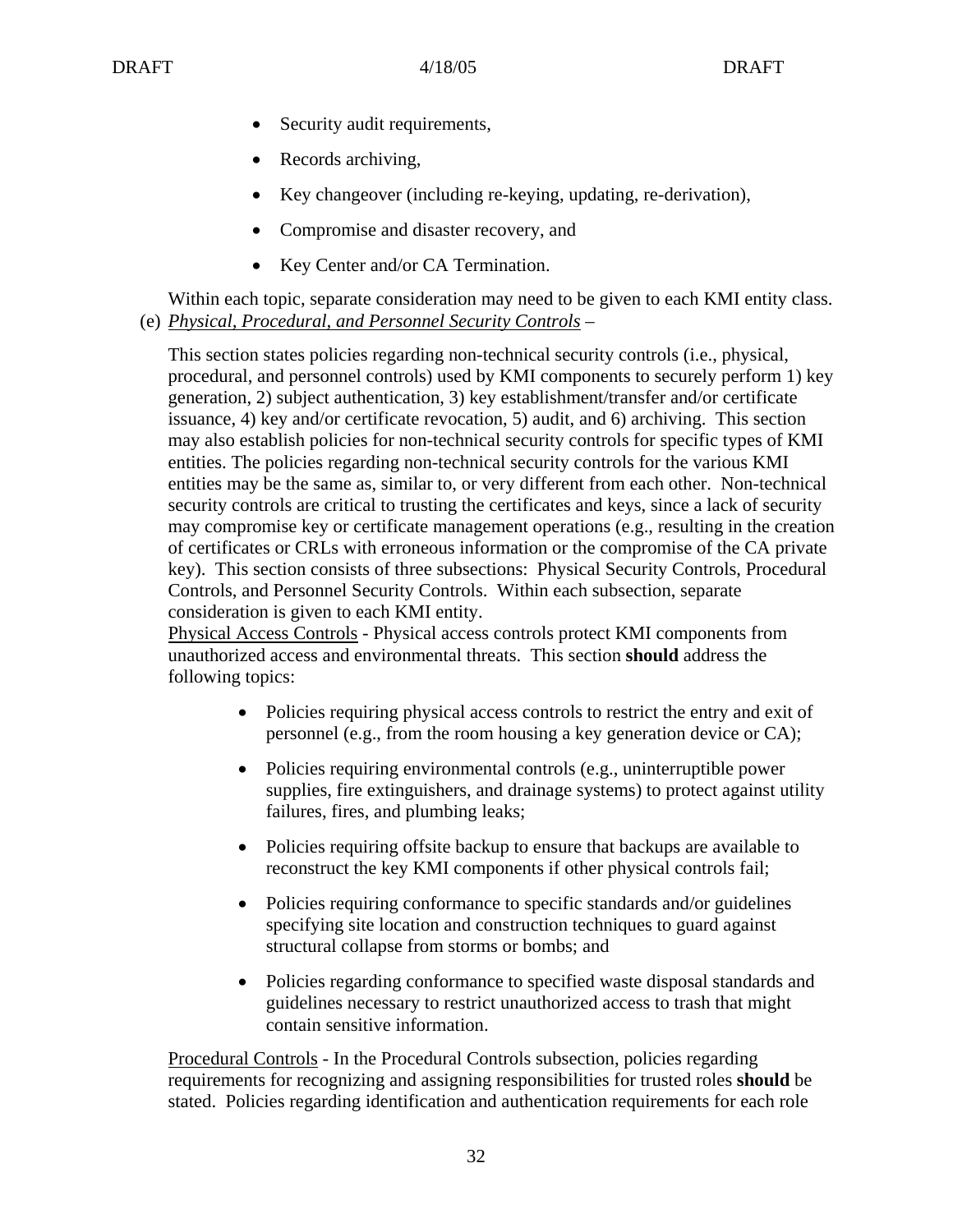- Security audit requirements,
- Records archiving,
- Key changeover (including re-keying, updating, re-derivation),
- Compromise and disaster recovery, and
- Key Center and/or CA Termination.

Within each topic, separate consideration may need to be given to each KMI entity class.

(e) *Physical, Procedural, and Personnel Security Controls* –

This section states policies regarding non-technical security controls (i.e., physical, procedural, and personnel controls) used by KMI components to securely perform 1) key generation, 2) subject authentication, 3) key establishment/transfer and/or certificate issuance, 4) key and/or certificate revocation, 5) audit, and 6) archiving. This section may also establish policies for non-technical security controls for specific types of KMI entities. The policies regarding non-technical security controls for the various KMI entities may be the same as, similar to, or very different from each other. Non-technical security controls are critical to trusting the certificates and keys, since a lack of security may compromise key or certificate management operations (e.g., resulting in the creation of certificates or CRLs with erroneous information or the compromise of the CA private key). This section consists of three subsections: Physical Security Controls, Procedural Controls, and Personnel Security Controls. Within each subsection, separate consideration is given to each KMI entity.

Physical Access Controls - Physical access controls protect KMI components from unauthorized access and environmental threats. This section **should** address the following topics:

- Policies requiring physical access controls to restrict the entry and exit of personnel (e.g., from the room housing a key generation device or CA);
- Policies requiring environmental controls (e.g., uninterruptible power supplies, fire extinguishers, and drainage systems) to protect against utility failures, fires, and plumbing leaks;
- Policies requiring offsite backup to ensure that backups are available to reconstruct the key KMI components if other physical controls fail;
- Policies requiring conformance to specific standards and/or guidelines specifying site location and construction techniques to guard against structural collapse from storms or bombs; and
- Policies regarding conformance to specified waste disposal standards and guidelines necessary to restrict unauthorized access to trash that might contain sensitive information.

Procedural Controls - In the Procedural Controls subsection, policies regarding requirements for recognizing and assigning responsibilities for trusted roles **should** be stated. Policies regarding identification and authentication requirements for each role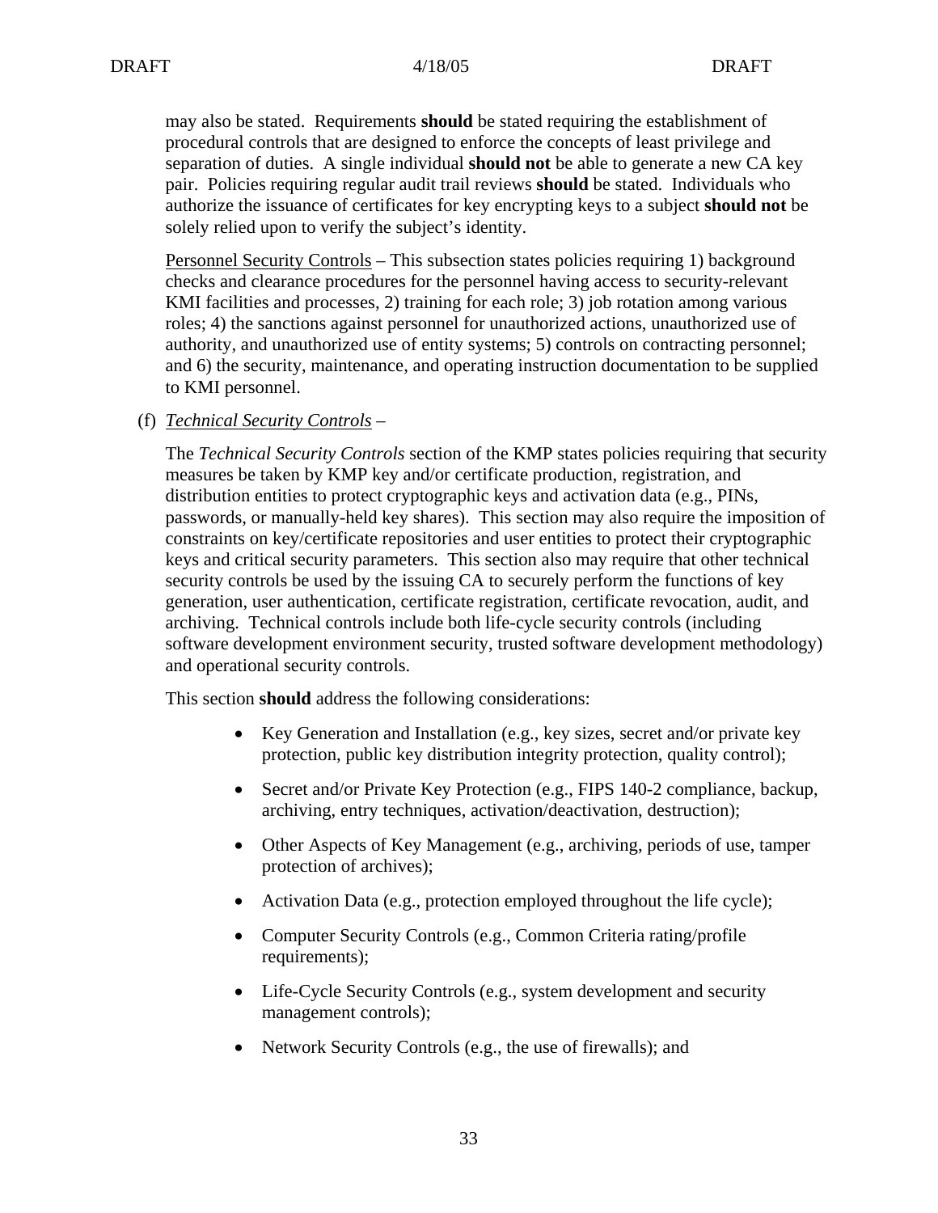may also be stated. Requirements **should** be stated requiring the establishment of procedural controls that are designed to enforce the concepts of least privilege and separation of duties. A single individual **should not** be able to generate a new CA key pair. Policies requiring regular audit trail reviews **should** be stated. Individuals who authorize the issuance of certificates for key encrypting keys to a subject **should not** be solely relied upon to verify the subject's identity.

Personnel Security Controls – This subsection states policies requiring 1) background checks and clearance procedures for the personnel having access to security-relevant KMI facilities and processes, 2) training for each role; 3) job rotation among various roles; 4) the sanctions against personnel for unauthorized actions, unauthorized use of authority, and unauthorized use of entity systems; 5) controls on contracting personnel; and 6) the security, maintenance, and operating instruction documentation to be supplied to KMI personnel.

(f) *Technical Security Controls* –

The *Technical Security Controls* section of the KMP states policies requiring that security measures be taken by KMP key and/or certificate production, registration, and distribution entities to protect cryptographic keys and activation data (e.g., PINs, passwords, or manually-held key shares). This section may also require the imposition of constraints on key/certificate repositories and user entities to protect their cryptographic keys and critical security parameters. This section also may require that other technical security controls be used by the issuing CA to securely perform the functions of key generation, user authentication, certificate registration, certificate revocation, audit, and archiving. Technical controls include both life-cycle security controls (including software development environment security, trusted software development methodology) and operational security controls.

This section **should** address the following considerations:

- Key Generation and Installation (e.g., key sizes, secret and/or private key protection, public key distribution integrity protection, quality control);
- Secret and/or Private Key Protection (e.g., FIPS 140-2 compliance, backup, archiving, entry techniques, activation/deactivation, destruction);
- Other Aspects of Key Management (e.g., archiving, periods of use, tamper protection of archives);
- Activation Data (e.g., protection employed throughout the life cycle);
- Computer Security Controls (e.g., Common Criteria rating/profile requirements);
- Life-Cycle Security Controls (e.g., system development and security management controls);
- Network Security Controls (e.g., the use of firewalls); and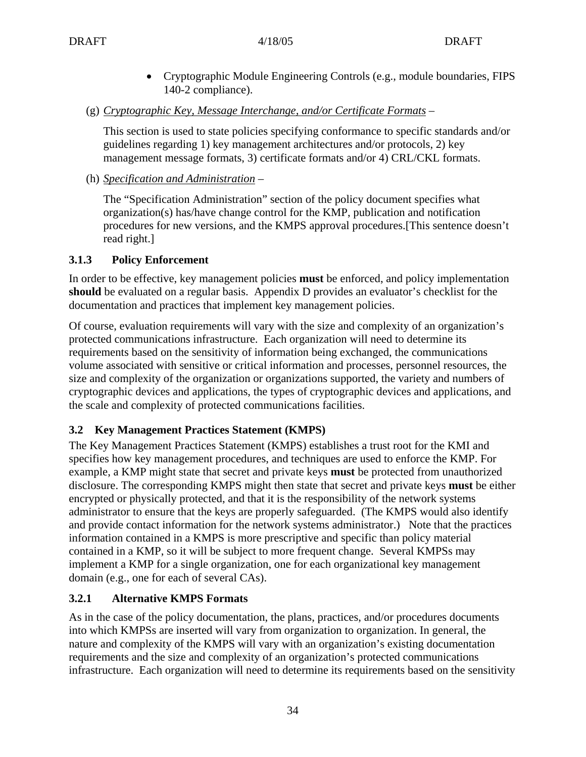- Cryptographic Module Engineering Controls (e.g., module boundaries, FIPS 140-2 compliance).

(g) *Cryptographic Key, Message Interchange, and/or Certificate Formats* –

This section is used to state policies specifying conformance to specific standards and/or guidelines regarding 1) key management architectures and/or protocols, 2) key management message formats, 3) certificate formats and/or 4) CRL/CKL formats.

(h) *Specification and Administration* –

The "Specification Administration" section of the policy document specifies what organization(s) has/have change control for the KMP, publication and notification procedures for new versions, and the KMPS approval procedures.[This sentence doesn't read right.]

### 3.1.3 Policy Enforcement

In order to be effective, key management policies **must** be enforced, and policy implementation **should** be evaluated on a regular basis. Appendix D provides an evaluator's checklist for the documentation and practices that implement key management policies.

Of course, evaluation requirements will vary with the size and complexity of an organization's protected communications infrastructure. Each organization will need to determine its requirements based on the sensitivity of information being exchanged, the communications volume associated with sensitive or critical information and processes, personnel resources, the size and complexity of the organization or organizations supported, the variety and numbers of cryptographic devices and applications, the types of cryptographic devices and applications, and the scale and complexity of protected communications facilities.

## 3.2 Key Management Practices Statement (KMPS)

The Key Management Practices Statement (KMPS) establishes a trust root for the KMI and specifies how key management procedures, and techniques are used to enforce the KMP. For example, a KMP might state that secret and private keys **must** be protected from unauthorized disclosure. The corresponding KMPS might then state that secret and private keys **must** be either encrypted or physically protected, and that it is the responsibility of the network systems administrator to ensure that the keys are properly safeguarded. (The KMPS would also identify and provide contact information for the network systems administrator.) Note that the practices information contained in a KMPS is more prescriptive and specific than policy material contained in a KMP, so it will be subject to more frequent change. Several KMPSs may implement a KMP for a single organization, one for each organizational key management domain (e.g., one for each of several CAs).

### 3.2.1 Alternative KMPS Formats

As in the case of the policy documentation, the plans, practices, and/or procedures documents into which KMPSs are inserted will vary from organization to organization. In general, the nature and complexity of the KMPS will vary with an organization's existing documentation requirements and the size and complexity of an organization's protected communications infrastructure. Each organization will need to determine its requirements based on the sensitivity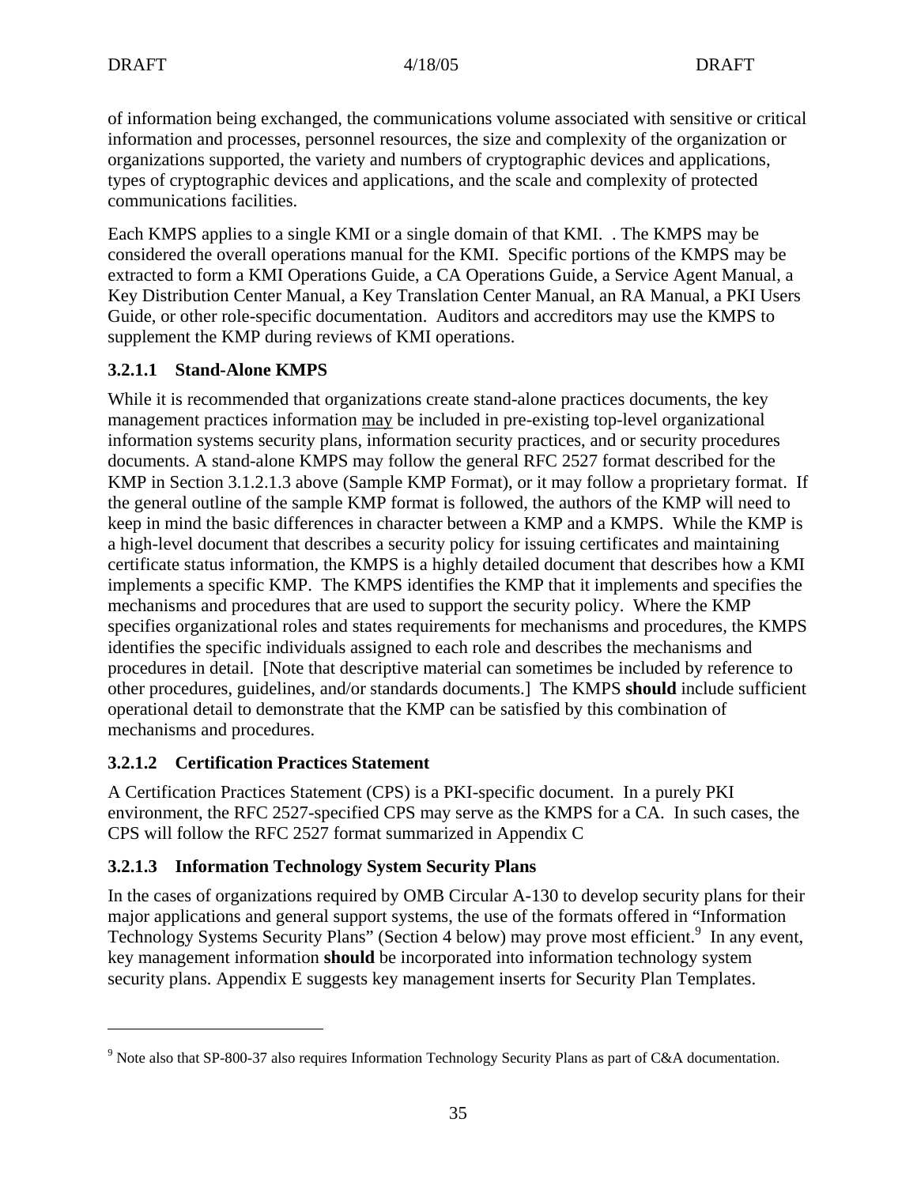of information being exchanged, the communications volume associated with sensitive or critical information and processes, personnel resources, the size and complexity of the organization or organizations supported, the variety and numbers of cryptographic devices and applications, types of cryptographic devices and applications, and the scale and complexity of protected communications facilities.

Each KMPS applies to a single KMI or a single domain of that KMI. . The KMPS may be considered the overall operations manual for the KMI. Specific portions of the KMPS may be extracted to form a KMI Operations Guide, a CA Operations Guide, a Service Agent Manual, a Key Distribution Center Manual, a Key Translation Center Manual, an RA Manual, a PKI Users Guide, or other role-specific documentation. Auditors and accreditors may use the KMPS to supplement the KMP during reviews of KMI operations.

### 3.2.1.1 Stand-Alone KMPS

While it is recommended that organizations create stand-alone practices documents, the key management practices information <u>may</u> be included in pre-existing top-level organizational information systems security plans, information security practices, and or security procedures documents. A stand-alone KMPS may follow the general RFC 2527 format described for the KMP in Section 3.1.2.1.3 above (Sample KMP Format), or it may follow a proprietary format. If the general outline of the sample KMP format is followed, the authors of the KMP will need to keep in mind the basic differences in character between a KMP and a KMPS. While the KMP is a high-level document that describes a security policy for issuing certificates and maintaining certificate status information, the KMPS is a highly detailed document that describes how a KMI implements a specific KMP. The KMPS identifies the KMP that it implements and specifies the mechanisms and procedures that are used to support the security policy. Where the KMP specifies organizational roles and states requirements for mechanisms and procedures, the KMPS identifies the specific individuals assigned to each role and describes the mechanisms and procedures in detail. [Note that descriptive material can sometimes be included by reference to other procedures, guidelines, and/or standards documents.] The KMPS **should** include sufficient operational detail to demonstrate that the KMP can be satisfied by this combination of mechanisms and procedures.

### 3.2.1.2 Certification Practices Statement

A Certification Practices Statement (CPS) is a PKI-specific document. In a purely PKI environment, the RFC 2527-specified CPS may serve as the KMPS for a CA. In such cases, the CPS will follow the RFC 2527 format summarized in Appendix C

### 3.2.1.3 Information Technology System Security Plans

In the cases of organizations required by OMB Circular A-130 to develop security plans for their major applications and general support systems, the use of the formats offered in "Information Technology Systems Security Plans" (Section 4 below) may prove most efficient.[9] In any event, key management information **should** be incorporated into information technology system security plans. Appendix E suggests key management inserts for Security Plan Templates.

---

[9] Note also that SP-800-37 also requires Information Technology Security Plans as part of C&A documentation.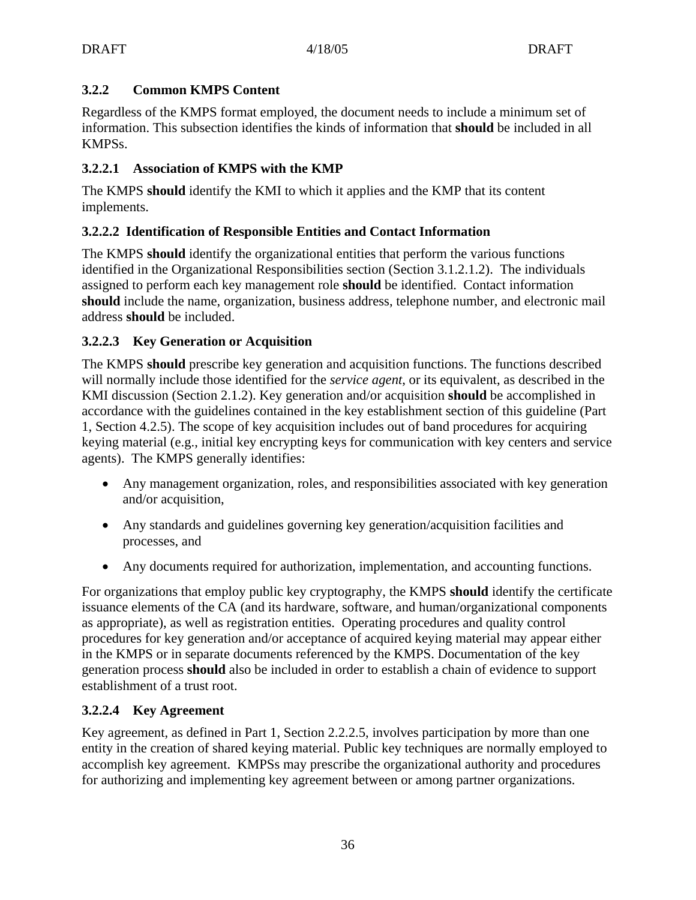### 3.2.2 Common KMPS Content

Regardless of the KMPS format employed, the document needs to include a minimum set of information. This subsection identifies the kinds of information that **should** be included in all KMPSs.

#### 3.2.2.1 Association of KMPS with the KMP

The KMPS **should** identify the KMI to which it applies and the KMP that its content implements.

#### 3.2.2.2 Identification of Responsible Entities and Contact Information

The KMPS **should** identify the organizational entities that perform the various functions identified in the Organizational Responsibilities section (Section 3.1.2.1.2). The individuals assigned to perform each key management role **should** be identified. Contact information **should** include the name, organization, business address, telephone number, and electronic mail address **should** be included.

#### 3.2.2.3 Key Generation or Acquisition

The KMPS **should** prescribe key generation and acquisition functions. The functions described will normally include those identified for the *service agent*, or its equivalent, as described in the KMI discussion (Section 2.1.2). Key generation and/or acquisition **should** be accomplished in accordance with the guidelines contained in the key establishment section of this guideline (Part 1, Section 4.2.5). The scope of key acquisition includes out of band procedures for acquiring keying material (e.g., initial key encrypting keys for communication with key centers and service agents). The KMPS generally identifies:

- Any management organization, roles, and responsibilities associated with key generation and/or acquisition,
- Any standards and guidelines governing key generation/acquisition facilities and processes, and
- Any documents required for authorization, implementation, and accounting functions.

For organizations that employ public key cryptography, the KMPS **should** identify the certificate issuance elements of the CA (and its hardware, software, and human/organizational components as appropriate), as well as registration entities. Operating procedures and quality control procedures for key generation and/or acceptance of acquired keying material may appear either in the KMPS or in separate documents referenced by the KMPS. Documentation of the key generation process **should** also be included in order to establish a chain of evidence to support establishment of a trust root.

#### 3.2.2.4 Key Agreement

Key agreement, as defined in Part 1, Section 2.2.2.5, involves participation by more than one entity in the creation of shared keying material. Public key techniques are normally employed to accomplish key agreement. KMPSs may prescribe the organizational authority and procedures for authorizing and implementing key agreement between or among partner organizations.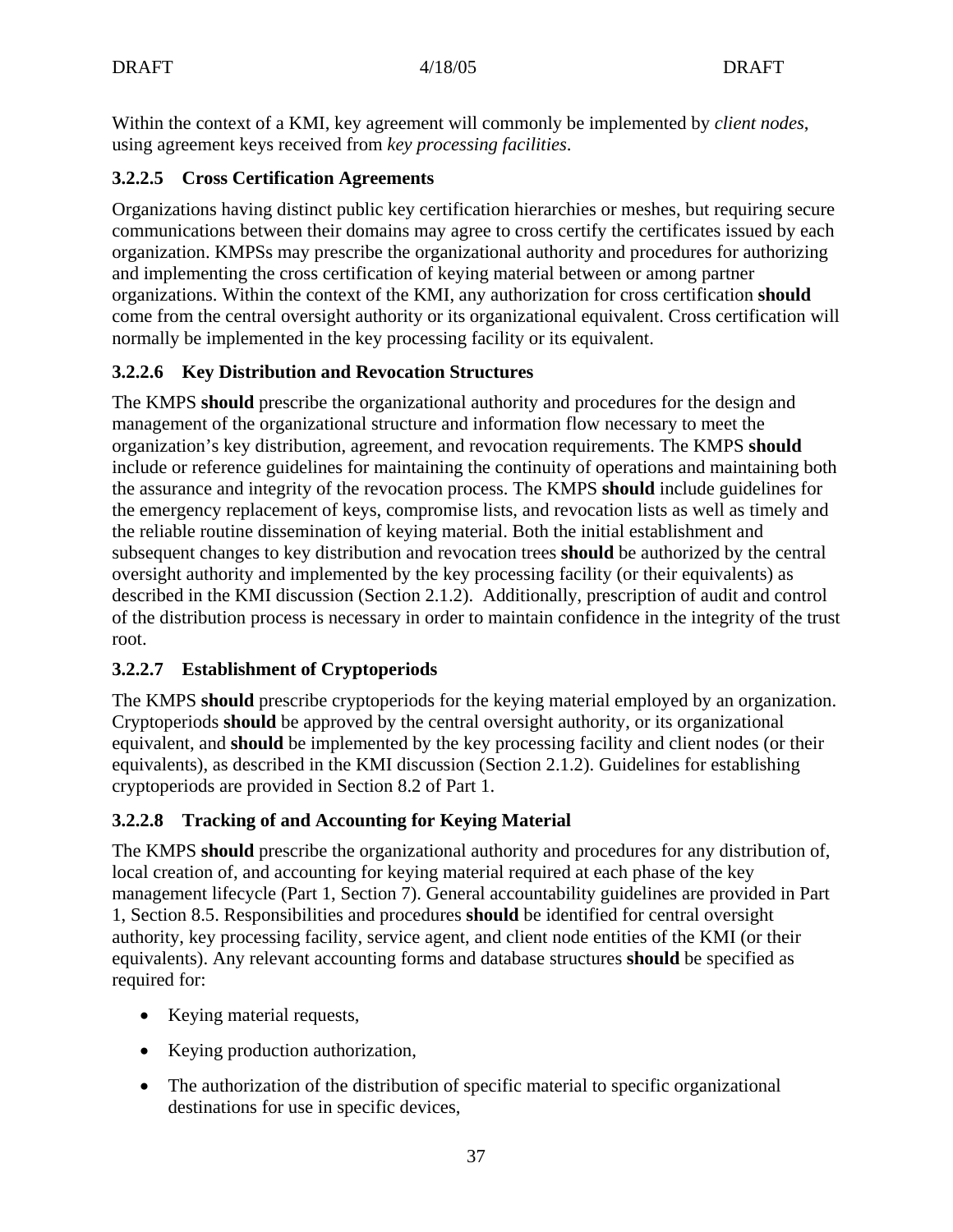Within the context of a KMI, key agreement will commonly be implemented by *client nodes*, using agreement keys received from *key processing facilities*.

#### 3.2.2.5 Cross Certification Agreements

Organizations having distinct public key certification hierarchies or meshes, but requiring secure communications between their domains may agree to cross certify the certificates issued by each organization. KMPSs may prescribe the organizational authority and procedures for authorizing and implementing the cross certification of keying material between or among partner organizations. Within the context of the KMI, any authorization for cross certification **should** come from the central oversight authority or its organizational equivalent. Cross certification will normally be implemented in the key processing facility or its equivalent.

#### 3.2.2.6 Key Distribution and Revocation Structures

The KMPS **should** prescribe the organizational authority and procedures for the design and management of the organizational structure and information flow necessary to meet the organization's key distribution, agreement, and revocation requirements. The KMPS **should** include or reference guidelines for maintaining the continuity of operations and maintaining both the assurance and integrity of the revocation process. The KMPS **should** include guidelines for the emergency replacement of keys, compromise lists, and revocation lists as well as timely and the reliable routine dissemination of keying material. Both the initial establishment and subsequent changes to key distribution and revocation trees **should** be authorized by the central oversight authority and implemented by the key processing facility (or their equivalents) as described in the KMI discussion (Section 2.1.2). Additionally, prescription of audit and control of the distribution process is necessary in order to maintain confidence in the integrity of the trust root.

#### 3.2.2.7 Establishment of Cryptoperiods

The KMPS **should** prescribe cryptoperiods for the keying material employed by an organization. Cryptoperiods **should** be approved by the central oversight authority, or its organizational equivalent, and **should** be implemented by the key processing facility and client nodes (or their equivalents), as described in the KMI discussion (Section 2.1.2). Guidelines for establishing cryptoperiods are provided in Section 8.2 of Part 1.

#### 3.2.2.8 Tracking of and Accounting for Keying Material

The KMPS **should** prescribe the organizational authority and procedures for any distribution of, local creation of, and accounting for keying material required at each phase of the key management lifecycle (Part 1, Section 7). General accountability guidelines are provided in Part 1, Section 8.5. Responsibilities and procedures **should** be identified for central oversight authority, key processing facility, service agent, and client node entities of the KMI (or their equivalents). Any relevant accounting forms and database structures **should** be specified as required for:

- Keying material requests,
- Keying production authorization,
- The authorization of the distribution of specific material to specific organizational destinations for use in specific devices,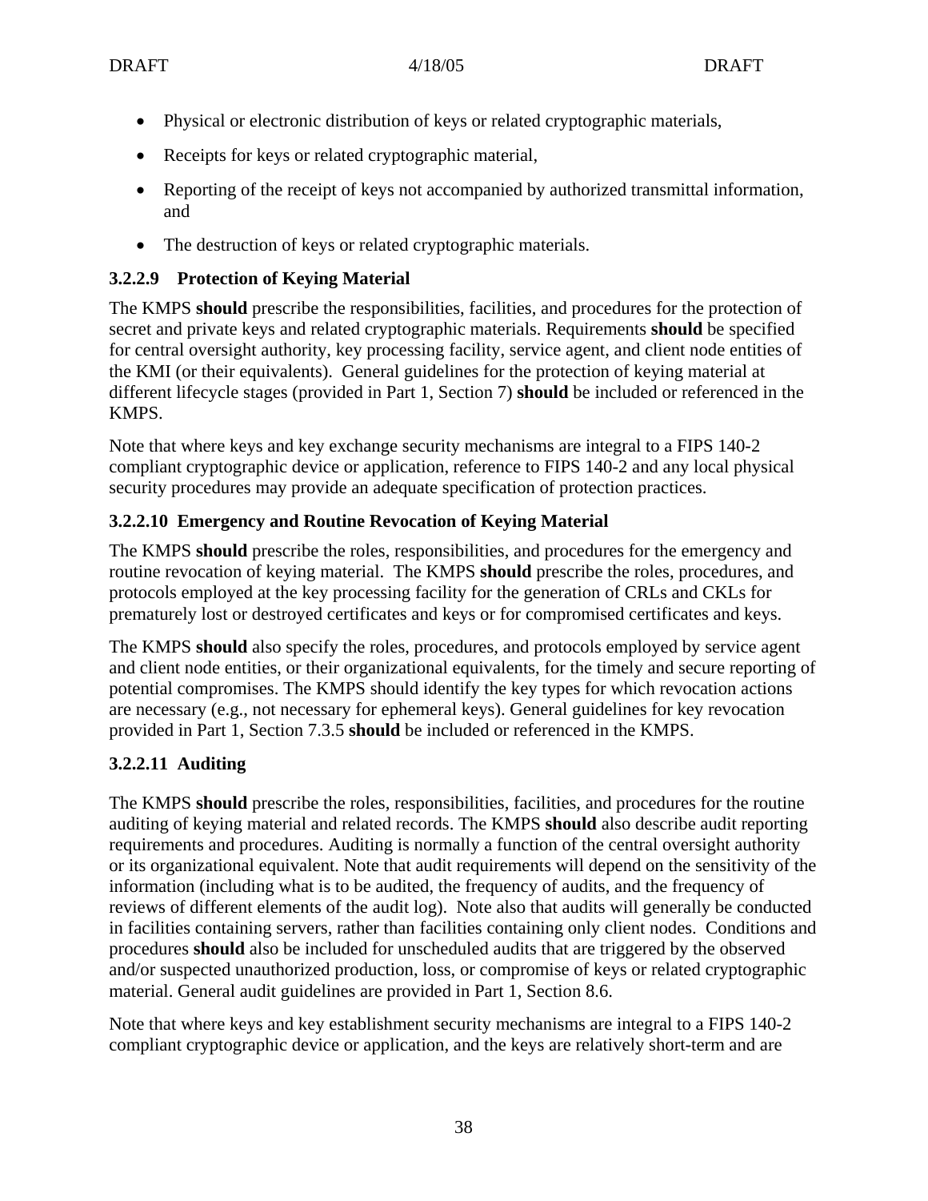- Physical or electronic distribution of keys or related cryptographic materials,
- Receipts for keys or related cryptographic material,
- Reporting of the receipt of keys not accompanied by authorized transmittal information, and
- The destruction of keys or related cryptographic materials.

#### 3.2.2.9 Protection of Keying Material

The KMPS **should** prescribe the responsibilities, facilities, and procedures for the protection of secret and private keys and related cryptographic materials. Requirements **should** be specified for central oversight authority, key processing facility, service agent, and client node entities of the KMI (or their equivalents). General guidelines for the protection of keying material at different lifecycle stages (provided in Part 1, Section 7) **should** be included or referenced in the KMPS.

Note that where keys and key exchange security mechanisms are integral to a FIPS 140-2 compliant cryptographic device or application, reference to FIPS 140-2 and any local physical security procedures may provide an adequate specification of protection practices.

#### 3.2.2.10 Emergency and Routine Revocation of Keying Material

The KMPS **should** prescribe the roles, responsibilities, and procedures for the emergency and routine revocation of keying material. The KMPS **should** prescribe the roles, procedures, and protocols employed at the key processing facility for the generation of CRLs and CKLs for prematurely lost or destroyed certificates and keys or for compromised certificates and keys.

The KMPS **should** also specify the roles, procedures, and protocols employed by service agent and client node entities, or their organizational equivalents, for the timely and secure reporting of potential compromises. The KMPS should identify the key types for which revocation actions are necessary (e.g., not necessary for ephemeral keys). General guidelines for key revocation provided in Part 1, Section 7.3.5 **should** be included or referenced in the KMPS.

#### 3.2.2.11 Auditing

The KMPS **should** prescribe the roles, responsibilities, facilities, and procedures for the routine auditing of keying material and related records. The KMPS **should** also describe audit reporting requirements and procedures. Auditing is normally a function of the central oversight authority or its organizational equivalent. Note that audit requirements will depend on the sensitivity of the information (including what is to be audited, the frequency of audits, and the frequency of reviews of different elements of the audit log). Note also that audits will generally be conducted in facilities containing servers, rather than facilities containing only client nodes. Conditions and procedures **should** also be included for unscheduled audits that are triggered by the observed and/or suspected unauthorized production, loss, or compromise of keys or related cryptographic material. General audit guidelines are provided in Part 1, Section 8.6.

Note that where keys and key establishment security mechanisms are integral to a FIPS 140-2 compliant cryptographic device or application, and the keys are relatively short-term and are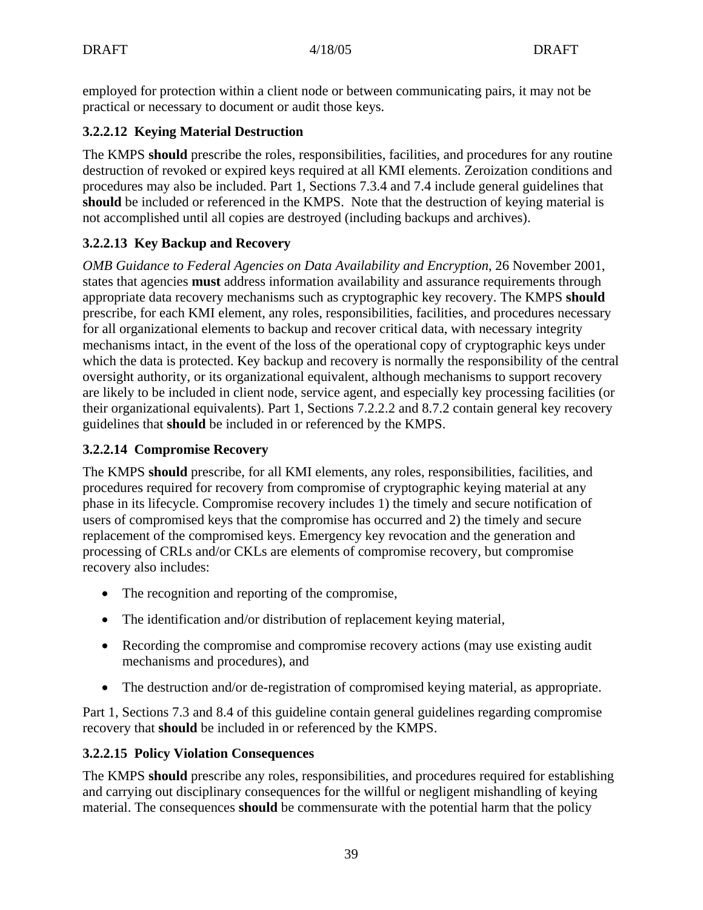employed for protection within a client node or between communicating pairs, it may not be practical or necessary to document or audit those keys.

#### 3.2.2.12 Keying Material Destruction

The KMPS **should** prescribe the roles, responsibilities, facilities, and procedures for any routine destruction of revoked or expired keys required at all KMI elements. Zeroization conditions and procedures may also be included. Part 1, Sections 7.3.4 and 7.4 include general guidelines that **should** be included or referenced in the KMPS. Note that the destruction of keying material is not accomplished until all copies are destroyed (including backups and archives).

#### 3.2.2.13 Key Backup and Recovery

*OMB Guidance to Federal Agencies on Data Availability and Encryption*, 26 November 2001, states that agencies **must** address information availability and assurance requirements through appropriate data recovery mechanisms such as cryptographic key recovery. The KMPS **should** prescribe, for each KMI element, any roles, responsibilities, facilities, and procedures necessary for all organizational elements to backup and recover critical data, with necessary integrity mechanisms intact, in the event of the loss of the operational copy of cryptographic keys under which the data is protected. Key backup and recovery is normally the responsibility of the central oversight authority, or its organizational equivalent, although mechanisms to support recovery are likely to be included in client node, service agent, and especially key processing facilities (or their organizational equivalents). Part 1, Sections 7.2.2.2 and 8.7.2 contain general key recovery guidelines that **should** be included in or referenced by the KMPS.

#### 3.2.2.14 Compromise Recovery

The KMPS **should** prescribe, for all KMI elements, any roles, responsibilities, facilities, and procedures required for recovery from compromise of cryptographic keying material at any phase in its lifecycle. Compromise recovery includes 1) the timely and secure notification of users of compromised keys that the compromise has occurred and 2) the timely and secure replacement of the compromised keys. Emergency key revocation and the generation and processing of CRLs and/or CKLs are elements of compromise recovery, but compromise recovery also includes:

- The recognition and reporting of the compromise,
- The identification and/or distribution of replacement keying material,
- Recording the compromise and compromise recovery actions (may use existing audit mechanisms and procedures), and
- The destruction and/or de-registration of compromised keying material, as appropriate.

Part 1, Sections 7.3 and 8.4 of this guideline contain general guidelines regarding compromise recovery that **should** be included in or referenced by the KMPS.

#### 3.2.2.15 Policy Violation Consequences

The KMPS **should** prescribe any roles, responsibilities, and procedures required for establishing and carrying out disciplinary consequences for the willful or negligent mishandling of keying material. The consequences **should** be commensurate with the potential harm that the policy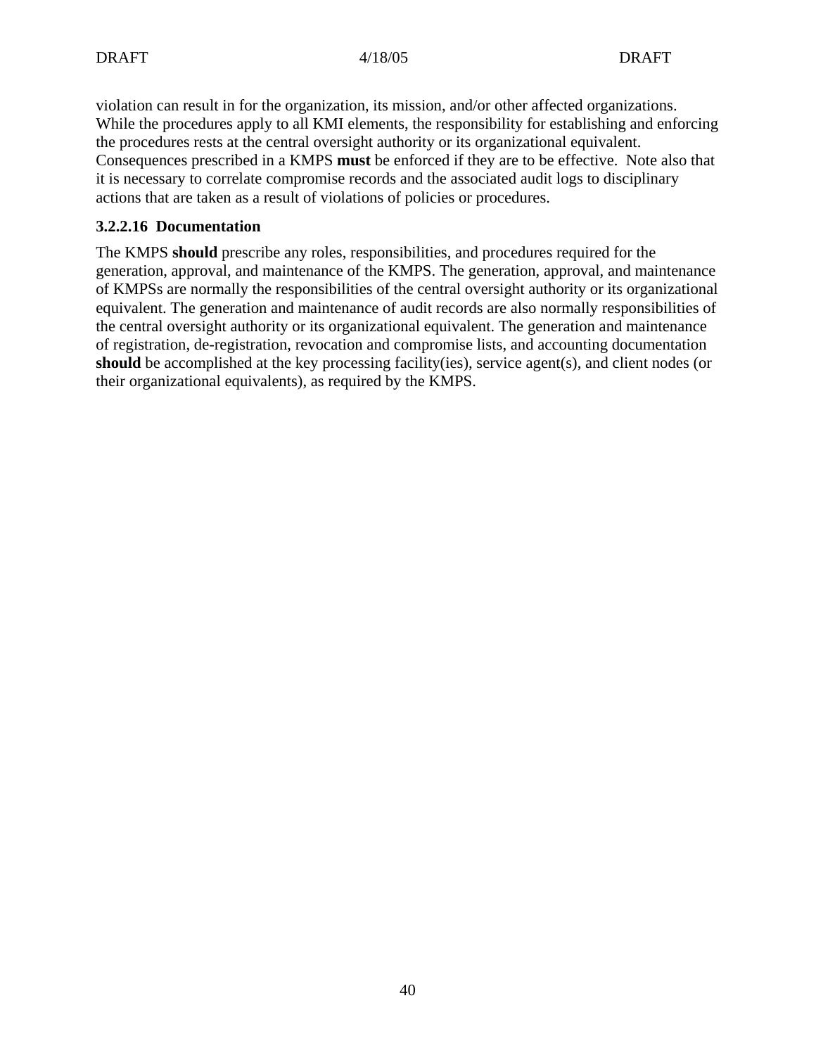violation can result in for the organization, its mission, and/or other affected organizations. While the procedures apply to all KMI elements, the responsibility for establishing and enforcing the procedures rests at the central oversight authority or its organizational equivalent. Consequences prescribed in a KMPS **must** be enforced if they are to be effective. Note also that it is necessary to correlate compromise records and the associated audit logs to disciplinary actions that are taken as a result of violations of policies or procedures.

#### 3.2.2.16 Documentation

The KMPS **should** prescribe any roles, responsibilities, and procedures required for the generation, approval, and maintenance of the KMPS. The generation, approval, and maintenance of KMPSs are normally the responsibilities of the central oversight authority or its organizational equivalent. The generation and maintenance of audit records are also normally responsibilities of the central oversight authority or its organizational equivalent. The generation and maintenance of registration, de-registration, revocation and compromise lists, and accounting documentation **should** be accomplished at the key processing facility(ies), service agent(s), and client nodes (or their organizational equivalents), as required by the KMPS.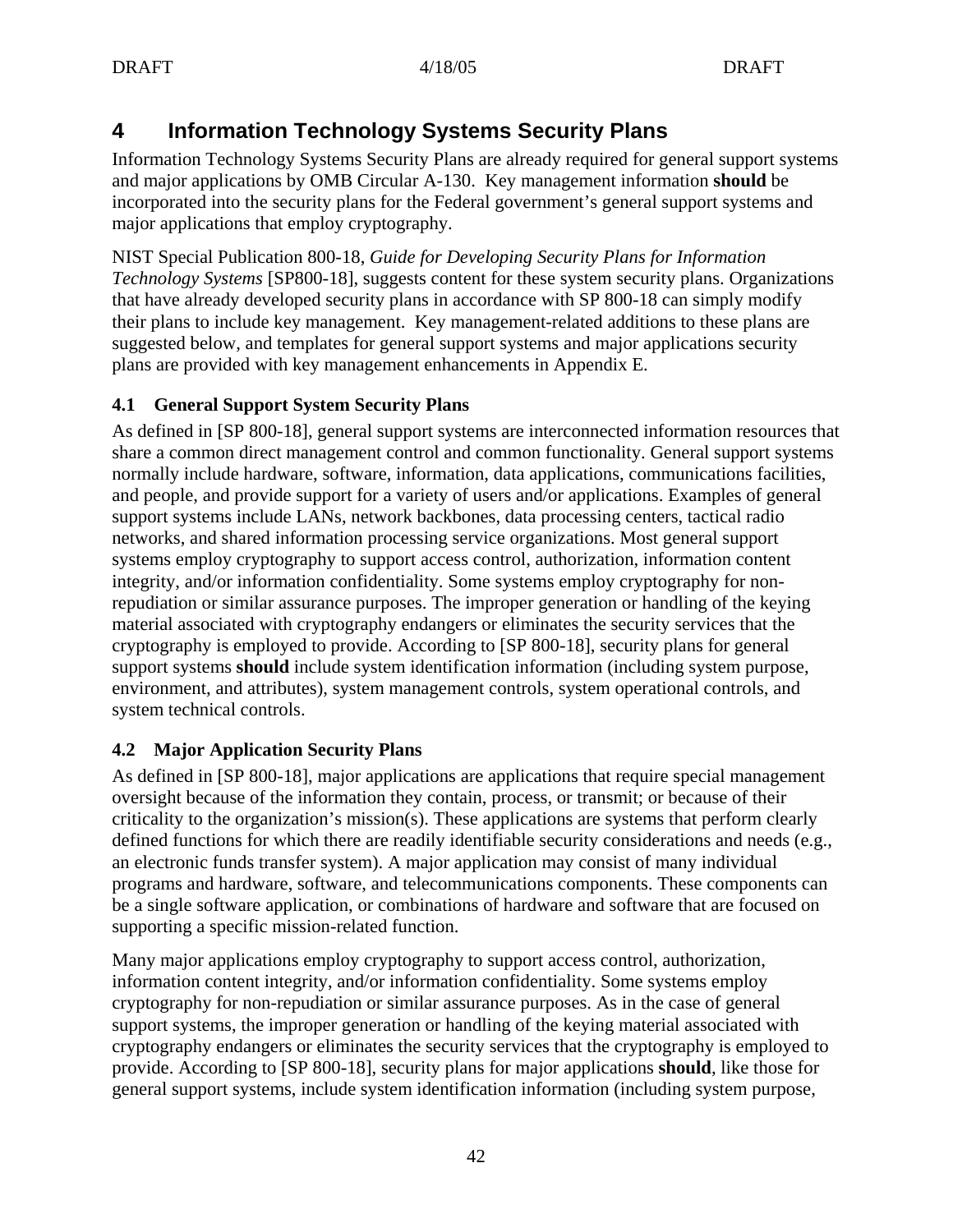# 4 Information Technology Systems Security Plans

Information Technology Systems Security Plans are already required for general support systems and major applications by OMB Circular A-130. Key management information **should** be incorporated into the security plans for the Federal government's general support systems and major applications that employ cryptography.

NIST Special Publication 800-18, *Guide for Developing Security Plans for Information Technology Systems* [SP800-18], suggests content for these system security plans. Organizations that have already developed security plans in accordance with SP 800-18 can simply modify their plans to include key management. Key management-related additions to these plans are suggested below, and templates for general support systems and major applications security plans are provided with key management enhancements in Appendix E.

## 4.1 General Support System Security Plans

As defined in [SP 800-18], general support systems are interconnected information resources that share a common direct management control and common functionality. General support systems normally include hardware, software, information, data applications, communications facilities, and people, and provide support for a variety of users and/or applications. Examples of general support systems include LANs, network backbones, data processing centers, tactical radio networks, and shared information processing service organizations. Most general support systems employ cryptography to support access control, authorization, information content integrity, and/or information confidentiality. Some systems employ cryptography for non-repudiation or similar assurance purposes. The improper generation or handling of the keying material associated with cryptography endangers or eliminates the security services that the cryptography is employed to provide. According to [SP 800-18], security plans for general support systems **should** include system identification information (including system purpose, environment, and attributes), system management controls, system operational controls, and system technical controls.

## 4.2 Major Application Security Plans

As defined in [SP 800-18], major applications are applications that require special management oversight because of the information they contain, process, or transmit; or because of their criticality to the organization's mission(s). These applications are systems that perform clearly defined functions for which there are readily identifiable security considerations and needs (e.g., an electronic funds transfer system). A major application may consist of many individual programs and hardware, software, and telecommunications components. These components can be a single software application, or combinations of hardware and software that are focused on supporting a specific mission-related function.

Many major applications employ cryptography to support access control, authorization, information content integrity, and/or information confidentiality. Some systems employ cryptography for non-repudiation or similar assurance purposes. As in the case of general support systems, the improper generation or handling of the keying material associated with cryptography endangers or eliminates the security services that the cryptography is employed to provide. According to [SP 800-18], security plans for major applications **should**, like those for general support systems, include system identification information (including system purpose,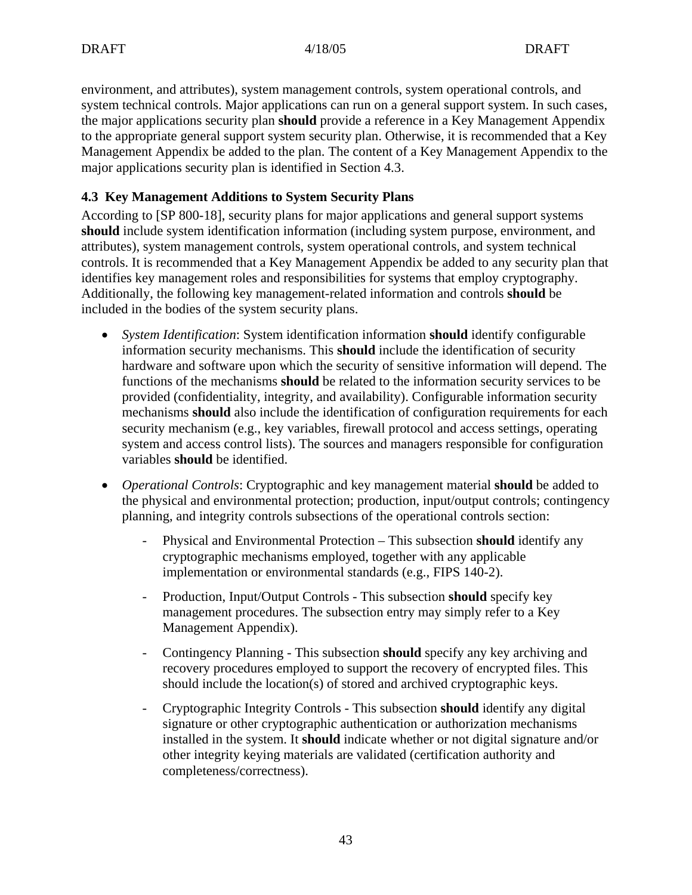environment, and attributes), system management controls, system operational controls, and system technical controls. Major applications can run on a general support system. In such cases, the major applications security plan **should** provide a reference in a Key Management Appendix to the appropriate general support system security plan. Otherwise, it is recommended that a Key Management Appendix be added to the plan. The content of a Key Management Appendix to the major applications security plan is identified in Section 4.3.

### 4.3 Key Management Additions to System Security Plans

According to [SP 800-18], security plans for major applications and general support systems **should** include system identification information (including system purpose, environment, and attributes), system management controls, system operational controls, and system technical controls. It is recommended that a Key Management Appendix be added to any security plan that identifies key management roles and responsibilities for systems that employ cryptography. Additionally, the following key management-related information and controls **should** be included in the bodies of the system security plans.

- *System Identification*: System identification information **should** identify configurable information security mechanisms. This **should** include the identification of security hardware and software upon which the security of sensitive information will depend. The functions of the mechanisms **should** be related to the information security services to be provided (confidentiality, integrity, and availability). Configurable information security mechanisms **should** also include the identification of configuration requirements for each security mechanism (e.g., key variables, firewall protocol and access settings, operating system and access control lists). The sources and managers responsible for configuration variables **should** be identified.

- *Operational Controls*: Cryptographic and key management material **should** be added to the physical and environmental protection; production, input/output controls; contingency planning, and integrity controls subsections of the operational controls section:

  - Physical and Environmental Protection – This subsection **should** identify any cryptographic mechanisms employed, together with any applicable implementation or environmental standards (e.g., FIPS 140-2).

  - Production, Input/Output Controls - This subsection **should** specify key management procedures. The subsection entry may simply refer to a Key Management Appendix).

  - Contingency Planning - This subsection **should** specify any key archiving and recovery procedures employed to support the recovery of encrypted files. This should include the location(s) of stored and archived cryptographic keys.

  - Cryptographic Integrity Controls - This subsection **should** identify any digital signature or other cryptographic authentication or authorization mechanisms installed in the system. It **should** indicate whether or not digital signature and/or other integrity keying materials are validated (certification authority and completeness/correctness).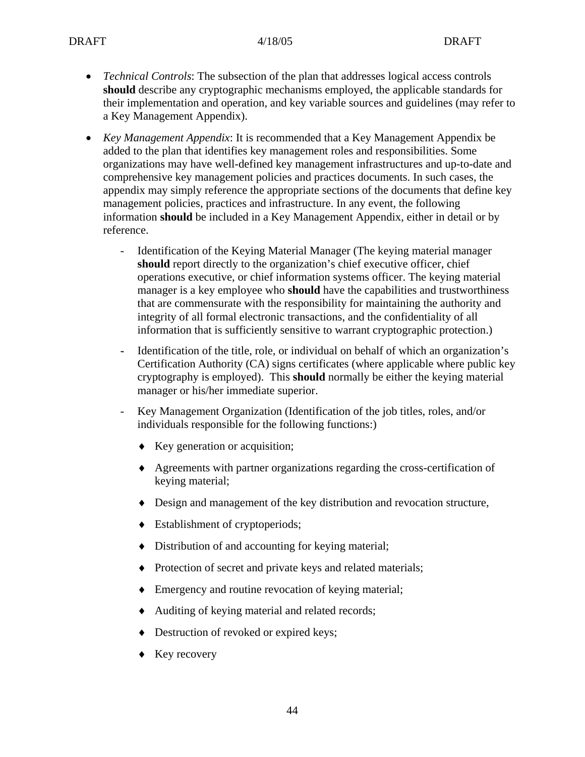- *Technical Controls*: The subsection of the plan that addresses logical access controls **should** describe any cryptographic mechanisms employed, the applicable standards for their implementation and operation, and key variable sources and guidelines (may refer to a Key Management Appendix).

- *Key Management Appendix*: It is recommended that a Key Management Appendix be added to the plan that identifies key management roles and responsibilities. Some organizations may have well-defined key management infrastructures and up-to-date and comprehensive key management policies and practices documents. In such cases, the appendix may simply reference the appropriate sections of the documents that define key management policies, practices and infrastructure. In any event, the following information **should** be included in a Key Management Appendix, either in detail or by reference.

  - Identification of the Keying Material Manager (The keying material manager **should** report directly to the organization's chief executive officer, chief operations executive, or chief information systems officer. The keying material manager is a key employee who **should** have the capabilities and trustworthiness that are commensurate with the responsibility for maintaining the authority and integrity of all formal electronic transactions, and the confidentiality of all information that is sufficiently sensitive to warrant cryptographic protection.)

  - Identification of the title, role, or individual on behalf of which an organization's Certification Authority (CA) signs certificates (where applicable where public key cryptography is employed). This **should** normally be either the keying material manager or his/her immediate superior.

  - Key Management Organization (Identification of the job titles, roles, and/or individuals responsible for the following functions:)

    - Key generation or acquisition;
    - Agreements with partner organizations regarding the cross-certification of keying material;
    - Design and management of the key distribution and revocation structure,
    - Establishment of cryptoperiods;
    - Distribution of and accounting for keying material;
    - Protection of secret and private keys and related materials;
    - Emergency and routine revocation of keying material;
    - Auditing of keying material and related records;
    - Destruction of revoked or expired keys;
    - Key recovery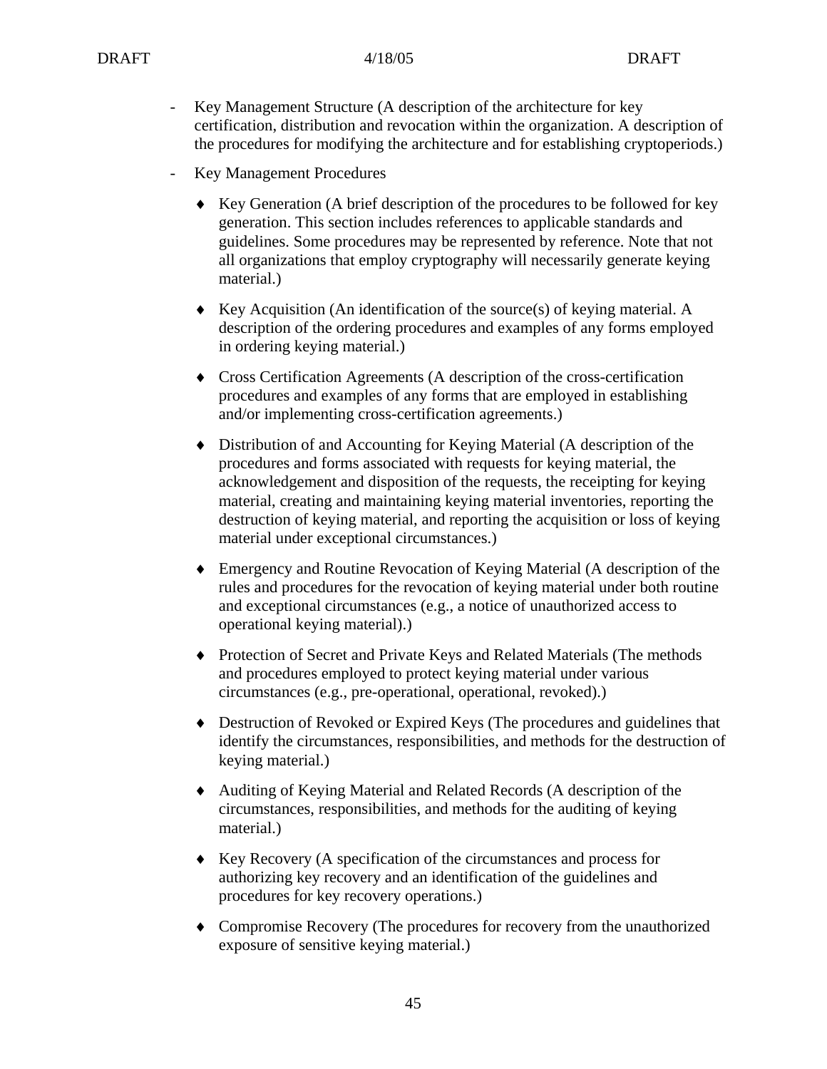- Key Management Structure (A description of the architecture for key certification, distribution and revocation within the organization. A description of the procedures for modifying the architecture and for establishing cryptoperiods.)

- Key Management Procedures

    - Key Generation (A brief description of the procedures to be followed for key generation. This section includes references to applicable standards and guidelines. Some procedures may be represented by reference. Note that not all organizations that employ cryptography will necessarily generate keying material.)

    - Key Acquisition (An identification of the source(s) of keying material. A description of the ordering procedures and examples of any forms employed in ordering keying material.)

    - Cross Certification Agreements (A description of the cross-certification procedures and examples of any forms that are employed in establishing and/or implementing cross-certification agreements.)

    - Distribution of and Accounting for Keying Material (A description of the procedures and forms associated with requests for keying material, the acknowledgement and disposition of the requests, the receipting for keying material, creating and maintaining keying material inventories, reporting the destruction of keying material, and reporting the acquisition or loss of keying material under exceptional circumstances.)

    - Emergency and Routine Revocation of Keying Material (A description of the rules and procedures for the revocation of keying material under both routine and exceptional circumstances (e.g., a notice of unauthorized access to operational keying material).)

    - Protection of Secret and Private Keys and Related Materials (The methods and procedures employed to protect keying material under various circumstances (e.g., pre-operational, operational, revoked).)

    - Destruction of Revoked or Expired Keys (The procedures and guidelines that identify the circumstances, responsibilities, and methods for the destruction of keying material.)

    - Auditing of Keying Material and Related Records (A description of the circumstances, responsibilities, and methods for the auditing of keying material.)

    - Key Recovery (A specification of the circumstances and process for authorizing key recovery and an identification of the guidelines and procedures for key recovery operations.)

    - Compromise Recovery (The procedures for recovery from the unauthorized exposure of sensitive keying material.)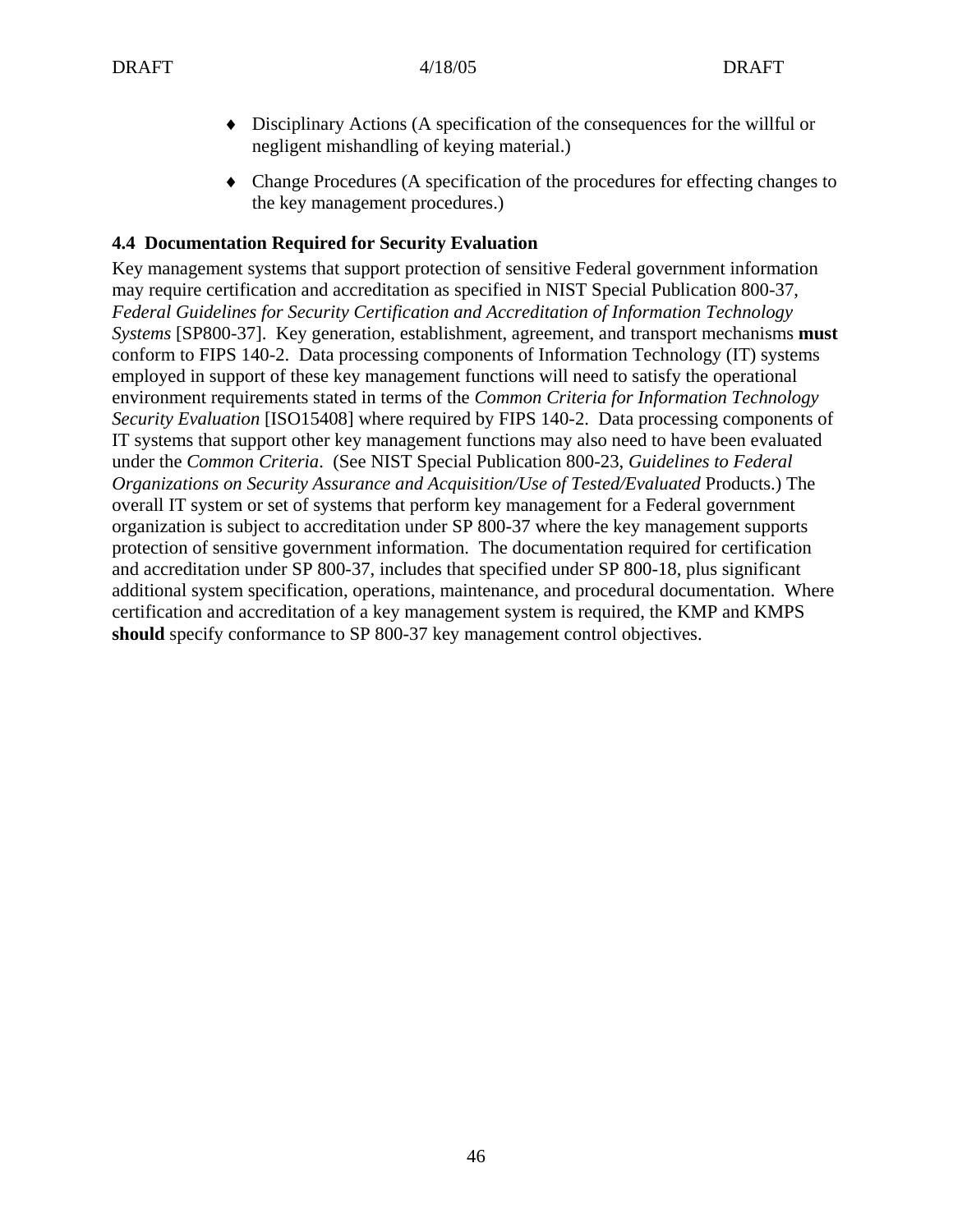- Disciplinary Actions (A specification of the consequences for the willful or negligent mishandling of keying material.)

- Change Procedures (A specification of the procedures for effecting changes to the key management procedures.)

### 4.4 Documentation Required for Security Evaluation

Key management systems that support protection of sensitive Federal government information may require certification and accreditation as specified in NIST Special Publication 800-37, *Federal Guidelines for Security Certification and Accreditation of Information Technology Systems* [SP800-37]. Key generation, establishment, agreement, and transport mechanisms **must** conform to FIPS 140-2. Data processing components of Information Technology (IT) systems employed in support of these key management functions will need to satisfy the operational environment requirements stated in terms of the *Common Criteria for Information Technology Security Evaluation* [ISO15408] where required by FIPS 140-2. Data processing components of IT systems that support other key management functions may also need to have been evaluated under the *Common Criteria*. (See NIST Special Publication 800-23, *Guidelines to Federal Organizations on Security Assurance and Acquisition/Use of Tested/Evaluated* Products.) The overall IT system or set of systems that perform key management for a Federal government organization is subject to accreditation under SP 800-37 where the key management supports protection of sensitive government information. The documentation required for certification and accreditation under SP 800-37, includes that specified under SP 800-18, plus significant additional system specification, operations, maintenance, and procedural documentation. Where certification and accreditation of a key management system is required, the KMP and KMPS **should** specify conformance to SP 800-37 key management control objectives.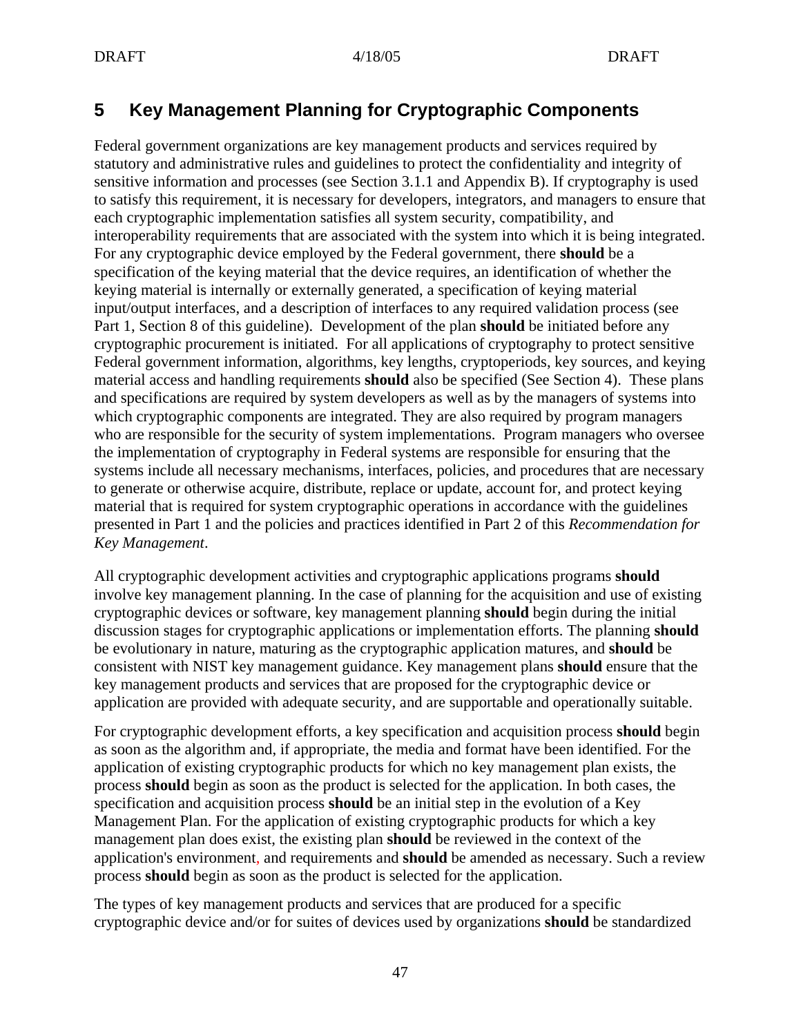# 5 Key Management Planning for Cryptographic Components

Federal government organizations are key management products and services required by statutory and administrative rules and guidelines to protect the confidentiality and integrity of sensitive information and processes (see Section 3.1.1 and Appendix B). If cryptography is used to satisfy this requirement, it is necessary for developers, integrators, and managers to ensure that each cryptographic implementation satisfies all system security, compatibility, and interoperability requirements that are associated with the system into which it is being integrated. For any cryptographic device employed by the Federal government, there **should** be a specification of the keying material that the device requires, an identification of whether the keying material is internally or externally generated, a specification of keying material input/output interfaces, and a description of interfaces to any required validation process (see Part 1, Section 8 of this guideline). Development of the plan **should** be initiated before any cryptographic procurement is initiated. For all applications of cryptography to protect sensitive Federal government information, algorithms, key lengths, cryptoperiods, key sources, and keying material access and handling requirements **should** also be specified (See Section 4). These plans and specifications are required by system developers as well as by the managers of systems into which cryptographic components are integrated. They are also required by program managers who are responsible for the security of system implementations. Program managers who oversee the implementation of cryptography in Federal systems are responsible for ensuring that the systems include all necessary mechanisms, interfaces, policies, and procedures that are necessary to generate or otherwise acquire, distribute, replace or update, account for, and protect keying material that is required for system cryptographic operations in accordance with the guidelines presented in Part 1 and the policies and practices identified in Part 2 of this *Recommendation for Key Management*.

All cryptographic development activities and cryptographic applications programs **should** involve key management planning. In the case of planning for the acquisition and use of existing cryptographic devices or software, key management planning **should** begin during the initial discussion stages for cryptographic applications or implementation efforts. The planning **should** be evolutionary in nature, maturing as the cryptographic application matures, and **should** be consistent with NIST key management guidance. Key management plans **should** ensure that the key management products and services that are proposed for the cryptographic device or application are provided with adequate security, and are supportable and operationally suitable.

For cryptographic development efforts, a key specification and acquisition process **should** begin as soon as the algorithm and, if appropriate, the media and format have been identified. For the application of existing cryptographic products for which no key management plan exists, the process **should** begin as soon as the product is selected for the application. In both cases, the specification and acquisition process **should** be an initial step in the evolution of a Key Management Plan. For the application of existing cryptographic products for which a key management plan does exist, the existing plan **should** be reviewed in the context of the application's environment, and requirements and **should** be amended as necessary. Such a review process **should** begin as soon as the product is selected for the application.

The types of key management products and services that are produced for a specific cryptographic device and/or for suites of devices used by organizations **should** be standardized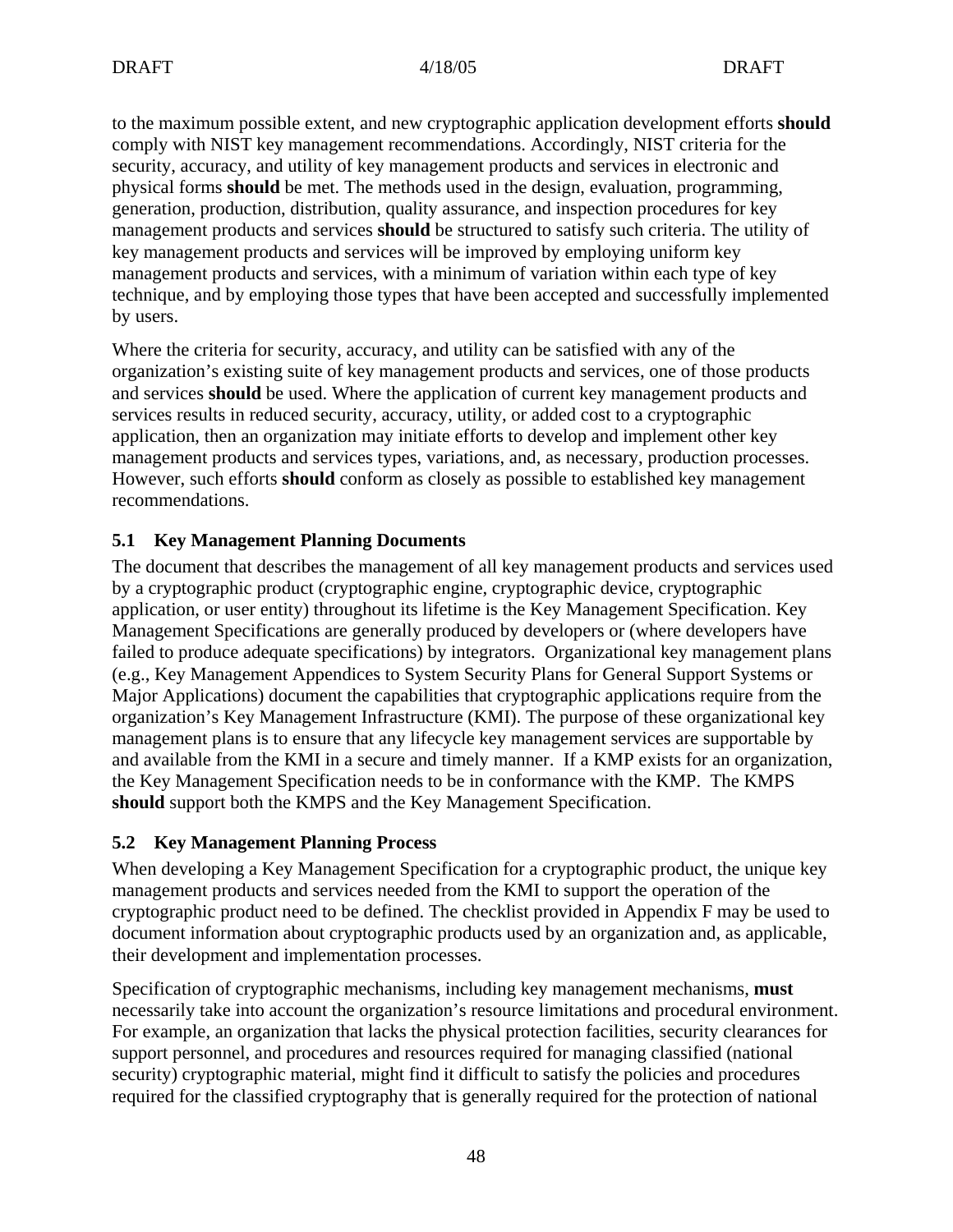to the maximum possible extent, and new cryptographic application development efforts **should** comply with NIST key management recommendations. Accordingly, NIST criteria for the security, accuracy, and utility of key management products and services in electronic and physical forms **should** be met. The methods used in the design, evaluation, programming, generation, production, distribution, quality assurance, and inspection procedures for key management products and services **should** be structured to satisfy such criteria. The utility of key management products and services will be improved by employing uniform key management products and services, with a minimum of variation within each type of key technique, and by employing those types that have been accepted and successfully implemented by users.

Where the criteria for security, accuracy, and utility can be satisfied with any of the organization's existing suite of key management products and services, one of those products and services **should** be used. Where the application of current key management products and services results in reduced security, accuracy, utility, or added cost to a cryptographic application, then an organization may initiate efforts to develop and implement other key management products and services types, variations, and, as necessary, production processes. However, such efforts **should** conform as closely as possible to established key management recommendations.

### 5.1 Key Management Planning Documents

The document that describes the management of all key management products and services used by a cryptographic product (cryptographic engine, cryptographic device, cryptographic application, or user entity) throughout its lifetime is the Key Management Specification. Key Management Specifications are generally produced by developers or (where developers have failed to produce adequate specifications) by integrators. Organizational key management plans (e.g., Key Management Appendices to System Security Plans for General Support Systems or Major Applications) document the capabilities that cryptographic applications require from the organization's Key Management Infrastructure (KMI). The purpose of these organizational key management plans is to ensure that any lifecycle key management services are supportable by and available from the KMI in a secure and timely manner. If a KMP exists for an organization, the Key Management Specification needs to be in conformance with the KMP. The KMPS **should** support both the KMPS and the Key Management Specification.

### 5.2 Key Management Planning Process

When developing a Key Management Specification for a cryptographic product, the unique key management products and services needed from the KMI to support the operation of the cryptographic product need to be defined. The checklist provided in Appendix F may be used to document information about cryptographic products used by an organization and, as applicable, their development and implementation processes.

Specification of cryptographic mechanisms, including key management mechanisms, **must** necessarily take into account the organization's resource limitations and procedural environment. For example, an organization that lacks the physical protection facilities, security clearances for support personnel, and procedures and resources required for managing classified (national security) cryptographic material, might find it difficult to satisfy the policies and procedures required for the classified cryptography that is generally required for the protection of national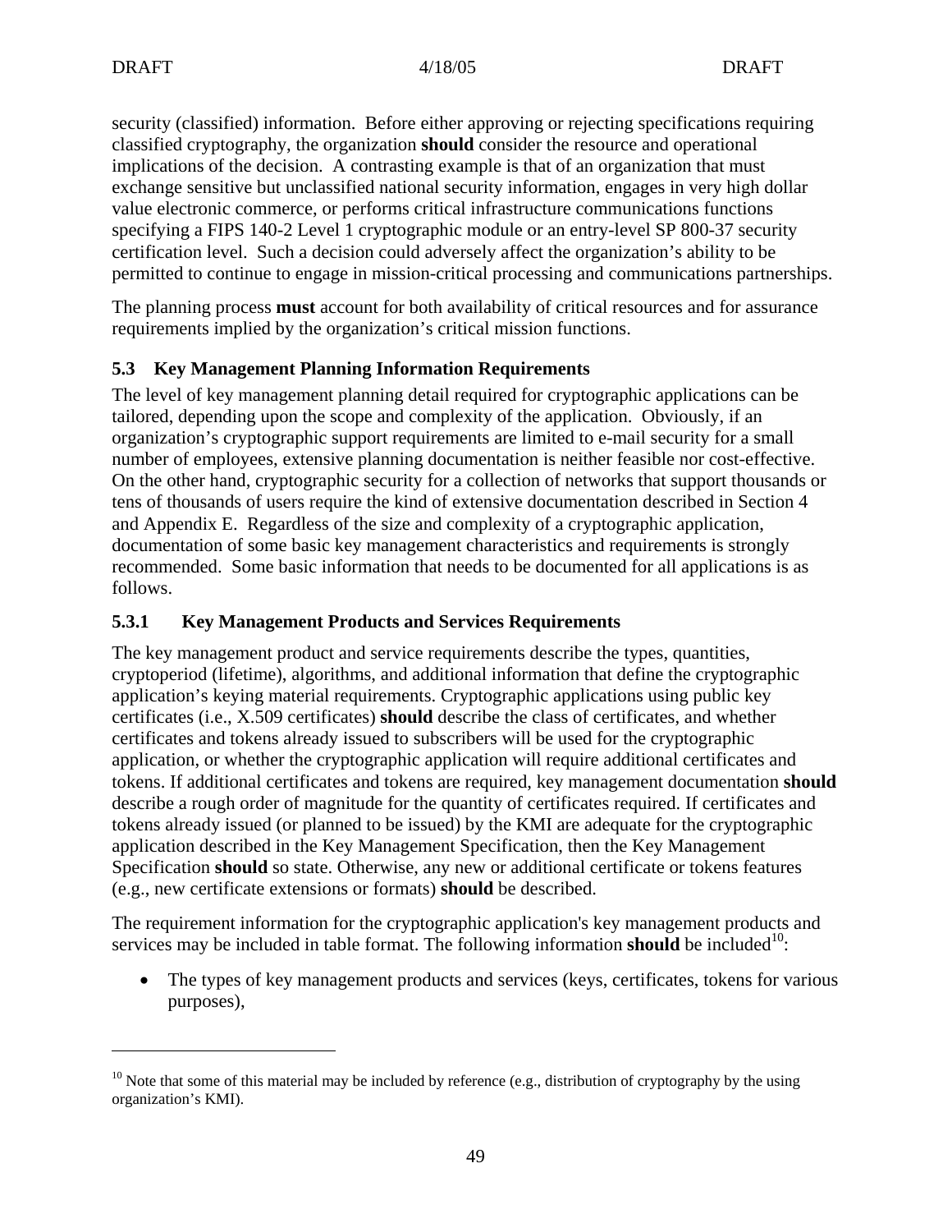security (classified) information. Before either approving or rejecting specifications requiring classified cryptography, the organization **should** consider the resource and operational implications of the decision. A contrasting example is that of an organization that must exchange sensitive but unclassified national security information, engages in very high dollar value electronic commerce, or performs critical infrastructure communications functions specifying a FIPS 140-2 Level 1 cryptographic module or an entry-level SP 800-37 security certification level. Such a decision could adversely affect the organization's ability to be permitted to continue to engage in mission-critical processing and communications partnerships.

The planning process **must** account for both availability of critical resources and for assurance requirements implied by the organization's critical mission functions.

### 5.3 Key Management Planning Information Requirements

The level of key management planning detail required for cryptographic applications can be tailored, depending upon the scope and complexity of the application. Obviously, if an organization's cryptographic support requirements are limited to e-mail security for a small number of employees, extensive planning documentation is neither feasible nor cost-effective. On the other hand, cryptographic security for a collection of networks that support thousands or tens of thousands of users require the kind of extensive documentation described in Section 4 and Appendix E. Regardless of the size and complexity of a cryptographic application, documentation of some basic key management characteristics and requirements is strongly recommended. Some basic information that needs to be documented for all applications is as follows.

#### 5.3.1 Key Management Products and Services Requirements

The key management product and service requirements describe the types, quantities, cryptoperiod (lifetime), algorithms, and additional information that define the cryptographic application's keying material requirements. Cryptographic applications using public key certificates (i.e., X.509 certificates) **should** describe the class of certificates, and whether certificates and tokens already issued to subscribers will be used for the cryptographic application, or whether the cryptographic application will require additional certificates and tokens. If additional certificates and tokens are required, key management documentation **should** describe a rough order of magnitude for the quantity of certificates required. If certificates and tokens already issued (or planned to be issued) by the KMI are adequate for the cryptographic application described in the Key Management Specification, then the Key Management Specification **should** so state. Otherwise, any new or additional certificate or tokens features (e.g., new certificate extensions or formats) **should** be described.

The requirement information for the cryptographic application's key management products and services may be included in table format. The following information **should** be included[10]:

- The types of key management products and services (keys, certificates, tokens for various purposes),

[10] Note that some of this material may be included by reference (e.g., distribution of cryptography by the using organization's KMI).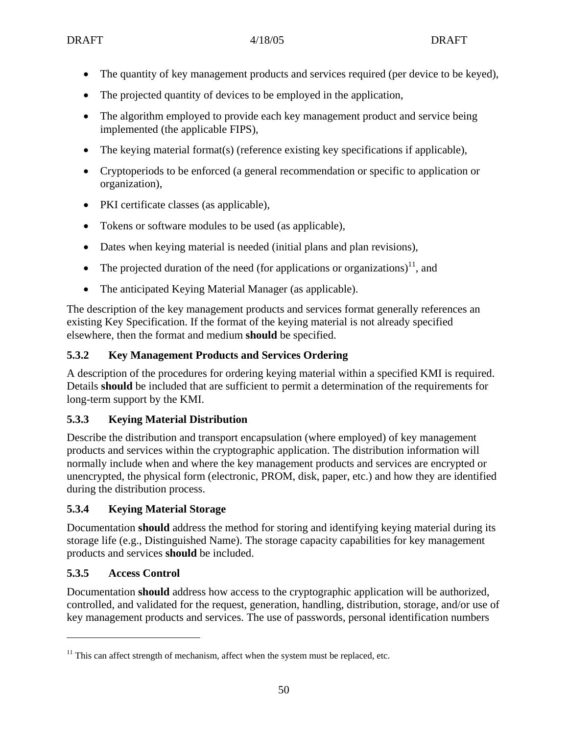- The quantity of key management products and services required (per device to be keyed),
- The projected quantity of devices to be employed in the application,
- The algorithm employed to provide each key management product and service being implemented (the applicable FIPS),
- The keying material format(s) (reference existing key specifications if applicable),
- Cryptoperiods to be enforced (a general recommendation or specific to application or organization),
- PKI certificate classes (as applicable),
- Tokens or software modules to be used (as applicable),
- Dates when keying material is needed (initial plans and plan revisions),
- The projected duration of the need (for applications or organizations)[11], and
- The anticipated Keying Material Manager (as applicable).

The description of the key management products and services format generally references an existing Key Specification. If the format of the keying material is not already specified elsewhere, then the format and medium **should** be specified.

### 5.3.2 Key Management Products and Services Ordering

A description of the procedures for ordering keying material within a specified KMI is required. Details **should** be included that are sufficient to permit a determination of the requirements for long-term support by the KMI.

### 5.3.3 Keying Material Distribution

Describe the distribution and transport encapsulation (where employed) of key management products and services within the cryptographic application. The distribution information will normally include when and where the key management products and services are encrypted or unencrypted, the physical form (electronic, PROM, disk, paper, etc.) and how they are identified during the distribution process.

### 5.3.4 Keying Material Storage

Documentation **should** address the method for storing and identifying keying material during its storage life (e.g., Distinguished Name). The storage capacity capabilities for key management products and services **should** be included.

### 5.3.5 Access Control

Documentation **should** address how access to the cryptographic application will be authorized, controlled, and validated for the request, generation, handling, distribution, storage, and/or use of key management products and services. The use of passwords, personal identification numbers

---

[11] This can affect strength of mechanism, affect when the system must be replaced, etc.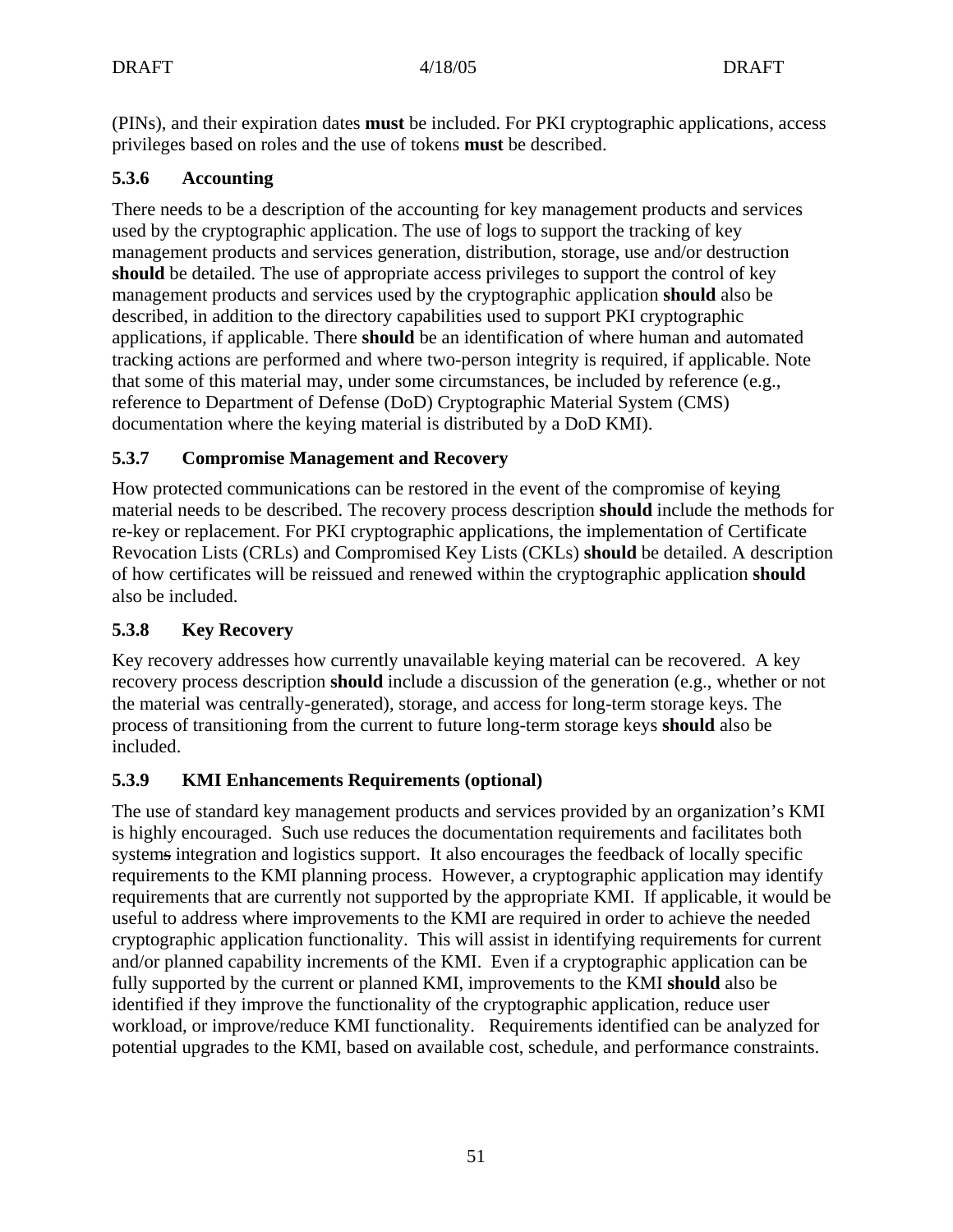(PINs), and their expiration dates **must** be included. For PKI cryptographic applications, access privileges based on roles and the use of tokens **must** be described.

### 5.3.6 Accounting

There needs to be a description of the accounting for key management products and services used by the cryptographic application. The use of logs to support the tracking of key management products and services generation, distribution, storage, use and/or destruction **should** be detailed. The use of appropriate access privileges to support the control of key management products and services used by the cryptographic application **should** also be described, in addition to the directory capabilities used to support PKI cryptographic applications, if applicable. There **should** be an identification of where human and automated tracking actions are performed and where two-person integrity is required, if applicable. Note that some of this material may, under some circumstances, be included by reference (e.g., reference to Department of Defense (DoD) Cryptographic Material System (CMS) documentation where the keying material is distributed by a DoD KMI).

### 5.3.7 Compromise Management and Recovery

How protected communications can be restored in the event of the compromise of keying material needs to be described. The recovery process description **should** include the methods for re-key or replacement. For PKI cryptographic applications, the implementation of Certificate Revocation Lists (CRLs) and Compromised Key Lists (CKLs) **should** be detailed. A description of how certificates will be reissued and renewed within the cryptographic application **should** also be included.

### 5.3.8 Key Recovery

Key recovery addresses how currently unavailable keying material can be recovered. A key recovery process description **should** include a discussion of the generation (e.g., whether or not the material was centrally-generated), storage, and access for long-term storage keys. The process of transitioning from the current to future long-term storage keys **should** also be included.

### 5.3.9 KMI Enhancements Requirements (optional)

The use of standard key management products and services provided by an organization's KMI is highly encouraged. Such use reduces the documentation requirements and facilitates both system~~s~~ integration and logistics support. It also encourages the feedback of locally specific requirements to the KMI planning process. However, a cryptographic application may identify requirements that are currently not supported by the appropriate KMI. If applicable, it would be useful to address where improvements to the KMI are required in order to achieve the needed cryptographic application functionality. This will assist in identifying requirements for current and/or planned capability increments of the KMI. Even if a cryptographic application can be fully supported by the current or planned KMI, improvements to the KMI **should** also be identified if they improve the functionality of the cryptographic application, reduce user workload, or improve/reduce KMI functionality. Requirements identified can be analyzed for potential upgrades to the KMI, based on available cost, schedule, and performance constraints.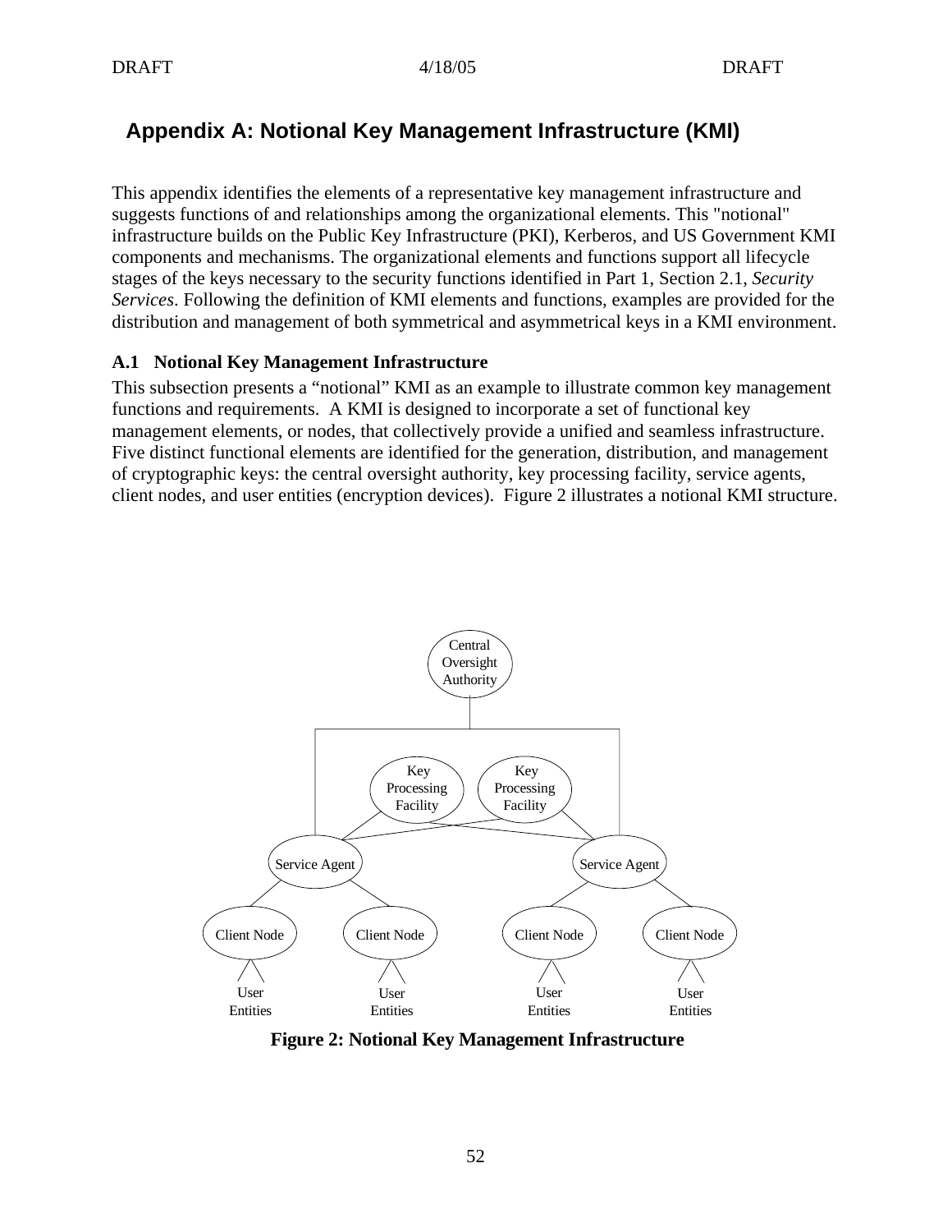# Appendix A: Notional Key Management Infrastructure (KMI)

This appendix identifies the elements of a representative key management infrastructure and suggests functions of and relationships among the organizational elements. This "notional" infrastructure builds on the Public Key Infrastructure (PKI), Kerberos, and US Government KMI components and mechanisms. The organizational elements and functions support all lifecycle stages of the keys necessary to the security functions identified in Part 1, Section 2.1, *Security Services*. Following the definition of KMI elements and functions, examples are provided for the distribution and management of both symmetrical and asymmetrical keys in a KMI environment.

## A.1 Notional Key Management Infrastructure

This subsection presents a "notional" KMI as an example to illustrate common key management functions and requirements. A KMI is designed to incorporate a set of functional key management elements, or nodes, that collectively provide a unified and seamless infrastructure. Five distinct functional elements are identified for the generation, distribution, and management of cryptographic keys: the central oversight authority, key processing facility, service agents, client nodes, and user entities (encryption devices). Figure 2 illustrates a notional KMI structure.

Central Oversight Authority

Key Processing Facility | Key Processing Facility

Service Agent | Service Agent

Client Node | Client Node | Client Node | Client Node

User Entities | User Entities | User Entities | User Entities

**Figure 2: Notional Key Management Infrastructure**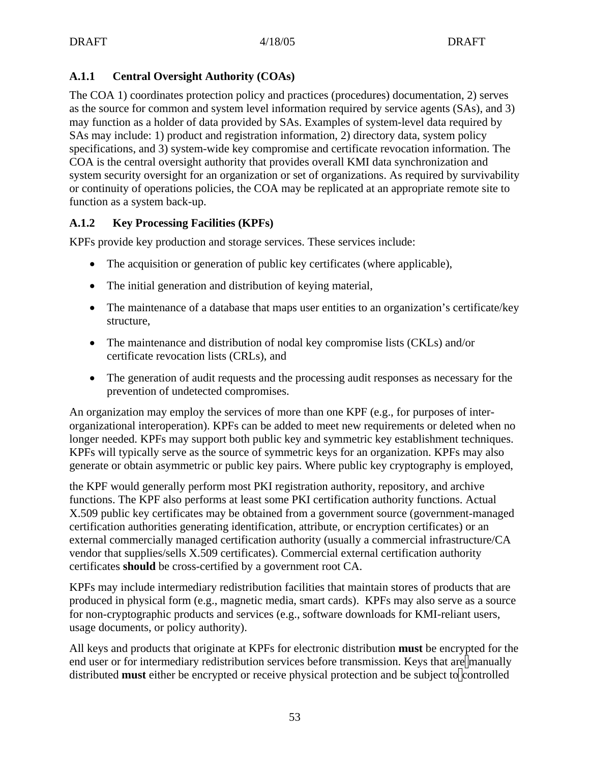### A.1.1 Central Oversight Authority (COAs)

The COA 1) coordinates protection policy and practices (procedures) documentation, 2) serves as the source for common and system level information required by service agents (SAs), and 3) may function as a holder of data provided by SAs. Examples of system-level data required by SAs may include: 1) product and registration information, 2) directory data, system policy specifications, and 3) system-wide key compromise and certificate revocation information. The COA is the central oversight authority that provides overall KMI data synchronization and system security oversight for an organization or set of organizations. As required by survivability or continuity of operations policies, the COA may be replicated at an appropriate remote site to function as a system back-up.

### A.1.2 Key Processing Facilities (KPFs)

KPFs provide key production and storage services. These services include:

- The acquisition or generation of public key certificates (where applicable),
- The initial generation and distribution of keying material,
- The maintenance of a database that maps user entities to an organization's certificate/key structure,
- The maintenance and distribution of nodal key compromise lists (CKLs) and/or certificate revocation lists (CRLs), and
- The generation of audit requests and the processing audit responses as necessary for the prevention of undetected compromises.

An organization may employ the services of more than one KPF (e.g., for purposes of inter-organizational interoperation). KPFs can be added to meet new requirements or deleted when no longer needed. KPFs may support both public key and symmetric key establishment techniques. KPFs will typically serve as the source of symmetric keys for an organization. KPFs may also generate or obtain asymmetric or public key pairs. Where public key cryptography is employed, the KPF would generally perform most PKI registration authority, repository, and archive functions. The KPF also performs at least some PKI certification authority functions. Actual X.509 public key certificates may be obtained from a government source (government-managed certification authorities generating identification, attribute, or encryption certificates) or an external commercially managed certification authority (usually a commercial infrastructure/CA vendor that supplies/sells X.509 certificates). Commercial external certification authority certificates **should** be cross-certified by a government root CA.

KPFs may include intermediary redistribution facilities that maintain stores of products that are produced in physical form (e.g., magnetic media, smart cards). KPFs may also serve as a source for non-cryptographic products and services (e.g., software downloads for KMI-reliant users, usage documents, or policy authority).

All keys and products that originate at KPFs for electronic distribution **must** be encrypted for the end user or for intermediary redistribution services before transmission. Keys that are manually distributed **must** either be encrypted or receive physical protection and be subject to controlled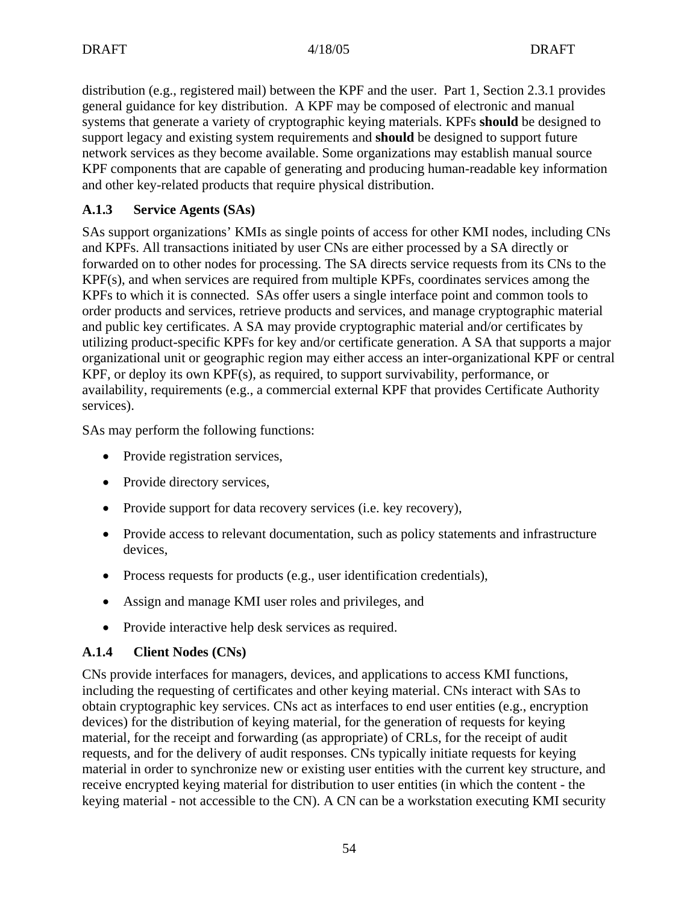distribution (e.g., registered mail) between the KPF and the user. Part 1, Section 2.3.1 provides general guidance for key distribution. A KPF may be composed of electronic and manual systems that generate a variety of cryptographic keying materials. KPFs **should** be designed to support legacy and existing system requirements and **should** be designed to support future network services as they become available. Some organizations may establish manual source KPF components that are capable of generating and producing human-readable key information and other key-related products that require physical distribution.

### A.1.3 Service Agents (SAs)

SAs support organizations' KMIs as single points of access for other KMI nodes, including CNs and KPFs. All transactions initiated by user CNs are either processed by a SA directly or forwarded on to other nodes for processing. The SA directs service requests from its CNs to the KPF(s), and when services are required from multiple KPFs, coordinates services among the KPFs to which it is connected. SAs offer users a single interface point and common tools to order products and services, retrieve products and services, and manage cryptographic material and public key certificates. A SA may provide cryptographic material and/or certificates by utilizing product-specific KPFs for key and/or certificate generation. A SA that supports a major organizational unit or geographic region may either access an inter-organizational KPF or central KPF, or deploy its own KPF(s), as required, to support survivability, performance, or availability, requirements (e.g., a commercial external KPF that provides Certificate Authority services).

SAs may perform the following functions:

- Provide registration services,
- Provide directory services,
- Provide support for data recovery services (i.e. key recovery),
- Provide access to relevant documentation, such as policy statements and infrastructure devices,
- Process requests for products (e.g., user identification credentials),
- Assign and manage KMI user roles and privileges, and
- Provide interactive help desk services as required.

### A.1.4 Client Nodes (CNs)

CNs provide interfaces for managers, devices, and applications to access KMI functions, including the requesting of certificates and other keying material. CNs interact with SAs to obtain cryptographic key services. CNs act as interfaces to end user entities (e.g., encryption devices) for the distribution of keying material, for the generation of requests for keying material, for the receipt and forwarding (as appropriate) of CRLs, for the receipt of audit requests, and for the delivery of audit responses. CNs typically initiate requests for keying material in order to synchronize new or existing user entities with the current key structure, and receive encrypted keying material for distribution to user entities (in which the content - the keying material - not accessible to the CN). A CN can be a workstation executing KMI security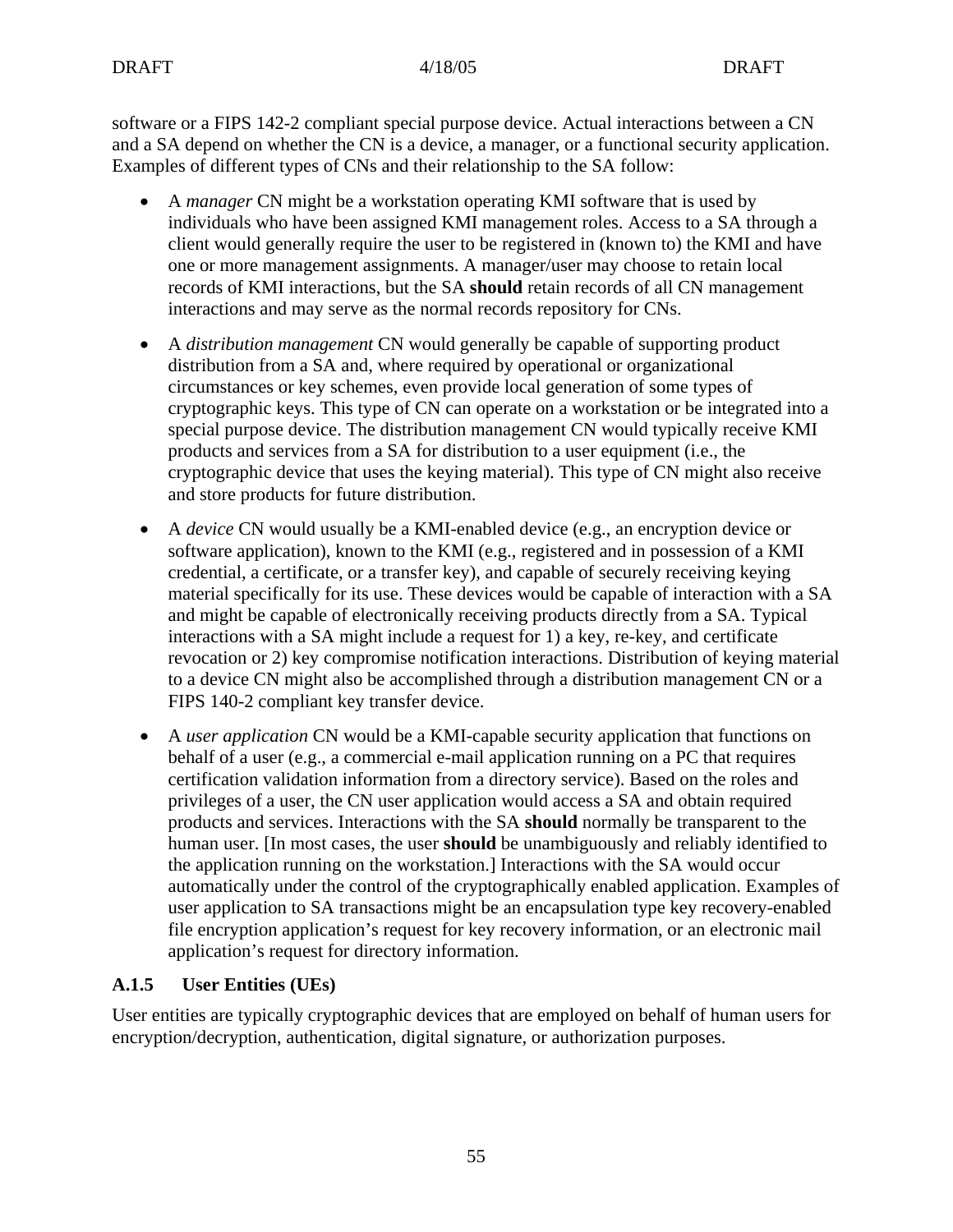software or a FIPS 142-2 compliant special purpose device. Actual interactions between a CN and a SA depend on whether the CN is a device, a manager, or a functional security application. Examples of different types of CNs and their relationship to the SA follow:

- A *manager* CN might be a workstation operating KMI software that is used by individuals who have been assigned KMI management roles. Access to a SA through a client would generally require the user to be registered in (known to) the KMI and have one or more management assignments. A manager/user may choose to retain local records of KMI interactions, but the SA **should** retain records of all CN management interactions and may serve as the normal records repository for CNs.

- A *distribution management* CN would generally be capable of supporting product distribution from a SA and, where required by operational or organizational circumstances or key schemes, even provide local generation of some types of cryptographic keys. This type of CN can operate on a workstation or be integrated into a special purpose device. The distribution management CN would typically receive KMI products and services from a SA for distribution to a user equipment (i.e., the cryptographic device that uses the keying material). This type of CN might also receive and store products for future distribution.

- A *device* CN would usually be a KMI-enabled device (e.g., an encryption device or software application), known to the KMI (e.g., registered and in possession of a KMI credential, a certificate, or a transfer key), and capable of securely receiving keying material specifically for its use. These devices would be capable of interaction with a SA and might be capable of electronically receiving products directly from a SA. Typical interactions with a SA might include a request for 1) a key, re-key, and certificate revocation or 2) key compromise notification interactions. Distribution of keying material to a device CN might also be accomplished through a distribution management CN or a FIPS 140-2 compliant key transfer device.

- A *user application* CN would be a KMI-capable security application that functions on behalf of a user (e.g., a commercial e-mail application running on a PC that requires certification validation information from a directory service). Based on the roles and privileges of a user, the CN user application would access a SA and obtain required products and services. Interactions with the SA **should** normally be transparent to the human user. [In most cases, the user **should** be unambiguously and reliably identified to the application running on the workstation.] Interactions with the SA would occur automatically under the control of the cryptographically enabled application. Examples of user application to SA transactions might be an encapsulation type key recovery-enabled file encryption application's request for key recovery information, or an electronic mail application's request for directory information.

### A.1.5 User Entities (UEs)

User entities are typically cryptographic devices that are employed on behalf of human users for encryption/decryption, authentication, digital signature, or authorization purposes.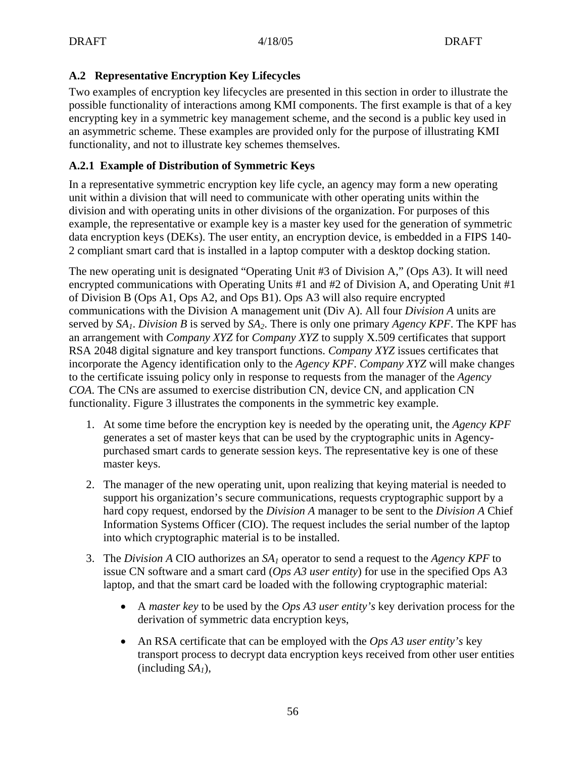### A.2 Representative Encryption Key Lifecycles

Two examples of encryption key lifecycles are presented in this section in order to illustrate the possible functionality of interactions among KMI components. The first example is that of a key encrypting key in a symmetric key management scheme, and the second is a public key used in an asymmetric scheme. These examples are provided only for the purpose of illustrating KMI functionality, and not to illustrate key schemes themselves.

#### A.2.1 Example of Distribution of Symmetric Keys

In a representative symmetric encryption key life cycle, an agency may form a new operating unit within a division that will need to communicate with other operating units within the division and with operating units in other divisions of the organization. For purposes of this example, the representative or example key is a master key used for the generation of symmetric data encryption keys (DEKs). The user entity, an encryption device, is embedded in a FIPS 140-2 compliant smart card that is installed in a laptop computer with a desktop docking station.

The new operating unit is designated "Operating Unit #3 of Division A," (Ops A3). It will need encrypted communications with Operating Units #1 and #2 of Division A, and Operating Unit #1 of Division B (Ops A1, Ops A2, and Ops B1). Ops A3 will also require encrypted communications with the Division A management unit (Div A). All four *Division A* units are served by $SA_1$. *Division B* is served by $SA_2$. There is only one primary *Agency KPF*. The KPF has an arrangement with *Company XYZ* for *Company XYZ* to supply X.509 certificates that support RSA 2048 digital signature and key transport functions. *Company XYZ* issues certificates that incorporate the Agency identification only to the *Agency KPF*. *Company XYZ* will make changes to the certificate issuing policy only in response to requests from the manager of the *Agency COA*. The CNs are assumed to exercise distribution CN, device CN, and application CN functionality. Figure 3 illustrates the components in the symmetric key example.

1. At some time before the encryption key is needed by the operating unit, the *Agency KPF* generates a set of master keys that can be used by the cryptographic units in Agency-purchased smart cards to generate session keys. The representative key is one of these master keys.
2. The manager of the new operating unit, upon realizing that keying material is needed to support his organization's secure communications, requests cryptographic support by a hard copy request, endorsed by the *Division A* manager to be sent to the *Division A* Chief Information Systems Officer (CIO). The request includes the serial number of the laptop into which cryptographic material is to be installed.
3. The *Division A* CIO authorizes an $SA_1$ operator to send a request to the *Agency KPF* to issue CN software and a smart card (*Ops A3 user entity*) for use in the specified Ops A3 laptop, and that the smart card be loaded with the following cryptographic material:
    - A *master key* to be used by the *Ops A3 user entity's* key derivation process for the derivation of symmetric data encryption keys,
    - An RSA certificate that can be employed with the *Ops A3 user entity's* key transport process to decrypt data encryption keys received from other user entities (including $SA_1$),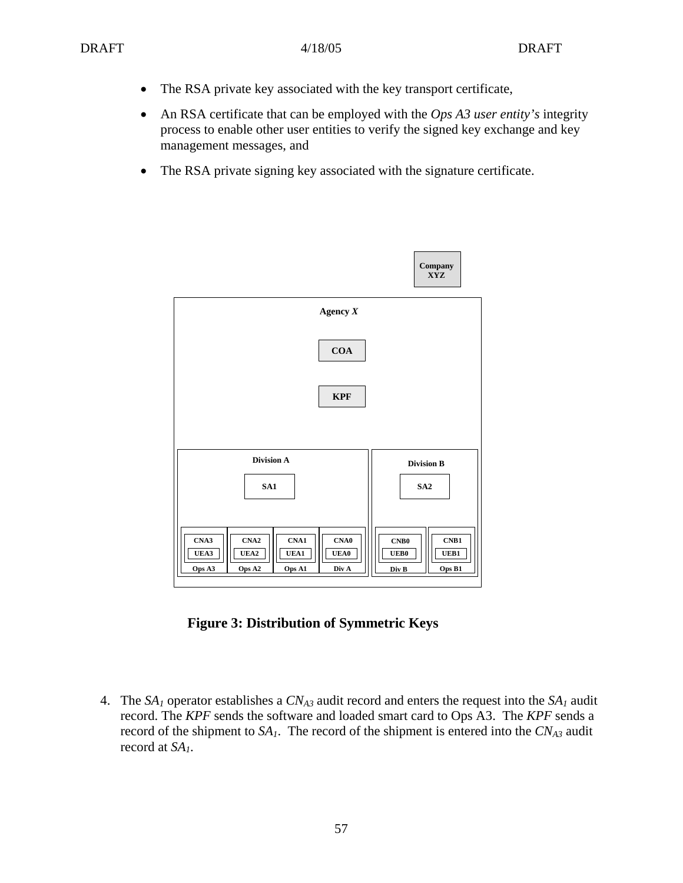- The RSA private key associated with the key transport certificate,
- An RSA certificate that can be employed with the *Ops A3 user entity's* integrity process to enable other user entities to verify the signed key exchange and key management messages, and
- The RSA private signing key associated with the signature certificate.

**Figure 3: Distribution of Symmetric Keys**

4. The $SA_1$ operator establishes a $CN_{A3}$ audit record and enters the request into the $SA_1$ audit record. The *KPF* sends the software and loaded smart card to Ops A3. The *KPF* sends a record of the shipment to $SA_1$. The record of the shipment is entered into the $CN_{A3}$ audit record at $SA_1$.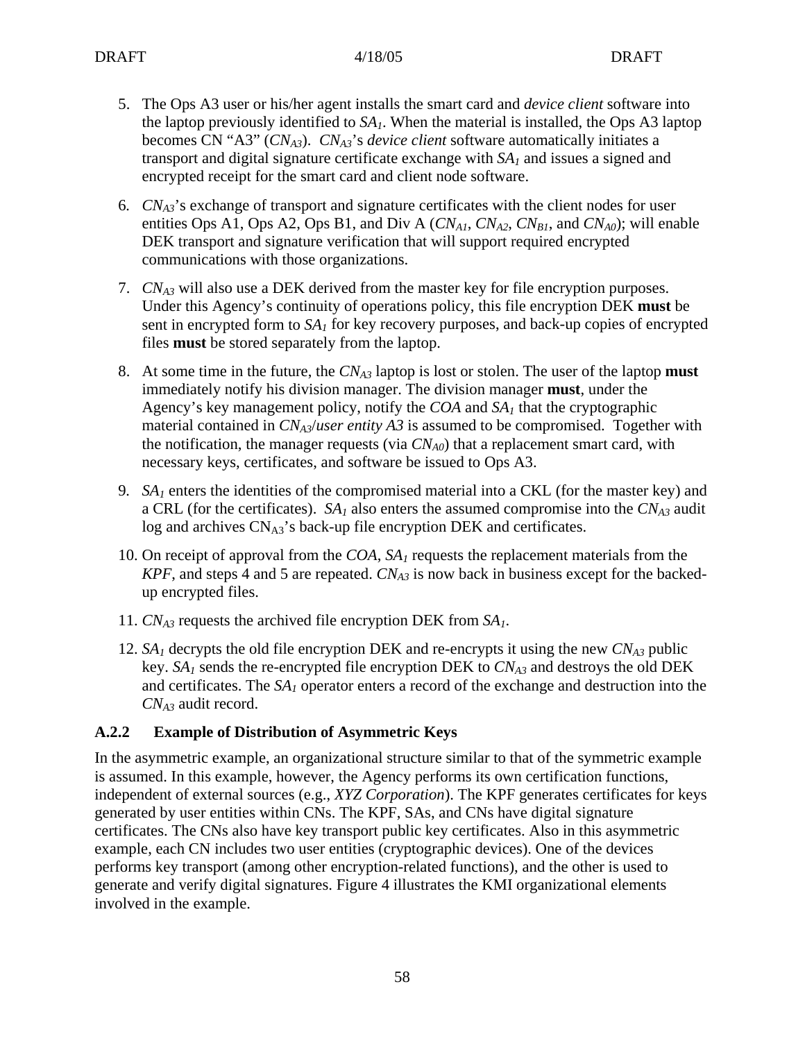5. The Ops A3 user or his/her agent installs the smart card and *device client* software into the laptop previously identified to $SA_1$. When the material is installed, the Ops A3 laptop becomes CN "A3" ($CN_{A3}$). $CN_{A3}$'s *device client* software automatically initiates a transport and digital signature certificate exchange with $SA_1$ and issues a signed and encrypted receipt for the smart card and client node software.

6. $CN_{A3}$'s exchange of transport and signature certificates with the client nodes for user entities Ops A1, Ops A2, Ops B1, and Div A ($CN_{A1}$, $CN_{A2}$, $CN_{B1}$, and $CN_{A0}$); will enable DEK transport and signature verification that will support required encrypted communications with those organizations.

7. $CN_{A3}$ will also use a DEK derived from the master key for file encryption purposes. Under this Agency's continuity of operations policy, this file encryption DEK **must** be sent in encrypted form to $SA_1$ for key recovery purposes, and back-up copies of encrypted files **must** be stored separately from the laptop.

8. At some time in the future, the $CN_{A3}$ laptop is lost or stolen. The user of the laptop **must** immediately notify his division manager. The division manager **must**, under the Agency's key management policy, notify the *COA* and $SA_1$ that the cryptographic material contained in $CN_{A3}$/*user entity A3* is assumed to be compromised. Together with the notification, the manager requests (via $CN_{A0}$) that a replacement smart card, with necessary keys, certificates, and software be issued to Ops A3.

9. $SA_1$ enters the identities of the compromised material into a CKL (for the master key) and a CRL (for the certificates). $SA_1$ also enters the assumed compromise into the $CN_{A3}$ audit log and archives $CN_{A3}$'s back-up file encryption DEK and certificates.

10. On receipt of approval from the *COA*, $SA_1$ requests the replacement materials from the *KPF*, and steps 4 and 5 are repeated. $CN_{A3}$ is now back in business except for the backed-up encrypted files.

11. $CN_{A3}$ requests the archived file encryption DEK from $SA_1$.

12. $SA_1$ decrypts the old file encryption DEK and re-encrypts it using the new $CN_{A3}$ public key. $SA_1$ sends the re-encrypted file encryption DEK to $CN_{A3}$ and destroys the old DEK and certificates. The $SA_1$ operator enters a record of the exchange and destruction into the $CN_{A3}$ audit record.

### A.2.2 Example of Distribution of Asymmetric Keys

In the asymmetric example, an organizational structure similar to that of the symmetric example is assumed. In this example, however, the Agency performs its own certification functions, independent of external sources (e.g., *XYZ Corporation*). The KPF generates certificates for keys generated by user entities within CNs. The KPF, SAs, and CNs have digital signature certificates. The CNs also have key transport public key certificates. Also in this asymmetric example, each CN includes two user entities (cryptographic devices). One of the devices performs key transport (among other encryption-related functions), and the other is used to generate and verify digital signatures. Figure 4 illustrates the KMI organizational elements involved in the example.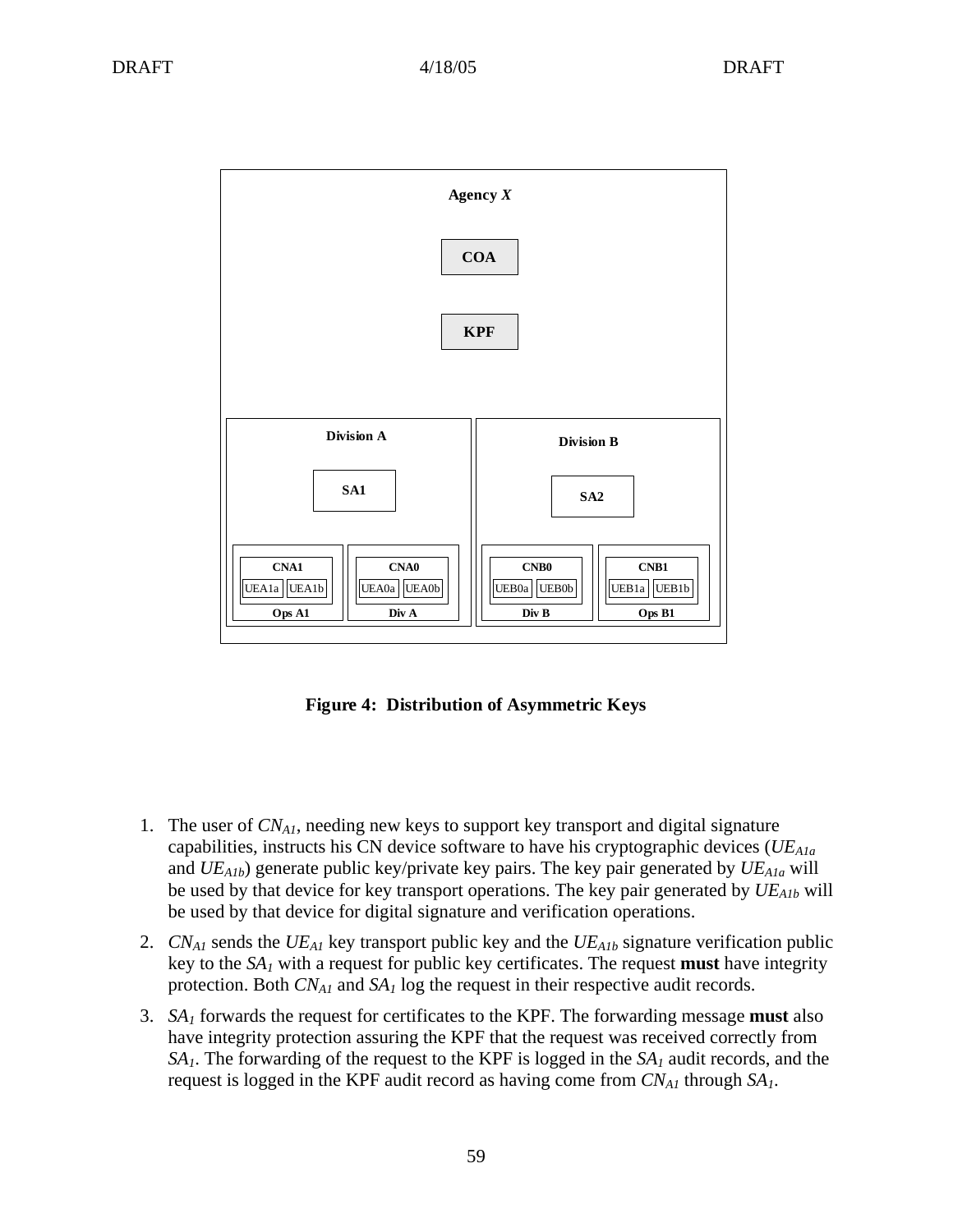Agency *X*

COA

KPF

Division A

SA1

CNA1
UEA1a UEA1b
Ops A1

CNA0
UEA0a UEA0b
Div A

Division B

SA2

CNB0
UEB0a UEB0b
Div B

CNB1
UEB1a UEB1b
Ops B1

**Figure 4: Distribution of Asymmetric Keys**

1. The user of $CN_{A1}$, needing new keys to support key transport and digital signature capabilities, instructs his CN device software to have his cryptographic devices ($UE_{A1a}$ and $UE_{A1b}$) generate public key/private key pairs. The key pair generated by $UE_{A1a}$ will be used by that device for key transport operations. The key pair generated by $UE_{A1b}$ will be used by that device for digital signature and verification operations.
2. $CN_{A1}$ sends the $UE_{A1}$ key transport public key and the $UE_{A1b}$ signature verification public key to the $SA_1$ with a request for public key certificates. The request **must** have integrity protection. Both $CN_{A1}$ and $SA_1$ log the request in their respective audit records.
3. $SA_1$ forwards the request for certificates to the KPF. The forwarding message **must** also have integrity protection assuring the KPF that the request was received correctly from $SA_1$. The forwarding of the request to the KPF is logged in the $SA_1$ audit records, and the request is logged in the KPF audit record as having come from $CN_{A1}$ through $SA_1$.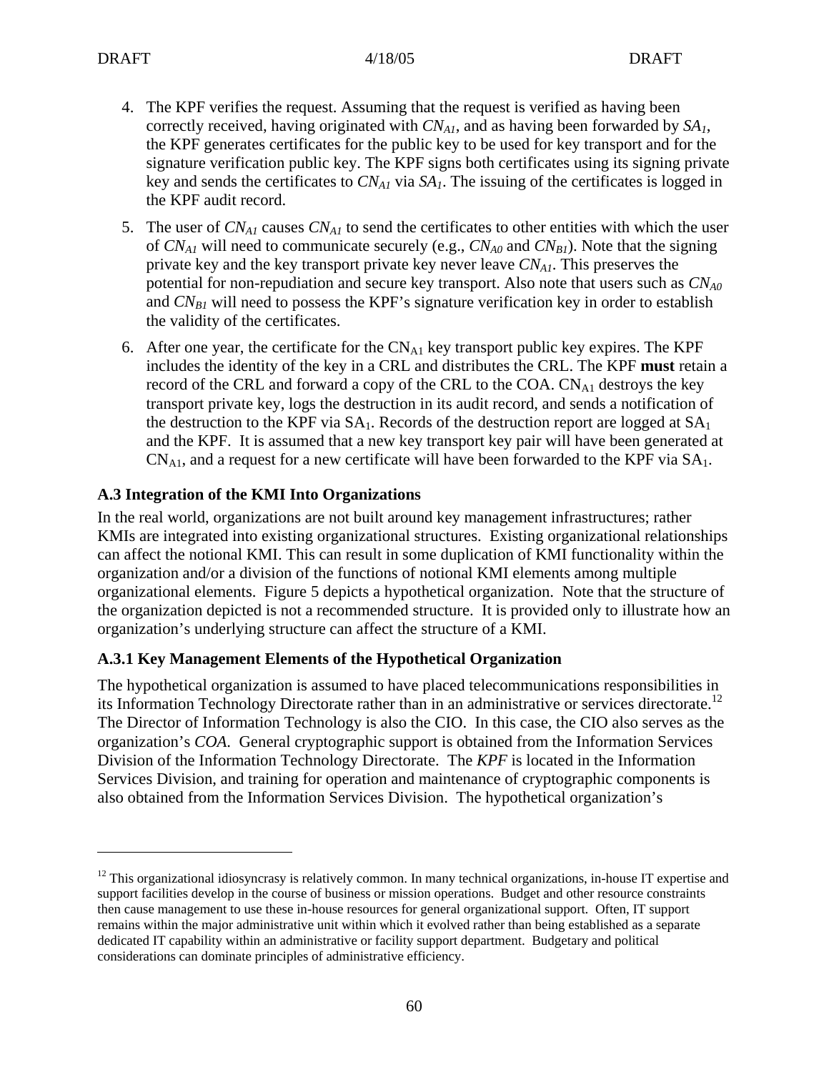4. The KPF verifies the request. Assuming that the request is verified as having been correctly received, having originated with $CN_{A1}$, and as having been forwarded by $SA_1$, the KPF generates certificates for the public key to be used for key transport and for the signature verification public key. The KPF signs both certificates using its signing private key and sends the certificates to $CN_{A1}$ via $SA_1$. The issuing of the certificates is logged in the KPF audit record.

5. The user of $CN_{A1}$ causes $CN_{A1}$ to send the certificates to other entities with which the user of $CN_{A1}$ will need to communicate securely (e.g., $CN_{A0}$ and $CN_{B1}$). Note that the signing private key and the key transport private key never leave $CN_{A1}$. This preserves the potential for non-repudiation and secure key transport. Also note that users such as $CN_{A0}$ and $CN_{B1}$ will need to possess the KPF's signature verification key in order to establish the validity of the certificates.

6. After one year, the certificate for the $CN_{A1}$ key transport public key expires. The KPF includes the identity of the key in a CRL and distributes the CRL. The KPF **must** retain a record of the CRL and forward a copy of the CRL to the COA. $CN_{A1}$ destroys the key transport private key, logs the destruction in its audit record, and sends a notification of the destruction to the KPF via $SA_1$. Records of the destruction report are logged at $SA_1$ and the KPF. It is assumed that a new key transport key pair will have been generated at $CN_{A1}$, and a request for a new certificate will have been forwarded to the KPF via $SA_1$.

### A.3 Integration of the KMI Into Organizations

In the real world, organizations are not built around key management infrastructures; rather KMIs are integrated into existing organizational structures. Existing organizational relationships can affect the notional KMI. This can result in some duplication of KMI functionality within the organization and/or a division of the functions of notional KMI elements among multiple organizational elements. Figure 5 depicts a hypothetical organization. Note that the structure of the organization depicted is not a recommended structure. It is provided only to illustrate how an organization's underlying structure can affect the structure of a KMI.

#### A.3.1 Key Management Elements of the Hypothetical Organization

The hypothetical organization is assumed to have placed telecommunications responsibilities in its Information Technology Directorate rather than in an administrative or services directorate.[12] The Director of Information Technology is also the CIO. In this case, the CIO also serves as the organization's *COA*. General cryptographic support is obtained from the Information Services Division of the Information Technology Directorate. The *KPF* is located in the Information Services Division, and training for operation and maintenance of cryptographic components is also obtained from the Information Services Division. The hypothetical organization's

---

[12] This organizational idiosyncrasy is relatively common. In many technical organizations, in-house IT expertise and support facilities develop in the course of business or mission operations. Budget and other resource constraints then cause management to use these in-house resources for general organizational support. Often, IT support remains within the major administrative unit within which it evolved rather than being established as a separate dedicated IT capability within an administrative or facility support department. Budgetary and political considerations can dominate principles of administrative efficiency.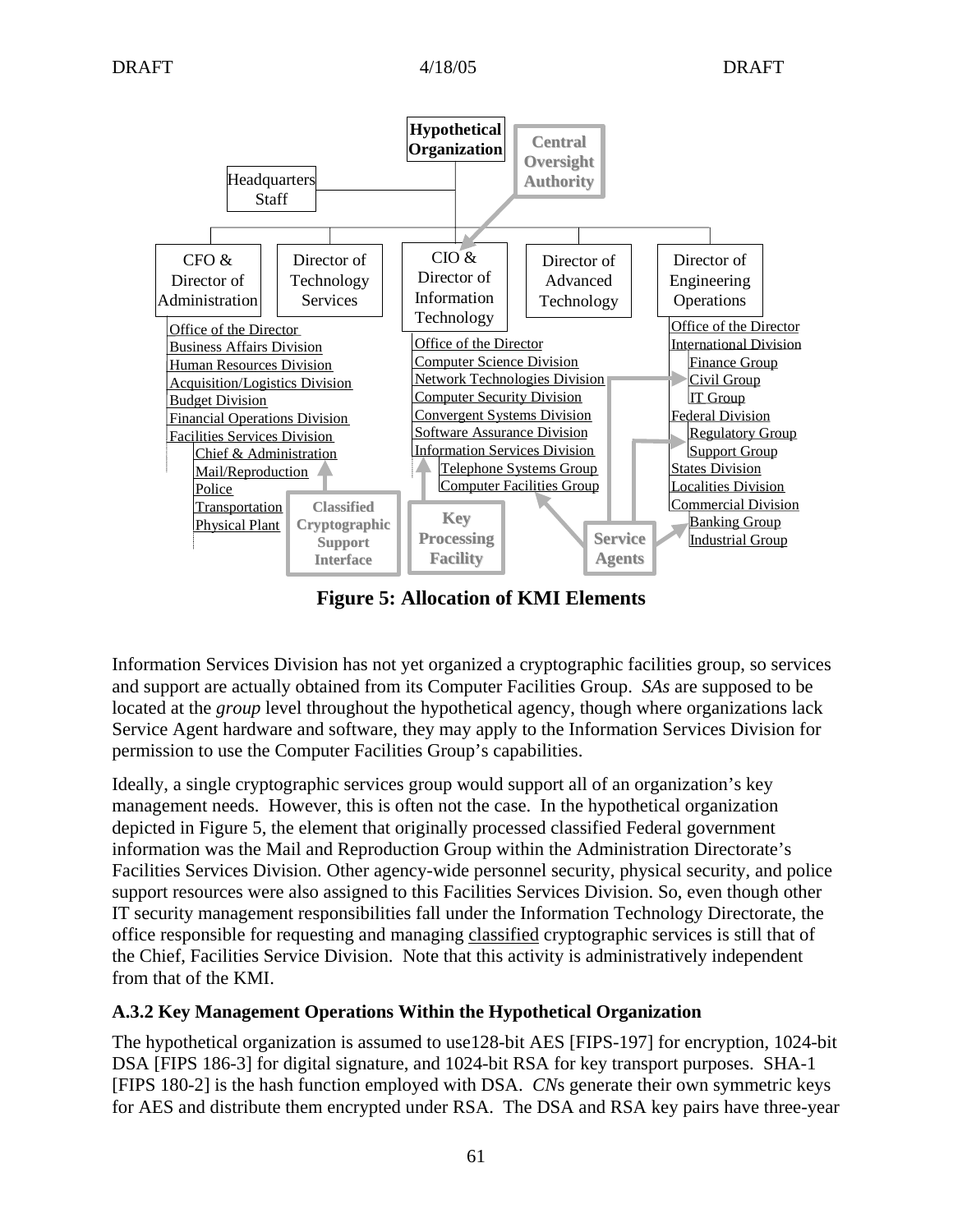**Figure 5: Allocation of KMI Elements**

Information Services Division has not yet organized a cryptographic facilities group, so services and support are actually obtained from its Computer Facilities Group. *SAs* are supposed to be located at the *group* level throughout the hypothetical agency, though where organizations lack Service Agent hardware and software, they may apply to the Information Services Division for permission to use the Computer Facilities Group's capabilities.

Ideally, a single cryptographic services group would support all of an organization's key management needs. However, this is often not the case. In the hypothetical organization depicted in Figure 5, the element that originally processed classified Federal government information was the Mail and Reproduction Group within the Administration Directorate's Facilities Services Division. Other agency-wide personnel security, physical security, and police support resources were also assigned to this Facilities Services Division. So, even though other IT security management responsibilities fall under the Information Technology Directorate, the office responsible for requesting and managing classified cryptographic services is still that of the Chief, Facilities Service Division. Note that this activity is administratively independent from that of the KMI.

### A.3.2 Key Management Operations Within the Hypothetical Organization

The hypothetical organization is assumed to use128-bit AES [FIPS-197] for encryption, 1024-bit DSA [FIPS 186-3] for digital signature, and 1024-bit RSA for key transport purposes. SHA-1 [FIPS 180-2] is the hash function employed with DSA. *CN*s generate their own symmetric keys for AES and distribute them encrypted under RSA. The DSA and RSA key pairs have three-year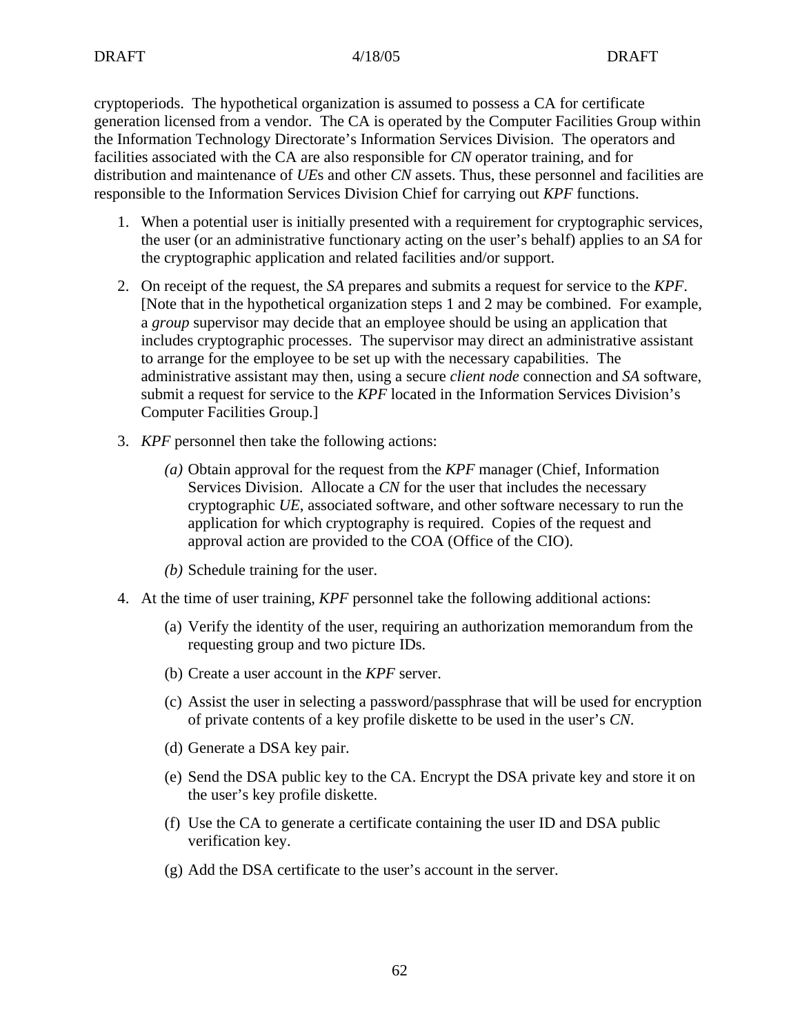cryptoperiods. The hypothetical organization is assumed to possess a CA for certificate generation licensed from a vendor. The CA is operated by the Computer Facilities Group within the Information Technology Directorate's Information Services Division. The operators and facilities associated with the CA are also responsible for *CN* operator training, and for distribution and maintenance of *UE*s and other *CN* assets. Thus, these personnel and facilities are responsible to the Information Services Division Chief for carrying out *KPF* functions.

1. When a potential user is initially presented with a requirement for cryptographic services, the user (or an administrative functionary acting on the user's behalf) applies to an *SA* for the cryptographic application and related facilities and/or support.

2. On receipt of the request, the *SA* prepares and submits a request for service to the *KPF*. [Note that in the hypothetical organization steps 1 and 2 may be combined. For example, a *group* supervisor may decide that an employee should be using an application that includes cryptographic processes. The supervisor may direct an administrative assistant to arrange for the employee to be set up with the necessary capabilities. The administrative assistant may then, using a secure *client node* connection and *SA* software, submit a request for service to the *KPF* located in the Information Services Division's Computer Facilities Group.]

3. *KPF* personnel then take the following actions:

   *(a)* Obtain approval for the request from the *KPF* manager (Chief, Information Services Division. Allocate a *CN* for the user that includes the necessary cryptographic *UE*, associated software, and other software necessary to run the application for which cryptography is required. Copies of the request and approval action are provided to the COA (Office of the CIO).

   *(b)* Schedule training for the user.

4. At the time of user training, *KPF* personnel take the following additional actions:

   (a) Verify the identity of the user, requiring an authorization memorandum from the requesting group and two picture IDs.

   (b) Create a user account in the *KPF* server.

   (c) Assist the user in selecting a password/passphrase that will be used for encryption of private contents of a key profile diskette to be used in the user's *CN*.

   (d) Generate a DSA key pair.

   (e) Send the DSA public key to the CA. Encrypt the DSA private key and store it on the user's key profile diskette.

   (f) Use the CA to generate a certificate containing the user ID and DSA public verification key.

   (g) Add the DSA certificate to the user's account in the server.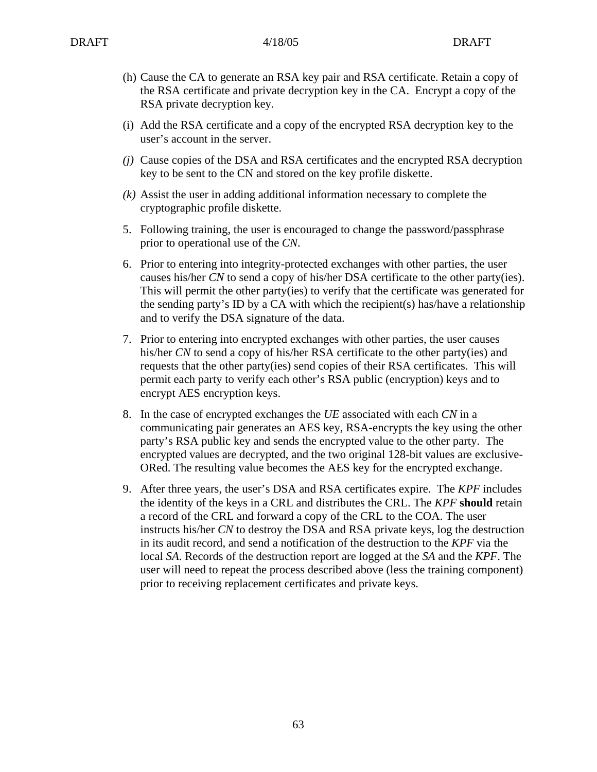(h) Cause the CA to generate an RSA key pair and RSA certificate. Retain a copy of the RSA certificate and private decryption key in the CA. Encrypt a copy of the RSA private decryption key.

(i) Add the RSA certificate and a copy of the encrypted RSA decryption key to the user's account in the server.

*(j)* Cause copies of the DSA and RSA certificates and the encrypted RSA decryption key to be sent to the CN and stored on the key profile diskette.

*(k)* Assist the user in adding additional information necessary to complete the cryptographic profile diskette.

5. Following training, the user is encouraged to change the password/passphrase prior to operational use of the *CN*.

6. Prior to entering into integrity-protected exchanges with other parties, the user causes his/her *CN* to send a copy of his/her DSA certificate to the other party(ies). This will permit the other party(ies) to verify that the certificate was generated for the sending party's ID by a CA with which the recipient(s) has/have a relationship and to verify the DSA signature of the data.

7. Prior to entering into encrypted exchanges with other parties, the user causes his/her *CN* to send a copy of his/her RSA certificate to the other party(ies) and requests that the other party(ies) send copies of their RSA certificates. This will permit each party to verify each other's RSA public (encryption) keys and to encrypt AES encryption keys.

8. In the case of encrypted exchanges the *UE* associated with each *CN* in a communicating pair generates an AES key, RSA-encrypts the key using the other party's RSA public key and sends the encrypted value to the other party. The encrypted values are decrypted, and the two original 128-bit values are exclusive-ORed. The resulting value becomes the AES key for the encrypted exchange.

9. After three years, the user's DSA and RSA certificates expire. The *KPF* includes the identity of the keys in a CRL and distributes the CRL. The *KPF* **should** retain a record of the CRL and forward a copy of the CRL to the COA. The user instructs his/her *CN* to destroy the DSA and RSA private keys, log the destruction in its audit record, and send a notification of the destruction to the *KPF* via the local *SA*. Records of the destruction report are logged at the *SA* and the *KPF*. The user will need to repeat the process described above (less the training component) prior to receiving replacement certificates and private keys.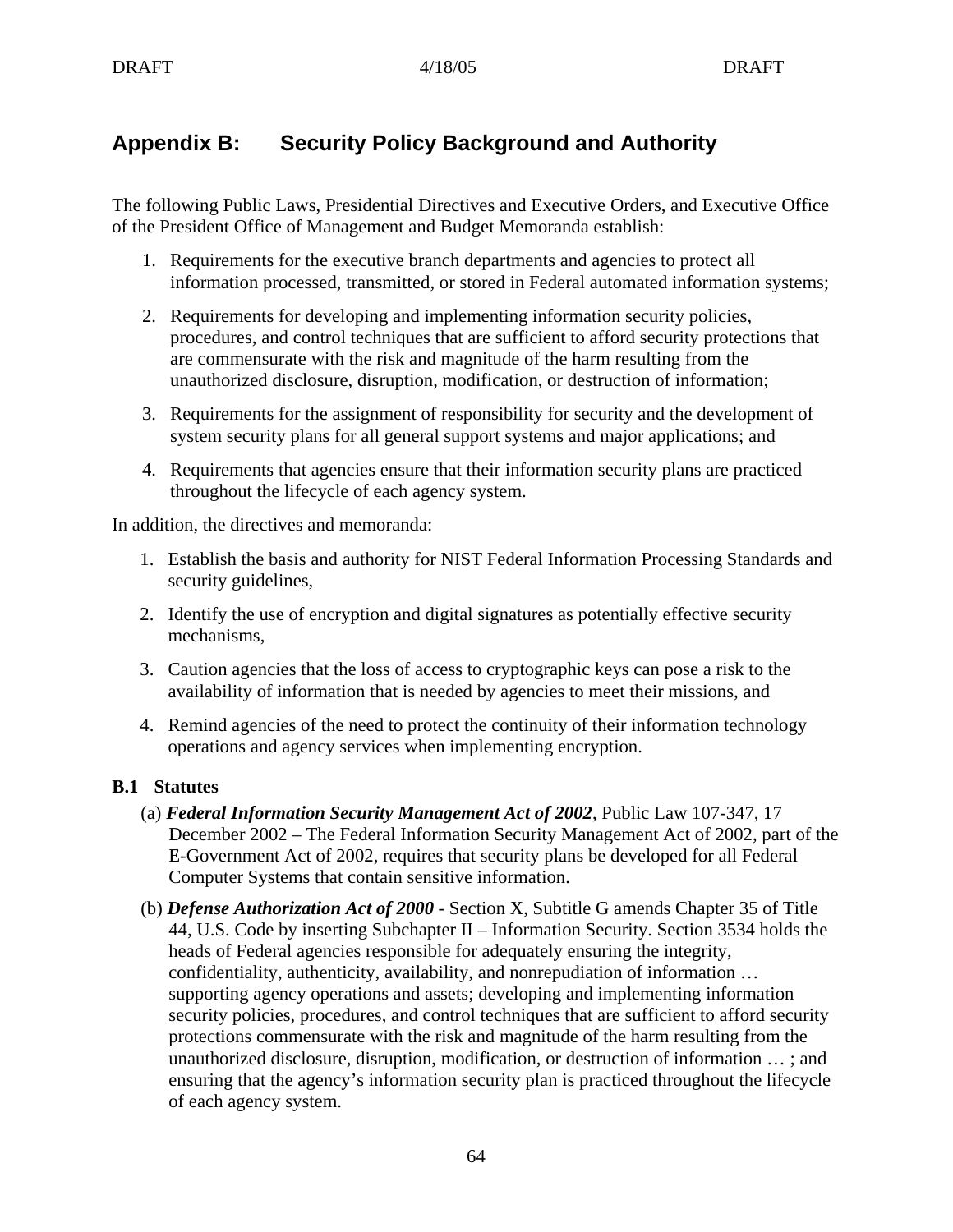# Appendix B: Security Policy Background and Authority

The following Public Laws, Presidential Directives and Executive Orders, and Executive Office of the President Office of Management and Budget Memoranda establish:

1. Requirements for the executive branch departments and agencies to protect all information processed, transmitted, or stored in Federal automated information systems;
2. Requirements for developing and implementing information security policies, procedures, and control techniques that are sufficient to afford security protections that are commensurate with the risk and magnitude of the harm resulting from the unauthorized disclosure, disruption, modification, or destruction of information;
3. Requirements for the assignment of responsibility for security and the development of system security plans for all general support systems and major applications; and
4. Requirements that agencies ensure that their information security plans are practiced throughout the lifecycle of each agency system.

In addition, the directives and memoranda:

1. Establish the basis and authority for NIST Federal Information Processing Standards and security guidelines,
2. Identify the use of encryption and digital signatures as potentially effective security mechanisms,
3. Caution agencies that the loss of access to cryptographic keys can pose a risk to the availability of information that is needed by agencies to meet their missions, and
4. Remind agencies of the need to protect the continuity of their information technology operations and agency services when implementing encryption.

## B.1 Statutes

(a) ***Federal Information Security Management Act of 2002***, Public Law 107-347, 17 December 2002 – The Federal Information Security Management Act of 2002, part of the E-Government Act of 2002, requires that security plans be developed for all Federal Computer Systems that contain sensitive information.

(b) ***Defense Authorization Act of 2000*** - Section X, Subtitle G amends Chapter 35 of Title 44, U.S. Code by inserting Subchapter II – Information Security. Section 3534 holds the heads of Federal agencies responsible for adequately ensuring the integrity, confidentiality, authenticity, availability, and nonrepudiation of information … supporting agency operations and assets; developing and implementing information security policies, procedures, and control techniques that are sufficient to afford security protections commensurate with the risk and magnitude of the harm resulting from the unauthorized disclosure, disruption, modification, or destruction of information … ; and ensuring that the agency's information security plan is practiced throughout the lifecycle of each agency system.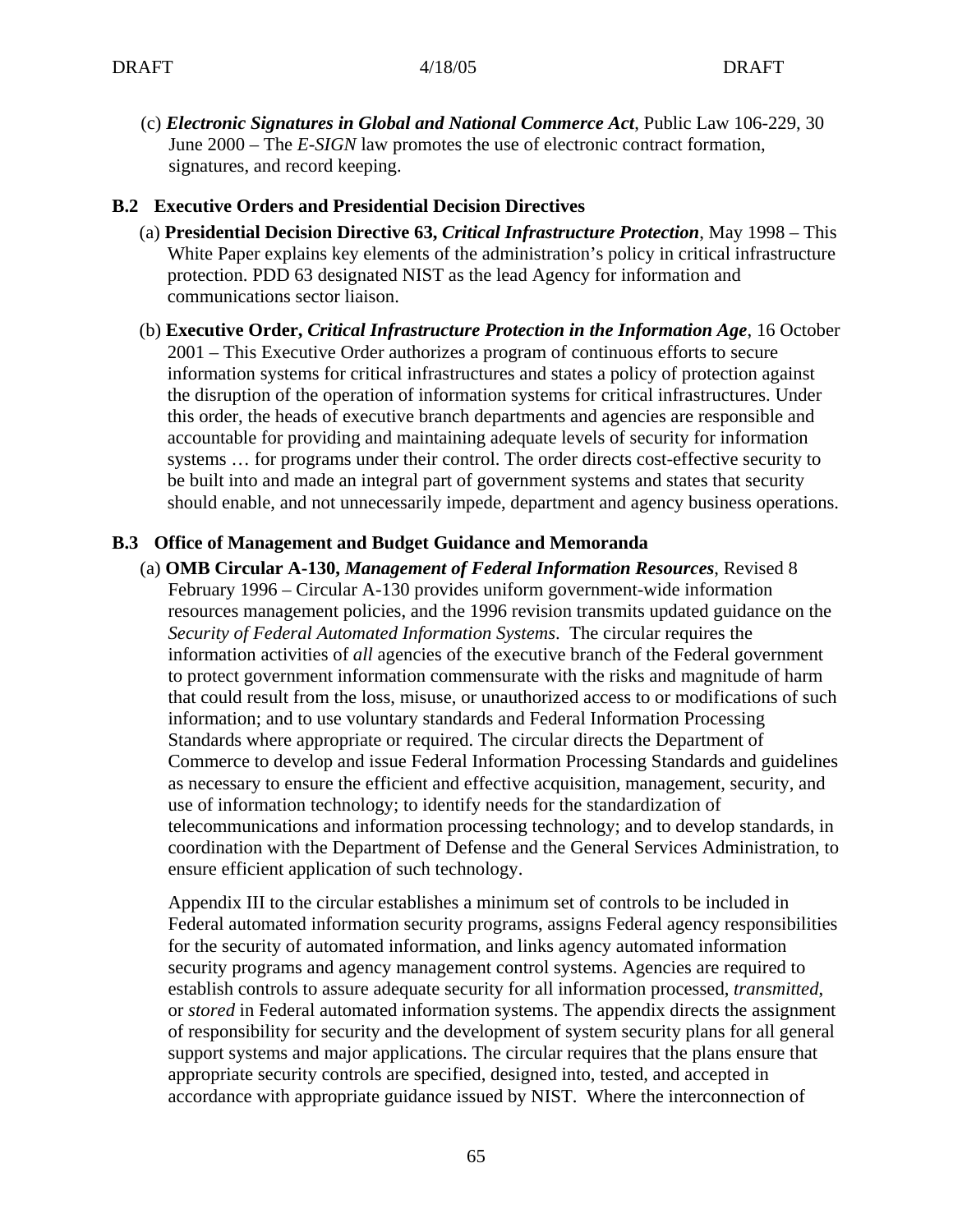(c) ***Electronic Signatures in Global and National Commerce Act***, Public Law 106-229, 30 June 2000 – The *E-SIGN* law promotes the use of electronic contract formation, signatures, and record keeping.

### B.2 Executive Orders and Presidential Decision Directives

(a) **Presidential Decision Directive 63, *Critical Infrastructure Protection***, May 1998 – This White Paper explains key elements of the administration's policy in critical infrastructure protection. PDD 63 designated NIST as the lead Agency for information and communications sector liaison.

(b) **Executive Order, *Critical Infrastructure Protection in the Information Age***, 16 October 2001 – This Executive Order authorizes a program of continuous efforts to secure information systems for critical infrastructures and states a policy of protection against the disruption of the operation of information systems for critical infrastructures. Under this order, the heads of executive branch departments and agencies are responsible and accountable for providing and maintaining adequate levels of security for information systems … for programs under their control. The order directs cost-effective security to be built into and made an integral part of government systems and states that security should enable, and not unnecessarily impede, department and agency business operations.

### B.3 Office of Management and Budget Guidance and Memoranda

(a) **OMB Circular A-130, *Management of Federal Information Resources***, Revised 8 February 1996 – Circular A-130 provides uniform government-wide information resources management policies, and the 1996 revision transmits updated guidance on the *Security of Federal Automated Information Systems*. The circular requires the information activities of *all* agencies of the executive branch of the Federal government to protect government information commensurate with the risks and magnitude of harm that could result from the loss, misuse, or unauthorized access to or modifications of such information; and to use voluntary standards and Federal Information Processing Standards where appropriate or required. The circular directs the Department of Commerce to develop and issue Federal Information Processing Standards and guidelines as necessary to ensure the efficient and effective acquisition, management, security, and use of information technology; to identify needs for the standardization of telecommunications and information processing technology; and to develop standards, in coordination with the Department of Defense and the General Services Administration, to ensure efficient application of such technology.

Appendix III to the circular establishes a minimum set of controls to be included in Federal automated information security programs, assigns Federal agency responsibilities for the security of automated information, and links agency automated information security programs and agency management control systems. Agencies are required to establish controls to assure adequate security for all information processed, *transmitted*, or *stored* in Federal automated information systems. The appendix directs the assignment of responsibility for security and the development of system security plans for all general support systems and major applications. The circular requires that the plans ensure that appropriate security controls are specified, designed into, tested, and accepted in accordance with appropriate guidance issued by NIST. Where the interconnection of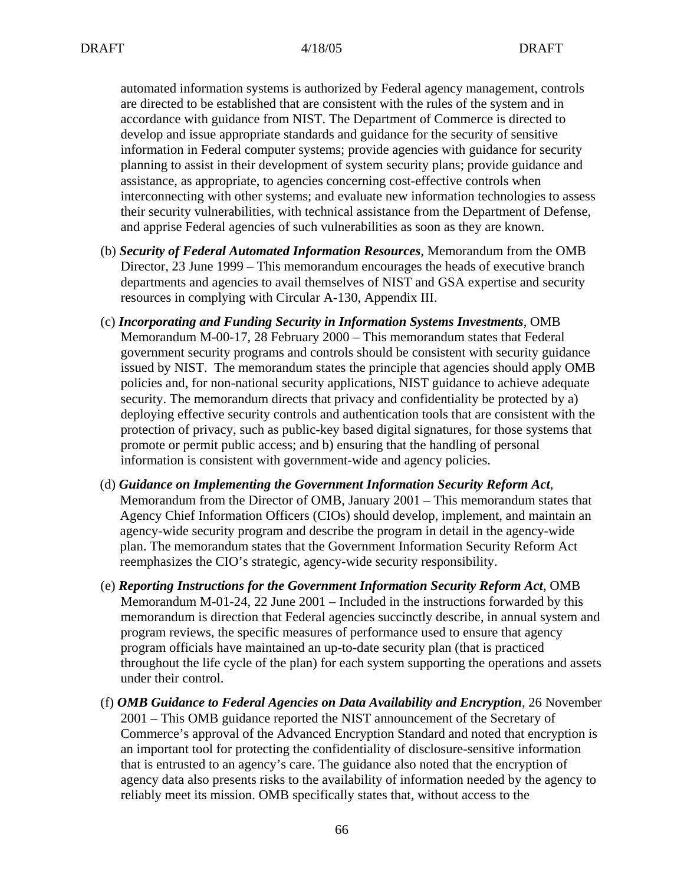automated information systems is authorized by Federal agency management, controls are directed to be established that are consistent with the rules of the system and in accordance with guidance from NIST. The Department of Commerce is directed to develop and issue appropriate standards and guidance for the security of sensitive information in Federal computer systems; provide agencies with guidance for security planning to assist in their development of system security plans; provide guidance and assistance, as appropriate, to agencies concerning cost-effective controls when interconnecting with other systems; and evaluate new information technologies to assess their security vulnerabilities, with technical assistance from the Department of Defense, and apprise Federal agencies of such vulnerabilities as soon as they are known.

(b) ***Security of Federal Automated Information Resources***, Memorandum from the OMB Director, 23 June 1999 – This memorandum encourages the heads of executive branch departments and agencies to avail themselves of NIST and GSA expertise and security resources in complying with Circular A-130, Appendix III.

(c) ***Incorporating and Funding Security in Information Systems Investments***, OMB Memorandum M-00-17, 28 February 2000 – This memorandum states that Federal government security programs and controls should be consistent with security guidance issued by NIST. The memorandum states the principle that agencies should apply OMB policies and, for non-national security applications, NIST guidance to achieve adequate security. The memorandum directs that privacy and confidentiality be protected by a) deploying effective security controls and authentication tools that are consistent with the protection of privacy, such as public-key based digital signatures, for those systems that promote or permit public access; and b) ensuring that the handling of personal information is consistent with government-wide and agency policies.

(d) ***Guidance on Implementing the Government Information Security Reform Act***, Memorandum from the Director of OMB, January 2001 – This memorandum states that Agency Chief Information Officers (CIOs) should develop, implement, and maintain an agency-wide security program and describe the program in detail in the agency-wide plan. The memorandum states that the Government Information Security Reform Act reemphasizes the CIO's strategic, agency-wide security responsibility.

(e) ***Reporting Instructions for the Government Information Security Reform Act***, OMB Memorandum M-01-24, 22 June 2001 – Included in the instructions forwarded by this memorandum is direction that Federal agencies succinctly describe, in annual system and program reviews, the specific measures of performance used to ensure that agency program officials have maintained an up-to-date security plan (that is practiced throughout the life cycle of the plan) for each system supporting the operations and assets under their control.

(f) ***OMB Guidance to Federal Agencies on Data Availability and Encryption***, 26 November 2001 – This OMB guidance reported the NIST announcement of the Secretary of Commerce's approval of the Advanced Encryption Standard and noted that encryption is an important tool for protecting the confidentiality of disclosure-sensitive information that is entrusted to an agency's care. The guidance also noted that the encryption of agency data also presents risks to the availability of information needed by the agency to reliably meet its mission. OMB specifically states that, without access to the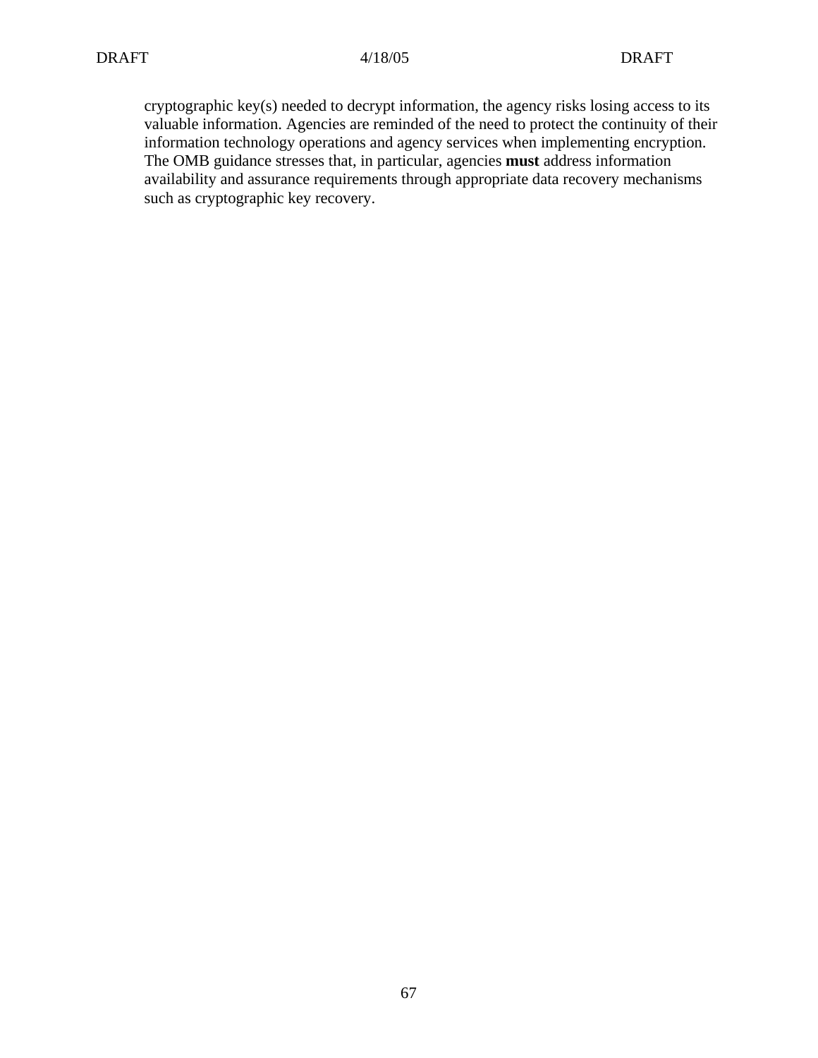cryptographic key(s) needed to decrypt information, the agency risks losing access to its valuable information. Agencies are reminded of the need to protect the continuity of their information technology operations and agency services when implementing encryption. The OMB guidance stresses that, in particular, agencies **must** address information availability and assurance requirements through appropriate data recovery mechanisms such as cryptographic key recovery.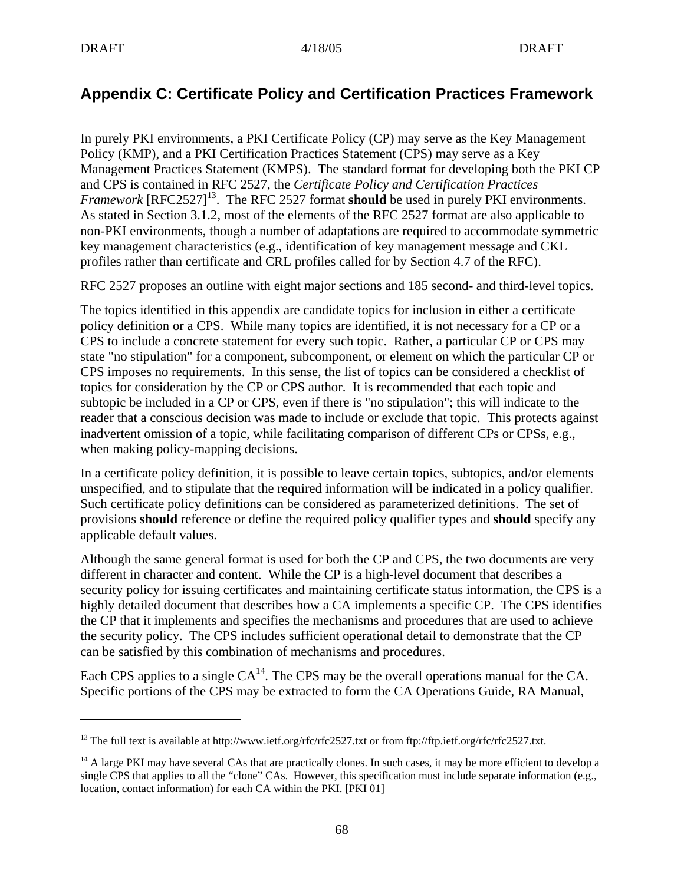## Appendix C: Certificate Policy and Certification Practices Framework

In purely PKI environments, a PKI Certificate Policy (CP) may serve as the Key Management Policy (KMP), and a PKI Certification Practices Statement (CPS) may serve as a Key Management Practices Statement (KMPS). The standard format for developing both the PKI CP and CPS is contained in RFC 2527, the *Certificate Policy and Certification Practices Framework* [RFC2527][13]. The RFC 2527 format **should** be used in purely PKI environments. As stated in Section 3.1.2, most of the elements of the RFC 2527 format are also applicable to non-PKI environments, though a number of adaptations are required to accommodate symmetric key management characteristics (e.g., identification of key management message and CKL profiles rather than certificate and CRL profiles called for by Section 4.7 of the RFC).

RFC 2527 proposes an outline with eight major sections and 185 second- and third-level topics.

The topics identified in this appendix are candidate topics for inclusion in either a certificate policy definition or a CPS. While many topics are identified, it is not necessary for a CP or a CPS to include a concrete statement for every such topic. Rather, a particular CP or CPS may state "no stipulation" for a component, subcomponent, or element on which the particular CP or CPS imposes no requirements. In this sense, the list of topics can be considered a checklist of topics for consideration by the CP or CPS author. It is recommended that each topic and subtopic be included in a CP or CPS, even if there is "no stipulation"; this will indicate to the reader that a conscious decision was made to include or exclude that topic. This protects against inadvertent omission of a topic, while facilitating comparison of different CPs or CPSs, e.g., when making policy-mapping decisions.

In a certificate policy definition, it is possible to leave certain topics, subtopics, and/or elements unspecified, and to stipulate that the required information will be indicated in a policy qualifier. Such certificate policy definitions can be considered as parameterized definitions. The set of provisions **should** reference or define the required policy qualifier types and **should** specify any applicable default values.

Although the same general format is used for both the CP and CPS, the two documents are very different in character and content. While the CP is a high-level document that describes a security policy for issuing certificates and maintaining certificate status information, the CPS is a highly detailed document that describes how a CA implements a specific CP. The CPS identifies the CP that it implements and specifies the mechanisms and procedures that are used to achieve the security policy. The CPS includes sufficient operational detail to demonstrate that the CP can be satisfied by this combination of mechanisms and procedures.

Each CPS applies to a single CA[14]. The CPS may be the overall operations manual for the CA. Specific portions of the CPS may be extracted to form the CA Operations Guide, RA Manual,

---

[13] The full text is available at http://www.ietf.org/rfc/rfc2527.txt or from ftp://ftp.ietf.org/rfc/rfc2527.txt.

[14] A large PKI may have several CAs that are practically clones. In such cases, it may be more efficient to develop a single CPS that applies to all the "clone" CAs. However, this specification must include separate information (e.g., location, contact information) for each CA within the PKI. [PKI 01]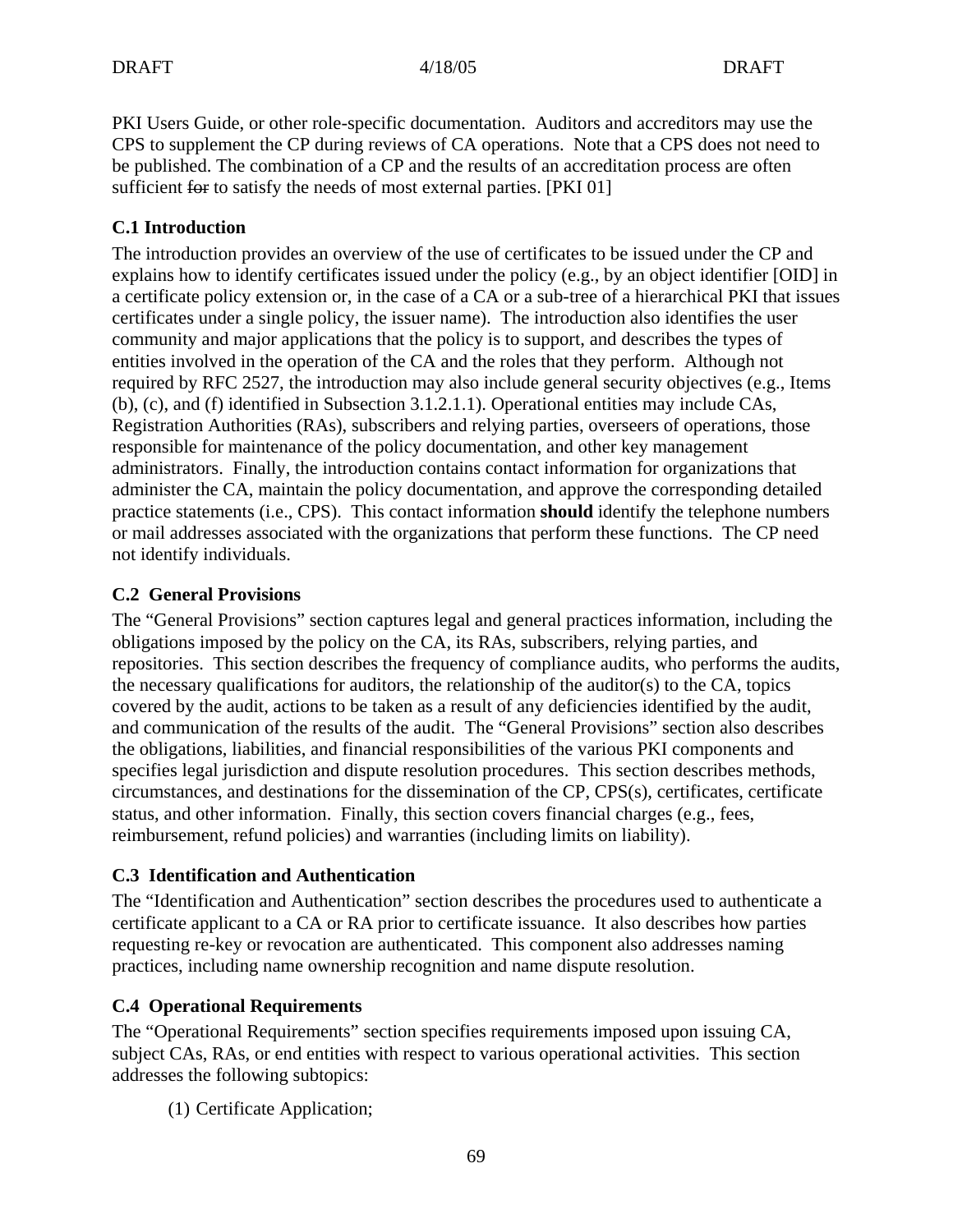PKI Users Guide, or other role-specific documentation. Auditors and accreditors may use the CPS to supplement the CP during reviews of CA operations. Note that a CPS does not need to be published. The combination of a CP and the results of an accreditation process are often sufficient ~~for~~ to satisfy the needs of most external parties. [PKI 01]

### C.1 Introduction

The introduction provides an overview of the use of certificates to be issued under the CP and explains how to identify certificates issued under the policy (e.g., by an object identifier [OID] in a certificate policy extension or, in the case of a CA or a sub-tree of a hierarchical PKI that issues certificates under a single policy, the issuer name). The introduction also identifies the user community and major applications that the policy is to support, and describes the types of entities involved in the operation of the CA and the roles that they perform. Although not required by RFC 2527, the introduction may also include general security objectives (e.g., Items (b), (c), and (f) identified in Subsection 3.1.2.1.1). Operational entities may include CAs, Registration Authorities (RAs), subscribers and relying parties, overseers of operations, those responsible for maintenance of the policy documentation, and other key management administrators. Finally, the introduction contains contact information for organizations that administer the CA, maintain the policy documentation, and approve the corresponding detailed practice statements (i.e., CPS). This contact information **should** identify the telephone numbers or mail addresses associated with the organizations that perform these functions. The CP need not identify individuals.

### C.2 General Provisions

The "General Provisions" section captures legal and general practices information, including the obligations imposed by the policy on the CA, its RAs, subscribers, relying parties, and repositories. This section describes the frequency of compliance audits, who performs the audits, the necessary qualifications for auditors, the relationship of the auditor(s) to the CA, topics covered by the audit, actions to be taken as a result of any deficiencies identified by the audit, and communication of the results of the audit. The "General Provisions" section also describes the obligations, liabilities, and financial responsibilities of the various PKI components and specifies legal jurisdiction and dispute resolution procedures. This section describes methods, circumstances, and destinations for the dissemination of the CP, CPS(s), certificates, certificate status, and other information. Finally, this section covers financial charges (e.g., fees, reimbursement, refund policies) and warranties (including limits on liability).

### C.3 Identification and Authentication

The "Identification and Authentication" section describes the procedures used to authenticate a certificate applicant to a CA or RA prior to certificate issuance. It also describes how parties requesting re-key or revocation are authenticated. This component also addresses naming practices, including name ownership recognition and name dispute resolution.

### C.4 Operational Requirements

The "Operational Requirements" section specifies requirements imposed upon issuing CA, subject CAs, RAs, or end entities with respect to various operational activities. This section addresses the following subtopics:

(1) Certificate Application;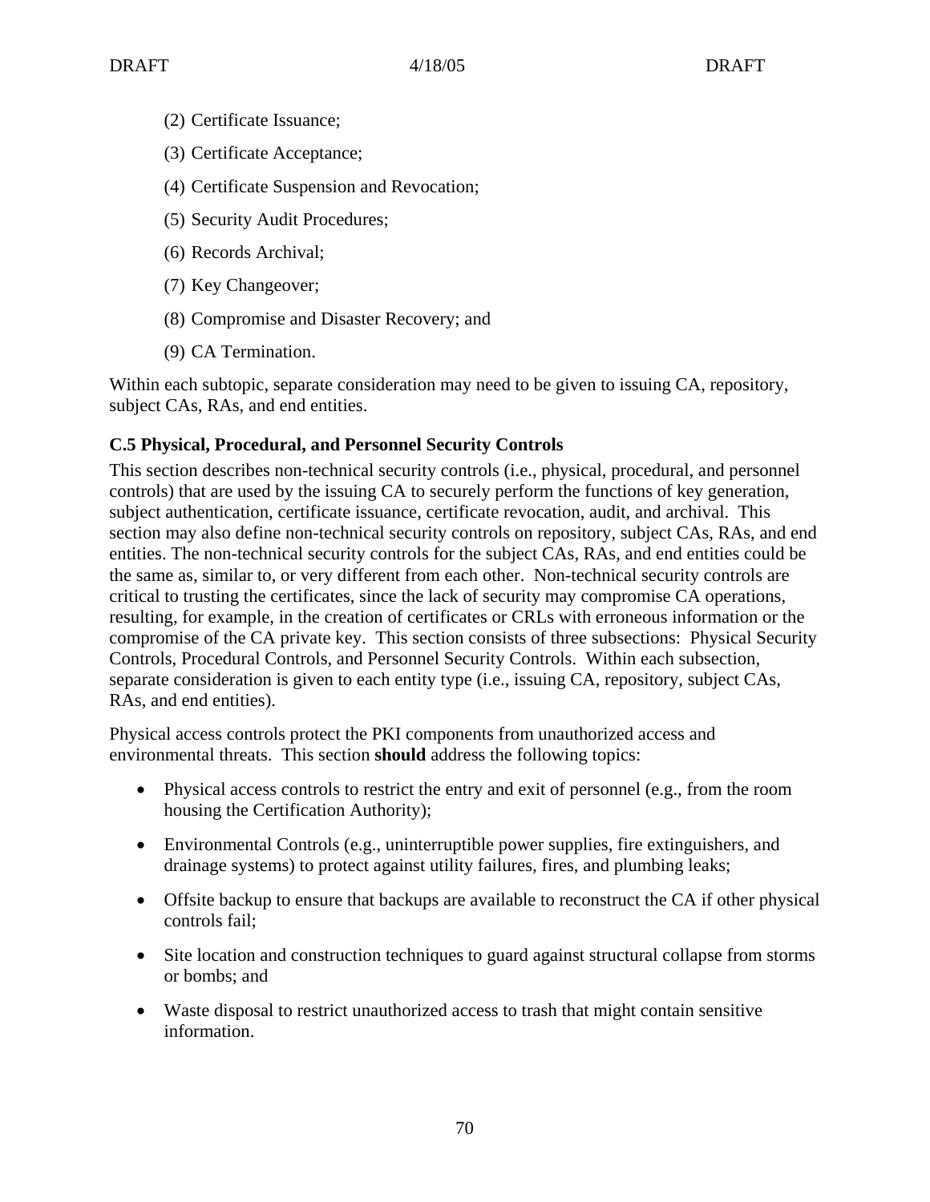(2) Certificate Issuance;

(3) Certificate Acceptance;

(4) Certificate Suspension and Revocation;

(5) Security Audit Procedures;

(6) Records Archival;

(7) Key Changeover;

(8) Compromise and Disaster Recovery; and

(9) CA Termination.

Within each subtopic, separate consideration may need to be given to issuing CA, repository, subject CAs, RAs, and end entities.

### C.5 Physical, Procedural, and Personnel Security Controls

This section describes non-technical security controls (i.e., physical, procedural, and personnel controls) that are used by the issuing CA to securely perform the functions of key generation, subject authentication, certificate issuance, certificate revocation, audit, and archival. This section may also define non-technical security controls on repository, subject CAs, RAs, and end entities. The non-technical security controls for the subject CAs, RAs, and end entities could be the same as, similar to, or very different from each other. Non-technical security controls are critical to trusting the certificates, since the lack of security may compromise CA operations, resulting, for example, in the creation of certificates or CRLs with erroneous information or the compromise of the CA private key. This section consists of three subsections: Physical Security Controls, Procedural Controls, and Personnel Security Controls. Within each subsection, separate consideration is given to each entity type (i.e., issuing CA, repository, subject CAs, RAs, and end entities).

Physical access controls protect the PKI components from unauthorized access and environmental threats. This section **should** address the following topics:

- Physical access controls to restrict the entry and exit of personnel (e.g., from the room housing the Certification Authority);
- Environmental Controls (e.g., uninterruptible power supplies, fire extinguishers, and drainage systems) to protect against utility failures, fires, and plumbing leaks;
- Offsite backup to ensure that backups are available to reconstruct the CA if other physical controls fail;
- Site location and construction techniques to guard against structural collapse from storms or bombs; and
- Waste disposal to restrict unauthorized access to trash that might contain sensitive information.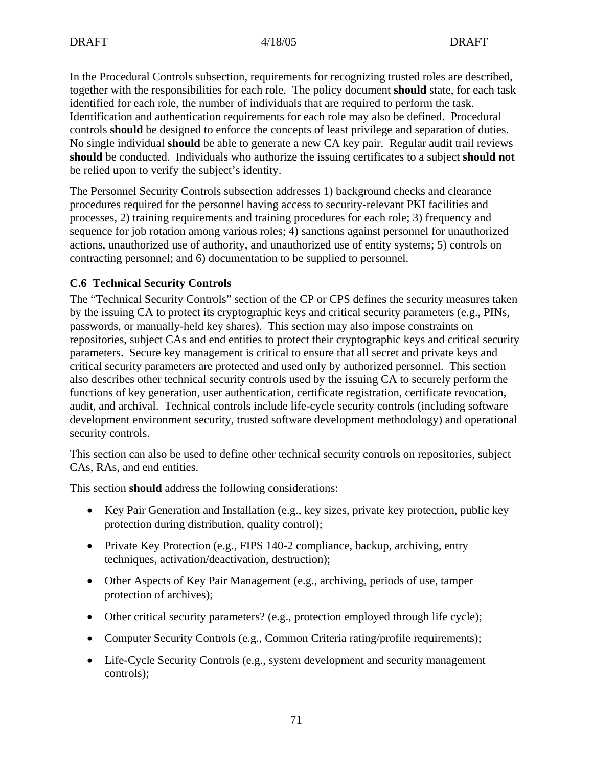In the Procedural Controls subsection, requirements for recognizing trusted roles are described, together with the responsibilities for each role. The policy document **should** state, for each task identified for each role, the number of individuals that are required to perform the task. Identification and authentication requirements for each role may also be defined. Procedural controls **should** be designed to enforce the concepts of least privilege and separation of duties. No single individual **should** be able to generate a new CA key pair. Regular audit trail reviews **should** be conducted. Individuals who authorize the issuing certificates to a subject **should not** be relied upon to verify the subject's identity.

The Personnel Security Controls subsection addresses 1) background checks and clearance procedures required for the personnel having access to security-relevant PKI facilities and processes, 2) training requirements and training procedures for each role; 3) frequency and sequence for job rotation among various roles; 4) sanctions against personnel for unauthorized actions, unauthorized use of authority, and unauthorized use of entity systems; 5) controls on contracting personnel; and 6) documentation to be supplied to personnel.

### C.6 Technical Security Controls

The "Technical Security Controls" section of the CP or CPS defines the security measures taken by the issuing CA to protect its cryptographic keys and critical security parameters (e.g., PINs, passwords, or manually-held key shares). This section may also impose constraints on repositories, subject CAs and end entities to protect their cryptographic keys and critical security parameters. Secure key management is critical to ensure that all secret and private keys and critical security parameters are protected and used only by authorized personnel. This section also describes other technical security controls used by the issuing CA to securely perform the functions of key generation, user authentication, certificate registration, certificate revocation, audit, and archival. Technical controls include life-cycle security controls (including software development environment security, trusted software development methodology) and operational security controls.

This section can also be used to define other technical security controls on repositories, subject CAs, RAs, and end entities.

This section **should** address the following considerations:

- Key Pair Generation and Installation (e.g., key sizes, private key protection, public key protection during distribution, quality control);
- Private Key Protection (e.g., FIPS 140-2 compliance, backup, archiving, entry techniques, activation/deactivation, destruction);
- Other Aspects of Key Pair Management (e.g., archiving, periods of use, tamper protection of archives);
- Other critical security parameters? (e.g., protection employed through life cycle);
- Computer Security Controls (e.g., Common Criteria rating/profile requirements);
- Life-Cycle Security Controls (e.g., system development and security management controls);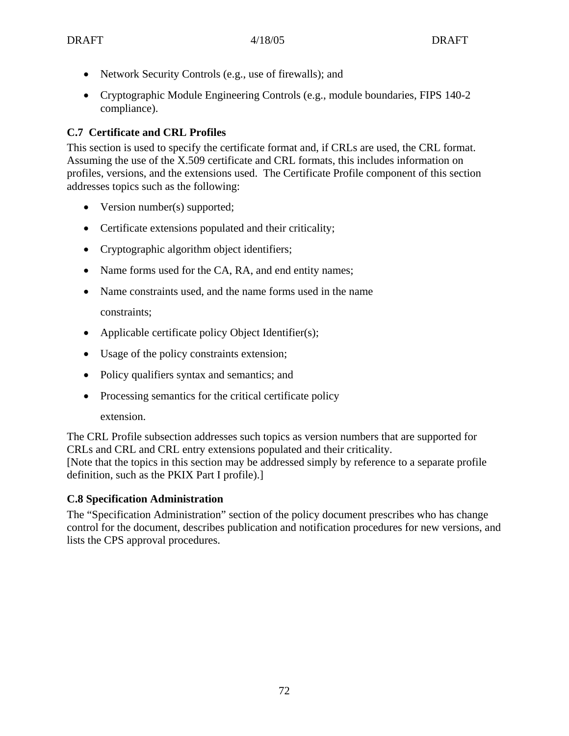- Network Security Controls (e.g., use of firewalls); and
- Cryptographic Module Engineering Controls (e.g., module boundaries, FIPS 140-2 compliance).

### C.7 Certificate and CRL Profiles

This section is used to specify the certificate format and, if CRLs are used, the CRL format. Assuming the use of the X.509 certificate and CRL formats, this includes information on profiles, versions, and the extensions used. The Certificate Profile component of this section addresses topics such as the following:

- Version number(s) supported;
- Certificate extensions populated and their criticality;
- Cryptographic algorithm object identifiers;
- Name forms used for the CA, RA, and end entity names;
- Name constraints used, and the name forms used in the name constraints;
- Applicable certificate policy Object Identifier(s);
- Usage of the policy constraints extension;
- Policy qualifiers syntax and semantics; and
- Processing semantics for the critical certificate policy extension.

The CRL Profile subsection addresses such topics as version numbers that are supported for CRLs and CRL and CRL entry extensions populated and their criticality.
[Note that the topics in this section may be addressed simply by reference to a separate profile definition, such as the PKIX Part I profile).]

### C.8 Specification Administration

The “Specification Administration” section of the policy document prescribes who has change control for the document, describes publication and notification procedures for new versions, and lists the CPS approval procedures.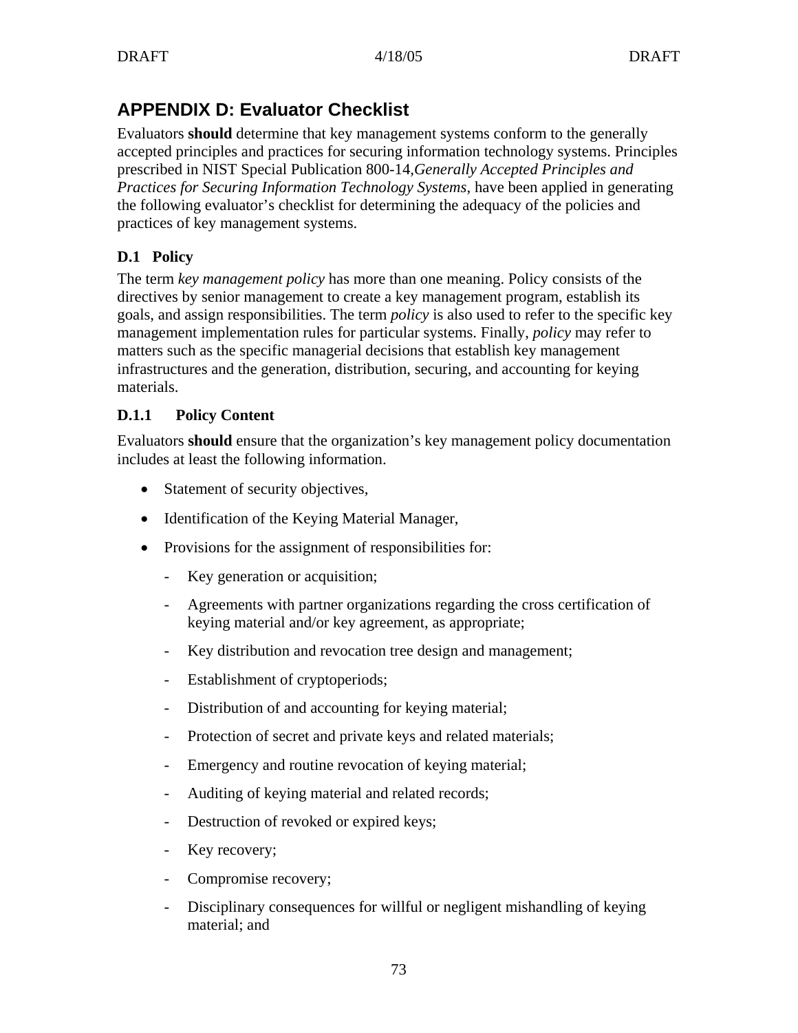# APPENDIX D: Evaluator Checklist

Evaluators **should** determine that key management systems conform to the generally accepted principles and practices for securing information technology systems. Principles prescribed in NIST Special Publication 800-14,*Generally Accepted Principles and Practices for Securing Information Technology Systems*, have been applied in generating the following evaluator's checklist for determining the adequacy of the policies and practices of key management systems.

## D.1 Policy

The term *key management policy* has more than one meaning. Policy consists of the directives by senior management to create a key management program, establish its goals, and assign responsibilities. The term *policy* is also used to refer to the specific key management implementation rules for particular systems. Finally, *policy* may refer to matters such as the specific managerial decisions that establish key management infrastructures and the generation, distribution, securing, and accounting for keying materials.

### D.1.1 Policy Content

Evaluators **should** ensure that the organization's key management policy documentation includes at least the following information.

- Statement of security objectives,
- Identification of the Keying Material Manager,
- Provisions for the assignment of responsibilities for:
  - Key generation or acquisition;
  - Agreements with partner organizations regarding the cross certification of keying material and/or key agreement, as appropriate;
  - Key distribution and revocation tree design and management;
  - Establishment of cryptoperiods;
  - Distribution of and accounting for keying material;
  - Protection of secret and private keys and related materials;
  - Emergency and routine revocation of keying material;
  - Auditing of keying material and related records;
  - Destruction of revoked or expired keys;
  - Key recovery;
  - Compromise recovery;
  - Disciplinary consequences for willful or negligent mishandling of keying material; and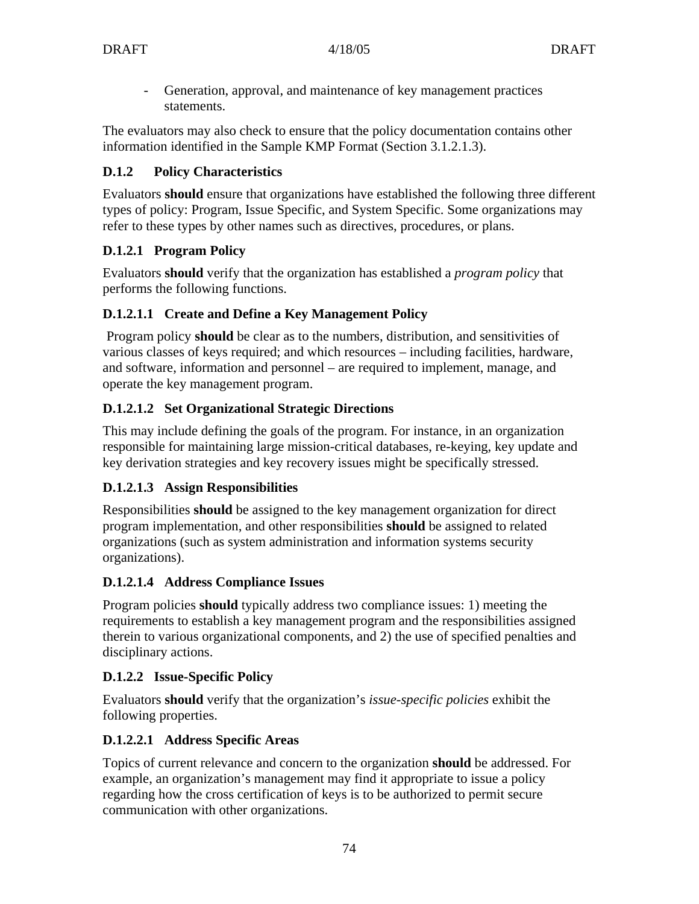- Generation, approval, and maintenance of key management practices statements.

The evaluators may also check to ensure that the policy documentation contains other information identified in the Sample KMP Format (Section 3.1.2.1.3).

### D.1.2 Policy Characteristics

Evaluators **should** ensure that organizations have established the following three different types of policy: Program, Issue Specific, and System Specific. Some organizations may refer to these types by other names such as directives, procedures, or plans.

#### D.1.2.1 Program Policy

Evaluators **should** verify that the organization has established a *program policy* that performs the following functions.

##### D.1.2.1.1 Create and Define a Key Management Policy

Program policy **should** be clear as to the numbers, distribution, and sensitivities of various classes of keys required; and which resources – including facilities, hardware, and software, information and personnel – are required to implement, manage, and operate the key management program.

##### D.1.2.1.2 Set Organizational Strategic Directions

This may include defining the goals of the program. For instance, in an organization responsible for maintaining large mission-critical databases, re-keying, key update and key derivation strategies and key recovery issues might be specifically stressed.

##### D.1.2.1.3 Assign Responsibilities

Responsibilities **should** be assigned to the key management organization for direct program implementation, and other responsibilities **should** be assigned to related organizations (such as system administration and information systems security organizations).

##### D.1.2.1.4 Address Compliance Issues

Program policies **should** typically address two compliance issues: 1) meeting the requirements to establish a key management program and the responsibilities assigned therein to various organizational components, and 2) the use of specified penalties and disciplinary actions.

#### D.1.2.2 Issue-Specific Policy

Evaluators **should** verify that the organization's *issue-specific policies* exhibit the following properties.

##### D.1.2.2.1 Address Specific Areas

Topics of current relevance and concern to the organization **should** be addressed. For example, an organization's management may find it appropriate to issue a policy regarding how the cross certification of keys is to be authorized to permit secure communication with other organizations.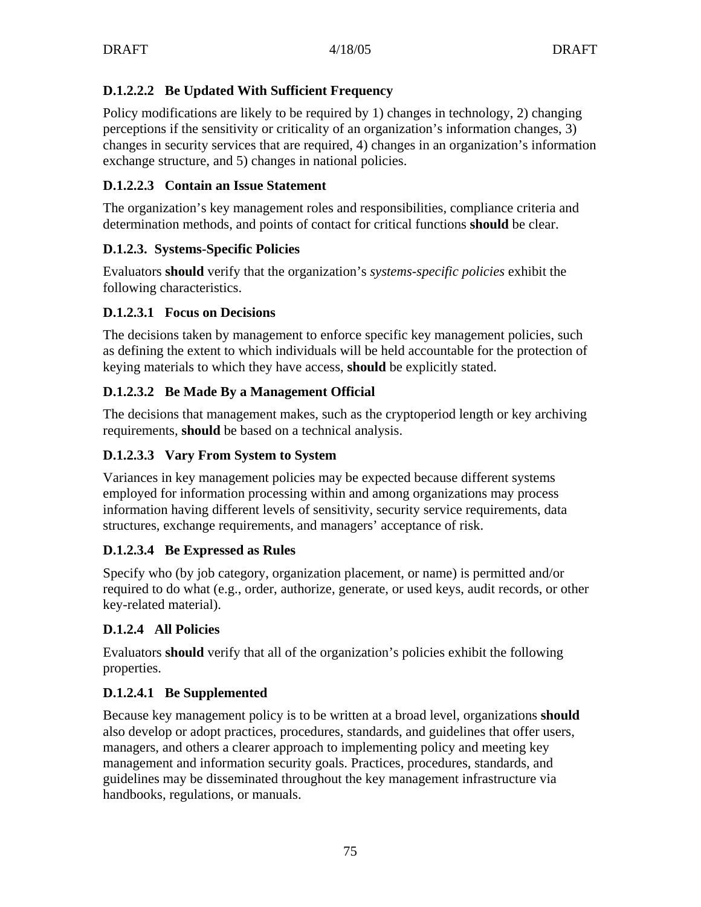#### D.1.2.2.2 Be Updated With Sufficient Frequency

Policy modifications are likely to be required by 1) changes in technology, 2) changing perceptions if the sensitivity or criticality of an organization's information changes, 3) changes in security services that are required, 4) changes in an organization's information exchange structure, and 5) changes in national policies.

#### D.1.2.2.3 Contain an Issue Statement

The organization's key management roles and responsibilities, compliance criteria and determination methods, and points of contact for critical functions **should** be clear.

### D.1.2.3. Systems-Specific Policies

Evaluators **should** verify that the organization's *systems-specific policies* exhibit the following characteristics.

#### D.1.2.3.1 Focus on Decisions

The decisions taken by management to enforce specific key management policies, such as defining the extent to which individuals will be held accountable for the protection of keying materials to which they have access, **should** be explicitly stated.

#### D.1.2.3.2 Be Made By a Management Official

The decisions that management makes, such as the cryptoperiod length or key archiving requirements, **should** be based on a technical analysis.

#### D.1.2.3.3 Vary From System to System

Variances in key management policies may be expected because different systems employed for information processing within and among organizations may process information having different levels of sensitivity, security service requirements, data structures, exchange requirements, and managers' acceptance of risk.

#### D.1.2.3.4 Be Expressed as Rules

Specify who (by job category, organization placement, or name) is permitted and/or required to do what (e.g., order, authorize, generate, or used keys, audit records, or other key-related material).

### D.1.2.4 All Policies

Evaluators **should** verify that all of the organization's policies exhibit the following properties.

#### D.1.2.4.1 Be Supplemented

Because key management policy is to be written at a broad level, organizations **should** also develop or adopt practices, procedures, standards, and guidelines that offer users, managers, and others a clearer approach to implementing policy and meeting key management and information security goals. Practices, procedures, standards, and guidelines may be disseminated throughout the key management infrastructure via handbooks, regulations, or manuals.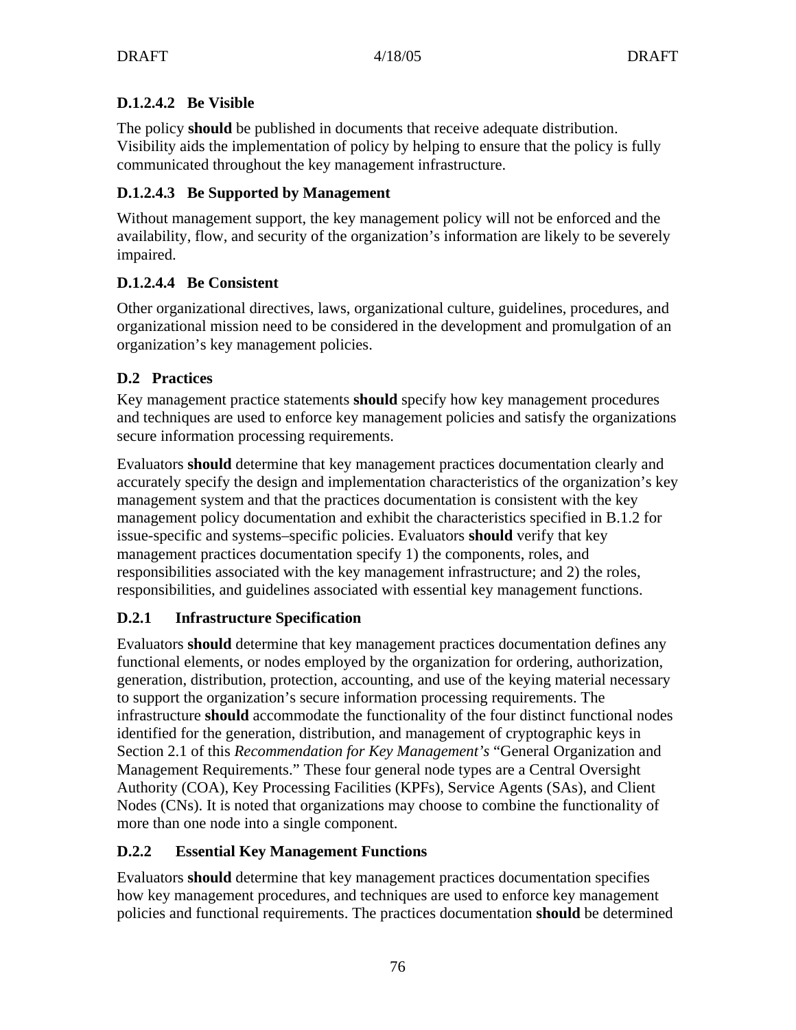#### D.1.2.4.2 Be Visible

The policy **should** be published in documents that receive adequate distribution. Visibility aids the implementation of policy by helping to ensure that the policy is fully communicated throughout the key management infrastructure.

#### D.1.2.4.3 Be Supported by Management

Without management support, the key management policy will not be enforced and the availability, flow, and security of the organization's information are likely to be severely impaired.

#### D.1.2.4.4 Be Consistent

Other organizational directives, laws, organizational culture, guidelines, procedures, and organizational mission need to be considered in the development and promulgation of an organization's key management policies.

## D.2 Practices

Key management practice statements **should** specify how key management procedures and techniques are used to enforce key management policies and satisfy the organizations secure information processing requirements.

Evaluators **should** determine that key management practices documentation clearly and accurately specify the design and implementation characteristics of the organization's key management system and that the practices documentation is consistent with the key management policy documentation and exhibit the characteristics specified in B.1.2 for issue-specific and systems–specific policies. Evaluators **should** verify that key management practices documentation specify 1) the components, roles, and responsibilities associated with the key management infrastructure; and 2) the roles, responsibilities, and guidelines associated with essential key management functions.

### D.2.1 Infrastructure Specification

Evaluators **should** determine that key management practices documentation defines any functional elements, or nodes employed by the organization for ordering, authorization, generation, distribution, protection, accounting, and use of the keying material necessary to support the organization's secure information processing requirements. The infrastructure **should** accommodate the functionality of the four distinct functional nodes identified for the generation, distribution, and management of cryptographic keys in Section 2.1 of this *Recommendation for Key Management's* "General Organization and Management Requirements." These four general node types are a Central Oversight Authority (COA), Key Processing Facilities (KPFs), Service Agents (SAs), and Client Nodes (CNs). It is noted that organizations may choose to combine the functionality of more than one node into a single component.

### D.2.2 Essential Key Management Functions

Evaluators **should** determine that key management practices documentation specifies how key management procedures, and techniques are used to enforce key management policies and functional requirements. The practices documentation **should** be determined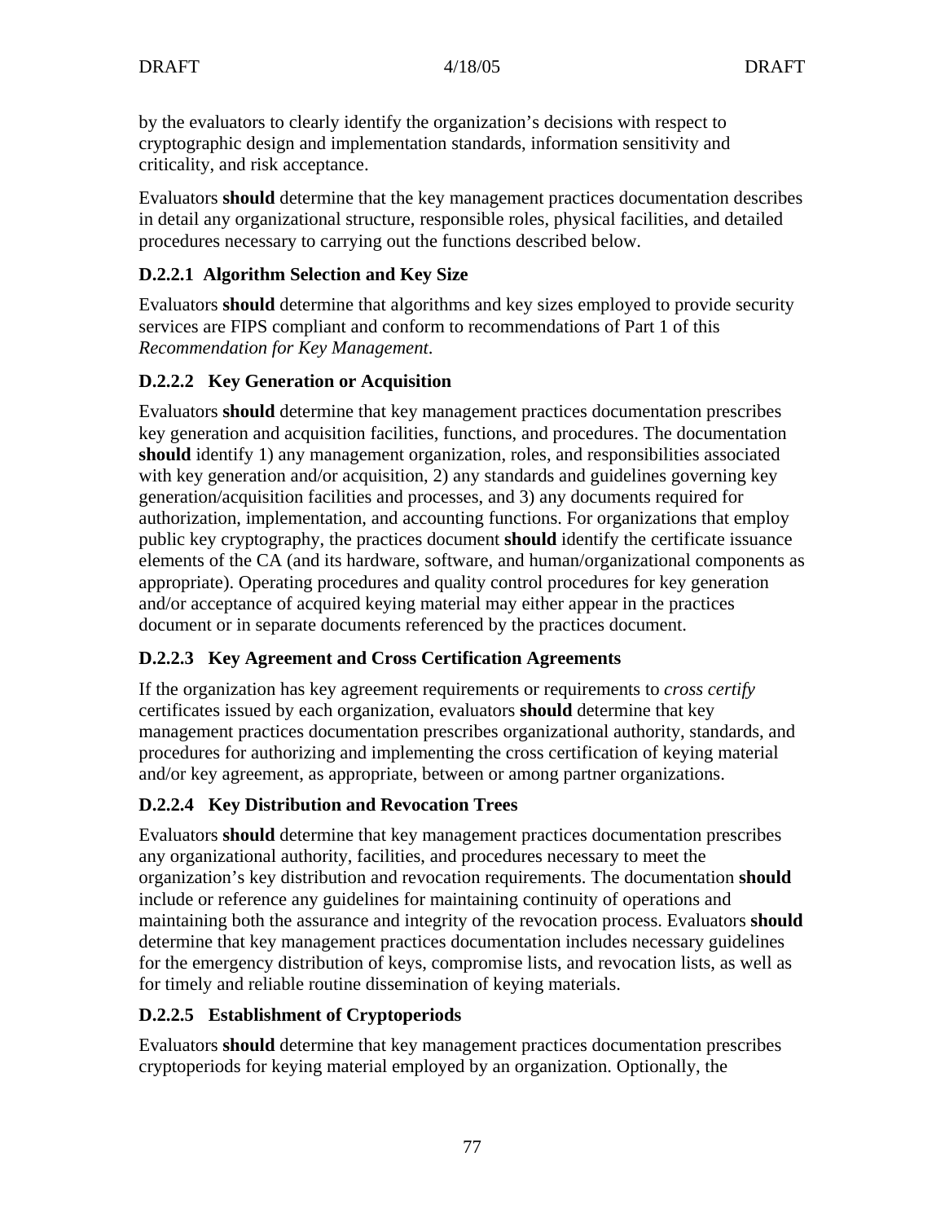by the evaluators to clearly identify the organization's decisions with respect to cryptographic design and implementation standards, information sensitivity and criticality, and risk acceptance.

Evaluators **should** determine that the key management practices documentation describes in detail any organizational structure, responsible roles, physical facilities, and detailed procedures necessary to carrying out the functions described below.

### D.2.2.1 Algorithm Selection and Key Size

Evaluators **should** determine that algorithms and key sizes employed to provide security services are FIPS compliant and conform to recommendations of Part 1 of this *Recommendation for Key Management*.

### D.2.2.2 Key Generation or Acquisition

Evaluators **should** determine that key management practices documentation prescribes key generation and acquisition facilities, functions, and procedures. The documentation **should** identify 1) any management organization, roles, and responsibilities associated with key generation and/or acquisition, 2) any standards and guidelines governing key generation/acquisition facilities and processes, and 3) any documents required for authorization, implementation, and accounting functions. For organizations that employ public key cryptography, the practices document **should** identify the certificate issuance elements of the CA (and its hardware, software, and human/organizational components as appropriate). Operating procedures and quality control procedures for key generation and/or acceptance of acquired keying material may either appear in the practices document or in separate documents referenced by the practices document.

### D.2.2.3 Key Agreement and Cross Certification Agreements

If the organization has key agreement requirements or requirements to *cross certify* certificates issued by each organization, evaluators **should** determine that key management practices documentation prescribes organizational authority, standards, and procedures for authorizing and implementing the cross certification of keying material and/or key agreement, as appropriate, between or among partner organizations.

### D.2.2.4 Key Distribution and Revocation Trees

Evaluators **should** determine that key management practices documentation prescribes any organizational authority, facilities, and procedures necessary to meet the organization's key distribution and revocation requirements. The documentation **should** include or reference any guidelines for maintaining continuity of operations and maintaining both the assurance and integrity of the revocation process. Evaluators **should** determine that key management practices documentation includes necessary guidelines for the emergency distribution of keys, compromise lists, and revocation lists, as well as for timely and reliable routine dissemination of keying materials.

### D.2.2.5 Establishment of Cryptoperiods

Evaluators **should** determine that key management practices documentation prescribes cryptoperiods for keying material employed by an organization. Optionally, the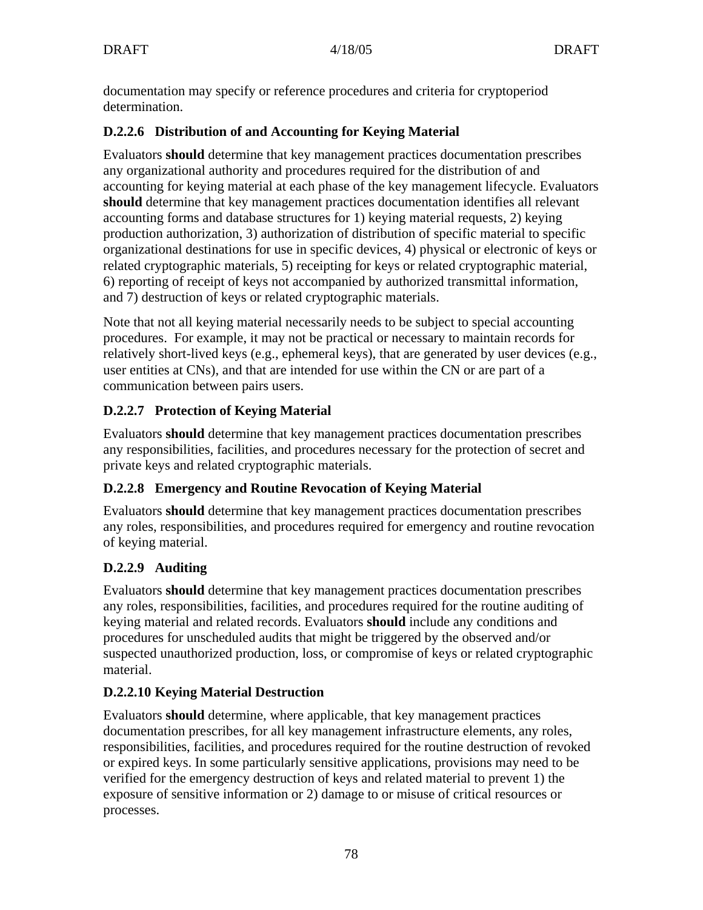documentation may specify or reference procedures and criteria for cryptoperiod determination.

### D.2.2.6 Distribution of and Accounting for Keying Material

Evaluators **should** determine that key management practices documentation prescribes any organizational authority and procedures required for the distribution of and accounting for keying material at each phase of the key management lifecycle. Evaluators **should** determine that key management practices documentation identifies all relevant accounting forms and database structures for 1) keying material requests, 2) keying production authorization, 3) authorization of distribution of specific material to specific organizational destinations for use in specific devices, 4) physical or electronic of keys or related cryptographic materials, 5) receipting for keys or related cryptographic material, 6) reporting of receipt of keys not accompanied by authorized transmittal information, and 7) destruction of keys or related cryptographic materials.

Note that not all keying material necessarily needs to be subject to special accounting procedures. For example, it may not be practical or necessary to maintain records for relatively short-lived keys (e.g., ephemeral keys), that are generated by user devices (e.g., user entities at CNs), and that are intended for use within the CN or are part of a communication between pairs users.

### D.2.2.7 Protection of Keying Material

Evaluators **should** determine that key management practices documentation prescribes any responsibilities, facilities, and procedures necessary for the protection of secret and private keys and related cryptographic materials.

### D.2.2.8 Emergency and Routine Revocation of Keying Material

Evaluators **should** determine that key management practices documentation prescribes any roles, responsibilities, and procedures required for emergency and routine revocation of keying material.

### D.2.2.9 Auditing

Evaluators **should** determine that key management practices documentation prescribes any roles, responsibilities, facilities, and procedures required for the routine auditing of keying material and related records. Evaluators **should** include any conditions and procedures for unscheduled audits that might be triggered by the observed and/or suspected unauthorized production, loss, or compromise of keys or related cryptographic material.

### D.2.2.10 Keying Material Destruction

Evaluators **should** determine, where applicable, that key management practices documentation prescribes, for all key management infrastructure elements, any roles, responsibilities, facilities, and procedures required for the routine destruction of revoked or expired keys. In some particularly sensitive applications, provisions may need to be verified for the emergency destruction of keys and related material to prevent 1) the exposure of sensitive information or 2) damage to or misuse of critical resources or processes.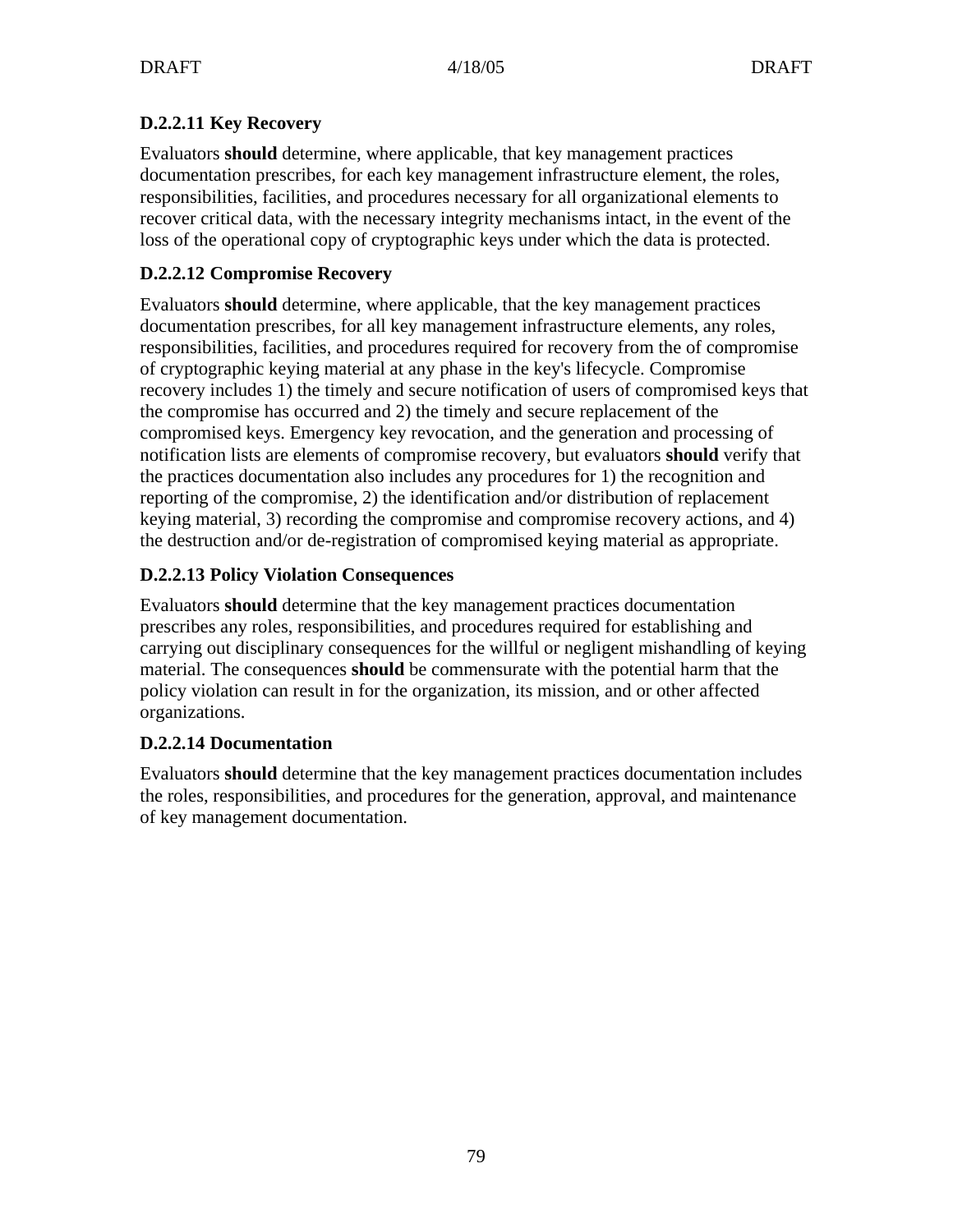#### D.2.2.11 Key Recovery

Evaluators **should** determine, where applicable, that key management practices documentation prescribes, for each key management infrastructure element, the roles, responsibilities, facilities, and procedures necessary for all organizational elements to recover critical data, with the necessary integrity mechanisms intact, in the event of the loss of the operational copy of cryptographic keys under which the data is protected.

#### D.2.2.12 Compromise Recovery

Evaluators **should** determine, where applicable, that the key management practices documentation prescribes, for all key management infrastructure elements, any roles, responsibilities, facilities, and procedures required for recovery from the of compromise of cryptographic keying material at any phase in the key's lifecycle. Compromise recovery includes 1) the timely and secure notification of users of compromised keys that the compromise has occurred and 2) the timely and secure replacement of the compromised keys. Emergency key revocation, and the generation and processing of notification lists are elements of compromise recovery, but evaluators **should** verify that the practices documentation also includes any procedures for 1) the recognition and reporting of the compromise, 2) the identification and/or distribution of replacement keying material, 3) recording the compromise and compromise recovery actions, and 4) the destruction and/or de-registration of compromised keying material as appropriate.

#### D.2.2.13 Policy Violation Consequences

Evaluators **should** determine that the key management practices documentation prescribes any roles, responsibilities, and procedures required for establishing and carrying out disciplinary consequences for the willful or negligent mishandling of keying material. The consequences **should** be commensurate with the potential harm that the policy violation can result in for the organization, its mission, and or other affected organizations.

#### D.2.2.14 Documentation

Evaluators **should** determine that the key management practices documentation includes the roles, responsibilities, and procedures for the generation, approval, and maintenance of key management documentation.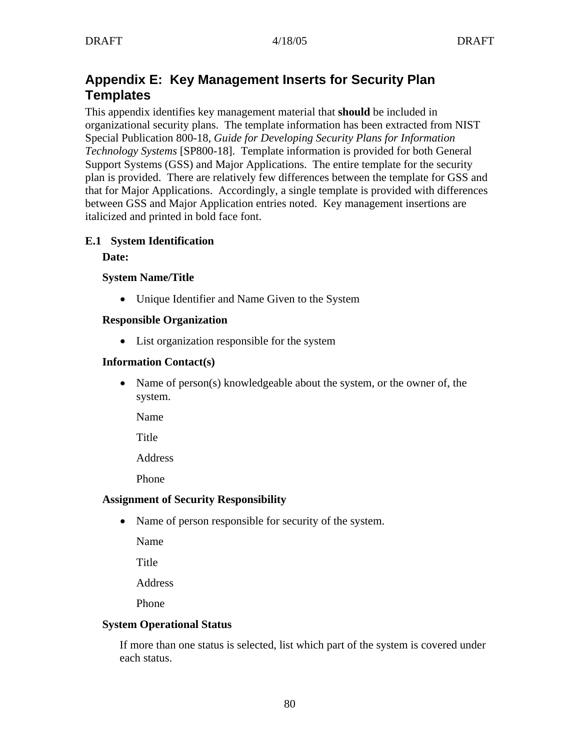## Appendix E: Key Management Inserts for Security Plan Templates

This appendix identifies key management material that **should** be included in organizational security plans. The template information has been extracted from NIST Special Publication 800-18, *Guide for Developing Security Plans for Information Technology Systems* [SP800-18]. Template information is provided for both General Support Systems (GSS) and Major Applications. The entire template for the security plan is provided. There are relatively few differences between the template for GSS and that for Major Applications. Accordingly, a single template is provided with differences between GSS and Major Application entries noted. Key management insertions are italicized and printed in bold face font.

### E.1 System Identification

**Date:**

**System Name/Title**

- Unique Identifier and Name Given to the System

**Responsible Organization**

- List organization responsible for the system

**Information Contact(s)**

- Name of person(s) knowledgeable about the system, or the owner of, the system.

  Name

  Title

  Address

  Phone

**Assignment of Security Responsibility**

- Name of person responsible for security of the system.

  Name

  Title

  Address

  Phone

**System Operational Status**

If more than one status is selected, list which part of the system is covered under each status.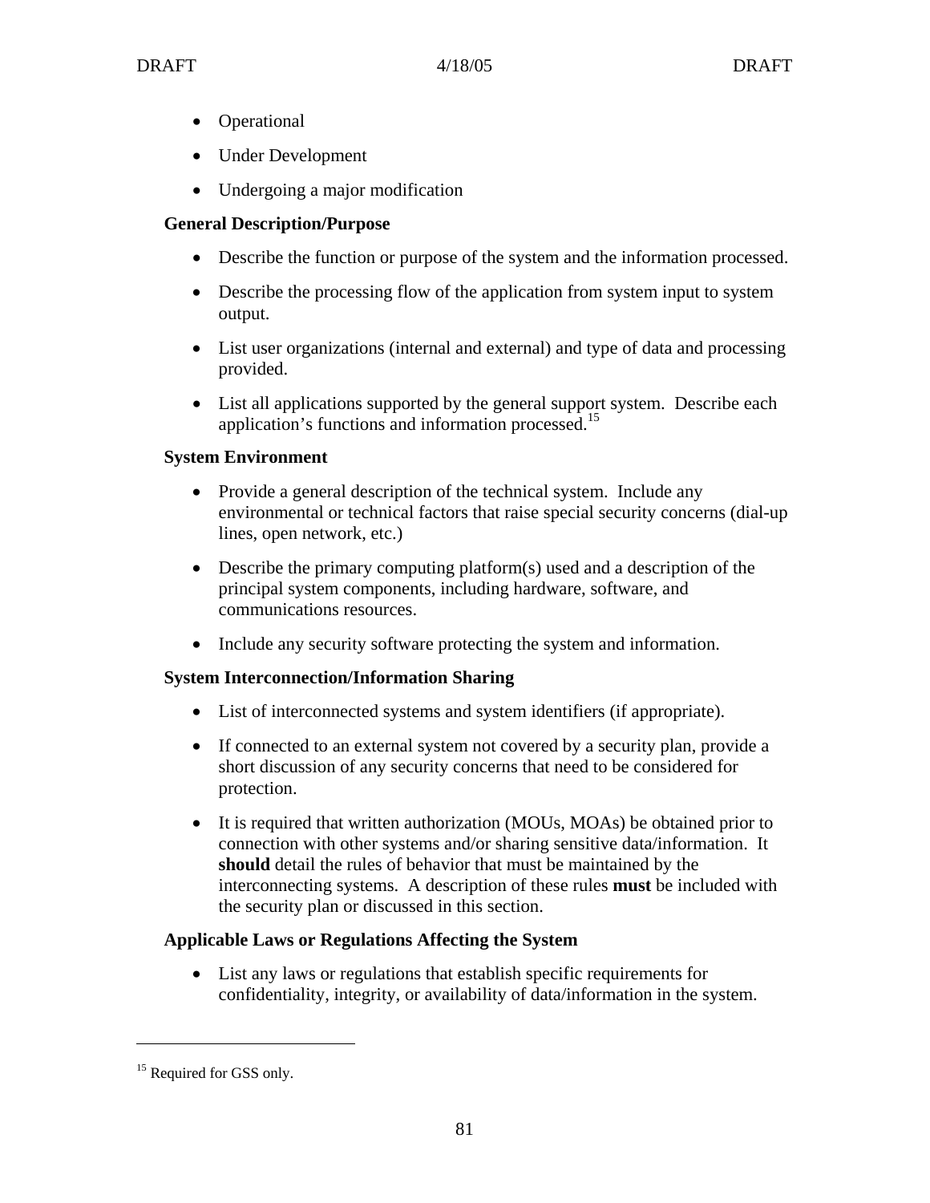- Operational
- Under Development
- Undergoing a major modification

**General Description/Purpose**

- Describe the function or purpose of the system and the information processed.
- Describe the processing flow of the application from system input to system output.
- List user organizations (internal and external) and type of data and processing provided.
- List all applications supported by the general support system. Describe each application's functions and information processed.[15]

**System Environment**

- Provide a general description of the technical system. Include any environmental or technical factors that raise special security concerns (dial-up lines, open network, etc.)
- Describe the primary computing platform(s) used and a description of the principal system components, including hardware, software, and communications resources.
- Include any security software protecting the system and information.

**System Interconnection/Information Sharing**

- List of interconnected systems and system identifiers (if appropriate).
- If connected to an external system not covered by a security plan, provide a short discussion of any security concerns that need to be considered for protection.
- It is required that written authorization (MOUs, MOAs) be obtained prior to connection with other systems and/or sharing sensitive data/information. It **should** detail the rules of behavior that must be maintained by the interconnecting systems. A description of these rules **must** be included with the security plan or discussed in this section.

**Applicable Laws or Regulations Affecting the System**

- List any laws or regulations that establish specific requirements for confidentiality, integrity, or availability of data/information in the system.

---

[15] Required for GSS only.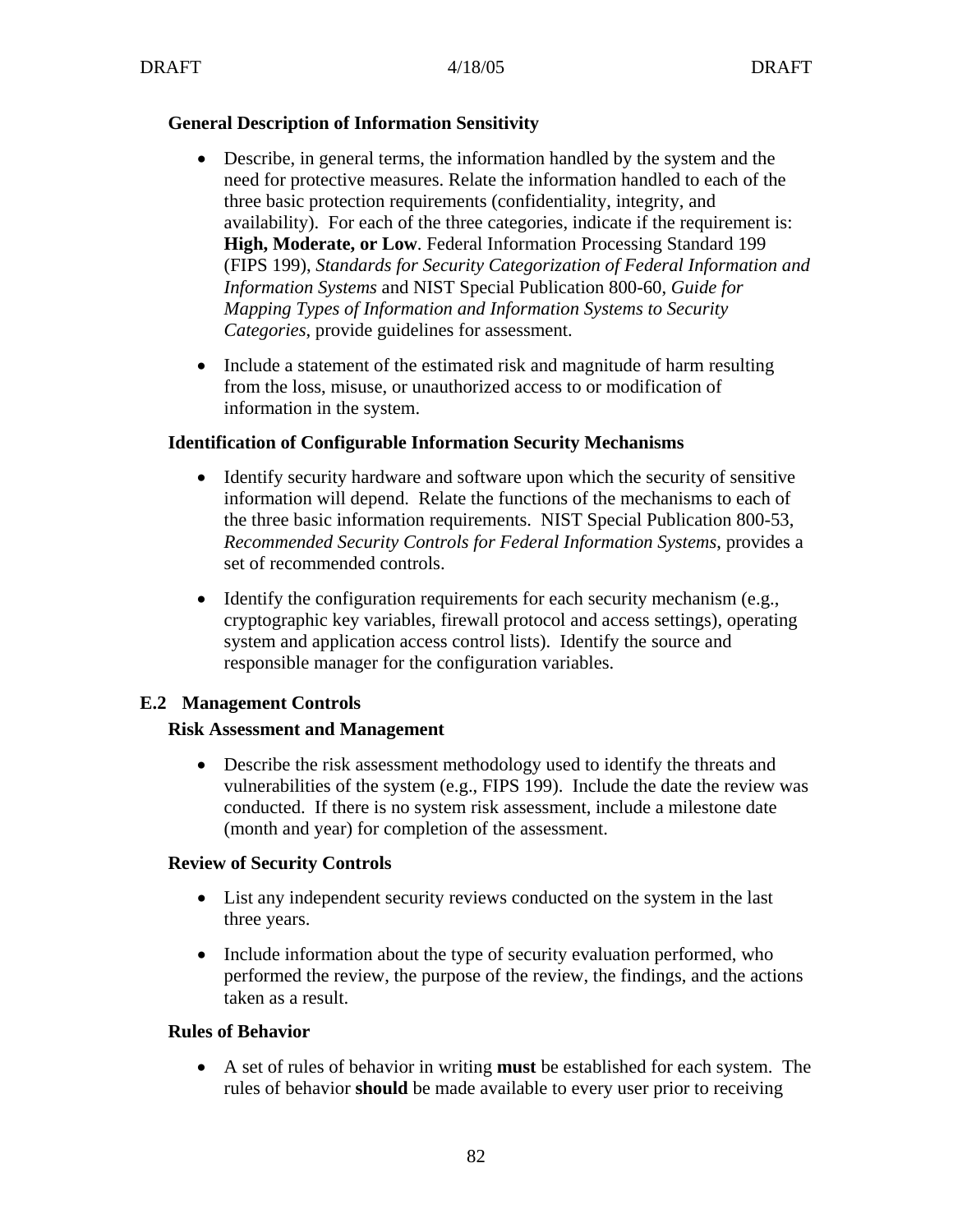**General Description of Information Sensitivity**

- Describe, in general terms, the information handled by the system and the need for protective measures. Relate the information handled to each of the three basic protection requirements (confidentiality, integrity, and availability). For each of the three categories, indicate if the requirement is: **High, Moderate, or Low**. Federal Information Processing Standard 199 (FIPS 199), *Standards for Security Categorization of Federal Information and Information Systems* and NIST Special Publication 800-60, *Guide for Mapping Types of Information and Information Systems to Security Categories*, provide guidelines for assessment.

- Include a statement of the estimated risk and magnitude of harm resulting from the loss, misuse, or unauthorized access to or modification of information in the system.

**Identification of Configurable Information Security Mechanisms**

- Identify security hardware and software upon which the security of sensitive information will depend. Relate the functions of the mechanisms to each of the three basic information requirements. NIST Special Publication 800-53, *Recommended Security Controls for Federal Information Systems*, provides a set of recommended controls.

- Identify the configuration requirements for each security mechanism (e.g., cryptographic key variables, firewall protocol and access settings), operating system and application access control lists). Identify the source and responsible manager for the configuration variables.

## E.2 Management Controls

**Risk Assessment and Management**

- Describe the risk assessment methodology used to identify the threats and vulnerabilities of the system (e.g., FIPS 199). Include the date the review was conducted. If there is no system risk assessment, include a milestone date (month and year) for completion of the assessment.

**Review of Security Controls**

- List any independent security reviews conducted on the system in the last three years.

- Include information about the type of security evaluation performed, who performed the review, the purpose of the review, the findings, and the actions taken as a result.

**Rules of Behavior**

- A set of rules of behavior in writing **must** be established for each system. The rules of behavior **should** be made available to every user prior to receiving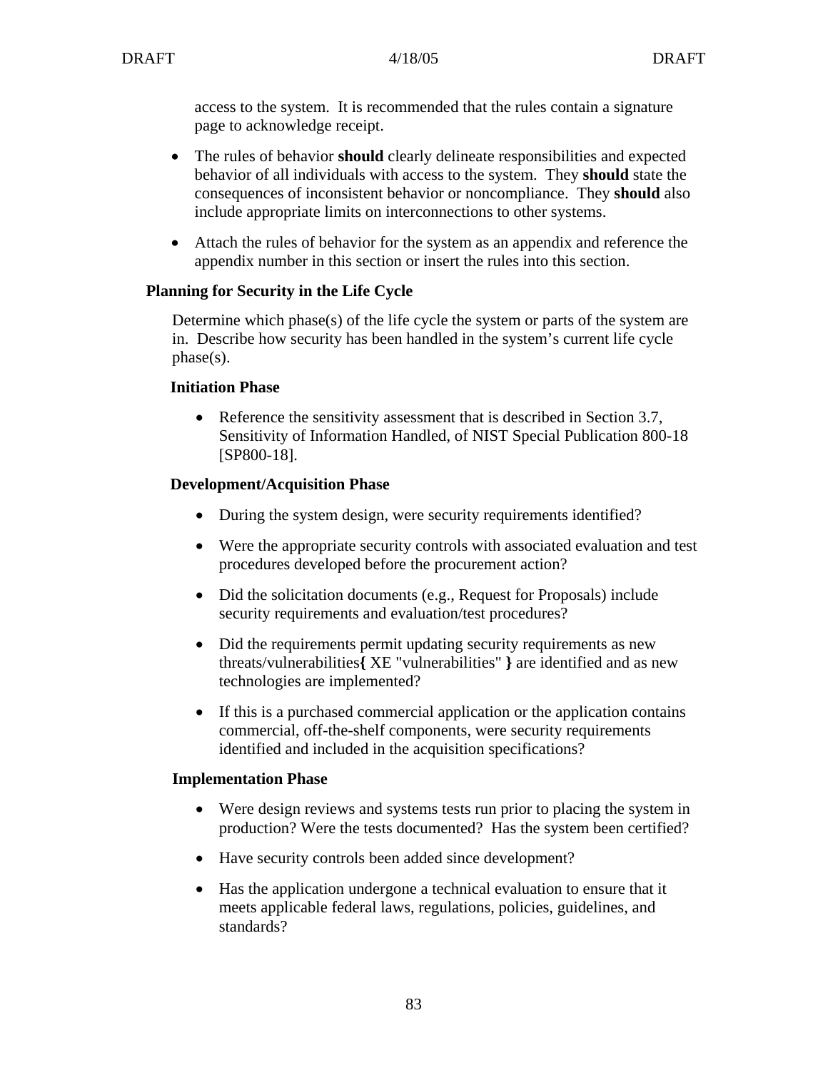access to the system. It is recommended that the rules contain a signature page to acknowledge receipt.

- The rules of behavior **should** clearly delineate responsibilities and expected behavior of all individuals with access to the system. They **should** state the consequences of inconsistent behavior or noncompliance. They **should** also include appropriate limits on interconnections to other systems.
- Attach the rules of behavior for the system as an appendix and reference the appendix number in this section or insert the rules into this section.

### Planning for Security in the Life Cycle

Determine which phase(s) of the life cycle the system or parts of the system are in. Describe how security has been handled in the system's current life cycle phase(s).

#### Initiation Phase

- Reference the sensitivity assessment that is described in Section 3.7, Sensitivity of Information Handled, of NIST Special Publication 800-18 [SP800-18].

#### Development/Acquisition Phase

- During the system design, were security requirements identified?
- Were the appropriate security controls with associated evaluation and test procedures developed before the procurement action?
- Did the solicitation documents (e.g., Request for Proposals) include security requirements and evaluation/test procedures?
- Did the requirements permit updating security requirements as new threats/vulnerabilities**{** XE "vulnerabilities" **}** are identified and as new technologies are implemented?
- If this is a purchased commercial application or the application contains commercial, off-the-shelf components, were security requirements identified and included in the acquisition specifications?

#### Implementation Phase

- Were design reviews and systems tests run prior to placing the system in production? Were the tests documented? Has the system been certified?
- Have security controls been added since development?
- Has the application undergone a technical evaluation to ensure that it meets applicable federal laws, regulations, policies, guidelines, and standards?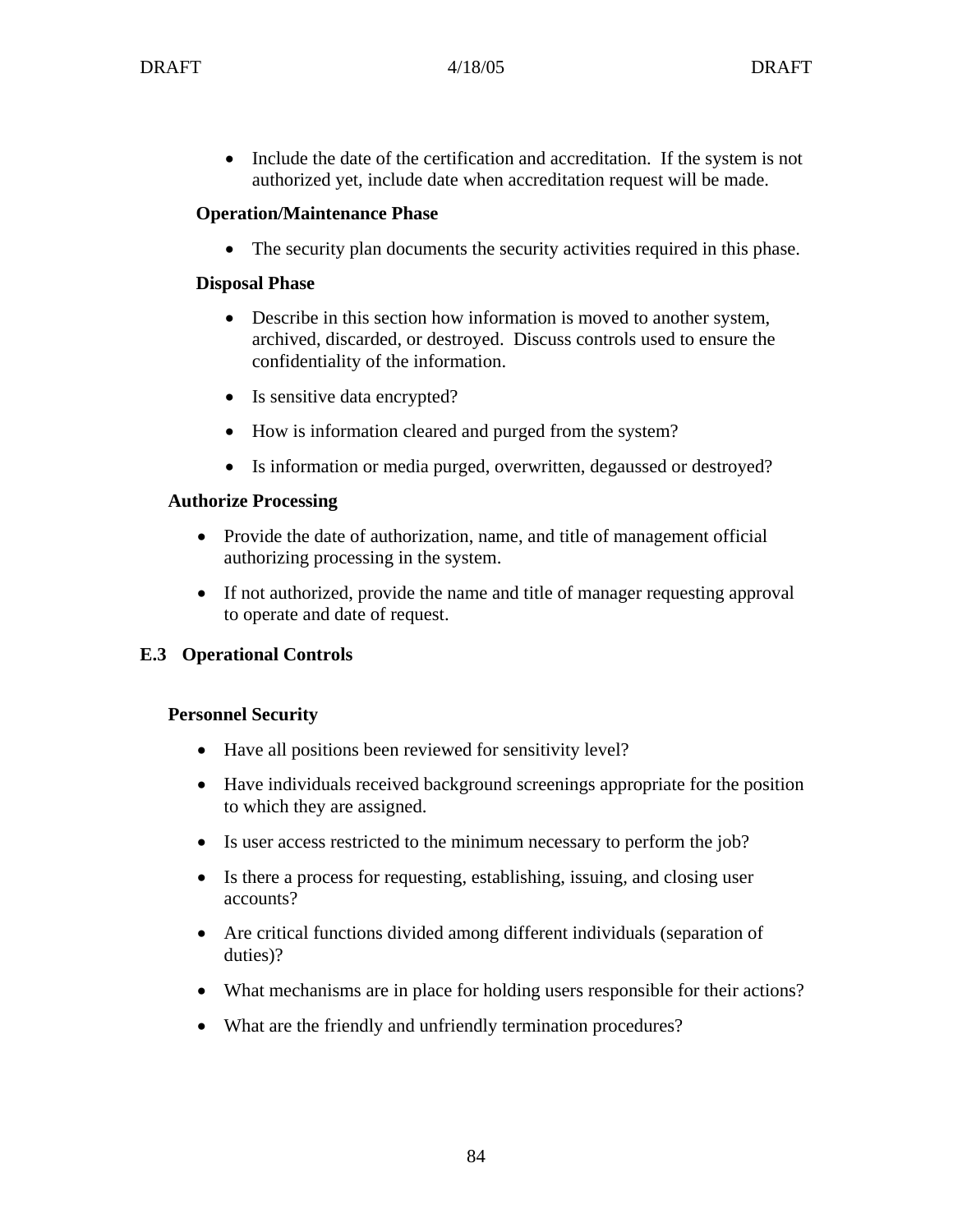- Include the date of the certification and accreditation. If the system is not authorized yet, include date when accreditation request will be made.

**Operation/Maintenance Phase**

- The security plan documents the security activities required in this phase.

**Disposal Phase**

- Describe in this section how information is moved to another system, archived, discarded, or destroyed. Discuss controls used to ensure the confidentiality of the information.
- Is sensitive data encrypted?
- How is information cleared and purged from the system?
- Is information or media purged, overwritten, degaussed or destroyed?

**Authorize Processing**

- Provide the date of authorization, name, and title of management official authorizing processing in the system.
- If not authorized, provide the name and title of manager requesting approval to operate and date of request.

## E.3 Operational Controls

**Personnel Security**

- Have all positions been reviewed for sensitivity level?
- Have individuals received background screenings appropriate for the position to which they are assigned.
- Is user access restricted to the minimum necessary to perform the job?
- Is there a process for requesting, establishing, issuing, and closing user accounts?
- Are critical functions divided among different individuals (separation of duties)?
- What mechanisms are in place for holding users responsible for their actions?
- What are the friendly and unfriendly termination procedures?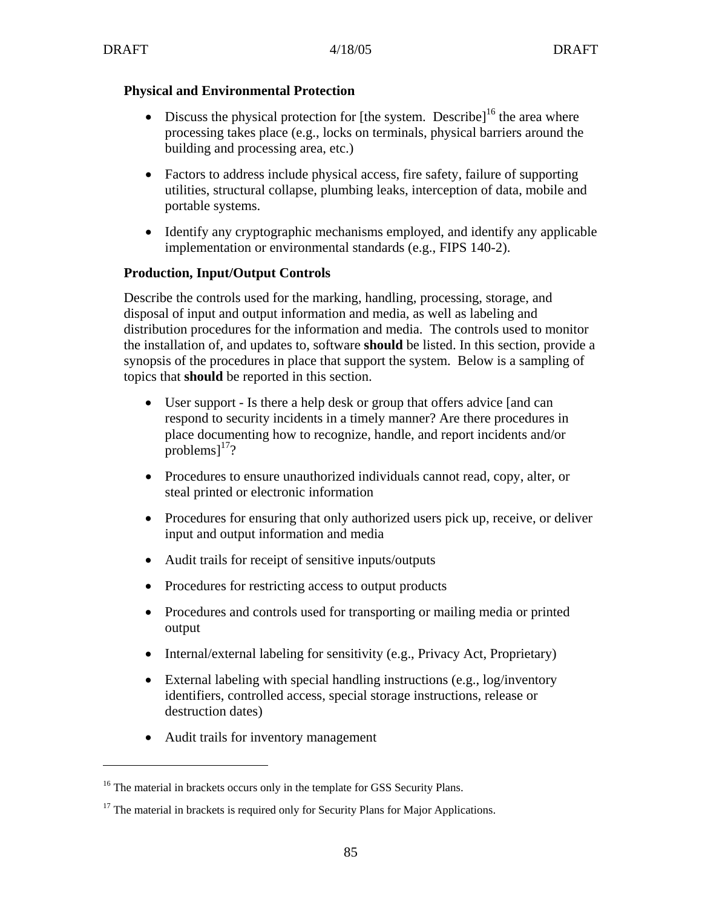**Physical and Environmental Protection**

- Discuss the physical protection for [the system. Describe][16] the area where processing takes place (e.g., locks on terminals, physical barriers around the building and processing area, etc.)
- Factors to address include physical access, fire safety, failure of supporting utilities, structural collapse, plumbing leaks, interception of data, mobile and portable systems.
- Identify any cryptographic mechanisms employed, and identify any applicable implementation or environmental standards (e.g., FIPS 140-2).

**Production, Input/Output Controls**

Describe the controls used for the marking, handling, processing, storage, and disposal of input and output information and media, as well as labeling and distribution procedures for the information and media. The controls used to monitor the installation of, and updates to, software **should** be listed. In this section, provide a synopsis of the procedures in place that support the system. Below is a sampling of topics that **should** be reported in this section.

- User support - Is there a help desk or group that offers advice [and can respond to security incidents in a timely manner? Are there procedures in place documenting how to recognize, handle, and report incidents and/or problems][17]?
- Procedures to ensure unauthorized individuals cannot read, copy, alter, or steal printed or electronic information
- Procedures for ensuring that only authorized users pick up, receive, or deliver input and output information and media
- Audit trails for receipt of sensitive inputs/outputs
- Procedures for restricting access to output products
- Procedures and controls used for transporting or mailing media or printed output
- Internal/external labeling for sensitivity (e.g., Privacy Act, Proprietary)
- External labeling with special handling instructions (e.g., log/inventory identifiers, controlled access, special storage instructions, release or destruction dates)
- Audit trails for inventory management

---

[16] The material in brackets occurs only in the template for GSS Security Plans.

[17] The material in brackets is required only for Security Plans for Major Applications.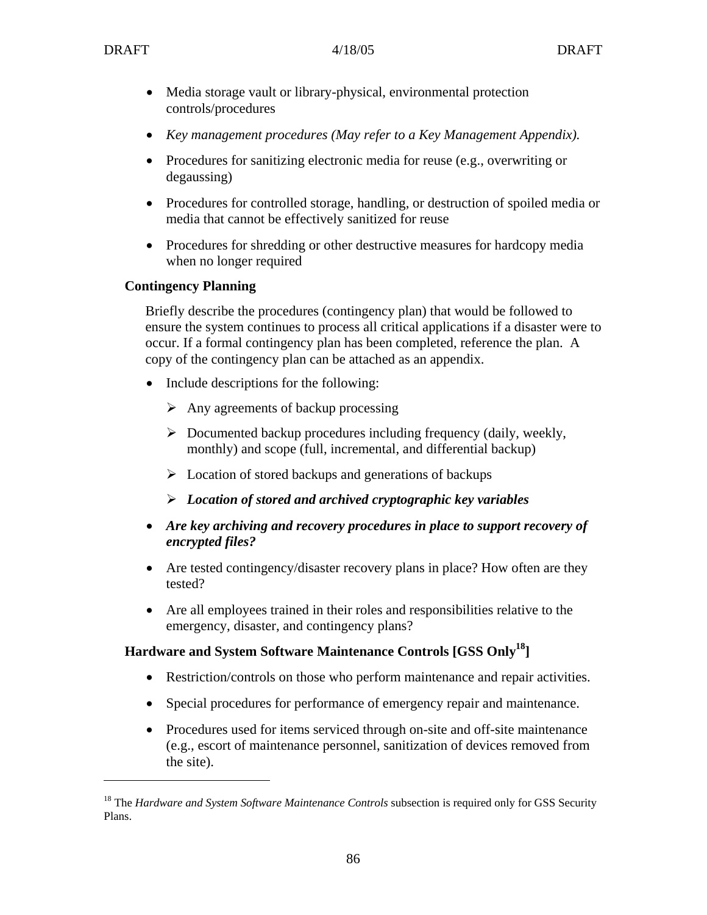- Media storage vault or library-physical, environmental protection controls/procedures
- *Key management procedures (May refer to a Key Management Appendix).*
- Procedures for sanitizing electronic media for reuse (e.g., overwriting or degaussing)
- Procedures for controlled storage, handling, or destruction of spoiled media or media that cannot be effectively sanitized for reuse
- Procedures for shredding or other destructive measures for hardcopy media when no longer required

**Contingency Planning**

Briefly describe the procedures (contingency plan) that would be followed to ensure the system continues to process all critical applications if a disaster were to occur. If a formal contingency plan has been completed, reference the plan. A copy of the contingency plan can be attached as an appendix.

- Include descriptions for the following:
  - Any agreements of backup processing
  - Documented backup procedures including frequency (daily, weekly, monthly) and scope (full, incremental, and differential backup)
  - Location of stored backups and generations of backups
  - ***Location of stored and archived cryptographic key variables***
- ***Are key archiving and recovery procedures in place to support recovery of encrypted files?***
- Are tested contingency/disaster recovery plans in place? How often are they tested?
- Are all employees trained in their roles and responsibilities relative to the emergency, disaster, and contingency plans?

**Hardware and System Software Maintenance Controls [GSS Only[18]]**

- Restriction/controls on those who perform maintenance and repair activities.
- Special procedures for performance of emergency repair and maintenance.
- Procedures used for items serviced through on-site and off-site maintenance (e.g., escort of maintenance personnel, sanitization of devices removed from the site).

---

[18] The *Hardware and System Software Maintenance Controls* subsection is required only for GSS Security Plans.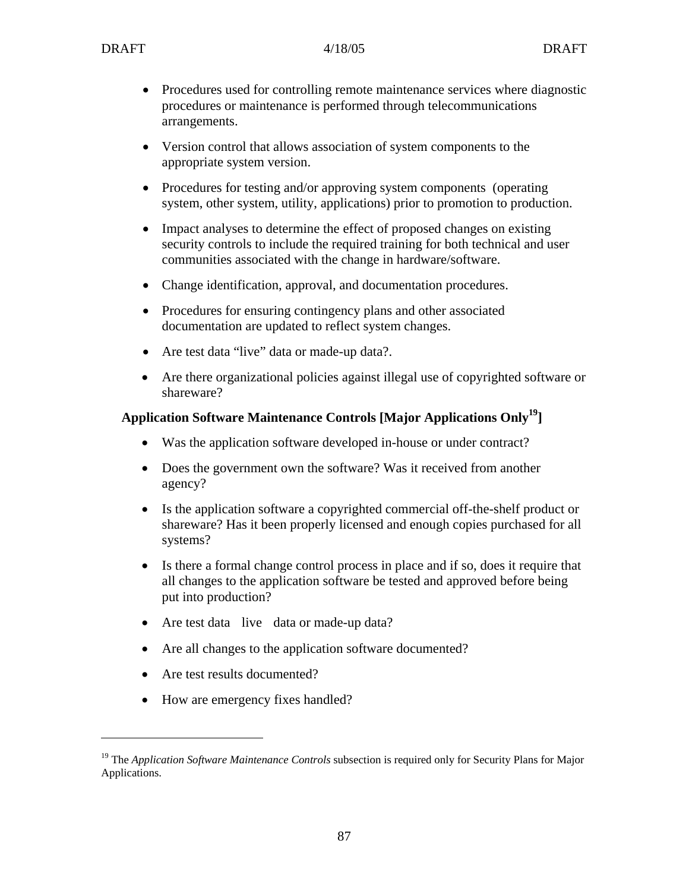- Procedures used for controlling remote maintenance services where diagnostic procedures or maintenance is performed through telecommunications arrangements.
- Version control that allows association of system components to the appropriate system version.
- Procedures for testing and/or approving system components (operating system, other system, utility, applications) prior to promotion to production.
- Impact analyses to determine the effect of proposed changes on existing security controls to include the required training for both technical and user communities associated with the change in hardware/software.
- Change identification, approval, and documentation procedures.
- Procedures for ensuring contingency plans and other associated documentation are updated to reflect system changes.
- Are test data "live" data or made-up data?.
- Are there organizational policies against illegal use of copyrighted software or shareware?

**Application Software Maintenance Controls [Major Applications Only[19]]**

- Was the application software developed in-house or under contract?
- Does the government own the software? Was it received from another agency?
- Is the application software a copyrighted commercial off-the-shelf product or shareware? Has it been properly licensed and enough copies purchased for all systems?
- Is there a formal change control process in place and if so, does it require that all changes to the application software be tested and approved before being put into production?
- Are test data live data or made-up data?
- Are all changes to the application software documented?
- Are test results documented?
- How are emergency fixes handled?

---

[19] The *Application Software Maintenance Controls* subsection is required only for Security Plans for Major Applications.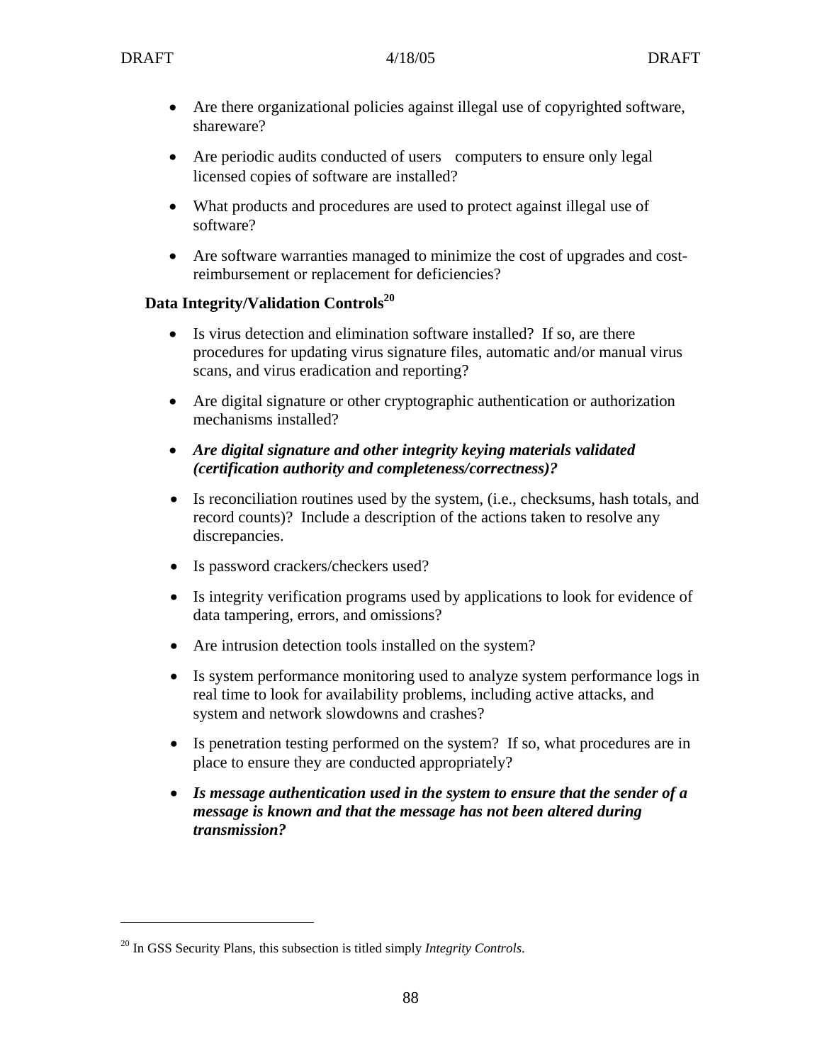- Are there organizational policies against illegal use of copyrighted software, shareware?
- Are periodic audits conducted of users computers to ensure only legal licensed copies of software are installed?
- What products and procedures are used to protect against illegal use of software?
- Are software warranties managed to minimize the cost of upgrades and cost-reimbursement or replacement for deficiencies?

**Data Integrity/Validation Controls**[20]

- Is virus detection and elimination software installed? If so, are there procedures for updating virus signature files, automatic and/or manual virus scans, and virus eradication and reporting?
- Are digital signature or other cryptographic authentication or authorization mechanisms installed?
- ***Are digital signature and other integrity keying materials validated (certification authority and completeness/correctness)?***
- Is reconciliation routines used by the system, (i.e., checksums, hash totals, and record counts)? Include a description of the actions taken to resolve any discrepancies.
- Is password crackers/checkers used?
- Is integrity verification programs used by applications to look for evidence of data tampering, errors, and omissions?
- Are intrusion detection tools installed on the system?
- Is system performance monitoring used to analyze system performance logs in real time to look for availability problems, including active attacks, and system and network slowdowns and crashes?
- Is penetration testing performed on the system? If so, what procedures are in place to ensure they are conducted appropriately?
- ***Is message authentication used in the system to ensure that the sender of a message is known and that the message has not been altered during transmission?***

[20] In GSS Security Plans, this subsection is titled simply *Integrity Controls*.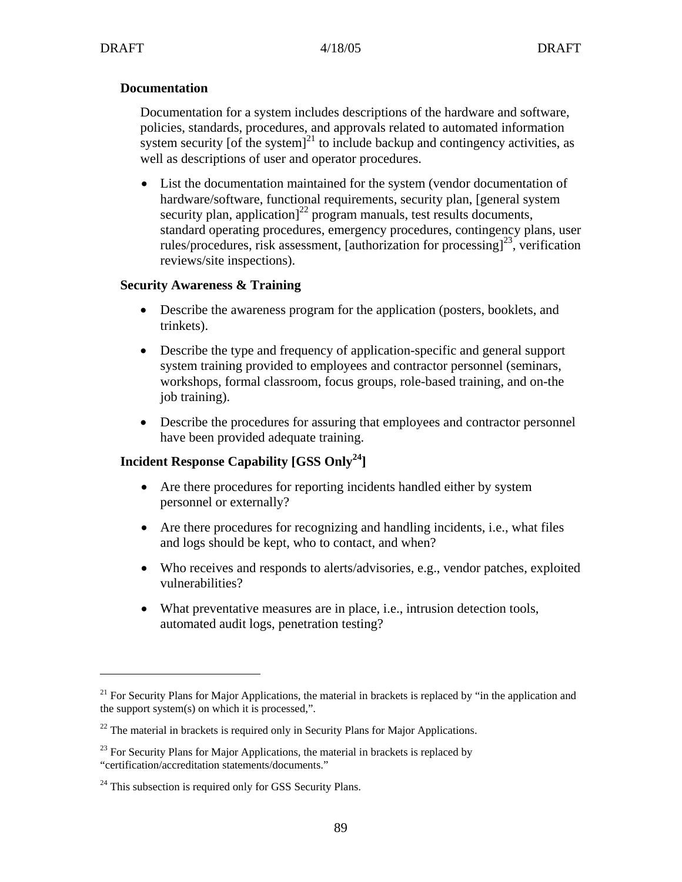**Documentation**

Documentation for a system includes descriptions of the hardware and software, policies, standards, procedures, and approvals related to automated information system security [of the system][21] to include backup and contingency activities, as well as descriptions of user and operator procedures.

- List the documentation maintained for the system (vendor documentation of hardware/software, functional requirements, security plan, [general system security plan, application][22] program manuals, test results documents, standard operating procedures, emergency procedures, contingency plans, user rules/procedures, risk assessment, [authorization for processing][23], verification reviews/site inspections).

**Security Awareness & Training**

- Describe the awareness program for the application (posters, booklets, and trinkets).
- Describe the type and frequency of application-specific and general support system training provided to employees and contractor personnel (seminars, workshops, formal classroom, focus groups, role-based training, and on-the job training).
- Describe the procedures for assuring that employees and contractor personnel have been provided adequate training.

**Incident Response Capability [GSS Only[24]]**

- Are there procedures for reporting incidents handled either by system personnel or externally?
- Are there procedures for recognizing and handling incidents, i.e., what files and logs should be kept, who to contact, and when?
- Who receives and responds to alerts/advisories, e.g., vendor patches, exploited vulnerabilities?
- What preventative measures are in place, i.e., intrusion detection tools, automated audit logs, penetration testing?

---

[21] For Security Plans for Major Applications, the material in brackets is replaced by "in the application and the support system(s) on which it is processed,".

[22] The material in brackets is required only in Security Plans for Major Applications.

[23] For Security Plans for Major Applications, the material in brackets is replaced by "certification/accreditation statements/documents."

[24] This subsection is required only for GSS Security Plans.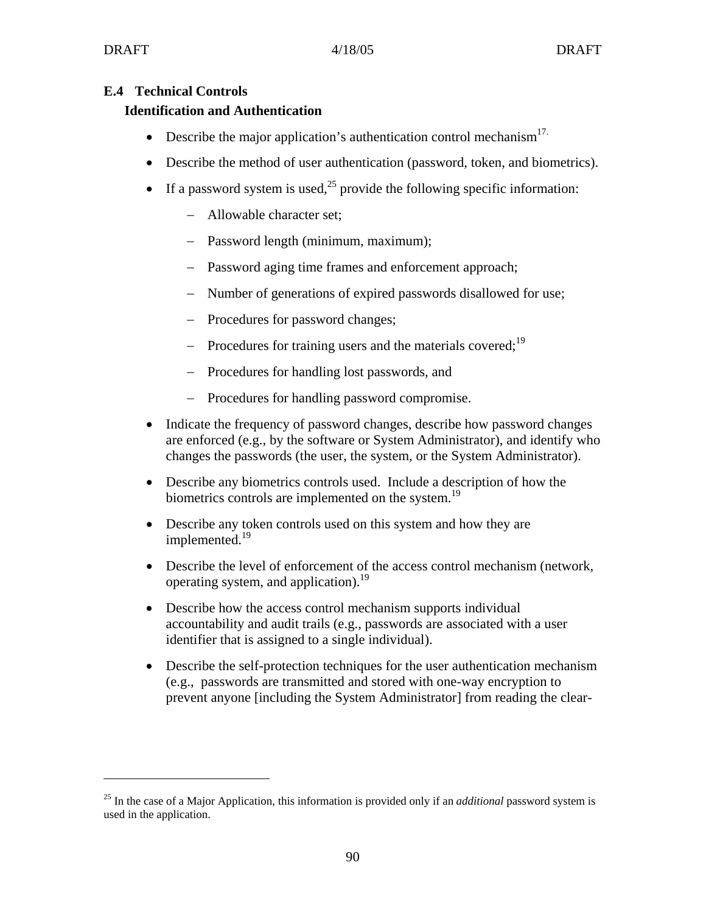### E.4 Technical Controls

#### Identification and Authentication

- Describe the major application's authentication control mechanism[17].
- Describe the method of user authentication (password, token, and biometrics).
- If a password system is used,[25] provide the following specific information:
  - Allowable character set;
  - Password length (minimum, maximum);
  - Password aging time frames and enforcement approach;
  - Number of generations of expired passwords disallowed for use;
  - Procedures for password changes;
  - Procedures for training users and the materials covered;[19]
  - Procedures for handling lost passwords, and
  - Procedures for handling password compromise.
- Indicate the frequency of password changes, describe how password changes are enforced (e.g., by the software or System Administrator), and identify who changes the passwords (the user, the system, or the System Administrator).
- Describe any biometrics controls used. Include a description of how the biometrics controls are implemented on the system.[19]
- Describe any token controls used on this system and how they are implemented.[19]
- Describe the level of enforcement of the access control mechanism (network, operating system, and application).[19]
- Describe how the access control mechanism supports individual accountability and audit trails (e.g., passwords are associated with a user identifier that is assigned to a single individual).
- Describe the self-protection techniques for the user authentication mechanism (e.g., passwords are transmitted and stored with one-way encryption to prevent anyone [including the System Administrator] from reading the clear-

---

[25] In the case of a Major Application, this information is provided only if an *additional* password system is used in the application.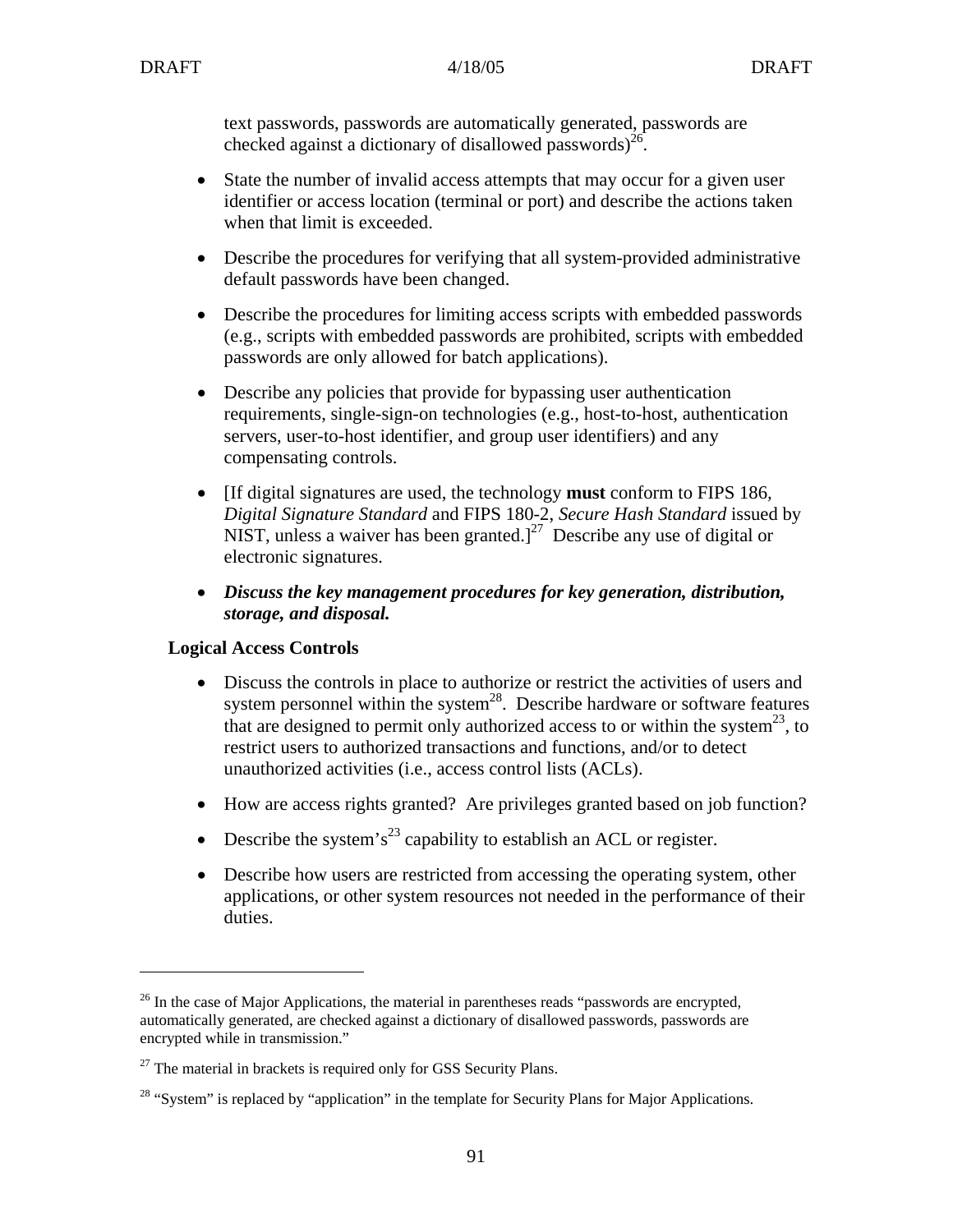text passwords, passwords are automatically generated, passwords are checked against a dictionary of disallowed passwords)[26].

- State the number of invalid access attempts that may occur for a given user identifier or access location (terminal or port) and describe the actions taken when that limit is exceeded.
- Describe the procedures for verifying that all system-provided administrative default passwords have been changed.
- Describe the procedures for limiting access scripts with embedded passwords (e.g., scripts with embedded passwords are prohibited, scripts with embedded passwords are only allowed for batch applications).
- Describe any policies that provide for bypassing user authentication requirements, single-sign-on technologies (e.g., host-to-host, authentication servers, user-to-host identifier, and group user identifiers) and any compensating controls.
- [If digital signatures are used, the technology **must** conform to FIPS 186, *Digital Signature Standard* and FIPS 180-2, *Secure Hash Standard* issued by NIST, unless a waiver has been granted.][27] Describe any use of digital or electronic signatures.
- ***Discuss the key management procedures for key generation, distribution, storage, and disposal.***

**Logical Access Controls**

- Discuss the controls in place to authorize or restrict the activities of users and system personnel within the system[28]. Describe hardware or software features that are designed to permit only authorized access to or within the system[23], to restrict users to authorized transactions and functions, and/or to detect unauthorized activities (i.e., access control lists (ACLs).
- How are access rights granted? Are privileges granted based on job function?
- Describe the system's[23] capability to establish an ACL or register.
- Describe how users are restricted from accessing the operating system, other applications, or other system resources not needed in the performance of their duties.

---

[26] In the case of Major Applications, the material in parentheses reads "passwords are encrypted, automatically generated, are checked against a dictionary of disallowed passwords, passwords are encrypted while in transmission."

[27] The material in brackets is required only for GSS Security Plans.

[28] "System" is replaced by "application" in the template for Security Plans for Major Applications.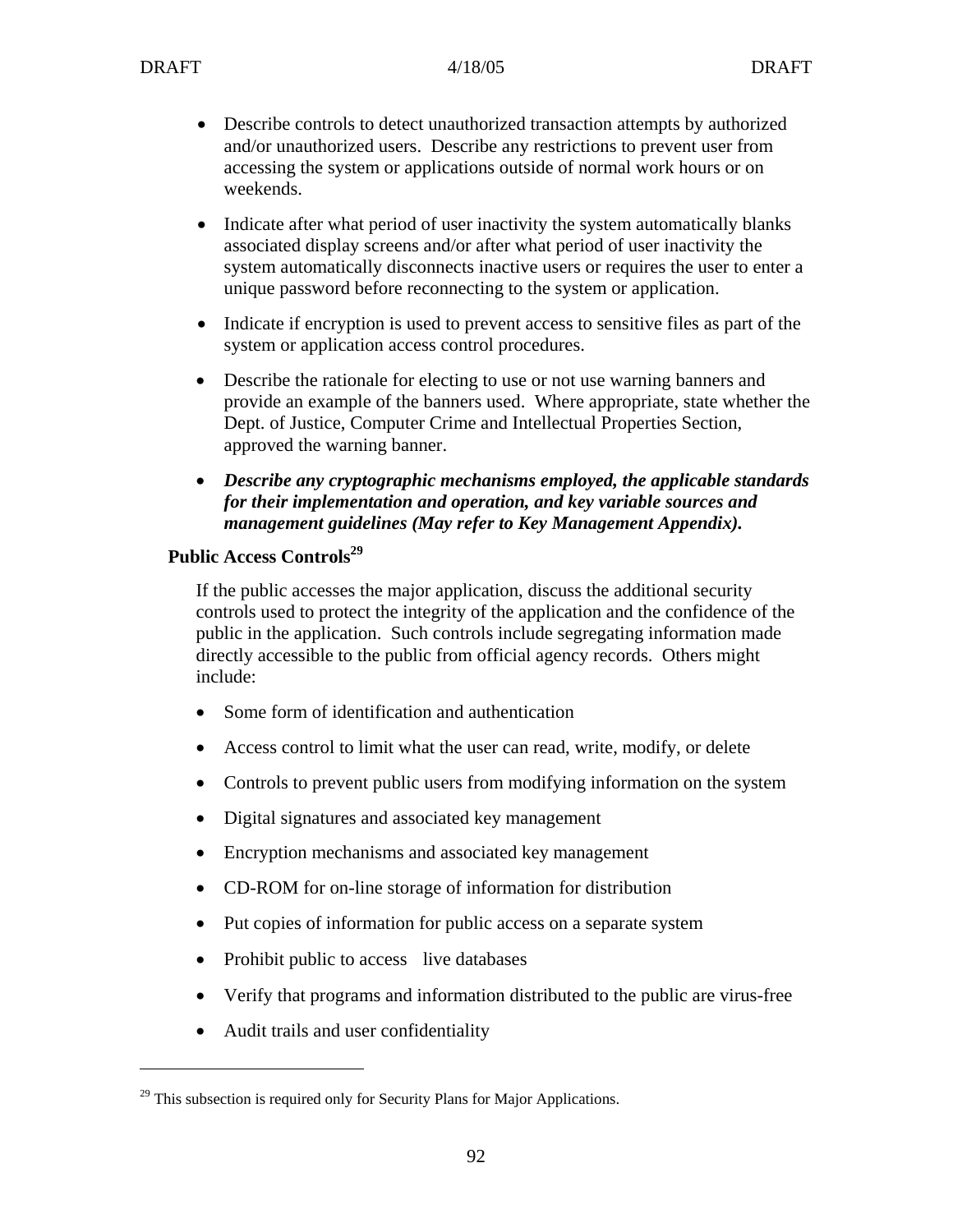- Describe controls to detect unauthorized transaction attempts by authorized and/or unauthorized users. Describe any restrictions to prevent user from accessing the system or applications outside of normal work hours or on weekends.

- Indicate after what period of user inactivity the system automatically blanks associated display screens and/or after what period of user inactivity the system automatically disconnects inactive users or requires the user to enter a unique password before reconnecting to the system or application.

- Indicate if encryption is used to prevent access to sensitive files as part of the system or application access control procedures.

- Describe the rationale for electing to use or not use warning banners and provide an example of the banners used. Where appropriate, state whether the Dept. of Justice, Computer Crime and Intellectual Properties Section, approved the warning banner.

- ***Describe any cryptographic mechanisms employed, the applicable standards for their implementation and operation, and key variable sources and management guidelines (May refer to Key Management Appendix).***

**Public Access Controls**[29]

If the public accesses the major application, discuss the additional security controls used to protect the integrity of the application and the confidence of the public in the application. Such controls include segregating information made directly accessible to the public from official agency records. Others might include:

- Some form of identification and authentication
- Access control to limit what the user can read, write, modify, or delete
- Controls to prevent public users from modifying information on the system
- Digital signatures and associated key management
- Encryption mechanisms and associated key management
- CD-ROM for on-line storage of information for distribution
- Put copies of information for public access on a separate system
- Prohibit public to access live databases
- Verify that programs and information distributed to the public are virus-free
- Audit trails and user confidentiality

---

[29] This subsection is required only for Security Plans for Major Applications.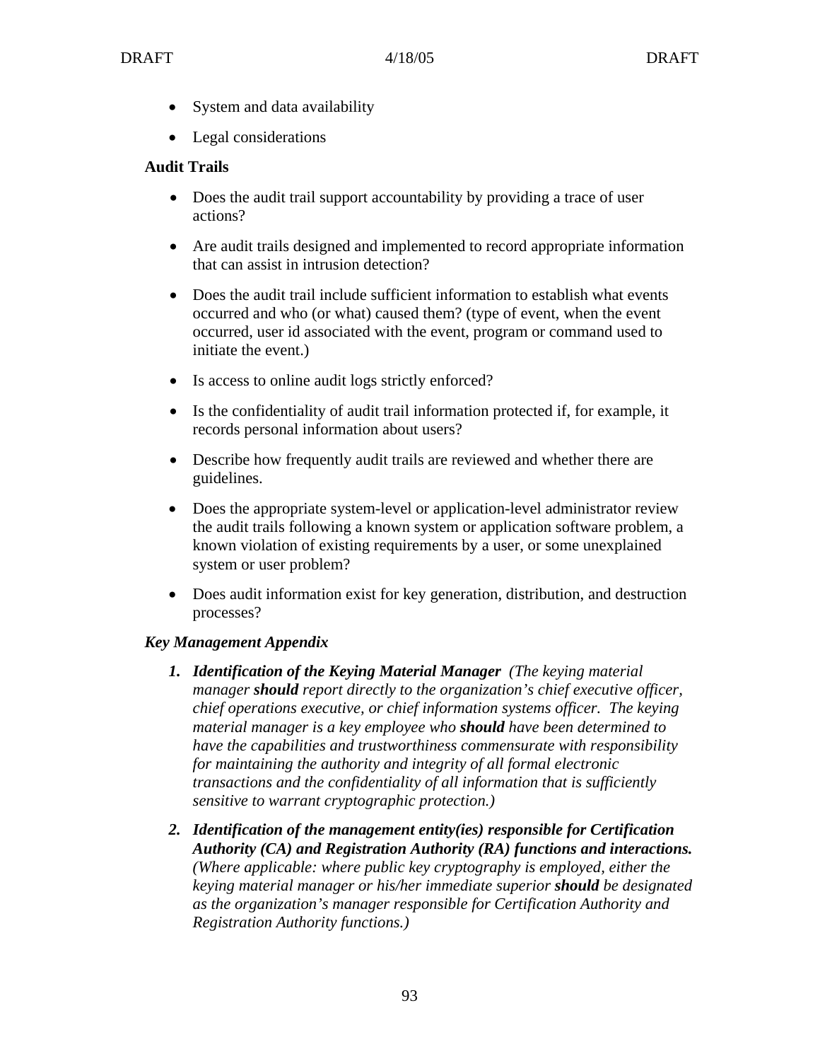- System and data availability
- Legal considerations

**Audit Trails**

- Does the audit trail support accountability by providing a trace of user actions?
- Are audit trails designed and implemented to record appropriate information that can assist in intrusion detection?
- Does the audit trail include sufficient information to establish what events occurred and who (or what) caused them? (type of event, when the event occurred, user id associated with the event, program or command used to initiate the event.)
- Is access to online audit logs strictly enforced?
- Is the confidentiality of audit trail information protected if, for example, it records personal information about users?
- Describe how frequently audit trails are reviewed and whether there are guidelines.
- Does the appropriate system-level or application-level administrator review the audit trails following a known system or application software problem, a known violation of existing requirements by a user, or some unexplained system or user problem?
- Does audit information exist for key generation, distribution, and destruction processes?

***Key Management Appendix***

1. ***Identification of the Keying Material Manager*** *(The keying material manager* ***should*** *report directly to the organization's chief executive officer, chief operations executive, or chief information systems officer. The keying material manager is a key employee who* ***should*** *have been determined to have the capabilities and trustworthiness commensurate with responsibility for maintaining the authority and integrity of all formal electronic transactions and the confidentiality of all information that is sufficiently sensitive to warrant cryptographic protection.)*
2. ***Identification of the management entity(ies) responsible for Certification Authority (CA) and Registration Authority (RA) functions and interactions.*** *(Where applicable: where public key cryptography is employed, either the keying material manager or his/her immediate superior* ***should*** *be designated as the organization's manager responsible for Certification Authority and Registration Authority functions.)*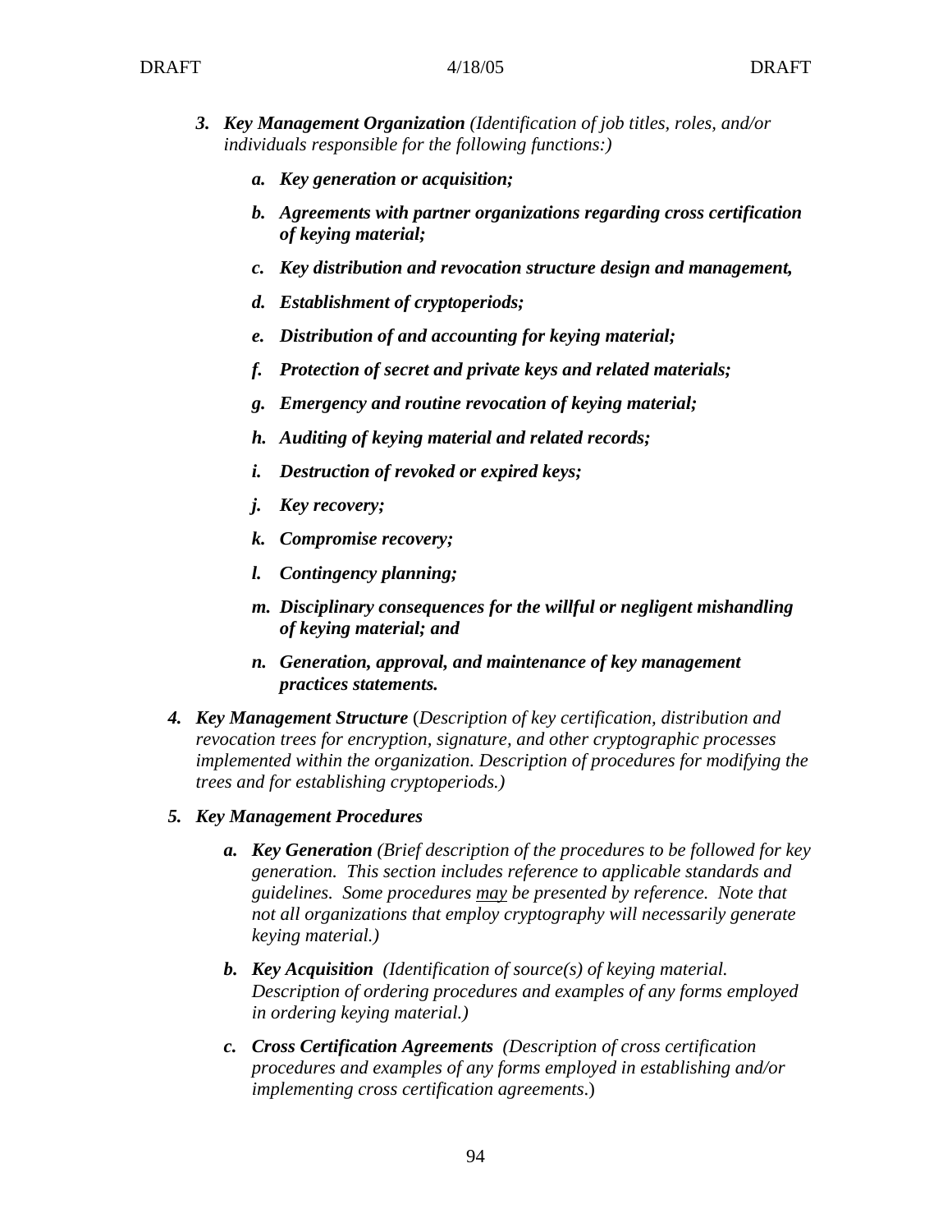3. ***Key Management Organization*** *(Identification of job titles, roles, and/or individuals responsible for the following functions:)*

    a. ***Key generation or acquisition;***

    b. ***Agreements with partner organizations regarding cross certification of keying material;***

    c. ***Key distribution and revocation structure design and management,***

    d. ***Establishment of cryptoperiods;***

    e. ***Distribution of and accounting for keying material;***

    f. ***Protection of secret and private keys and related materials;***

    g. ***Emergency and routine revocation of keying material;***

    h. ***Auditing of keying material and related records;***

    i. ***Destruction of revoked or expired keys;***

    j. ***Key recovery;***

    k. ***Compromise recovery;***

    l. ***Contingency planning;***

    m. ***Disciplinary consequences for the willful or negligent mishandling of keying material; and***

    n. ***Generation, approval, and maintenance of key management practices statements.***

4. ***Key Management Structure*** (*Description of key certification, distribution and revocation trees for encryption, signature, and other cryptographic processes implemented within the organization. Description of procedures for modifying the trees and for establishing cryptoperiods.)*

5. ***Key Management Procedures***

    a. ***Key Generation*** *(Brief description of the procedures to be followed for key generation. This section includes reference to applicable standards and guidelines. Some procedures <u>may</u> be presented by reference. Note that not all organizations that employ cryptography will necessarily generate keying material.)*

    b. ***Key Acquisition*** *(Identification of source(s) of keying material. Description of ordering procedures and examples of any forms employed in ordering keying material.)*

    c. ***Cross Certification Agreements*** *(Description of cross certification procedures and examples of any forms employed in establishing and/or implementing cross certification agreements*.)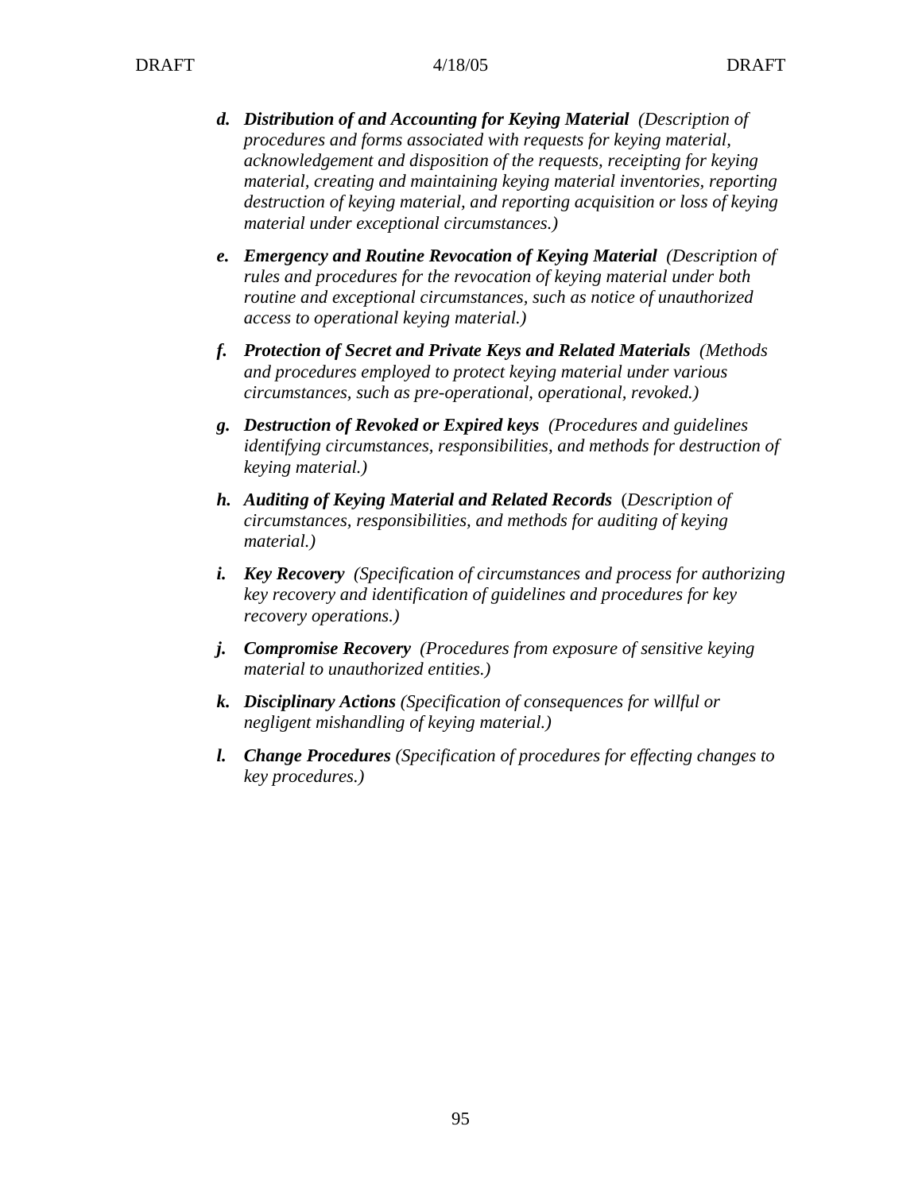d. ***Distribution of and Accounting for Keying Material*** *(Description of procedures and forms associated with requests for keying material, acknowledgement and disposition of the requests, receipting for keying material, creating and maintaining keying material inventories, reporting destruction of keying material, and reporting acquisition or loss of keying material under exceptional circumstances.)*

e. ***Emergency and Routine Revocation of Keying Material*** *(Description of rules and procedures for the revocation of keying material under both routine and exceptional circumstances, such as notice of unauthorized access to operational keying material.)*

f. ***Protection of Secret and Private Keys and Related Materials*** *(Methods and procedures employed to protect keying material under various circumstances, such as pre-operational, operational, revoked.)*

g. ***Destruction of Revoked or Expired keys*** *(Procedures and guidelines identifying circumstances, responsibilities, and methods for destruction of keying material.)*

h. ***Auditing of Keying Material and Related Records*** (*Description of circumstances, responsibilities, and methods for auditing of keying material.)*

i. ***Key Recovery*** *(Specification of circumstances and process for authorizing key recovery and identification of guidelines and procedures for key recovery operations.)*

j. ***Compromise Recovery*** *(Procedures from exposure of sensitive keying material to unauthorized entities.)*

k. ***Disciplinary Actions*** *(Specification of consequences for willful or negligent mishandling of keying material.)*

l. ***Change Procedures*** *(Specification of procedures for effecting changes to key procedures.)*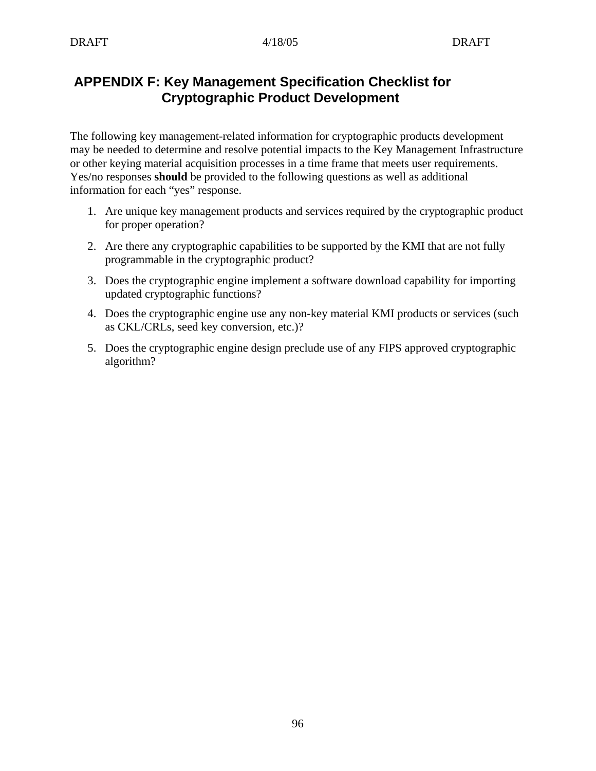# APPENDIX F: Key Management Specification Checklist for Cryptographic Product Development

The following key management-related information for cryptographic products development may be needed to determine and resolve potential impacts to the Key Management Infrastructure or other keying material acquisition processes in a time frame that meets user requirements. Yes/no responses **should** be provided to the following questions as well as additional information for each "yes" response.

1. Are unique key management products and services required by the cryptographic product for proper operation?
2. Are there any cryptographic capabilities to be supported by the KMI that are not fully programmable in the cryptographic product?
3. Does the cryptographic engine implement a software download capability for importing updated cryptographic functions?
4. Does the cryptographic engine use any non-key material KMI products or services (such as CKL/CRLs, seed key conversion, etc.)?
5. Does the cryptographic engine design preclude use of any FIPS approved cryptographic algorithm?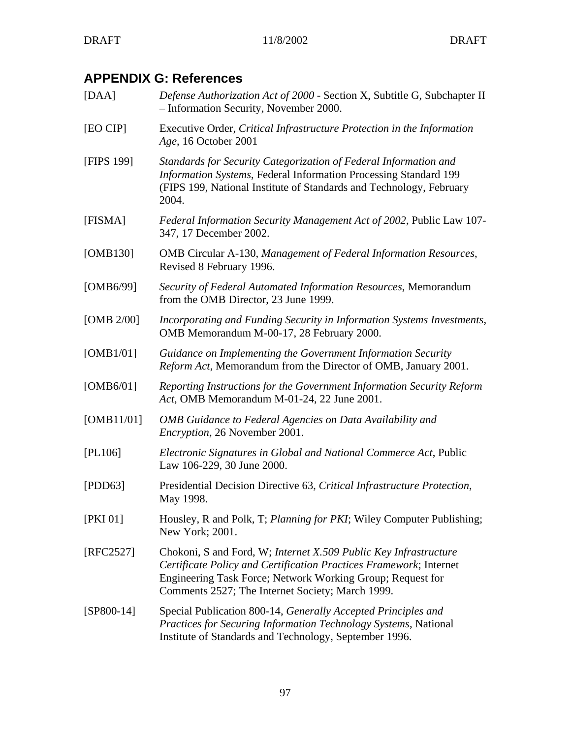## APPENDIX G: References

[DAA] *Defense Authorization Act of 2000* - Section X, Subtitle G, Subchapter II – Information Security, November 2000.

[EO CIP] Executive Order, *Critical Infrastructure Protection in the Information Age*, 16 October 2001

[FIPS 199] *Standards for Security Categorization of Federal Information and Information Systems*, Federal Information Processing Standard 199 (FIPS 199, National Institute of Standards and Technology, February 2004.

[FISMA] *Federal Information Security Management Act of 2002*, Public Law 107-347, 17 December 2002.

[OMB130] OMB Circular A-130, *Management of Federal Information Resources*, Revised 8 February 1996.

[OMB6/99] *Security of Federal Automated Information Resources*, Memorandum from the OMB Director, 23 June 1999.

[OMB 2/00] *Incorporating and Funding Security in Information Systems Investments*, OMB Memorandum M-00-17, 28 February 2000.

[OMB1/01] *Guidance on Implementing the Government Information Security Reform Act*, Memorandum from the Director of OMB, January 2001.

[OMB6/01] *Reporting Instructions for the Government Information Security Reform Act*, OMB Memorandum M-01-24, 22 June 2001.

[OMB11/01] *OMB Guidance to Federal Agencies on Data Availability and Encryption*, 26 November 2001.

[PL106] *Electronic Signatures in Global and National Commerce Act*, Public Law 106-229, 30 June 2000.

[PDD63] Presidential Decision Directive 63, *Critical Infrastructure Protection*, May 1998.

[PKI 01] Housley, R and Polk, T; *Planning for PKI*; Wiley Computer Publishing; New York; 2001.

[RFC2527] Chokoni, S and Ford, W; *Internet X.509 Public Key Infrastructure Certificate Policy and Certification Practices Framework*; Internet Engineering Task Force; Network Working Group; Request for Comments 2527; The Internet Society; March 1999.

[SP800-14] Special Publication 800-14, *Generally Accepted Principles and Practices for Securing Information Technology Systems*, National Institute of Standards and Technology, September 1996.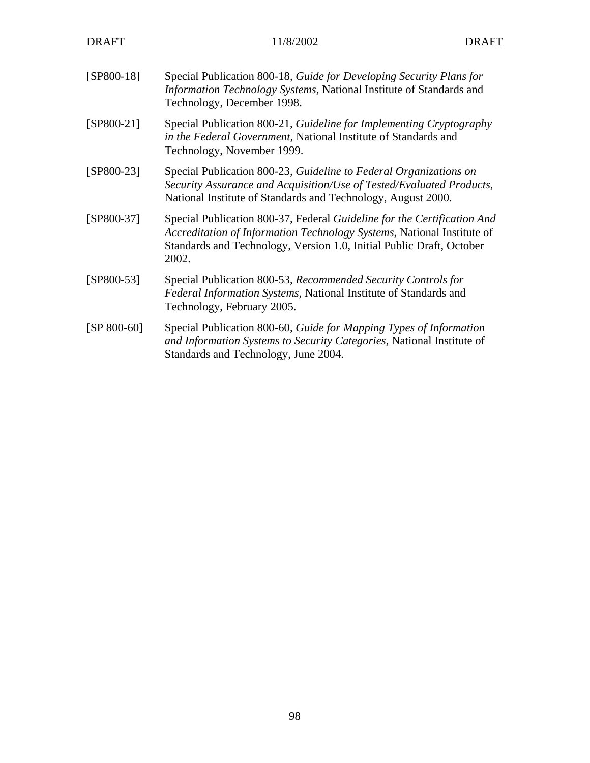[SP800-18] Special Publication 800-18, *Guide for Developing Security Plans for Information Technology Systems*, National Institute of Standards and Technology, December 1998.

[SP800-21] Special Publication 800-21, *Guideline for Implementing Cryptography in the Federal Government*, National Institute of Standards and Technology, November 1999.

[SP800-23] Special Publication 800-23, *Guideline to Federal Organizations on Security Assurance and Acquisition/Use of Tested/Evaluated Products*, National Institute of Standards and Technology, August 2000.

[SP800-37] Special Publication 800-37, Federal *Guideline for the Certification And Accreditation of Information Technology Systems*, National Institute of Standards and Technology, Version 1.0, Initial Public Draft, October 2002.

[SP800-53] Special Publication 800-53, *Recommended Security Controls for Federal Information Systems*, National Institute of Standards and Technology, February 2005.

[SP 800-60] Special Publication 800-60, *Guide for Mapping Types of Information and Information Systems to Security Categories*, National Institute of Standards and Technology, June 2004.